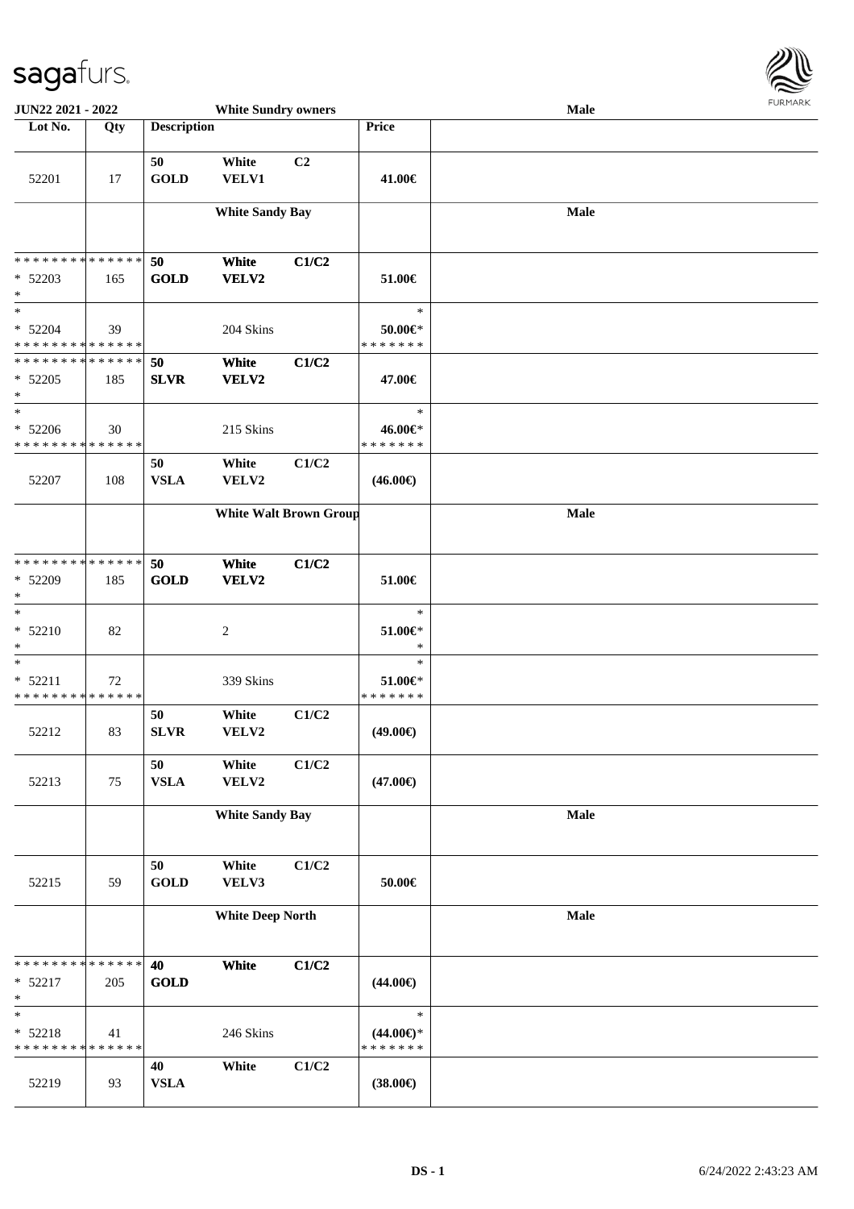| Lot No. | Qty | Description | | | Price | |
|---|---|---|---|---|---|---|
| | | **White Sundry owners** | | | | **Male** |
| 52201 | 17 | 50 **GOLD** | White **VELV1** | C2 | 41.00€ | |
| | | **White Sandy Bay** | | | | **Male** |
| * * * * * * * * * * * * * * * 52203 * | 165 | **50** **GOLD** | **White** **VELV2** | **C1/C2** | 51.00€ | |
| * * 52204 * * * * * * * * * * * * * * | 39 | | 204 Skins | | * 50.00€* * * * * * * * | |
| * * * * * * * * * * * * * * * 52205 * | 185 | **50** **SLVR** | **White** **VELV2** | **C1/C2** | 47.00€ | |
| * * 52206 * * * * * * * * * * * * * * | 30 | | 215 Skins | | * 46.00€* * * * * * * * | |
| 52207 | 108 | 50 **VSLA** | White VELV2 | C1/C2 | (46.00€) | |
| | | **White Walt Brown Group** | | | | **Male** |
| * * * * * * * * * * * * * * * 52209 * | 185 | **50** **GOLD** | **White** **VELV2** | **C1/C2** | 51.00€ | |
| * * 52210 * | 82 | | 2 | | * 51.00€* * | |
| * * 52211 * * * * * * * * * * * * * * | 72 | | 339 Skins | | * 51.00€* * * * * * * * | |
| 52212 | 83 | 50 **SLVR** | White VELV2 | C1/C2 | (49.00€) | |
| 52213 | 75 | 50 **VSLA** | White VELV2 | C1/C2 | (47.00€) | |
| | | **White Sandy Bay** | | | | **Male** |
| 52215 | 59 | 50 **GOLD** | White VELV3 | C1/C2 | 50.00€ | |
| | | **White Deep North** | | | | **Male** |
| * * * * * * * * * * * * * * * 52217 * | 205 | **40** **GOLD** | **White** | **C1/C2** | (44.00€) | |
| * * 52218 * * * * * * * * * * * * * * | 41 | | 246 Skins | | * (44.00€)* * * * * * * * | |
| 52219 | 93 | 40 **VSLA** | White | C1/C2 | (38.00€) | |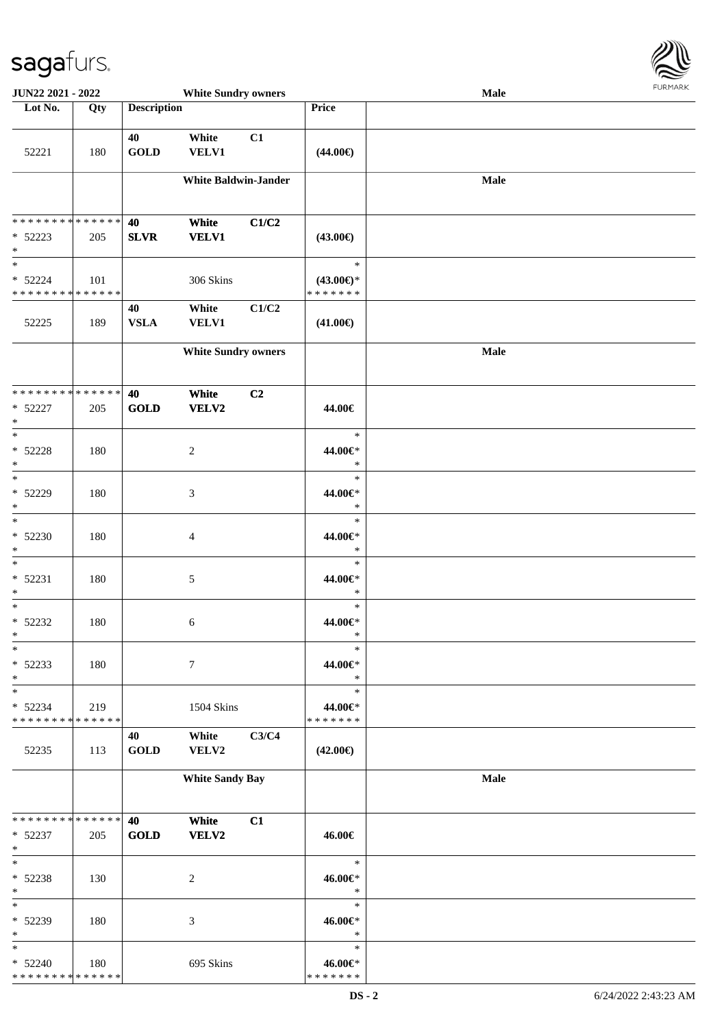| Lot No. | Qty | Description | | | Price | |
|---|---|---|---|---|---|---|
| 52221 | 180 | 40 GOLD | White VELV1 | C1 | (44.00€) | |
| | | White Baldwin-Jander | | | | Male |
| * * * * * * * * * * * * * * * 52223 * | 205 | 40 SLVR | White VELV1 | C1/C2 | (43.00€) | |
| * * 52224 * * * * * * * * * * * * * * | 101 | | 306 Skins | | * (43.00€)* * * * * * * * | |
| 52225 | 189 | 40 VSLA | White VELV1 | C1/C2 | (41.00€) | |
| | | White Sundry owners | | | | Male |
| * * * * * * * * * * * * * * * 52227 * | 205 | 40 GOLD | White VELV2 | C2 | 44.00€ | |
| * * 52228 * | 180 | | 2 | | * 44.00€* * | |
| * * 52229 * | 180 | | 3 | | * 44.00€* * | |
| * * 52230 * | 180 | | 4 | | * 44.00€* * | |
| * * 52231 * | 180 | | 5 | | * 44.00€* * | |
| * * 52232 * | 180 | | 6 | | * 44.00€* * | |
| * * 52233 * | 180 | | 7 | | * 44.00€* * | |
| * * 52234 * * * * * * * * * * * * * * | 219 | | 1504 Skins | | * 44.00€* * * * * * * * | |
| 52235 | 113 | 40 GOLD | White VELV2 | C3/C4 | (42.00€) | |
| | | White Sandy Bay | | | | Male |
| * * * * * * * * * * * * * * * 52237 * | 205 | 40 GOLD | White VELV2 | C1 | 46.00€ | |
| * * 52238 * | 130 | | 2 | | * 46.00€* * | |
| * * 52239 * | 180 | | 3 | | * 46.00€* * | |
| * * 52240 * * * * * * * * * * * * * * | 180 | | 695 Skins | | * 46.00€* * * * * * * * | |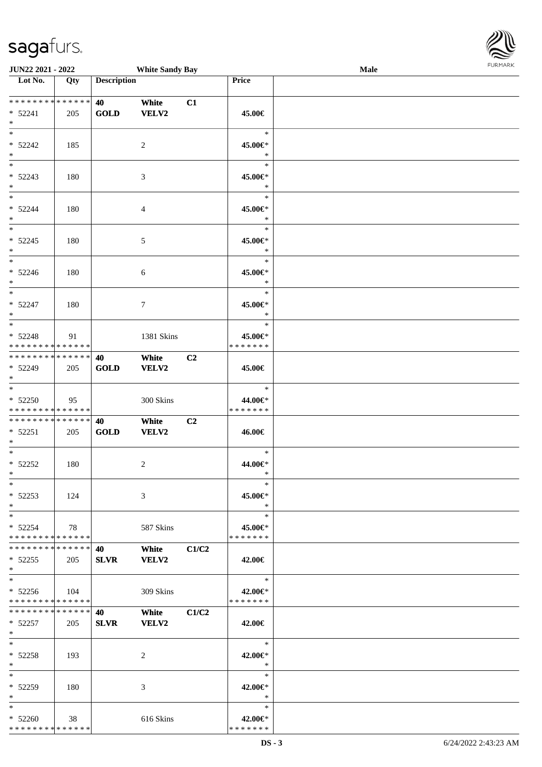JUN22 2021 - 2022 White Sandy Bay Male

| Lot No. | Qty | Description | | | Price | |
|---|---|---|---|---|---|---|
| * * * * * * * * * * * * * * | | 40 | White | C1 | | |
| * 52241 | 205 | GOLD | VELV2 | | 45.00€ | |
| * | | | | | | |
| * | | | | | * | |
| * 52242 | 185 | | 2 | | 45.00€* | |
| * | | | | | * | |
| * | | | | | * | |
| * 52243 | 180 | | 3 | | 45.00€* | |
| * | | | | | * | |
| * | | | | | * | |
| * 52244 | 180 | | 4 | | 45.00€* | |
| * | | | | | * | |
| * | | | | | * | |
| * 52245 | 180 | | 5 | | 45.00€* | |
| * | | | | | * | |
| * | | | | | * | |
| * 52246 | 180 | | 6 | | 45.00€* | |
| * | | | | | * | |
| * | | | | | * | |
| * 52247 | 180 | | 7 | | 45.00€* | |
| * | | | | | * | |
| * | | | | | * | |
| * 52248 | 91 | | 1381 Skins | | 45.00€* | |
| * * * * * * * * * * * * * * | | | | | * * * * * * * | |
| * * * * * * * * * * * * * * | | 40 | White | C2 | | |
| * 52249 | 205 | GOLD | VELV2 | | 45.00€ | |
| * | | | | | | |
| * | | | | | * | |
| * 52250 | 95 | | 300 Skins | | 44.00€* | |
| * * * * * * * * * * * * * * | | | | | * * * * * * * | |
| * * * * * * * * * * * * * * | | 40 | White | C2 | | |
| * 52251 | 205 | GOLD | VELV2 | | 46.00€ | |
| * | | | | | | |
| * | | | | | * | |
| * 52252 | 180 | | 2 | | 44.00€* | |
| * | | | | | * | |
| * | | | | | * | |
| * 52253 | 124 | | 3 | | 45.00€* | |
| * | | | | | * | |
| * | | | | | * | |
| * 52254 | 78 | | 587 Skins | | 45.00€* | |
| * * * * * * * * * * * * * * | | | | | * * * * * * * | |
| * * * * * * * * * * * * * * | | 40 | White | C1/C2 | | |
| * 52255 | 205 | SLVR | VELV2 | | 42.00€ | |
| * | | | | | | |
| * | | | | | * | |
| * 52256 | 104 | | 309 Skins | | 42.00€* | |
| * * * * * * * * * * * * * * | | | | | * * * * * * * | |
| * * * * * * * * * * * * * * | | 40 | White | C1/C2 | | |
| * 52257 | 205 | SLVR | VELV2 | | 42.00€ | |
| * | | | | | | |
| * | | | | | * | |
| * 52258 | 193 | | 2 | | 42.00€* | |
| * | | | | | * | |
| * | | | | | * | |
| * 52259 | 180 | | 3 | | 42.00€* | |
| * | | | | | * | |
| * | | | | | * | |
| * 52260 | 38 | | 616 Skins | | 42.00€* | |
| * * * * * * * * * * * * * * | | | | | * * * * * * * | |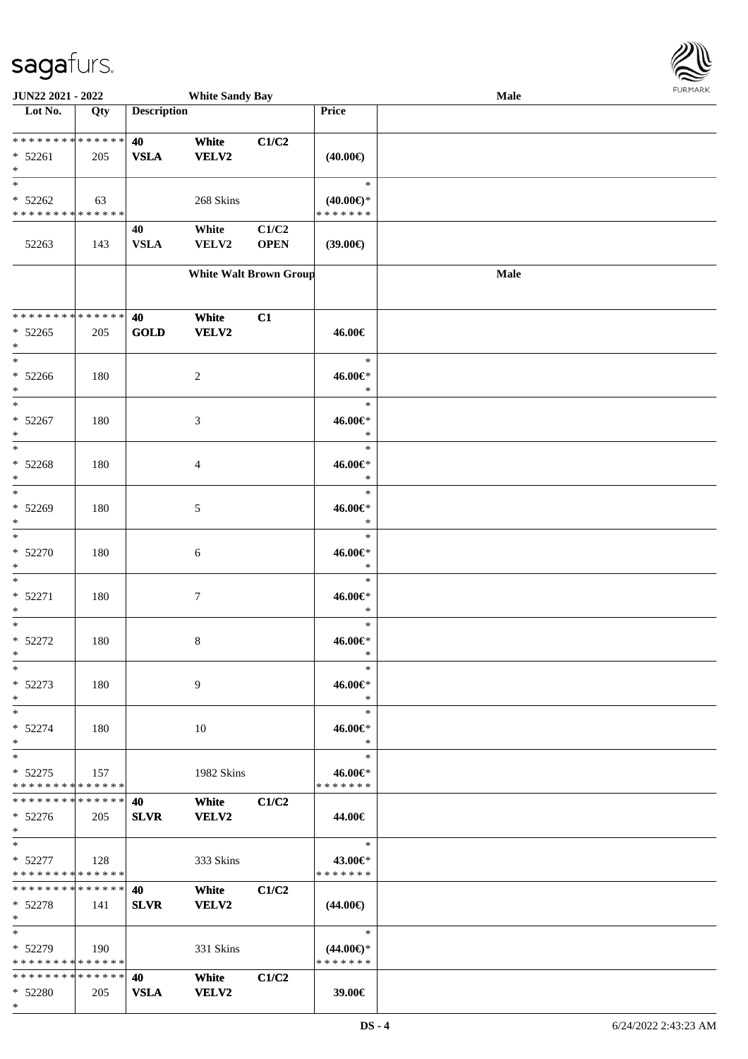**JUN22 2021 - 2022** | **White Sandy Bay** | **Male**

| Lot No. | Qty | Description | | | Price | |
|---|---|---|---|---|---|---|
| * * * * * * * * * * * * * * | | 40 | White | C1/C2 | | |
| * 52261 | 205 | VSLA | VELV2 | | (40.00€) | |
| * | | | | | | |
| * | | | | | * | |
| * 52262 | 63 | | 268 Skins | | (40.00€)* | |
| * * * * * * * * * * * * * * | | | | | * * * * * * * | |
| | | 40 | White | C1/C2 | | |
| 52263 | 143 | VSLA | VELV2 | OPEN | (39.00€) | |
| | | | **White Walt Brown Group** | | | **Male** |
| * * * * * * * * * * * * * * | | 40 | White | C1 | | |
| * 52265 | 205 | GOLD | VELV2 | | 46.00€ | |
| * | | | | | | |
| * | | | | | * | |
| * 52266 | 180 | | 2 | | 46.00€* | |
| * | | | | | * | |
| * | | | | | * | |
| * 52267 | 180 | | 3 | | 46.00€* | |
| * | | | | | * | |
| * | | | | | * | |
| * 52268 | 180 | | 4 | | 46.00€* | |
| * | | | | | * | |
| * | | | | | * | |
| * 52269 | 180 | | 5 | | 46.00€* | |
| * | | | | | * | |
| * | | | | | * | |
| * 52270 | 180 | | 6 | | 46.00€* | |
| * | | | | | * | |
| * | | | | | * | |
| * 52271 | 180 | | 7 | | 46.00€* | |
| * | | | | | * | |
| * | | | | | * | |
| * 52272 | 180 | | 8 | | 46.00€* | |
| * | | | | | * | |
| * | | | | | * | |
| * 52273 | 180 | | 9 | | 46.00€* | |
| * | | | | | * | |
| * | | | | | * | |
| * 52274 | 180 | | 10 | | 46.00€* | |
| * | | | | | * | |
| * | | | | | * | |
| * 52275 | 157 | | 1982 Skins | | 46.00€* | |
| * * * * * * * * * * * * * * | | | | | * * * * * * * | |
| * * * * * * * * * * * * * * | | 40 | White | C1/C2 | | |
| * 52276 | 205 | SLVR | VELV2 | | 44.00€ | |
| * | | | | | | |
| * | | | | | * | |
| * 52277 | 128 | | 333 Skins | | 43.00€* | |
| * * * * * * * * * * * * * * | | | | | * * * * * * * | |
| * * * * * * * * * * * * * * | | 40 | White | C1/C2 | | |
| * 52278 | 141 | SLVR | VELV2 | | (44.00€) | |
| * | | | | | | |
| * | | | | | * | |
| * 52279 | 190 | | 331 Skins | | (44.00€)* | |
| * * * * * * * * * * * * * * | | | | | * * * * * * * | |
| * * * * * * * * * * * * * * | | 40 | White | C1/C2 | | |
| * 52280 | 205 | VSLA | VELV2 | | 39.00€ | |
| * | | | | | | |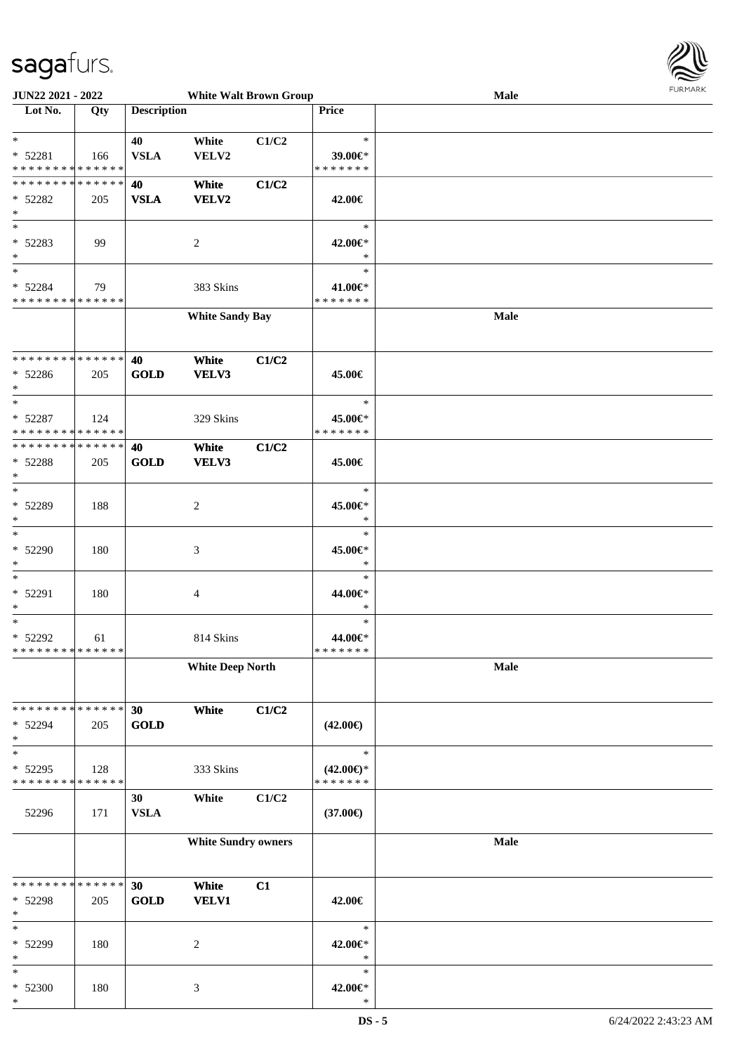**JUN22 2021 - 2022** **White Walt Brown Group** **Male**

| Lot No. | Qty | Description | | | Price | |
|---|---|---|---|---|---|---|
| * | | 40 | White | C1/C2 | * | |
| * 52281 | 166 | VSLA | VELV2 | | 39.00€* | |
| * * * * * * * * * * * * * * | | | | | * * * * * * * | |
| * * * * * * * * * * * * * * | | 40 | White | C1/C2 | | |
| * 52282 | 205 | VSLA | VELV2 | | 42.00€ | |
| * | | | | | | |
| * | | | | | * | |
| * 52283 | 99 | | 2 | | 42.00€* | |
| * | | | | | * | |
| * | | | | | * | |
| * 52284 | 79 | | 383 Skins | | 41.00€* | |
| * * * * * * * * * * * * * * | | | | | * * * * * * * | |
| | | | **White Sandy Bay** | | | **Male** |
| * * * * * * * * * * * * * * | | 40 | White | C1/C2 | | |
| * 52286 | 205 | GOLD | VELV3 | | 45.00€ | |
| * | | | | | | |
| * | | | | | * | |
| * 52287 | 124 | | 329 Skins | | 45.00€* | |
| * * * * * * * * * * * * * * | | | | | * * * * * * * | |
| * * * * * * * * * * * * * * | | 40 | White | C1/C2 | | |
| * 52288 | 205 | GOLD | VELV3 | | 45.00€ | |
| * | | | | | | |
| * | | | | | * | |
| * 52289 | 188 | | 2 | | 45.00€* | |
| * | | | | | * | |
| * | | | | | * | |
| * 52290 | 180 | | 3 | | 45.00€* | |
| * | | | | | * | |
| * | | | | | * | |
| * 52291 | 180 | | 4 | | 44.00€* | |
| * | | | | | * | |
| * | | | | | * | |
| * 52292 | 61 | | 814 Skins | | 44.00€* | |
| * * * * * * * * * * * * * * | | | | | * * * * * * * | |
| | | | **White Deep North** | | | **Male** |
| * * * * * * * * * * * * * * | | 30 | White | C1/C2 | | |
| * 52294 | 205 | GOLD | | | (42.00€) | |
| * | | | | | | |
| * | | | | | * | |
| * 52295 | 128 | | 333 Skins | | (42.00€)* | |
| * * * * * * * * * * * * * * | | | | | * * * * * * * | |
| | | 30 | White | C1/C2 | | |
| 52296 | 171 | VSLA | | | (37.00€) | |
| | | | **White Sundry owners** | | | **Male** |
| * * * * * * * * * * * * * * | | 30 | White | C1 | | |
| * 52298 | 205 | GOLD | VELV1 | | 42.00€ | |
| * | | | | | | |
| * | | | | | * | |
| * 52299 | 180 | | 2 | | 42.00€* | |
| * | | | | | * | |
| * | | | | | * | |
| * 52300 | 180 | | 3 | | 42.00€* | |
| * | | | | | * | |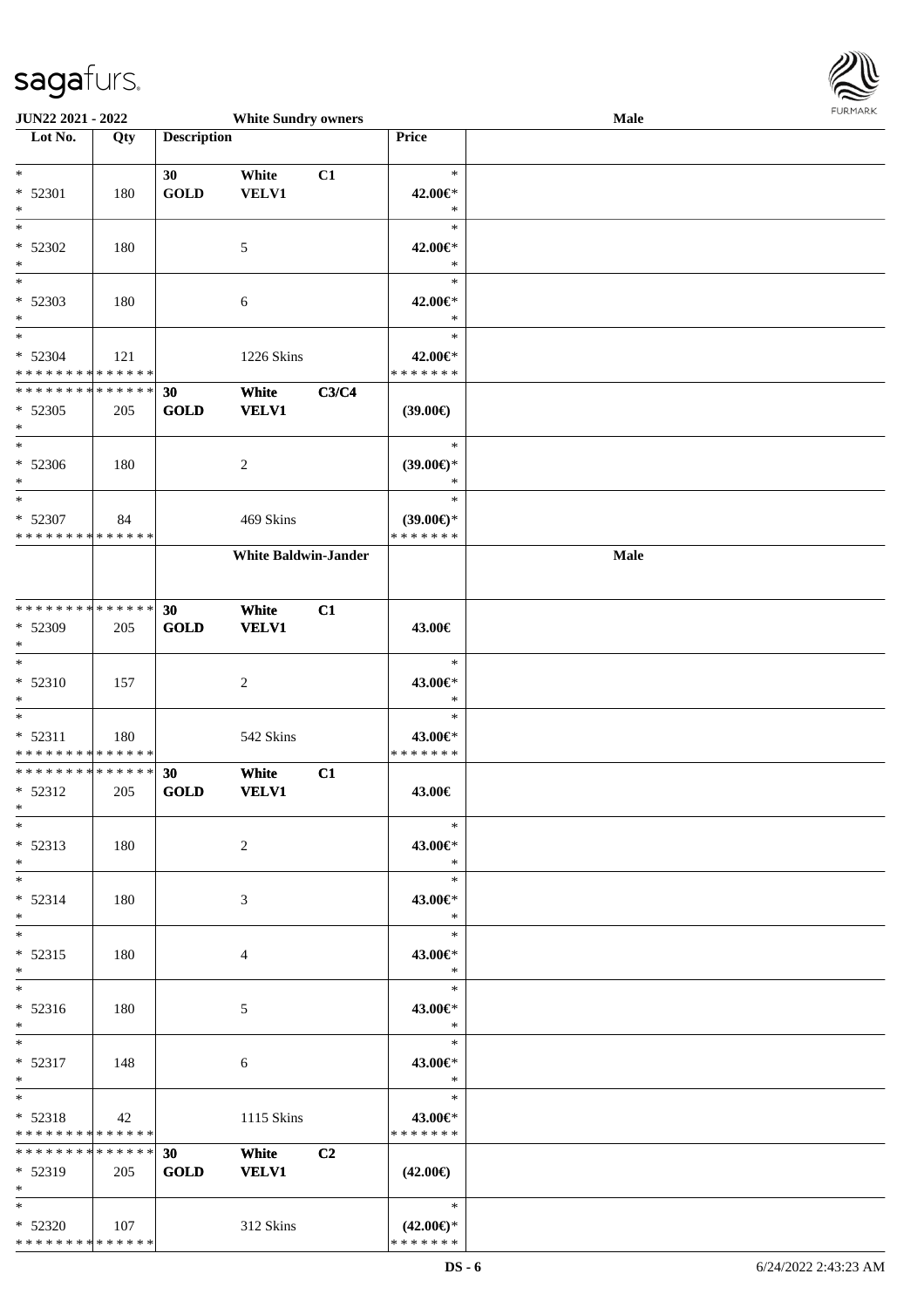| Lot No. | Qty | Description | | | Price | |
|---|---|---|---|---|---|---|
| | | | **White Sundry owners** | | | **Male** |
| * | | 30 | White | C1 | * | |
| * 52301 | 180 | GOLD | VELV1 | | 42.00€* | |
| * | | | | | * | |
| * | | | | | * | |
| * 52302 | 180 | | 5 | | 42.00€* | |
| * | | | | | * | |
| * | | | | | * | |
| * 52303 | 180 | | 6 | | 42.00€* | |
| * | | | | | * | |
| * | | | | | * | |
| * 52304 | 121 | | 1226 Skins | | 42.00€* | |
| * * * * * * * * * * * * * * | | | | | * * * * * * * | |
| * * * * * * * * * * * * * * | | 30 | White | C3/C4 | | |
| * 52305 | 205 | GOLD | VELV1 | | (39.00€) | |
| * | | | | | | |
| * | | | | | * | |
| * 52306 | 180 | | 2 | | (39.00€)* | |
| * | | | | | * | |
| * | | | | | * | |
| * 52307 | 84 | | 469 Skins | | (39.00€)* | |
| * * * * * * * * * * * * * * | | | | | * * * * * * * | |
| | | | **White Baldwin-Jander** | | | **Male** |
| * * * * * * * * * * * * * * | | 30 | White | C1 | | |
| * 52309 | 205 | GOLD | VELV1 | | 43.00€ | |
| * | | | | | | |
| * | | | | | * | |
| * 52310 | 157 | | 2 | | 43.00€* | |
| * | | | | | * | |
| * | | | | | * | |
| * 52311 | 180 | | 542 Skins | | 43.00€* | |
| * * * * * * * * * * * * * * | | | | | * * * * * * * | |
| * * * * * * * * * * * * * * | | 30 | White | C1 | | |
| * 52312 | 205 | GOLD | VELV1 | | 43.00€ | |
| * | | | | | | |
| * | | | | | * | |
| * 52313 | 180 | | 2 | | 43.00€* | |
| * | | | | | * | |
| * | | | | | * | |
| * 52314 | 180 | | 3 | | 43.00€* | |
| * | | | | | * | |
| * | | | | | * | |
| * 52315 | 180 | | 4 | | 43.00€* | |
| * | | | | | * | |
| * | | | | | * | |
| * 52316 | 180 | | 5 | | 43.00€* | |
| * | | | | | * | |
| * | | | | | * | |
| * 52317 | 148 | | 6 | | 43.00€* | |
| * | | | | | * | |
| * | | | | | * | |
| * 52318 | 42 | | 1115 Skins | | 43.00€* | |
| * * * * * * * * * * * * * * | | | | | * * * * * * * | |
| * * * * * * * * * * * * * * | | 30 | White | C2 | | |
| * 52319 | 205 | GOLD | VELV1 | | (42.00€) | |
| * | | | | | | |
| * | | | | | * | |
| * 52320 | 107 | | 312 Skins | | (42.00€)* | |
| * * * * * * * * * * * * * * | | | | | * * * * * * * | |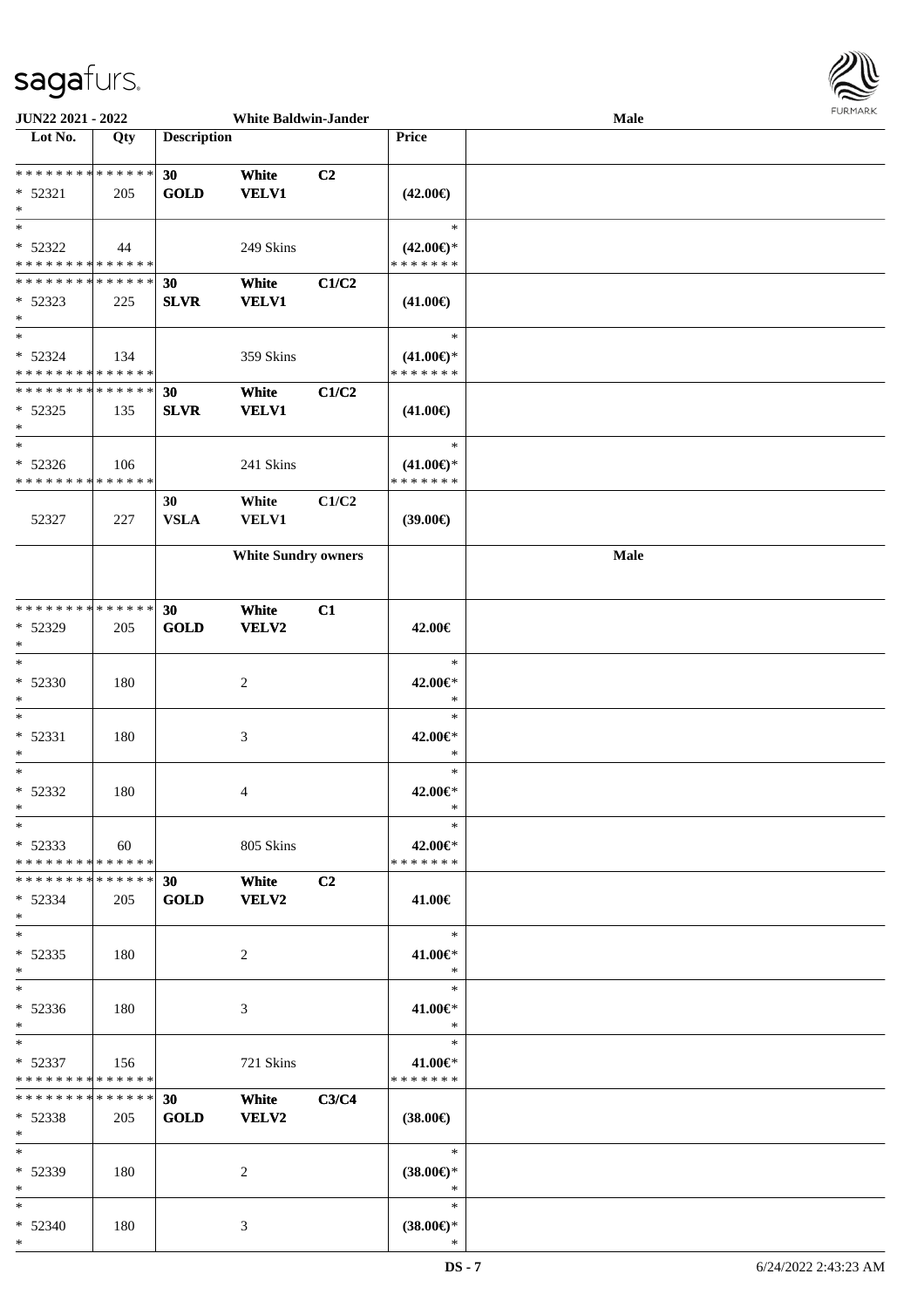**JUN22 2021 - 2022** **White Baldwin-Jander** **Male**

| Lot No. | Qty | Description | | | Price | |
|---|---|---|---|---|---|---|
| * * * * * * * * * * * * * * | | 30 | White | C2 | | |
| * 52321 | 205 | GOLD | VELV1 | | (42.00€) | |
| * | | | | | | |
| * | | | | | * | |
| * 52322 | 44 | | 249 Skins | | (42.00€)* | |
| * * * * * * * * * * * * * * | | | | | * * * * * * * | |
| * * * * * * * * * * * * * * | | 30 | White | C1/C2 | | |
| * 52323 | 225 | SLVR | VELV1 | | (41.00€) | |
| * | | | | | | |
| * | | | | | * | |
| * 52324 | 134 | | 359 Skins | | (41.00€)* | |
| * * * * * * * * * * * * * * | | | | | * * * * * * * | |
| * * * * * * * * * * * * * * | | 30 | White | C1/C2 | | |
| * 52325 | 135 | SLVR | VELV1 | | (41.00€) | |
| * | | | | | | |
| * | | | | | * | |
| * 52326 | 106 | | 241 Skins | | (41.00€)* | |
| * * * * * * * * * * * * * * | | | | | * * * * * * * | |
| | | 30 | White | C1/C2 | | |
| 52327 | 227 | VSLA | VELV1 | | (39.00€) | |
| | | **White Sundry owners** | | | | **Male** |
| * * * * * * * * * * * * * * | | 30 | White | C1 | | |
| * 52329 | 205 | GOLD | VELV2 | | 42.00€ | |
| * | | | | | | |
| * | | | | | * | |
| * 52330 | 180 | | 2 | | 42.00€* | |
| * | | | | | * | |
| * | | | | | * | |
| * 52331 | 180 | | 3 | | 42.00€* | |
| * | | | | | * | |
| * | | | | | * | |
| * 52332 | 180 | | 4 | | 42.00€* | |
| * | | | | | * | |
| * | | | | | * | |
| * 52333 | 60 | | 805 Skins | | 42.00€* | |
| * * * * * * * * * * * * * * | | | | | * * * * * * * | |
| * * * * * * * * * * * * * * | | 30 | White | C2 | | |
| * 52334 | 205 | GOLD | VELV2 | | 41.00€ | |
| * | | | | | | |
| * | | | | | * | |
| * 52335 | 180 | | 2 | | 41.00€* | |
| * | | | | | * | |
| * | | | | | * | |
| * 52336 | 180 | | 3 | | 41.00€* | |
| * | | | | | * | |
| * | | | | | * | |
| * 52337 | 156 | | 721 Skins | | 41.00€* | |
| * * * * * * * * * * * * * * | | | | | * * * * * * * | |
| * * * * * * * * * * * * * * | | 30 | White | C3/C4 | | |
| * 52338 | 205 | GOLD | VELV2 | | (38.00€) | |
| * | | | | | | |
| * | | | | | * | |
| * 52339 | 180 | | 2 | | (38.00€)* | |
| * | | | | | * | |
| * | | | | | * | |
| * 52340 | 180 | | 3 | | (38.00€)* | |
| * | | | | | * | |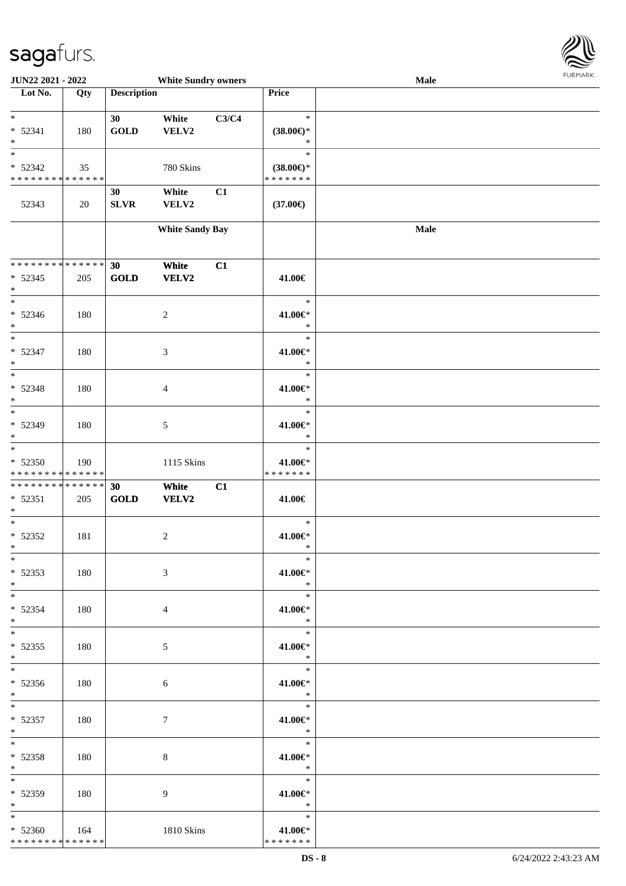| Lot No. | Qty | Description | | | Price | |
|---|---|---|---|---|---|---|
| * | | 30 | White | C3/C4 | * | |
| * 52341 | 180 | GOLD | VELV2 | | (38.00€)* | |
| * | | | | | * | |
| * | | | | | * | |
| * 52342 | 35 | | 780 Skins | | (38.00€)* | |
| * * * * * * * * * * * * * * | | | | | * * * * * * * | |
| | | 30 | White | C1 | | |
| 52343 | 20 | SLVR | VELV2 | | (37.00€) | |
| | | | **White Sandy Bay** | | | **Male** |
| * * * * * * * * * * * * * * | | **30** | **White** | **C1** | | |
| * 52345 | 205 | **GOLD** | **VELV2** | | **41.00€** | |
| * | | | | | | |
| * | | | | | * | |
| * 52346 | 180 | | 2 | | 41.00€* | |
| * | | | | | * | |
| * | | | | | * | |
| * 52347 | 180 | | 3 | | 41.00€* | |
| * | | | | | * | |
| * | | | | | * | |
| * 52348 | 180 | | 4 | | 41.00€* | |
| * | | | | | * | |
| * | | | | | * | |
| * 52349 | 180 | | 5 | | 41.00€* | |
| * | | | | | * | |
| * | | | | | * | |
| * 52350 | 190 | | 1115 Skins | | 41.00€* | |
| * * * * * * * * * * * * * * | | | | | * * * * * * * | |
| * * * * * * * * * * * * * * | | **30** | **White** | **C1** | | |
| * 52351 | 205 | **GOLD** | **VELV2** | | **41.00€** | |
| * | | | | | | |
| * | | | | | * | |
| * 52352 | 181 | | 2 | | 41.00€* | |
| * | | | | | * | |
| * | | | | | * | |
| * 52353 | 180 | | 3 | | 41.00€* | |
| * | | | | | * | |
| * | | | | | * | |
| * 52354 | 180 | | 4 | | 41.00€* | |
| * | | | | | * | |
| * | | | | | * | |
| * 52355 | 180 | | 5 | | 41.00€* | |
| * | | | | | * | |
| * | | | | | * | |
| * 52356 | 180 | | 6 | | 41.00€* | |
| * | | | | | * | |
| * | | | | | * | |
| * 52357 | 180 | | 7 | | 41.00€* | |
| * | | | | | * | |
| * | | | | | * | |
| * 52358 | 180 | | 8 | | 41.00€* | |
| * | | | | | * | |
| * | | | | | * | |
| * 52359 | 180 | | 9 | | 41.00€* | |
| * | | | | | * | |
| * | | | | | * | |
| * 52360 | 164 | | 1810 Skins | | 41.00€* | |
| * * * * * * * * * * * * * * | | | | | * * * * * * * | |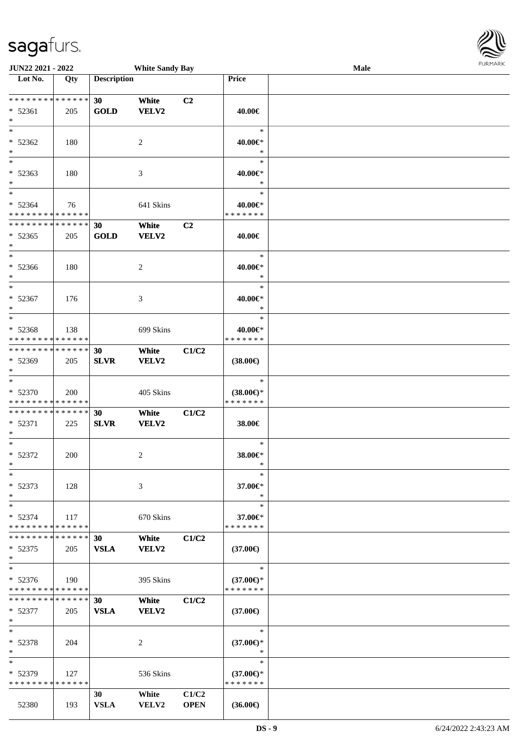| Lot No. | Qty | Description | | | Price | |
|---|---|---|---|---|---|---|
| * * * * * * * * * * * * * * | | 30 | White | C2 | | |
| * 52361 | 205 | GOLD | VELV2 | | 40.00€ | |
| * | | | | | | |
| * | | | | | * | |
| * 52362 | 180 | | 2 | | 40.00€* | |
| * | | | | | * | |
| * | | | | | * | |
| * 52363 | 180 | | 3 | | 40.00€* | |
| * | | | | | * | |
| * | | | | | * | |
| * 52364 | 76 | | 641 Skins | | 40.00€* | |
| * * * * * * * * * * * * * * | | | | | * * * * * * * | |
| * * * * * * * * * * * * * * | | 30 | White | C2 | | |
| * 52365 | 205 | GOLD | VELV2 | | 40.00€ | |
| * | | | | | | |
| * | | | | | * | |
| * 52366 | 180 | | 2 | | 40.00€* | |
| * | | | | | * | |
| * | | | | | * | |
| * 52367 | 176 | | 3 | | 40.00€* | |
| * | | | | | * | |
| * | | | | | * | |
| * 52368 | 138 | | 699 Skins | | 40.00€* | |
| * * * * * * * * * * * * * * | | | | | * * * * * * * | |
| * * * * * * * * * * * * * * | | 30 | White | C1/C2 | | |
| * 52369 | 205 | SLVR | VELV2 | | (38.00€) | |
| * | | | | | | |
| * | | | | | * | |
| * 52370 | 200 | | 405 Skins | | (38.00€)* | |
| * * * * * * * * * * * * * * | | | | | * * * * * * * | |
| * * * * * * * * * * * * * * | | 30 | White | C1/C2 | | |
| * 52371 | 225 | SLVR | VELV2 | | 38.00€ | |
| * | | | | | | |
| * | | | | | * | |
| * 52372 | 200 | | 2 | | 38.00€* | |
| * | | | | | * | |
| * | | | | | * | |
| * 52373 | 128 | | 3 | | 37.00€* | |
| * | | | | | * | |
| * | | | | | * | |
| * 52374 | 117 | | 670 Skins | | 37.00€* | |
| * * * * * * * * * * * * * * | | | | | * * * * * * * | |
| * * * * * * * * * * * * * * | | 30 | White | C1/C2 | | |
| * 52375 | 205 | VSLA | VELV2 | | (37.00€) | |
| * | | | | | | |
| * | | | | | * | |
| * 52376 | 190 | | 395 Skins | | (37.00€)* | |
| * * * * * * * * * * * * * * | | | | | * * * * * * * | |
| * * * * * * * * * * * * * * | | 30 | White | C1/C2 | | |
| * 52377 | 205 | VSLA | VELV2 | | (37.00€) | |
| * | | | | | | |
| * | | | | | * | |
| * 52378 | 204 | | 2 | | (37.00€)* | |
| * | | | | | * | |
| * | | | | | * | |
| * 52379 | 127 | | 536 Skins | | (37.00€)* | |
| * * * * * * * * * * * * * * | | | | | * * * * * * * | |
| | | 30 | White | C1/C2 | | |
| 52380 | 193 | VSLA | VELV2 | OPEN | (36.00€) | |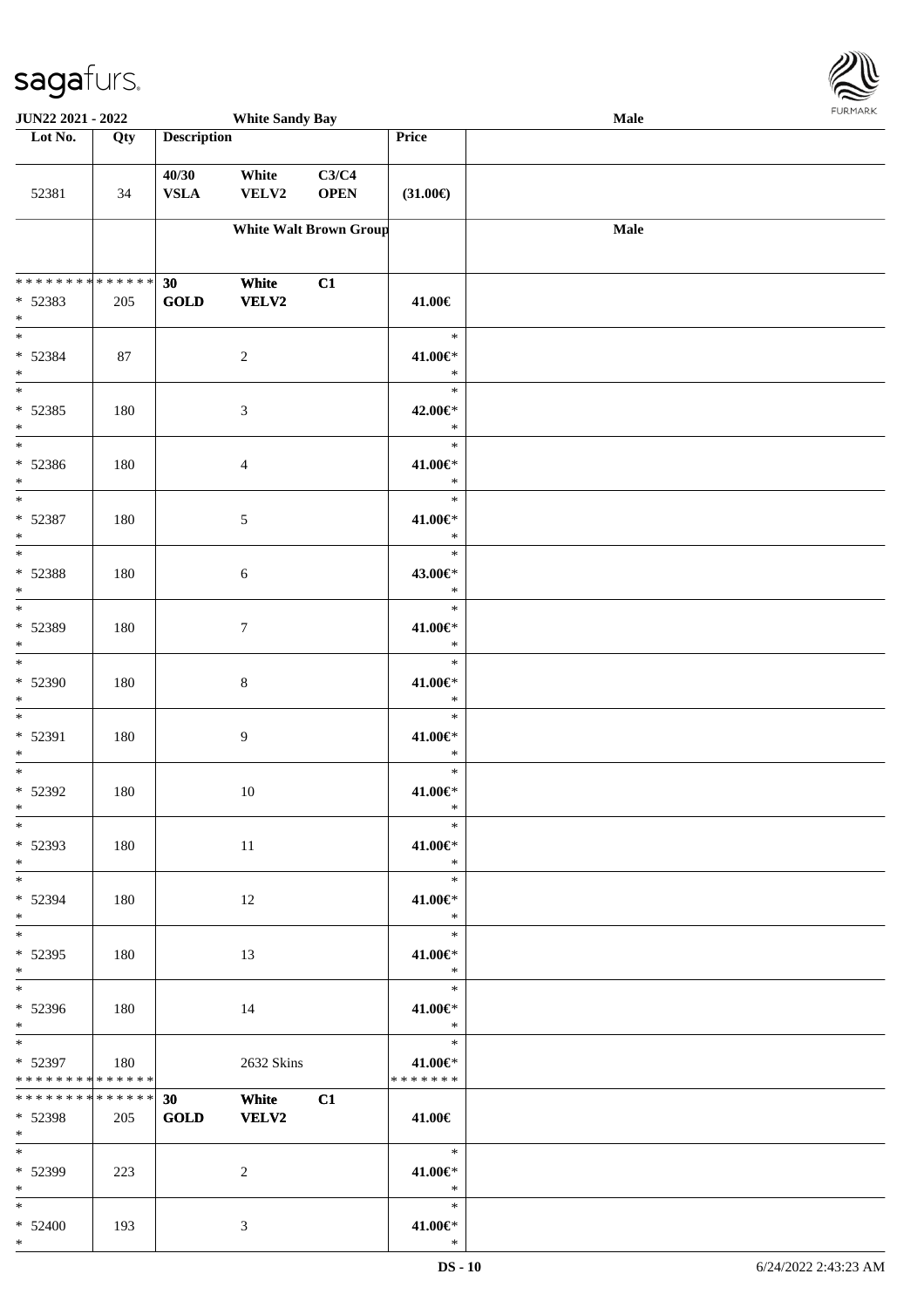| Lot No. | Qty | Description | | | Price | |
|---|---|---|---|---|---|---|
| 52381 | 34 | 40/30 VSLA | White VELV2 | C3/C4 OPEN | (31.00€) | |
| | | White Walt Brown Group | | | | Male |
| * * * * * * * * * * * * * * * 52383 * | 205 | 30 GOLD | White VELV2 | C1 | 41.00€ | |
| * 52384 * | 87 | | 2 | | * 41.00€* * | |
| * 52385 * | 180 | | 3 | | * 42.00€* * | |
| * 52386 * | 180 | | 4 | | * 41.00€* * | |
| * 52387 * | 180 | | 5 | | * 41.00€* * | |
| * 52388 * | 180 | | 6 | | * 43.00€* * | |
| * 52389 * | 180 | | 7 | | * 41.00€* * | |
| * 52390 * | 180 | | 8 | | * 41.00€* * | |
| * 52391 * | 180 | | 9 | | * 41.00€* * | |
| * 52392 * | 180 | | 10 | | * 41.00€* * | |
| * 52393 * | 180 | | 11 | | * 41.00€* * | |
| * 52394 * | 180 | | 12 | | * 41.00€* * | |
| * 52395 * | 180 | | 13 | | * 41.00€* * | |
| * 52396 * | 180 | | 14 | | * 41.00€* * | |
| * 52397 * * * * * * * * * * * * * * | 180 | | 2632 Skins | | * 41.00€* * * * * * * * | |
| * * * * * * * * * * * * * * * 52398 * | 205 | 30 GOLD | White VELV2 | C1 | 41.00€ | |
| * 52399 * | 223 | | 2 | | * 41.00€* * | |
| * 52400 * | 193 | | 3 | | * 41.00€* * | |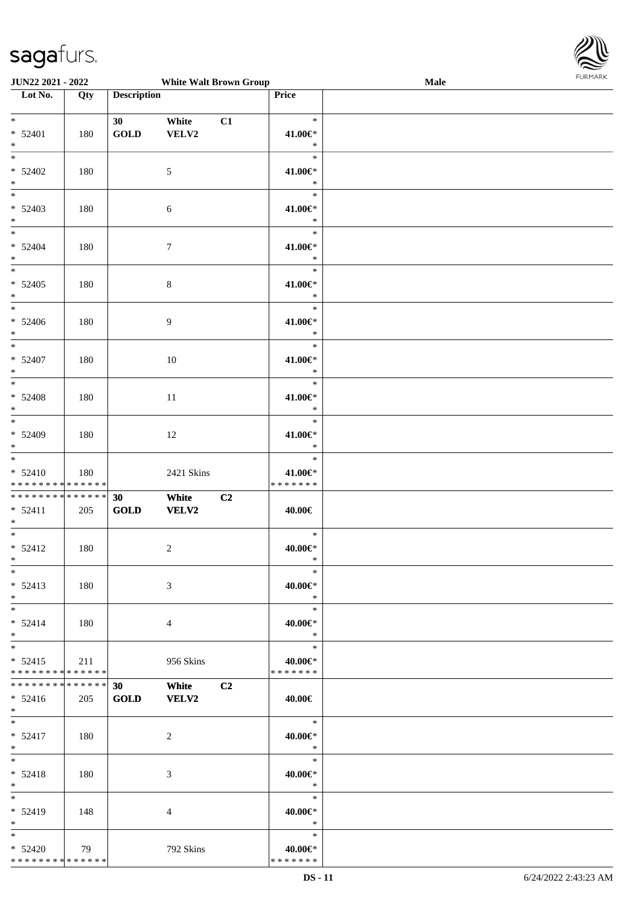**JUN22 2021 - 2022** **White Walt Brown Group** **Male**

| Lot No. | Qty | Description | | | Price |
|---|---|---|---|---|---|
| * | | 30 | White | C1 | * |
| * 52401 | 180 | GOLD | VELV2 | | 41.00€* |
| * | | | | | * |
| * | | | | | * |
| * 52402 | 180 | | 5 | | 41.00€* |
| * | | | | | * |
| * | | | | | * |
| * 52403 | 180 | | 6 | | 41.00€* |
| * | | | | | * |
| * | | | | | * |
| * 52404 | 180 | | 7 | | 41.00€* |
| * | | | | | * |
| * | | | | | * |
| * 52405 | 180 | | 8 | | 41.00€* |
| * | | | | | * |
| * | | | | | * |
| * 52406 | 180 | | 9 | | 41.00€* |
| * | | | | | * |
| * | | | | | * |
| * 52407 | 180 | | 10 | | 41.00€* |
| * | | | | | * |
| * | | | | | * |
| * 52408 | 180 | | 11 | | 41.00€* |
| * | | | | | * |
| * | | | | | * |
| * 52409 | 180 | | 12 | | 41.00€* |
| * | | | | | * |
| * | | | | | * |
| * 52410 | 180 | | 2421 Skins | | 41.00€* |
| * * * * * * * * * * * * * * | | | | | * * * * * * * |
| * * * * * * * * * * * * * * | | 30 | White | C2 | |
| * 52411 | 205 | GOLD | VELV2 | | 40.00€ |
| * | | | | | |
| * | | | | | * |
| * 52412 | 180 | | 2 | | 40.00€* |
| * | | | | | * |
| * | | | | | * |
| * 52413 | 180 | | 3 | | 40.00€* |
| * | | | | | * |
| * | | | | | * |
| * 52414 | 180 | | 4 | | 40.00€* |
| * | | | | | * |
| * | | | | | * |
| * 52415 | 211 | | 956 Skins | | 40.00€* |
| * * * * * * * * * * * * * * | | | | | * * * * * * * |
| * * * * * * * * * * * * * * | | 30 | White | C2 | |
| * 52416 | 205 | GOLD | VELV2 | | 40.00€ |
| * | | | | | |
| * | | | | | * |
| * 52417 | 180 | | 2 | | 40.00€* |
| * | | | | | * |
| * | | | | | * |
| * 52418 | 180 | | 3 | | 40.00€* |
| * | | | | | * |
| * | | | | | * |
| * 52419 | 148 | | 4 | | 40.00€* |
| * | | | | | * |
| * | | | | | * |
| * 52420 | 79 | | 792 Skins | | 40.00€* |
| * * * * * * * * * * * * * * | | | | | * * * * * * * |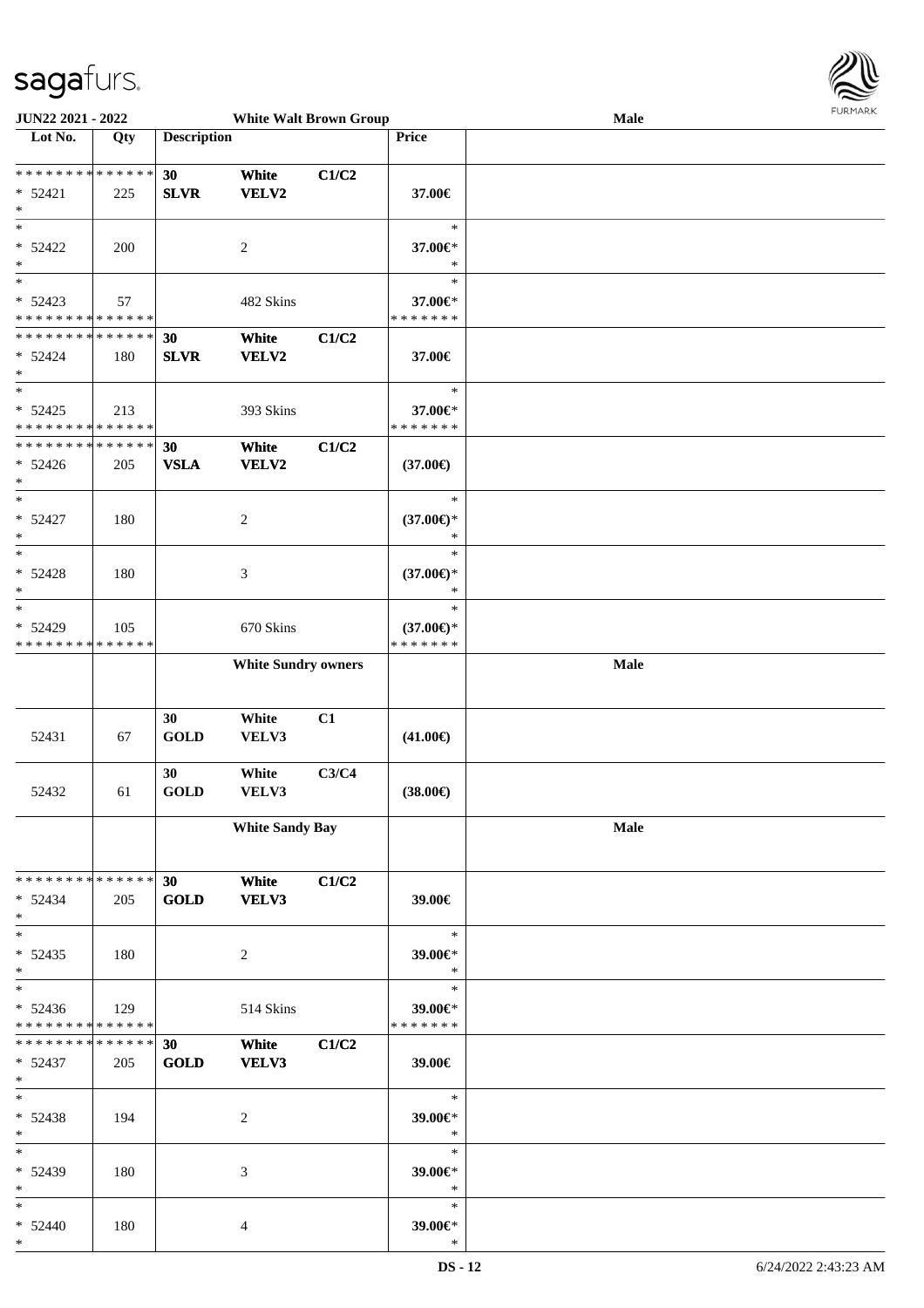JUN22 2021 - 2022 | White Walt Brown Group | Male

| Lot No. | Qty | Description | | | Price | |
|---|---|---|---|---|---|---|
| * * * * * * * * * * * * * * | | 30 | White | C1/C2 | | |
| * 52421 | 225 | SLVR | VELV2 | | 37.00€ | |
| * | | | | | | |
| * | | | | | * | |
| * 52422 | 200 | | 2 | | 37.00€* | |
| * | | | | | * | |
| * | | | | | * | |
| * 52423 | 57 | | 482 Skins | | 37.00€* | |
| * * * * * * * * * * * * * * | | | | | * * * * * * * | |
| * * * * * * * * * * * * * * | | 30 | White | C1/C2 | | |
| * 52424 | 180 | SLVR | VELV2 | | 37.00€ | |
| * | | | | | | |
| * | | | | | * | |
| * 52425 | 213 | | 393 Skins | | 37.00€* | |
| * * * * * * * * * * * * * * | | | | | * * * * * * * | |
| * * * * * * * * * * * * * * | | 30 | White | C1/C2 | | |
| * 52426 | 205 | VSLA | VELV2 | | (37.00€) | |
| * | | | | | | |
| * | | | | | * | |
| * 52427 | 180 | | 2 | | (37.00€)* | |
| * | | | | | * | |
| * | | | | | * | |
| * 52428 | 180 | | 3 | | (37.00€)* | |
| * | | | | | * | |
| * | | | | | * | |
| * 52429 | 105 | | 670 Skins | | (37.00€)* | |
| * * * * * * * * * * * * * * | | | | | * * * * * * * | |
| | | White Sundry owners | | | | Male |
| | | 30 | White | C1 | | |
| 52431 | 67 | GOLD | VELV3 | | (41.00€) | |
| | | 30 | White | C3/C4 | | |
| 52432 | 61 | GOLD | VELV3 | | (38.00€) | |
| | | White Sandy Bay | | | | Male |
| * * * * * * * * * * * * * * | | 30 | White | C1/C2 | | |
| * 52434 | 205 | GOLD | VELV3 | | 39.00€ | |
| * | | | | | | |
| * | | | | | * | |
| * 52435 | 180 | | 2 | | 39.00€* | |
| * | | | | | * | |
| * | | | | | * | |
| * 52436 | 129 | | 514 Skins | | 39.00€* | |
| * * * * * * * * * * * * * * | | | | | * * * * * * * | |
| * * * * * * * * * * * * * * | | 30 | White | C1/C2 | | |
| * 52437 | 205 | GOLD | VELV3 | | 39.00€ | |
| * | | | | | | |
| * | | | | | * | |
| * 52438 | 194 | | 2 | | 39.00€* | |
| * | | | | | * | |
| * | | | | | * | |
| * 52439 | 180 | | 3 | | 39.00€* | |
| * | | | | | * | |
| * | | | | | * | |
| * 52440 | 180 | | 4 | | 39.00€* | |
| * | | | | | * | |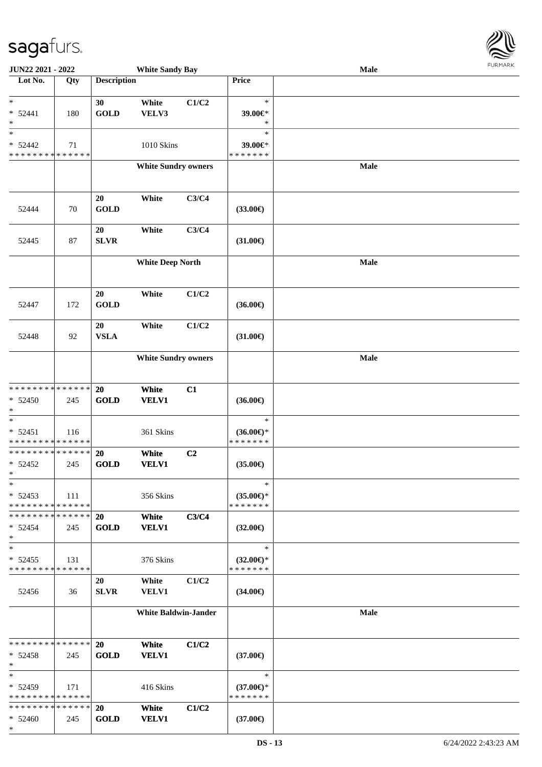| Lot No. | Qty | Description | | | Price | |
|---|---|---|---|---|---|---|
| * <br> * 52441 <br> * | 180 | 30 <br> **GOLD** | White <br> VELV3 | C1/C2 | * <br> 39.00€* <br> * | |
| * <br> * 52442 <br> * * * * * * * * * * * * * * | 71 | | 1010 Skins | | * <br> 39.00€* <br> * * * * * * * | |
| | | **White Sundry owners** | | | | **Male** |
| 52444 | 70 | 20 <br> **GOLD** | White | C3/C4 | **(33.00€)** | |
| 52445 | 87 | 20 <br> **SLVR** | White | C3/C4 | **(31.00€)** | |
| | | **White Deep North** | | | | **Male** |
| 52447 | 172 | 20 <br> **GOLD** | White | C1/C2 | **(36.00€)** | |
| 52448 | 92 | 20 <br> **VSLA** | White | C1/C2 | **(31.00€)** | |
| | | **White Sundry owners** | | | | **Male** |
| * * * * * * * * * * * * * * <br> * 52450 <br> * | 245 | **20** <br> **GOLD** | **White** <br> **VELV1** | **C1** | **(36.00€)** | |
| * <br> * 52451 <br> * * * * * * * * * * * * * * | 116 | | 361 Skins | | * <br> **(36.00€)*** <br> * * * * * * * | |
| * * * * * * * * * * * * * * <br> * 52452 <br> * | 245 | **20** <br> **GOLD** | **White** <br> **VELV1** | **C2** | **(35.00€)** | |
| * <br> * 52453 <br> * * * * * * * * * * * * * * | 111 | | 356 Skins | | * <br> **(35.00€)*** <br> * * * * * * * | |
| * * * * * * * * * * * * * * <br> * 52454 <br> * | 245 | **20** <br> **GOLD** | **White** <br> **VELV1** | **C3/C4** | **(32.00€)** | |
| * <br> * 52455 <br> * * * * * * * * * * * * * * | 131 | | 376 Skins | | * <br> **(32.00€)*** <br> * * * * * * * | |
| 52456 | 36 | 20 <br> **SLVR** | White <br> VELV1 | C1/C2 | **(34.00€)** | |
| | | **White Baldwin-Jander** | | | | **Male** |
| * * * * * * * * * * * * * * <br> * 52458 <br> * | 245 | **20** <br> **GOLD** | **White** <br> **VELV1** | **C1/C2** | **(37.00€)** | |
| * <br> * 52459 <br> * * * * * * * * * * * * * * | 171 | | 416 Skins | | * <br> **(37.00€)*** <br> * * * * * * * | |
| * * * * * * * * * * * * * * <br> * 52460 <br> * | 245 | **20** <br> **GOLD** | **White** <br> **VELV1** | **C1/C2** | **(37.00€)** | |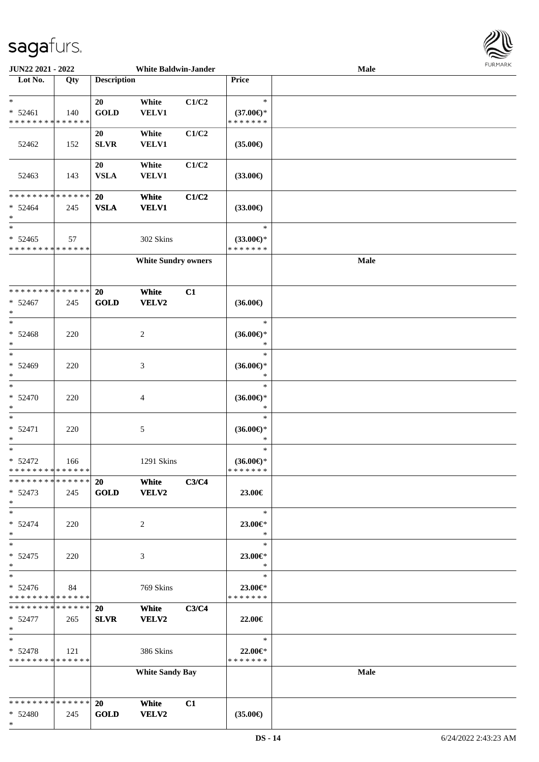**JUN22 2021 - 2022** | **White Baldwin-Jander** | **Male**

| Lot No. | Qty | Description | | | Price | |
|---|---|---|---|---|---|---|
| * <br> * 52461 <br> * * * * * * * * * * * * * * | 140 | 20 <br> GOLD | White <br> VELV1 | C1/C2 | * <br> (37.00€)* <br> * * * * * * * | |
| 52462 | 152 | 20 <br> SLVR | White <br> VELV1 | C1/C2 | (35.00€) | |
| 52463 | 143 | 20 <br> VSLA | White <br> VELV1 | C1/C2 | (33.00€) | |
| * * * * * * * * * * * * * * <br> * 52464 <br> * | 245 | 20 <br> VSLA | White <br> VELV1 | C1/C2 | (33.00€) | |
| * <br> * 52465 <br> * * * * * * * * * * * * * * | 57 | | 302 Skins | | * <br> (33.00€)* <br> * * * * * * * | |
| | | | **White Sundry owners** | | | **Male** |
| * * * * * * * * * * * * * * <br> * 52467 <br> * | 245 | 20 <br> GOLD | White <br> VELV2 | C1 | (36.00€) | |
| * <br> * 52468 <br> * | 220 | | 2 | | * <br> (36.00€)* <br> * | |
| * <br> * 52469 <br> * | 220 | | 3 | | * <br> (36.00€)* <br> * | |
| * <br> * 52470 <br> * | 220 | | 4 | | * <br> (36.00€)* <br> * | |
| * <br> * 52471 <br> * | 220 | | 5 | | * <br> (36.00€)* <br> * | |
| * <br> * 52472 <br> * * * * * * * * * * * * * * | 166 | | 1291 Skins | | * <br> (36.00€)* <br> * * * * * * * | |
| * * * * * * * * * * * * * * <br> * 52473 <br> * | 245 | 20 <br> GOLD | White <br> VELV2 | C3/C4 | 23.00€ | |
| * <br> * 52474 <br> * | 220 | | 2 | | * <br> 23.00€* <br> * | |
| * <br> * 52475 <br> * | 220 | | 3 | | * <br> 23.00€* <br> * | |
| * <br> * 52476 <br> * * * * * * * * * * * * * * | 84 | | 769 Skins | | * <br> 23.00€* <br> * * * * * * * | |
| * * * * * * * * * * * * * * <br> * 52477 <br> * | 265 | 20 <br> SLVR | White <br> VELV2 | C3/C4 | 22.00€ | |
| * <br> * 52478 <br> * * * * * * * * * * * * * * | 121 | | 386 Skins | | * <br> 22.00€* <br> * * * * * * * | |
| | | | **White Sandy Bay** | | | **Male** |
| * * * * * * * * * * * * * * <br> * 52480 <br> * | 245 | 20 <br> GOLD | White <br> VELV2 | C1 | (35.00€) | |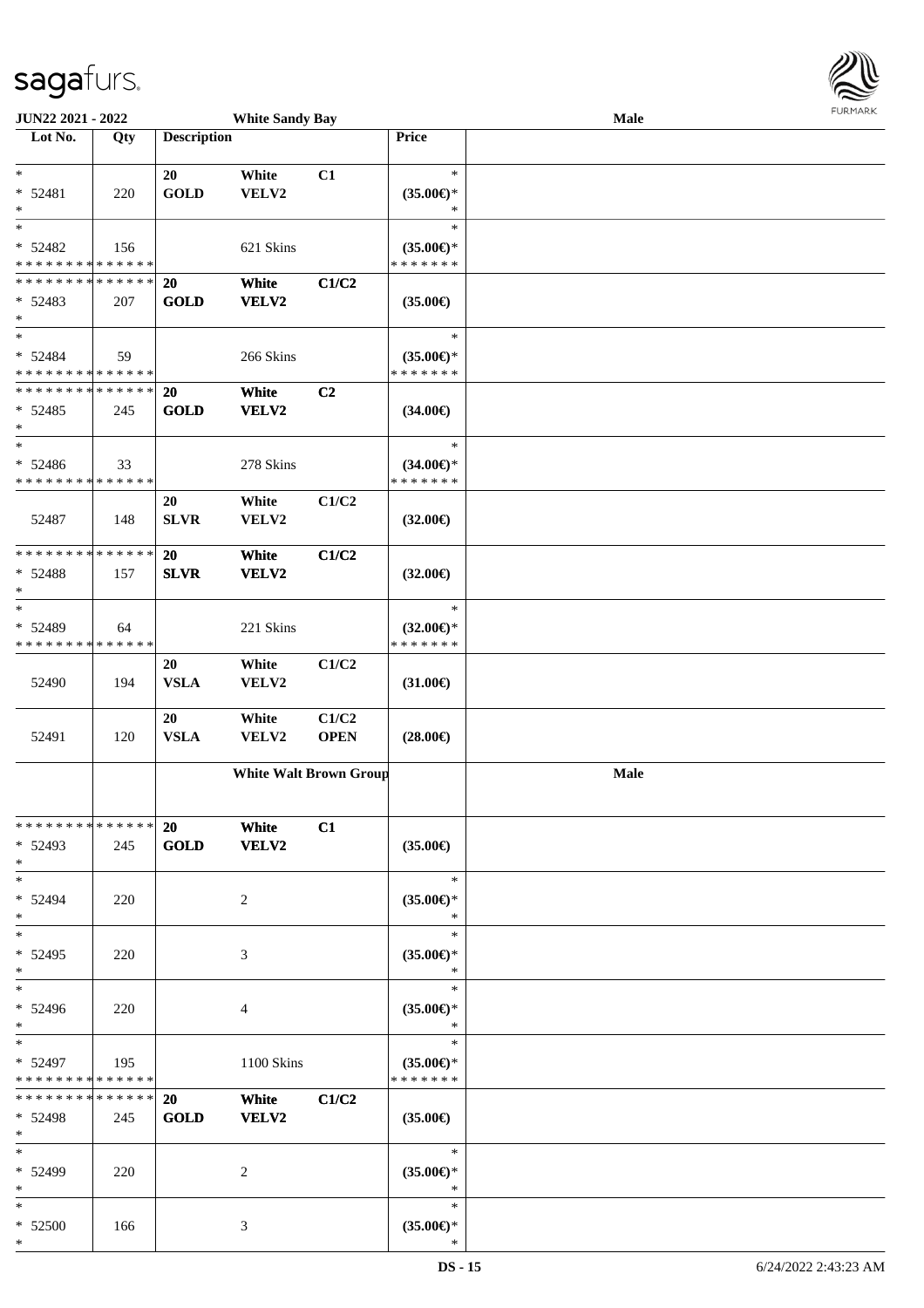| Lot No. | Qty | Description | | | Price | |
|---|---|---|---|---|---|---|
| *<br>* 52481<br>* | 220 | 20<br>GOLD | White<br>VELV2 | C1 | *<br>(35.00€)*<br>* | |
| *<br>* 52482<br>* * * * * * * * * * * * * * | 156 | | 621 Skins | | *<br>(35.00€)*<br>* * * * * * * | |
| * * * * * * * * * * * * * *<br>* 52483<br>* | 207 | 20<br>GOLD | White<br>VELV2 | C1/C2 | (35.00€) | |
| *<br>* 52484<br>* * * * * * * * * * * * * * | 59 | | 266 Skins | | *<br>(35.00€)*<br>* * * * * * * | |
| * * * * * * * * * * * * * *<br>* 52485<br>* | 245 | 20<br>GOLD | White<br>VELV2 | C2 | (34.00€) | |
| *<br>* 52486<br>* * * * * * * * * * * * * * | 33 | | 278 Skins | | *<br>(34.00€)*<br>* * * * * * * | |
| 52487 | 148 | 20<br>SLVR | White<br>VELV2 | C1/C2 | (32.00€) | |
| * * * * * * * * * * * * * *<br>* 52488<br>* | 157 | 20<br>SLVR | White<br>VELV2 | C1/C2 | (32.00€) | |
| *<br>* 52489<br>* * * * * * * * * * * * * * | 64 | | 221 Skins | | *<br>(32.00€)*<br>* * * * * * * | |
| 52490 | 194 | 20<br>VSLA | White<br>VELV2 | C1/C2 | (31.00€) | |
| 52491 | 120 | 20<br>VSLA | White<br>VELV2 | C1/C2<br>OPEN | (28.00€) | |
| | | White Walt Brown Group | | | | Male |
| * * * * * * * * * * * * * *<br>* 52493<br>* | 245 | 20<br>GOLD | White<br>VELV2 | C1 | (35.00€) | |
| *<br>* 52494<br>* | 220 | | 2 | | *<br>(35.00€)*<br>* | |
| *<br>* 52495<br>* | 220 | | 3 | | *<br>(35.00€)*<br>* | |
| *<br>* 52496<br>* | 220 | | 4 | | *<br>(35.00€)*<br>* | |
| *<br>* 52497<br>* * * * * * * * * * * * * * | 195 | | 1100 Skins | | *<br>(35.00€)*<br>* * * * * * * | |
| * * * * * * * * * * * * * *<br>* 52498<br>* | 245 | 20<br>GOLD | White<br>VELV2 | C1/C2 | (35.00€) | |
| *<br>* 52499<br>* | 220 | | 2 | | *<br>(35.00€)*<br>* | |
| *<br>* 52500<br>* | 166 | | 3 | | *<br>(35.00€)*<br>* | |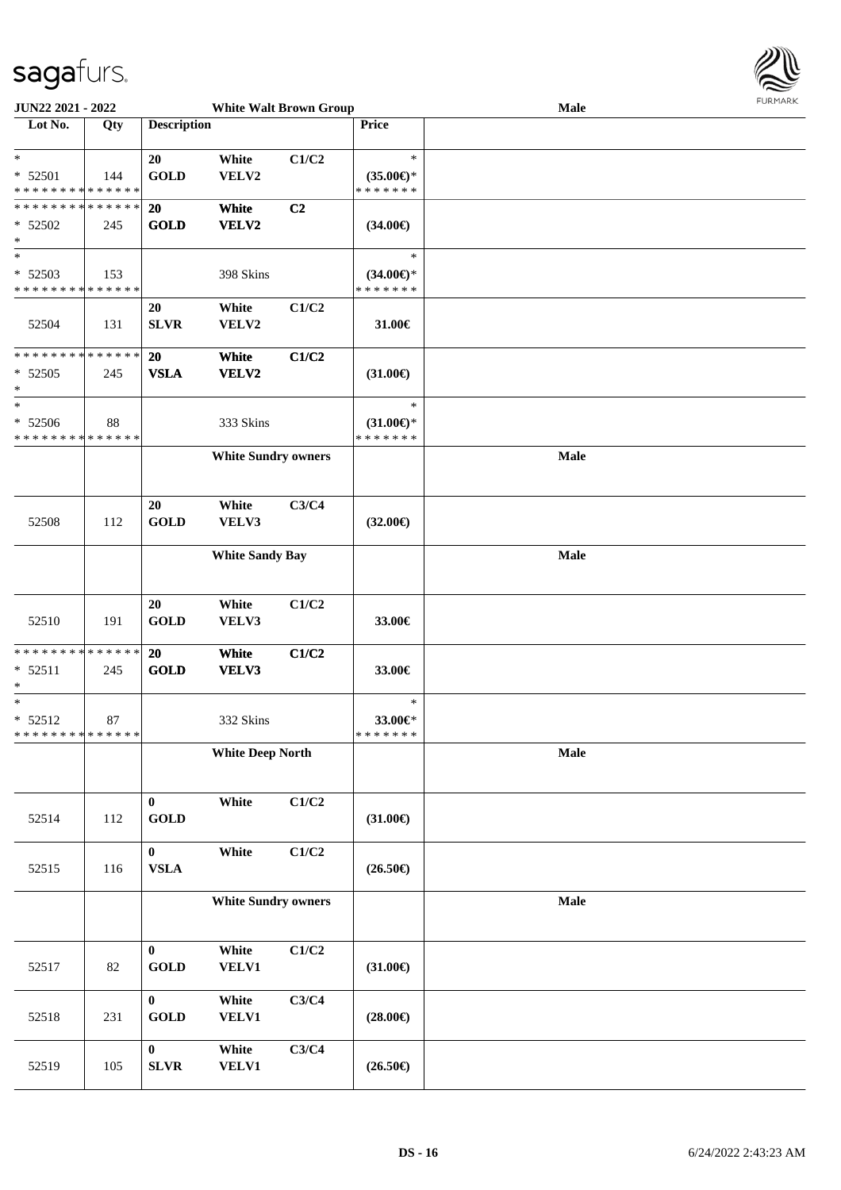JUN22 2021 - 2022 White Walt Brown Group Male

| Lot No. | Qty | Description | | | Price | |
|---|---|---|---|---|---|---|
| *<br>* 52501<br>* * * * * * * * * * * * * * | 144 | 20<br>**GOLD** | White<br>VELV2 | C1/C2 | *<br>(35.00€)*<br>* * * * * * * | |
| * * * * * * * * * * * * * *<br>* 52502<br>* | 245 | **20**<br>**GOLD** | **White**<br>**VELV2** | **C2** | (34.00€) | |
| *<br>* 52503<br>* * * * * * * * * * * * * * | 153 | | 398 Skins | | *<br>(34.00€)*<br>* * * * * * * | |
| 52504 | 131 | 20<br>**SLVR** | White<br>VELV2 | C1/C2 | 31.00€ | |
| * * * * * * * * * * * * * *<br>* 52505<br>* | 245 | **20**<br>**VSLA** | **White**<br>**VELV2** | **C1/C2** | (31.00€) | |
| *<br>* 52506<br>* * * * * * * * * * * * * * | 88 | | 333 Skins | | *<br>(31.00€)*<br>* * * * * * * | |
| | | **White Sundry owners** | | | | **Male** |
| 52508 | 112 | 20<br>**GOLD** | White<br>VELV3 | C3/C4 | (32.00€) | |
| | | **White Sandy Bay** | | | | **Male** |
| 52510 | 191 | 20<br>**GOLD** | White<br>VELV3 | C1/C2 | 33.00€ | |
| * * * * * * * * * * * * * *<br>* 52511<br>* | 245 | **20**<br>**GOLD** | **White**<br>**VELV3** | **C1/C2** | 33.00€ | |
| *<br>* 52512<br>* * * * * * * * * * * * * * | 87 | | 332 Skins | | *<br>33.00€*<br>* * * * * * * | |
| | | **White Deep North** | | | | **Male** |
| 52514 | 112 | **0**<br>**GOLD** | White | C1/C2 | (31.00€) | |
| 52515 | 116 | **0**<br>**VSLA** | White | C1/C2 | (26.50€) | |
| | | **White Sundry owners** | | | | **Male** |
| 52517 | 82 | **0**<br>**GOLD** | White<br>VELV1 | C1/C2 | (31.00€) | |
| 52518 | 231 | **0**<br>**GOLD** | White<br>VELV1 | C3/C4 | (28.00€) | |
| 52519 | 105 | **0**<br>**SLVR** | White<br>VELV1 | C3/C4 | (26.50€) | |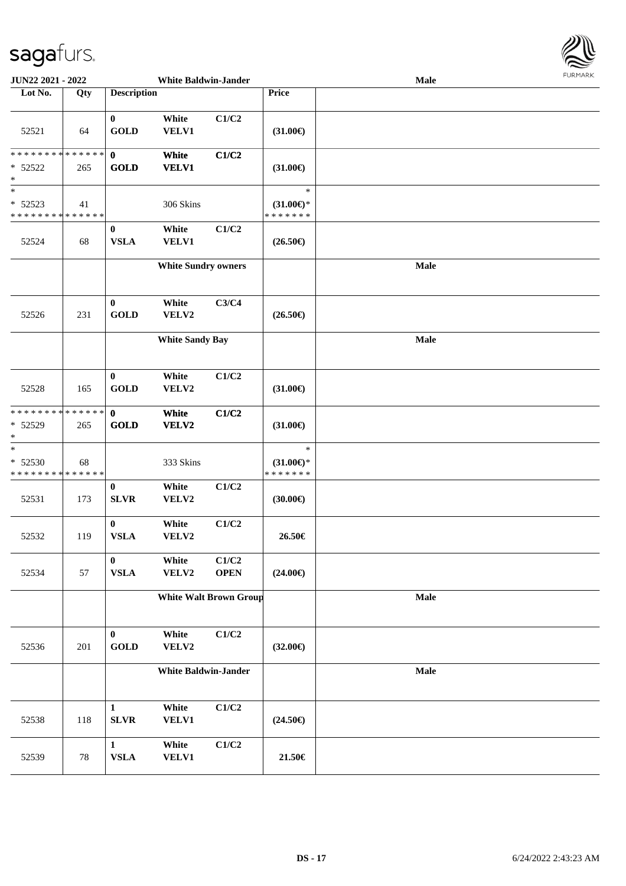| Lot No. | Qty | Description | | | Price | |
|---|---|---|---|---|---|---|
| 52521 | 64 | 0 GOLD | White VELV1 | C1/C2 | (31.00€) | |
| * * * * * * * * * * * * * * * 52522 * | 265 | 0 GOLD | White VELV1 | C1/C2 | (31.00€) | |
| * * 52523 * * * * * * * * * * * * * * | 41 | | 306 Skins | | * (31.00€)* * * * * * * * | |
| 52524 | 68 | 0 VSLA | White VELV1 | C1/C2 | (26.50€) | |
| | | White Sundry owners | | | | Male |
| 52526 | 231 | 0 GOLD | White VELV2 | C3/C4 | (26.50€) | |
| | | White Sandy Bay | | | | Male |
| 52528 | 165 | 0 GOLD | White VELV2 | C1/C2 | (31.00€) | |
| * * * * * * * * * * * * * * * 52529 * | 265 | 0 GOLD | White VELV2 | C1/C2 | (31.00€) | |
| * * 52530 * * * * * * * * * * * * * * | 68 | | 333 Skins | | * (31.00€)* * * * * * * * | |
| 52531 | 173 | 0 SLVR | White VELV2 | C1/C2 | (30.00€) | |
| 52532 | 119 | 0 VSLA | White VELV2 | C1/C2 | 26.50€ | |
| 52534 | 57 | 0 VSLA | White VELV2 | C1/C2 OPEN | (24.00€) | |
| | | White Walt Brown Group | | | | Male |
| 52536 | 201 | 0 GOLD | White VELV2 | C1/C2 | (32.00€) | |
| | | White Baldwin-Jander | | | | Male |
| 52538 | 118 | 1 SLVR | White VELV1 | C1/C2 | (24.50€) | |
| 52539 | 78 | 1 VSLA | White VELV1 | C1/C2 | 21.50€ | |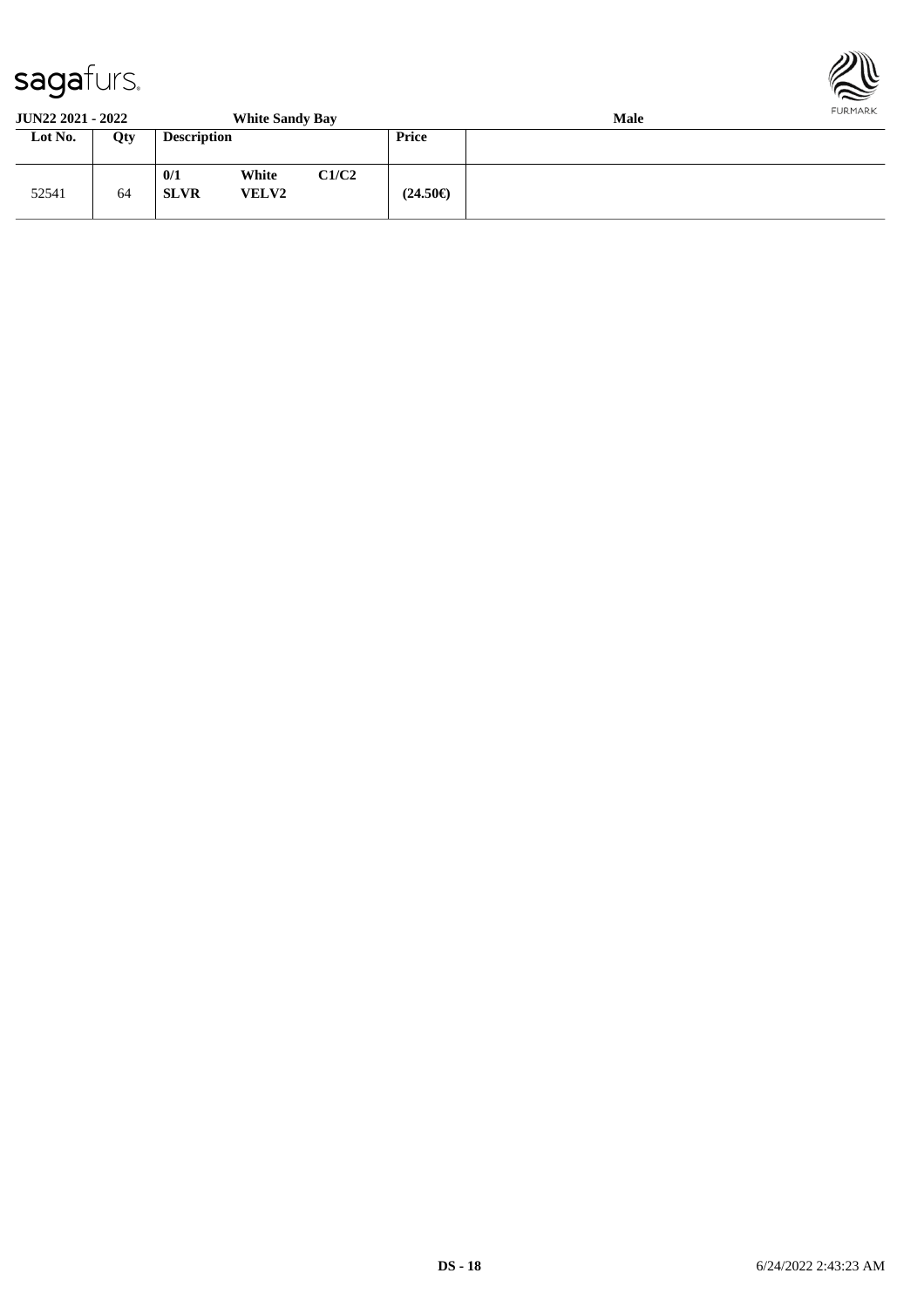**JUN22 2021 - 2022** **White Sandy Bay** **Male**

| Lot No. | Qty | Description | | | Price | |
|---|---|---|---|---|---|---|
| 52541 | 64 | **0/1** **SLVR** | **White** **VELV2** | **C1/C2** | **(24.50€)** | |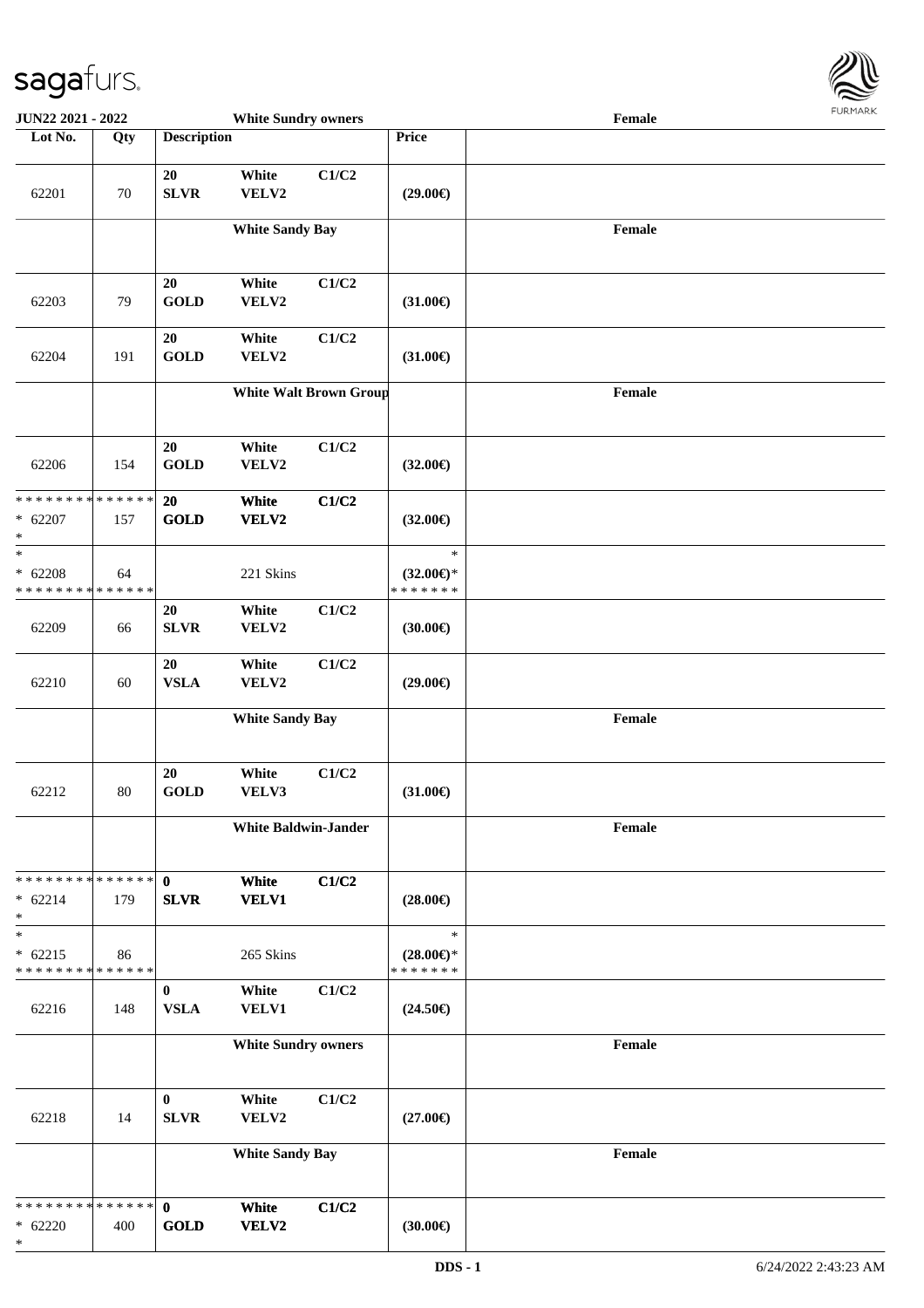**JUN22 2021 - 2022** | **White Sundry owners** | **Female**

| Lot No. | Qty | Description | | | Price | |
|---|---|---|---|---|---|---|
| 62201 | 70 | 20 SLVR | White VELV2 | C1/C2 | (29.00€) | |
| | | White Sandy Bay | | | | Female |
| 62203 | 79 | 20 GOLD | White VELV2 | C1/C2 | (31.00€) | |
| 62204 | 191 | 20 GOLD | White VELV2 | C1/C2 | (31.00€) | |
| | | White Walt Brown Group | | | | Female |
| 62206 | 154 | 20 GOLD | White VELV2 | C1/C2 | (32.00€) | |
| * * * * * * * * * * * * * * * 62207 * | 157 | **20 GOLD** | **White VELV2** | **C1/C2** | (32.00€) | |
| * * 62208 * * * * * * * * * * * * * * | 64 | | 221 Skins | | * (32.00€)* * * * * * * * | |
| 62209 | 66 | 20 SLVR | White VELV2 | C1/C2 | (30.00€) | |
| 62210 | 60 | 20 VSLA | White VELV2 | C1/C2 | (29.00€) | |
| | | White Sandy Bay | | | | Female |
| 62212 | 80 | 20 GOLD | White VELV3 | C1/C2 | (31.00€) | |
| | | White Baldwin-Jander | | | | Female |
| * * * * * * * * * * * * * * * 62214 * | 179 | **0 SLVR** | **White VELV1** | **C1/C2** | (28.00€) | |
| * * 62215 * * * * * * * * * * * * * * | 86 | | 265 Skins | | * (28.00€)* * * * * * * * | |
| 62216 | 148 | 0 VSLA | White VELV1 | C1/C2 | (24.50€) | |
| | | White Sundry owners | | | | Female |
| 62218 | 14 | 0 SLVR | White VELV2 | C1/C2 | (27.00€) | |
| | | White Sandy Bay | | | | Female |
| * * * * * * * * * * * * * * * 62220 * | 400 | **0 GOLD** | **White VELV2** | **C1/C2** | (30.00€) | |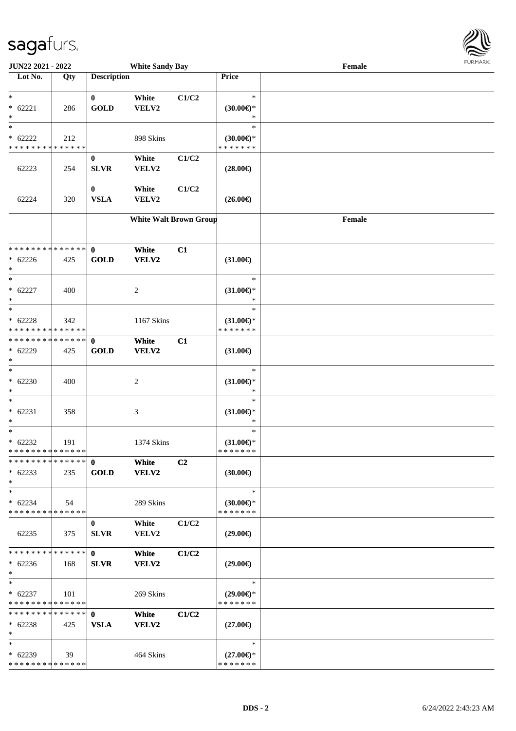JUN22 2021 - 2022 — White Sandy Bay — Female

| Lot No. | Qty | Description | | | Price | |
|---|---|---|---|---|---|---|
| *<br>* 62221<br>* | 286 | 0<br>GOLD | White<br>VELV2 | C1/C2 | *<br>(30.00€)*<br>* | |
| *<br>* 62222<br>* * * * * * * * * * * * * * | 212 | | 898 Skins | | *<br>(30.00€)*<br>* * * * * * * | |
| 62223 | 254 | 0<br>SLVR | White<br>VELV2 | C1/C2 | (28.00€) | |
| 62224 | 320 | 0<br>VSLA | White<br>VELV2 | C1/C2 | (26.00€) | |
| | | White Walt Brown Group | | | | Female |
| * * * * * * * * * * * * * *<br>* 62226<br>* | 425 | 0<br>GOLD | White<br>VELV2 | C1 | (31.00€) | |
| *<br>* 62227<br>* | 400 | | 2 | | *<br>(31.00€)*<br>* | |
| *<br>* 62228<br>* * * * * * * * * * * * * * | 342 | | 1167 Skins | | *<br>(31.00€)*<br>* * * * * * * | |
| * * * * * * * * * * * * * *<br>* 62229<br>* | 425 | 0<br>GOLD | White<br>VELV2 | C1 | (31.00€) | |
| *<br>* 62230<br>* | 400 | | 2 | | *<br>(31.00€)*<br>* | |
| *<br>* 62231<br>* | 358 | | 3 | | *<br>(31.00€)*<br>* | |
| *<br>* 62232<br>* * * * * * * * * * * * * * | 191 | | 1374 Skins | | *<br>(31.00€)*<br>* * * * * * * | |
| * * * * * * * * * * * * * *<br>* 62233<br>* | 235 | 0<br>GOLD | White<br>VELV2 | C2 | (30.00€) | |
| *<br>* 62234<br>* * * * * * * * * * * * * * | 54 | | 289 Skins | | *<br>(30.00€)*<br>* * * * * * * | |
| 62235 | 375 | 0<br>SLVR | White<br>VELV2 | C1/C2 | (29.00€) | |
| * * * * * * * * * * * * * *<br>* 62236<br>* | 168 | 0<br>SLVR | White<br>VELV2 | C1/C2 | (29.00€) | |
| *<br>* 62237<br>* * * * * * * * * * * * * * | 101 | | 269 Skins | | *<br>(29.00€)*<br>* * * * * * * | |
| * * * * * * * * * * * * * *<br>* 62238<br>* | 425 | 0<br>VSLA | White<br>VELV2 | C1/C2 | (27.00€) | |
| *<br>* 62239<br>* * * * * * * * * * * * * * | 39 | | 464 Skins | | *<br>(27.00€)*<br>* * * * * * * | |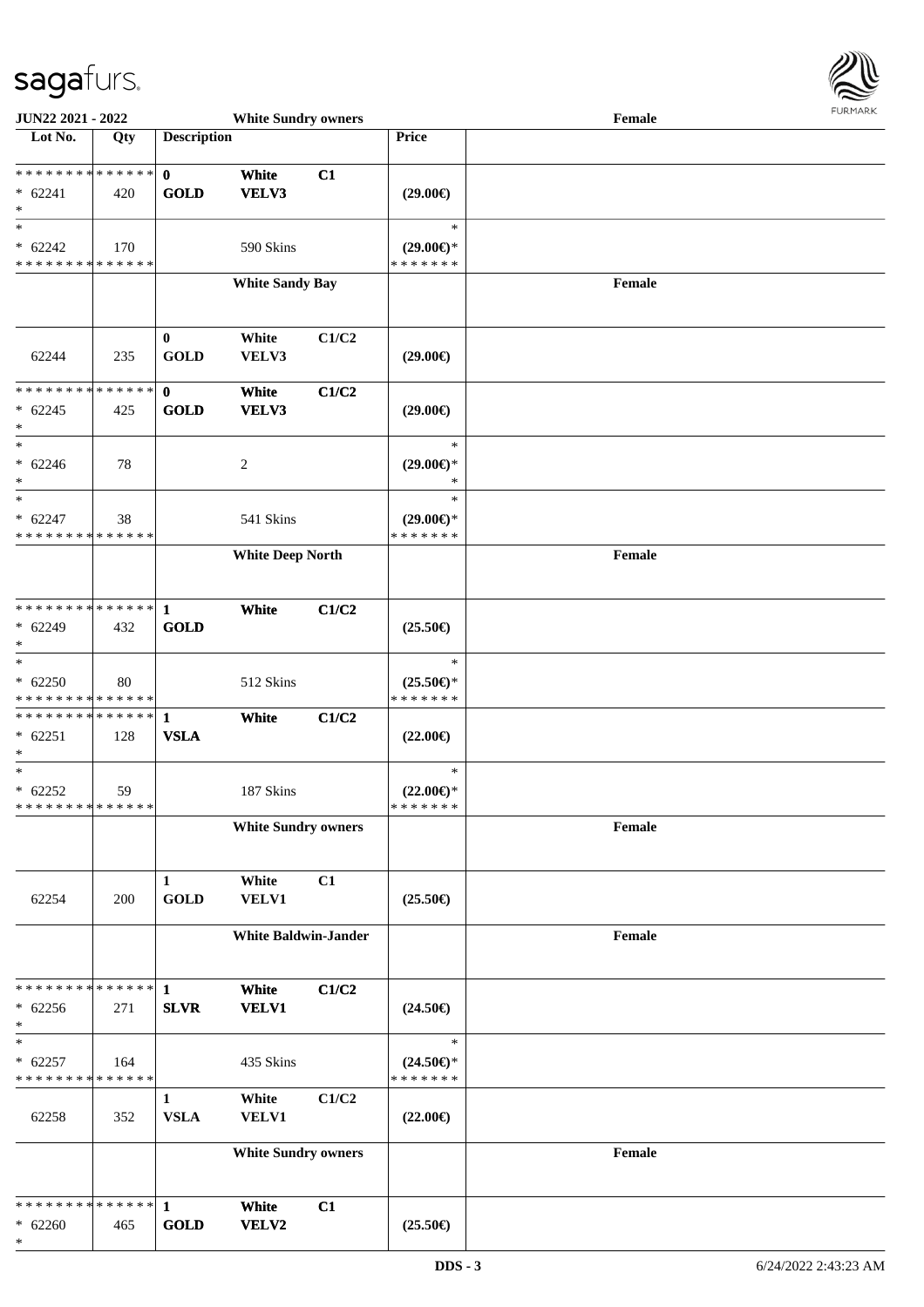| Lot No. | Qty | Description | | | Price | |
|---|---|---|---|---|---|---|
| | | **White Sundry owners** | | | | **Female** |
| * * * * * * * * * * * * * * | | **0** | **White** | **C1** | | |
| * 62241 | 420 | **GOLD** | **VELV3** | | **(29.00€)** | |
| * | | | | | | |
| * | | | | | * | |
| * 62242 | 170 | | 590 Skins | | **(29.00€)*** | |
| * * * * * * * * * * * * * * | | | | | * * * * * * * | |
| | | **White Sandy Bay** | | | | **Female** |
| | | **0** | White | C1/C2 | | |
| 62244 | 235 | **GOLD** | VELV3 | | **(29.00€)** | |
| * * * * * * * * * * * * * * | | **0** | **White** | **C1/C2** | | |
| * 62245 | 425 | **GOLD** | **VELV3** | | **(29.00€)** | |
| * | | | | | | |
| * | | | | | * | |
| * 62246 | 78 | | 2 | | **(29.00€)*** | |
| * | | | | | * | |
| * | | | | | * | |
| * 62247 | 38 | | 541 Skins | | **(29.00€)*** | |
| * * * * * * * * * * * * * * | | | | | * * * * * * * | |
| | | **White Deep North** | | | | **Female** |
| * * * * * * * * * * * * * * | | **1** | **White** | **C1/C2** | | |
| * 62249 | 432 | **GOLD** | | | **(25.50€)** | |
| * | | | | | | |
| * | | | | | * | |
| * 62250 | 80 | | 512 Skins | | **(25.50€)*** | |
| * * * * * * * * * * * * * * | | | | | * * * * * * * | |
| * * * * * * * * * * * * * * | | **1** | **White** | **C1/C2** | | |
| * 62251 | 128 | **VSLA** | | | **(22.00€)** | |
| * | | | | | | |
| * | | | | | * | |
| * 62252 | 59 | | 187 Skins | | **(22.00€)*** | |
| * * * * * * * * * * * * * * | | | | | * * * * * * * | |
| | | **White Sundry owners** | | | | **Female** |
| | | **1** | White | C1 | | |
| 62254 | 200 | **GOLD** | VELV1 | | **(25.50€)** | |
| | | **White Baldwin-Jander** | | | | **Female** |
| * * * * * * * * * * * * * * | | **1** | **White** | **C1/C2** | | |
| * 62256 | 271 | **SLVR** | **VELV1** | | **(24.50€)** | |
| * | | | | | | |
| * | | | | | * | |
| * 62257 | 164 | | 435 Skins | | **(24.50€)*** | |
| * * * * * * * * * * * * * * | | | | | * * * * * * * | |
| | | **1** | White | C1/C2 | | |
| 62258 | 352 | **VSLA** | VELV1 | | **(22.00€)** | |
| | | **White Sundry owners** | | | | **Female** |
| * * * * * * * * * * * * * * | | **1** | **White** | **C1** | | |
| * 62260 | 465 | **GOLD** | **VELV2** | | **(25.50€)** | |
| * | | | | | | |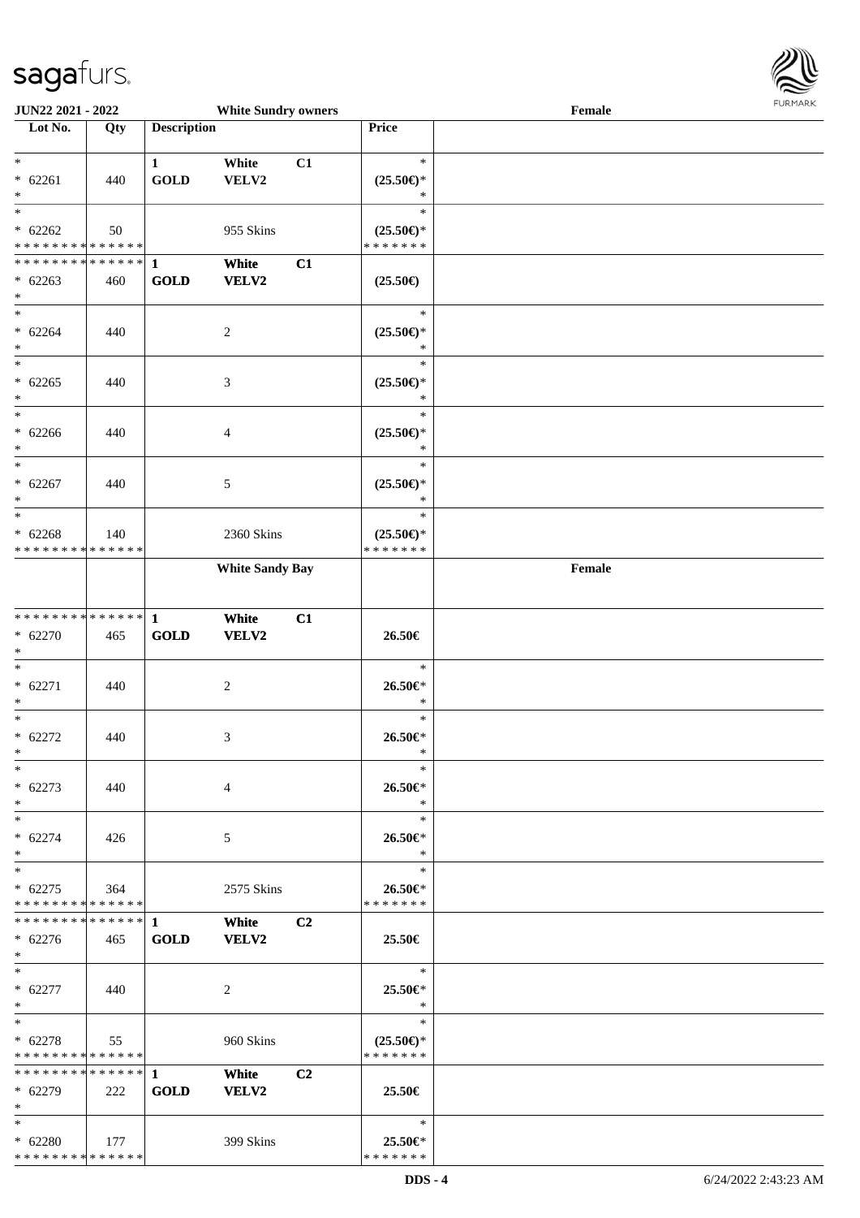| Lot No. | Qty | Description | | | Price | |
|---|---|---|---|---|---|---|
| *<br>* 62261<br>* | 440 | 1<br>GOLD | White<br>VELV2 | C1 | *<br>(25.50€)*<br>* | |
| *<br>* 62262<br>* * * * * * * * * * * * * * | 50 | | 955 Skins | | *<br>(25.50€)*<br>* * * * * * * | |
| * * * * * * * * * * * * * *<br>* 62263<br>* | 460 | 1<br>GOLD | White<br>VELV2 | C1 | (25.50€) | |
| *<br>* 62264<br>* | 440 | | 2 | | *<br>(25.50€)*<br>* | |
| *<br>* 62265<br>* | 440 | | 3 | | *<br>(25.50€)*<br>* | |
| *<br>* 62266<br>* | 440 | | 4 | | *<br>(25.50€)*<br>* | |
| *<br>* 62267<br>* | 440 | | 5 | | *<br>(25.50€)*<br>* | |
| *<br>* 62268<br>* * * * * * * * * * * * * * | 140 | | 2360 Skins | | *<br>(25.50€)*<br>* * * * * * * | |
| | | | **White Sandy Bay** | | | **Female** |
| * * * * * * * * * * * * * *<br>* 62270<br>* | 465 | 1<br>GOLD | White<br>VELV2 | C1 | 26.50€ | |
| *<br>* 62271<br>* | 440 | | 2 | | *<br>26.50€*<br>* | |
| *<br>* 62272<br>* | 440 | | 3 | | *<br>26.50€*<br>* | |
| *<br>* 62273<br>* | 440 | | 4 | | *<br>26.50€*<br>* | |
| *<br>* 62274<br>* | 426 | | 5 | | *<br>26.50€*<br>* | |
| *<br>* 62275<br>* * * * * * * * * * * * * * | 364 | | 2575 Skins | | *<br>26.50€*<br>* * * * * * * | |
| * * * * * * * * * * * * * *<br>* 62276<br>* | 465 | 1<br>GOLD | White<br>VELV2 | C2 | 25.50€ | |
| *<br>* 62277<br>* | 440 | | 2 | | *<br>25.50€*<br>* | |
| *<br>* 62278<br>* * * * * * * * * * * * * * | 55 | | 960 Skins | | *<br>(25.50€)*<br>* * * * * * * | |
| * * * * * * * * * * * * * *<br>* 62279<br>* | 222 | 1<br>GOLD | White<br>VELV2 | C2 | 25.50€ | |
| *<br>* 62280<br>* * * * * * * * * * * * * * | 177 | | 399 Skins | | *<br>25.50€*<br>* * * * * * * | |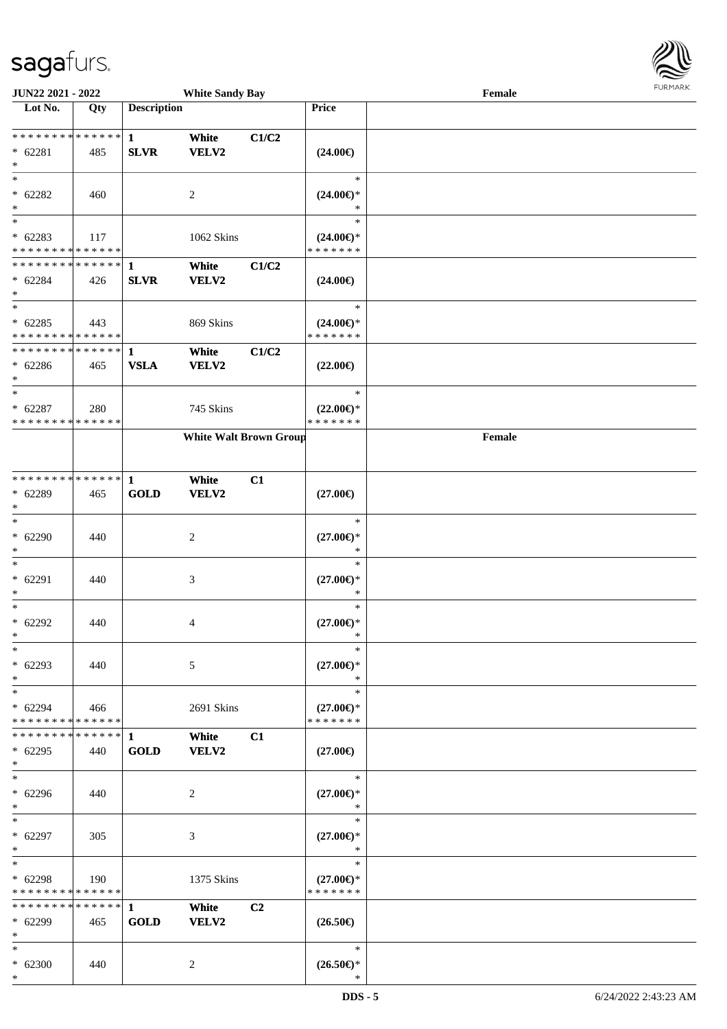| Lot No. | Qty | Description | | | Price | |
|---|---|---|---|---|---|---|
| * * * * * * * * * * * * * * | | 1 | White | C1/C2 | | |
| * 62281 | 485 | SLVR | VELV2 | | (24.00€) | |
| * | | | | | | |
| * | | | | | * | |
| * 62282 | 460 | | 2 | | (24.00€)* | |
| * | | | | | * | |
| * | | | | | * | |
| * 62283 | 117 | | 1062 Skins | | (24.00€)* | |
| * * * * * * * * * * * * * * | | | | | * * * * * * * | |
| * * * * * * * * * * * * * * | | 1 | White | C1/C2 | | |
| * 62284 | 426 | SLVR | VELV2 | | (24.00€) | |
| * | | | | | | |
| * | | | | | * | |
| * 62285 | 443 | | 869 Skins | | (24.00€)* | |
| * * * * * * * * * * * * * * | | | | | * * * * * * * | |
| * * * * * * * * * * * * * * | | 1 | White | C1/C2 | | |
| * 62286 | 465 | VSLA | VELV2 | | (22.00€) | |
| * | | | | | | |
| * | | | | | * | |
| * 62287 | 280 | | 745 Skins | | (22.00€)* | |
| * * * * * * * * * * * * * * | | | | | * * * * * * * | |
| | | | White Walt Brown Group | | | Female |
| * * * * * * * * * * * * * * | | 1 | White | C1 | | |
| * 62289 | 465 | GOLD | VELV2 | | (27.00€) | |
| * | | | | | | |
| * | | | | | * | |
| * 62290 | 440 | | 2 | | (27.00€)* | |
| * | | | | | * | |
| * | | | | | * | |
| * 62291 | 440 | | 3 | | (27.00€)* | |
| * | | | | | * | |
| * | | | | | * | |
| * 62292 | 440 | | 4 | | (27.00€)* | |
| * | | | | | * | |
| * | | | | | * | |
| * 62293 | 440 | | 5 | | (27.00€)* | |
| * | | | | | * | |
| * | | | | | * | |
| * 62294 | 466 | | 2691 Skins | | (27.00€)* | |
| * * * * * * * * * * * * * * | | | | | * * * * * * * | |
| * * * * * * * * * * * * * * | | 1 | White | C1 | | |
| * 62295 | 440 | GOLD | VELV2 | | (27.00€) | |
| * | | | | | | |
| * | | | | | * | |
| * 62296 | 440 | | 2 | | (27.00€)* | |
| * | | | | | * | |
| * | | | | | * | |
| * 62297 | 305 | | 3 | | (27.00€)* | |
| * | | | | | * | |
| * | | | | | * | |
| * 62298 | 190 | | 1375 Skins | | (27.00€)* | |
| * * * * * * * * * * * * * * | | | | | * * * * * * * | |
| * * * * * * * * * * * * * * | | 1 | White | C2 | | |
| * 62299 | 465 | GOLD | VELV2 | | (26.50€) | |
| * | | | | | | |
| * | | | | | * | |
| * 62300 | 440 | | 2 | | (26.50€)* | |
| * | | | | | * | |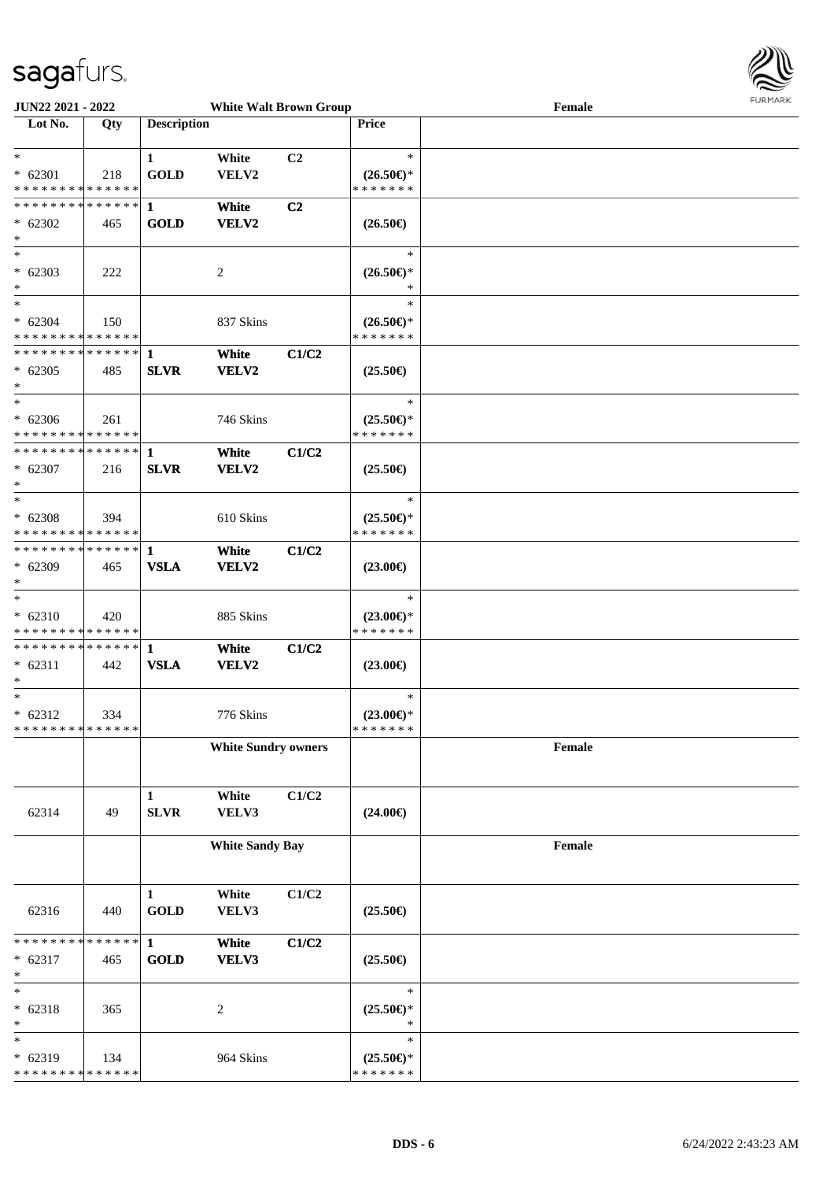**JUN22 2021 - 2022** **White Walt Brown Group** **Female**

| Lot No. | Qty | Description | | | Price | |
|---|---|---|---|---|---|---|
| *<br>* 62301<br>* * * * * * * * * * * * * * | 218 | 1<br>GOLD | White<br>VELV2 | C2 | *<br>(26.50€)*<br>* * * * * * * | |
| * * * * * * * * * * * * * *<br>* 62302<br>* | 465 | **1**<br>**GOLD** | **White**<br>**VELV2** | **C2** | (26.50€) | |
| *<br>* 62303<br>* | 222 | | 2 | | *<br>(26.50€)*<br>* | |
| *<br>* 62304<br>* * * * * * * * * * * * * * | 150 | | 837 Skins | | *<br>(26.50€)*<br>* * * * * * * | |
| * * * * * * * * * * * * * *<br>* 62305<br>* | 485 | **1**<br>**SLVR** | **White**<br>**VELV2** | **C1/C2** | (25.50€) | |
| *<br>* 62306<br>* * * * * * * * * * * * * * | 261 | | 746 Skins | | *<br>(25.50€)*<br>* * * * * * * | |
| * * * * * * * * * * * * * *<br>* 62307<br>* | 216 | **1**<br>**SLVR** | **White**<br>**VELV2** | **C1/C2** | (25.50€) | |
| *<br>* 62308<br>* * * * * * * * * * * * * * | 394 | | 610 Skins | | *<br>(25.50€)*<br>* * * * * * * | |
| * * * * * * * * * * * * * *<br>* 62309<br>* | 465 | **1**<br>**VSLA** | **White**<br>**VELV2** | **C1/C2** | (23.00€) | |
| *<br>* 62310<br>* * * * * * * * * * * * * * | 420 | | 885 Skins | | *<br>(23.00€)*<br>* * * * * * * | |
| * * * * * * * * * * * * * *<br>* 62311<br>* | 442 | **1**<br>**VSLA** | **White**<br>**VELV2** | **C1/C2** | (23.00€) | |
| *<br>* 62312<br>* * * * * * * * * * * * * * | 334 | | 776 Skins | | *<br>(23.00€)*<br>* * * * * * * | |
| | | | **White Sundry owners** | | | **Female** |
| 62314 | 49 | 1<br>SLVR | White<br>VELV3 | C1/C2 | (24.00€) | |
| | | | **White Sandy Bay** | | | **Female** |
| 62316 | 440 | 1<br>GOLD | White<br>VELV3 | C1/C2 | (25.50€) | |
| * * * * * * * * * * * * * *<br>* 62317<br>* | 465 | **1**<br>**GOLD** | **White**<br>**VELV3** | **C1/C2** | (25.50€) | |
| *<br>* 62318<br>* | 365 | | 2 | | *<br>(25.50€)*<br>* | |
| *<br>* 62319<br>* * * * * * * * * * * * * * | 134 | | 964 Skins | | *<br>(25.50€)*<br>* * * * * * * | |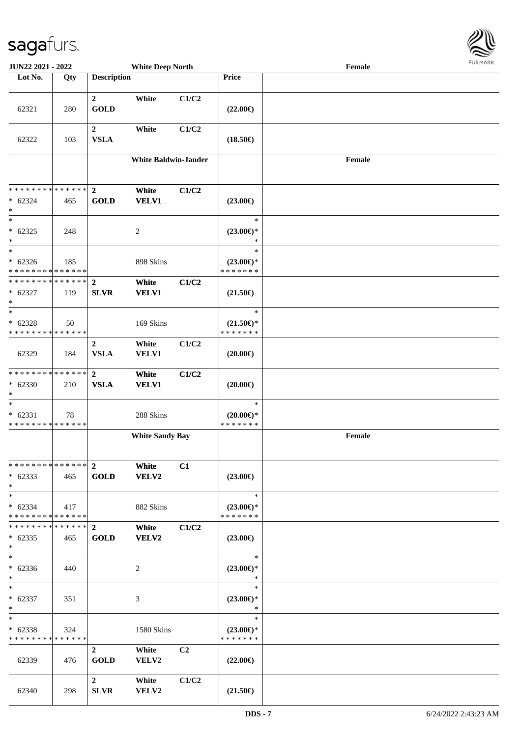**JUN22 2021 - 2022** | **White Deep North** | **Female**

| Lot No. | Qty | Description | | | Price | |
|---|---|---|---|---|---|---|
| 62321 | 280 | **2 GOLD** | **White** | **C1/C2** | **(22.00€)** | |
| 62322 | 103 | **2 VSLA** | **White** | **C1/C2** | **(18.50€)** | |
| | | **White Baldwin-Jander** | | | | **Female** |
| * * * * * * * * * * * * * * * 62324 * | 465 | **2 GOLD** | **White VELV1** | **C1/C2** | **(23.00€)** | |
| * * 62325 * | 248 | | 2 | | * **(23.00€)*** * | |
| * * 62326 * * * * * * * * * * * * * * | 185 | | 898 Skins | | * **(23.00€)*** * * * * * * * | |
| * * * * * * * * * * * * * * * 62327 * | 119 | **2 SLVR** | **White VELV1** | **C1/C2** | **(21.50€)** | |
| * * 62328 * * * * * * * * * * * * * * | 50 | | 169 Skins | | * **(21.50€)*** * * * * * * * | |
| 62329 | 184 | **2 VSLA** | **White VELV1** | **C1/C2** | **(20.00€)** | |
| * * * * * * * * * * * * * * * 62330 * | 210 | **2 VSLA** | **White VELV1** | **C1/C2** | **(20.00€)** | |
| * * 62331 * * * * * * * * * * * * * * | 78 | | 288 Skins | | * **(20.00€)*** * * * * * * * | |
| | | **White Sandy Bay** | | | | **Female** |
| * * * * * * * * * * * * * * * 62333 * | 465 | **2 GOLD** | **White VELV2** | **C1** | **(23.00€)** | |
| * * 62334 * * * * * * * * * * * * * * | 417 | | 882 Skins | | * **(23.00€)*** * * * * * * * | |
| * * * * * * * * * * * * * * * 62335 * | 465 | **2 GOLD** | **White VELV2** | **C1/C2** | **(23.00€)** | |
| * * 62336 * | 440 | | 2 | | * **(23.00€)*** * | |
| * * 62337 * | 351 | | 3 | | * **(23.00€)*** * | |
| * * 62338 * * * * * * * * * * * * * * | 324 | | 1580 Skins | | * **(23.00€)*** * * * * * * * | |
| 62339 | 476 | **2 GOLD** | **White VELV2** | **C2** | **(22.00€)** | |
| 62340 | 298 | **2 SLVR** | **White VELV2** | **C1/C2** | **(21.50€)** | |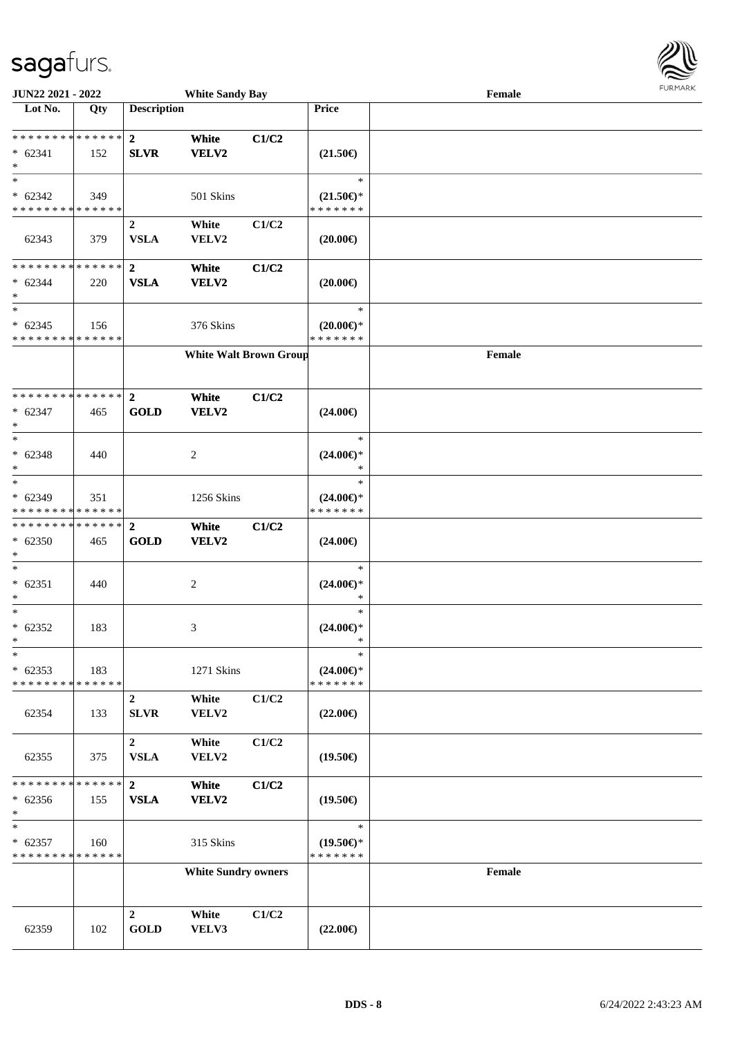| Lot No. | Qty | Description | | | Price | |
|---|---|---|---|---|---|---|
| * * * * * * * * * * * * * * | | 2 | White | C1/C2 | | |
| * 62341 | 152 | SLVR | VELV2 | | (21.50€) | |
| * | | | | | | |
| * | | | | | * | |
| * 62342 | 349 | | 501 Skins | | (21.50€)* | |
| * * * * * * * * * * * * * * | | | | | * * * * * * * | |
| | | 2 | White | C1/C2 | | |
| 62343 | 379 | VSLA | VELV2 | | (20.00€) | |
| * * * * * * * * * * * * * * | | 2 | White | C1/C2 | | |
| * 62344 | 220 | VSLA | VELV2 | | (20.00€) | |
| * | | | | | | |
| * | | | | | * | |
| * 62345 | 156 | | 376 Skins | | (20.00€)* | |
| * * * * * * * * * * * * * * | | | | | * * * * * * * | |
| | | White Walt Brown Group | | | | Female |
| * * * * * * * * * * * * * * | | 2 | White | C1/C2 | | |
| * 62347 | 465 | GOLD | VELV2 | | (24.00€) | |
| * | | | | | | |
| * | | | | | * | |
| * 62348 | 440 | | 2 | | (24.00€)* | |
| * | | | | | * | |
| * | | | | | * | |
| * 62349 | 351 | | 1256 Skins | | (24.00€)* | |
| * * * * * * * * * * * * * * | | | | | * * * * * * * | |
| * * * * * * * * * * * * * * | | 2 | White | C1/C2 | | |
| * 62350 | 465 | GOLD | VELV2 | | (24.00€) | |
| * | | | | | | |
| * | | | | | * | |
| * 62351 | 440 | | 2 | | (24.00€)* | |
| * | | | | | * | |
| * | | | | | * | |
| * 62352 | 183 | | 3 | | (24.00€)* | |
| * | | | | | * | |
| * | | | | | * | |
| * 62353 | 183 | | 1271 Skins | | (24.00€)* | |
| * * * * * * * * * * * * * * | | | | | * * * * * * * | |
| | | 2 | White | C1/C2 | | |
| 62354 | 133 | SLVR | VELV2 | | (22.00€) | |
| | | 2 | White | C1/C2 | | |
| 62355 | 375 | VSLA | VELV2 | | (19.50€) | |
| * * * * * * * * * * * * * * | | 2 | White | C1/C2 | | |
| * 62356 | 155 | VSLA | VELV2 | | (19.50€) | |
| * | | | | | | |
| * | | | | | * | |
| * 62357 | 160 | | 315 Skins | | (19.50€)* | |
| * * * * * * * * * * * * * * | | | | | * * * * * * * | |
| | | White Sundry owners | | | | Female |
| | | 2 | White | C1/C2 | | |
| 62359 | 102 | GOLD | VELV3 | | (22.00€) | |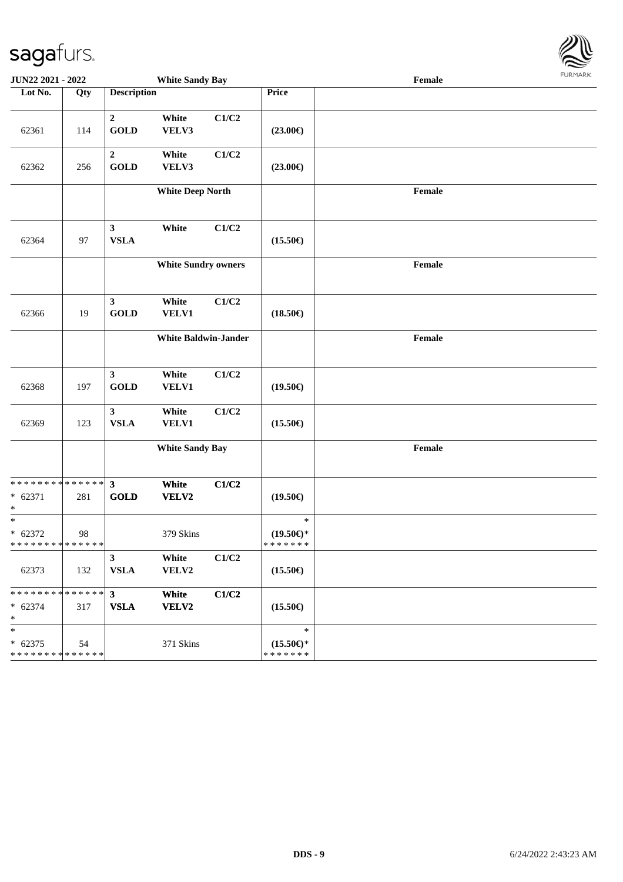JUN22 2021 - 2022 White Sandy Bay Female

| Lot No. | Qty | Description | | | Price | |
|---|---|---|---|---|---|---|
| 62361 | 114 | 2 GOLD | White VELV3 | C1/C2 | (23.00€) | |
| 62362 | 256 | 2 GOLD | White VELV3 | C1/C2 | (23.00€) | |
| | | White Deep North | | | | Female |
| 62364 | 97 | 3 VSLA | White | C1/C2 | (15.50€) | |
| | | White Sundry owners | | | | Female |
| 62366 | 19 | 3 GOLD | White VELV1 | C1/C2 | (18.50€) | |
| | | White Baldwin-Jander | | | | Female |
| 62368 | 197 | 3 GOLD | White VELV1 | C1/C2 | (19.50€) | |
| 62369 | 123 | 3 VSLA | White VELV1 | C1/C2 | (15.50€) | |
| | | White Sandy Bay | | | | Female |
| * * * * * * * * * * * * * * * 62371 * | 281 | 3 GOLD | White VELV2 | C1/C2 | (19.50€) | |
| * * 62372 * * * * * * * * * * * * * * | 98 | | 379 Skins | | * (19.50€)* * * * * * * * | |
| 62373 | 132 | 3 VSLA | White VELV2 | C1/C2 | (15.50€) | |
| * * * * * * * * * * * * * * * 62374 * | 317 | 3 VSLA | White VELV2 | C1/C2 | (15.50€) | |
| * * 62375 * * * * * * * * * * * * * * | 54 | | 371 Skins | | * (15.50€)* * * * * * * * | |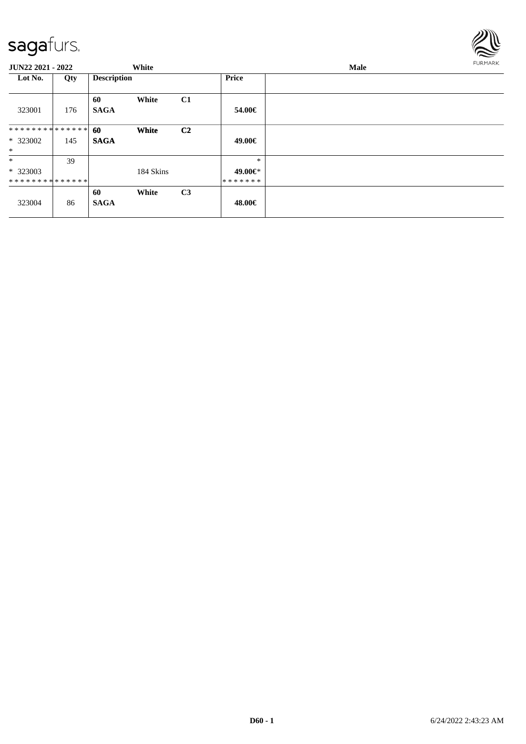**JUN22 2021 - 2022** **White** **Male**

| Lot No. | Qty | Description | | | Price | |
|---|---|---|---|---|---|---|
| 323001 | 176 | **60** **SAGA** | **White** | **C1** | **54.00€** | |
| ************** * 323002 * | 145 | **60** **SAGA** | **White** | **C2** | **49.00€** | |
| * * 323003 ************** | 39 | | 184 Skins | | * **49.00€*** ******* | |
| 323004 | 86 | **60** **SAGA** | **White** | **C3** | **48.00€** | |

**D60 - 1** 6/24/2022 2:43:23 AM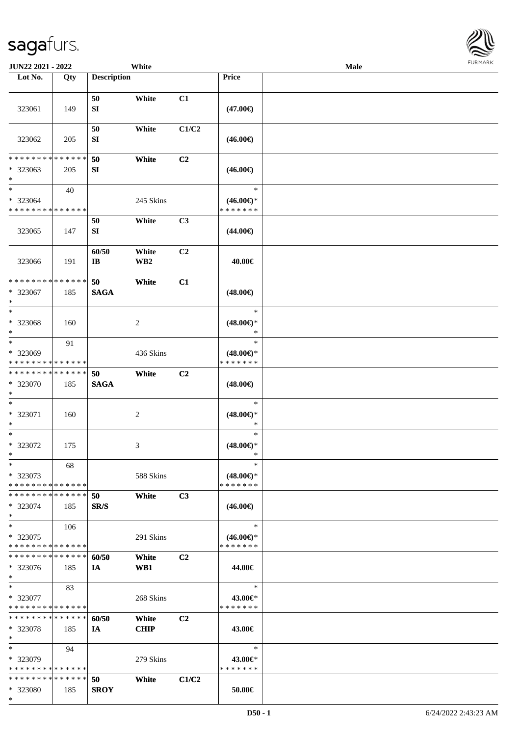JUN22 2021 - 2022 White Male

| Lot No. | Qty | Description | | | Price | |
|---|---|---|---|---|---|---|
| 323061 | 149 | 50 SI | White | C1 | (47.00€) | |
| 323062 | 205 | 50 SI | White | C1/C2 | (46.00€) | |
| * * * * * * * * * * * * * * * 323063 * | 205 | 50 SI | White | C2 | (46.00€) | |
| * * 323064 * * * * * * * * * * * * * * | 40 | | 245 Skins | | * (46.00€)* * * * * * * * | |
| 323065 | 147 | 50 SI | White | C3 | (44.00€) | |
| 323066 | 191 | 60/50 IB | White WB2 | C2 | 40.00€ | |
| * * * * * * * * * * * * * * * 323067 * | 185 | 50 SAGA | White | C1 | (48.00€) | |
| * * 323068 * | 160 | | 2 | | * (48.00€)* * | |
| * * 323069 * * * * * * * * * * * * * * | 91 | | 436 Skins | | * (48.00€)* * * * * * * * | |
| * * * * * * * * * * * * * * * 323070 * | 185 | 50 SAGA | White | C2 | (48.00€) | |
| * * 323071 * | 160 | | 2 | | * (48.00€)* * | |
| * * 323072 * | 175 | | 3 | | * (48.00€)* * | |
| * * 323073 * * * * * * * * * * * * * * | 68 | | 588 Skins | | * (48.00€)* * * * * * * * | |
| * * * * * * * * * * * * * * * 323074 * | 185 | 50 SR/S | White | C3 | (46.00€) | |
| * * 323075 * * * * * * * * * * * * * * | 106 | | 291 Skins | | * (46.00€)* * * * * * * * | |
| * * * * * * * * * * * * * * * 323076 * | 185 | 60/50 IA | White WB1 | C2 | 44.00€ | |
| * * 323077 * * * * * * * * * * * * * * | 83 | | 268 Skins | | * 43.00€* * * * * * * * | |
| * * * * * * * * * * * * * * * 323078 * | 185 | 60/50 IA | White CHIP | C2 | 43.00€ | |
| * * 323079 * * * * * * * * * * * * * * | 94 | | 279 Skins | | * 43.00€* * * * * * * * | |
| * * * * * * * * * * * * * * * 323080 * | 185 | 50 SROY | White | C1/C2 | 50.00€ | |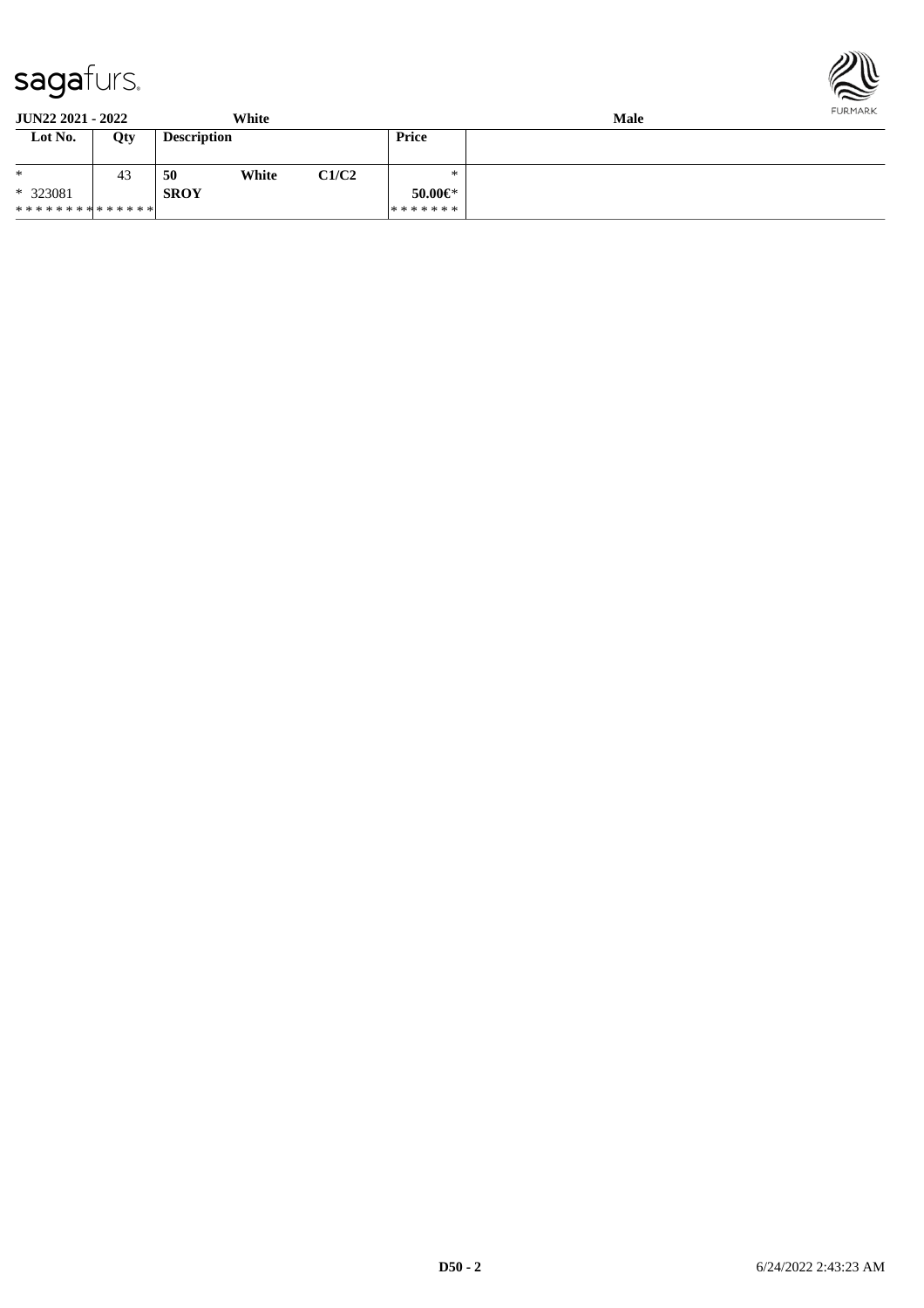**JUN22 2021 - 2022** **White** **Male**

| Lot No. | Qty | Description | | | Price | |
|---|---|---|---|---|---|---|
| * | 43 | 50 | White | C1/C2 | * | |
| * 323081 | | SROY | | | 50.00€* | |
| ************* | | | | | ******* | |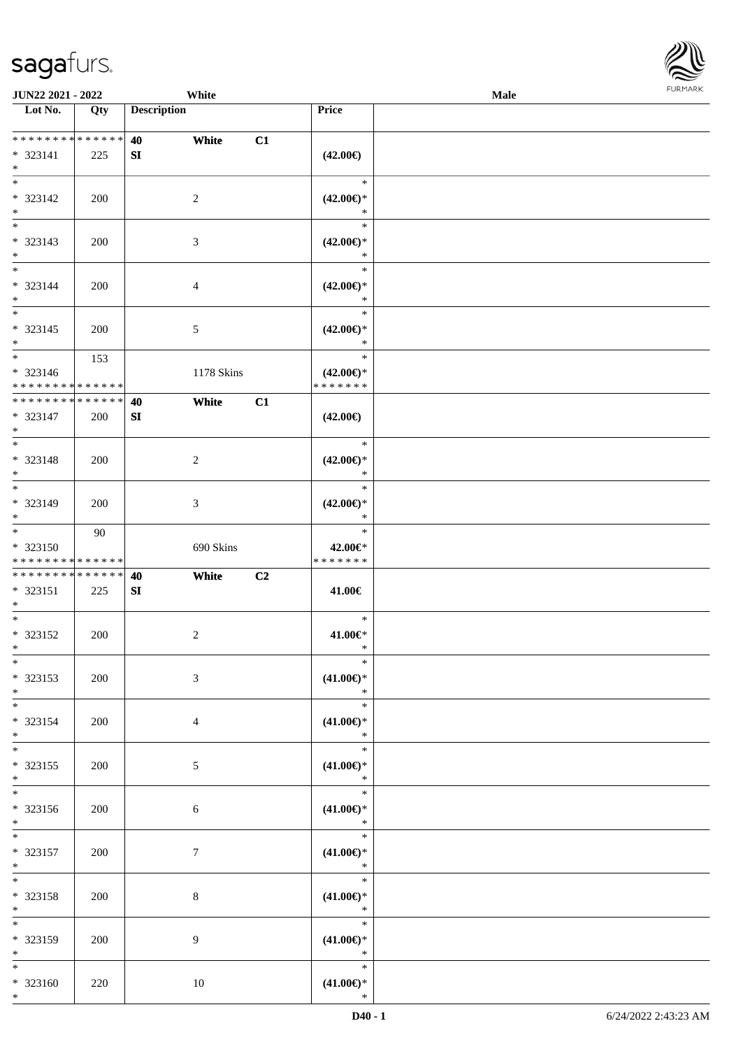| Lot No. | Qty | Description | | | Price | |
|---|---|---|---|---|---|---|
| * * * * * * * * * * * * * * | | 40 | White | C1 | | |
| * 323141 | 225 | SI | | | (42.00€) | |
| * | | | | | | |
| * 323142 | 200 | | 2 | | (42.00€)* | |
| * 323143 | 200 | | 3 | | (42.00€)* | |
| * 323144 | 200 | | 4 | | (42.00€)* | |
| * 323145 | 200 | | 5 | | (42.00€)* | |
| * 323146 | 153 | | 1178 Skins | | (42.00€)* | |
| * * * * * * * * * * * * * * | | | | | * * * * * * * | |
| * * * * * * * * * * * * * * | | 40 | White | C1 | | |
| * 323147 | 200 | SI | | | (42.00€) | |
| * 323148 | 200 | | 2 | | (42.00€)* | |
| * 323149 | 200 | | 3 | | (42.00€)* | |
| * 323150 | 90 | | 690 Skins | | 42.00€* | |
| * * * * * * * * * * * * * * | | | | | * * * * * * * | |
| * * * * * * * * * * * * * * | | 40 | White | C2 | | |
| * 323151 | 225 | SI | | | 41.00€ | |
| * 323152 | 200 | | 2 | | 41.00€* | |
| * 323153 | 200 | | 3 | | (41.00€)* | |
| * 323154 | 200 | | 4 | | (41.00€)* | |
| * 323155 | 200 | | 5 | | (41.00€)* | |
| * 323156 | 200 | | 6 | | (41.00€)* | |
| * 323157 | 200 | | 7 | | (41.00€)* | |
| * 323158 | 200 | | 8 | | (41.00€)* | |
| * 323159 | 200 | | 9 | | (41.00€)* | |
| * 323160 | 220 | | 10 | | (41.00€)* | |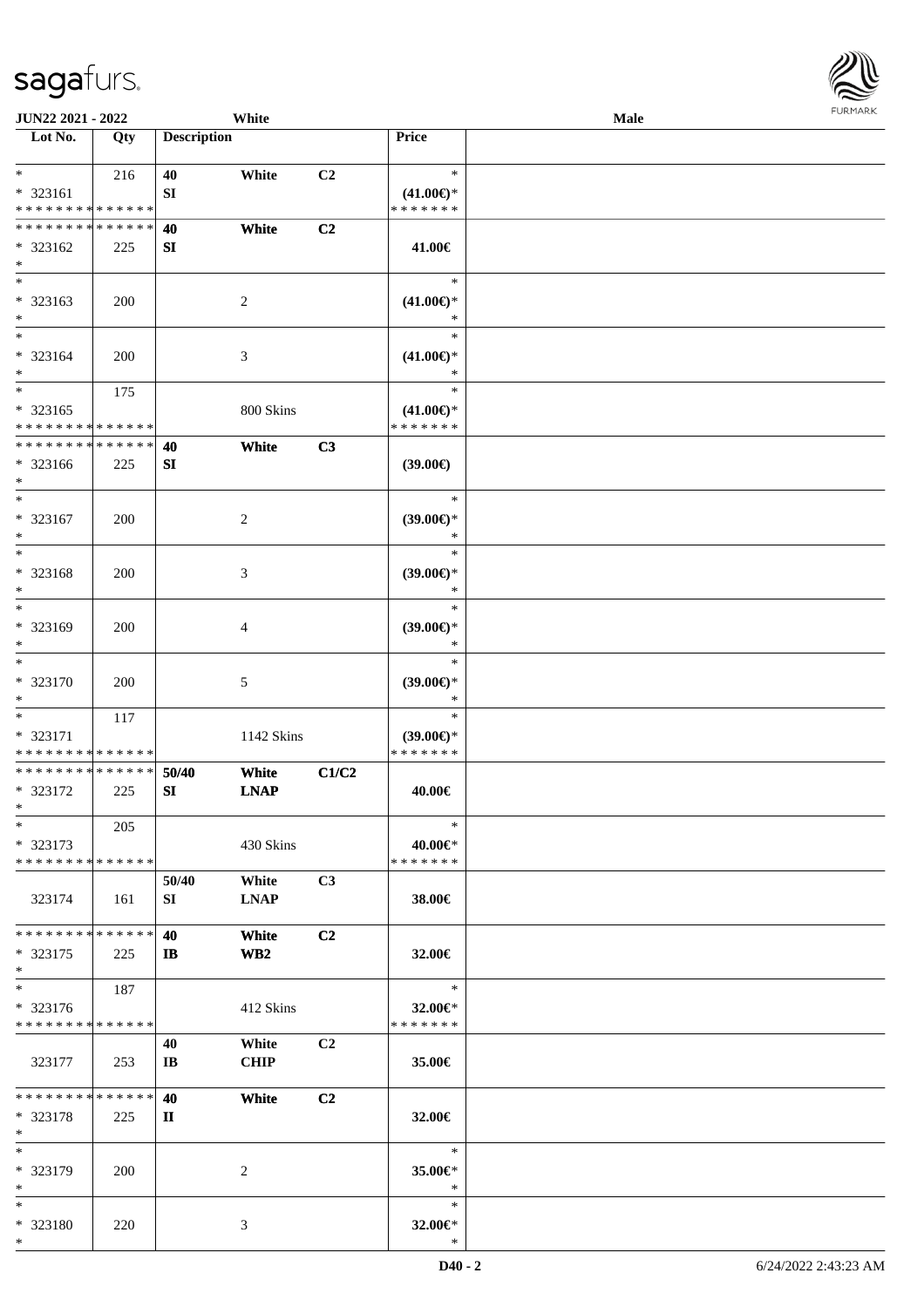| Lot No. | Qty | Description | | | Price | |
|---|---|---|---|---|---|---|
| * | 216 | 40 | White | C2 | * | |
| * 323161 | | SI | | | (41.00€)* | |
| * * * * * * * * * * * * * * | | | | | * * * * * * * | |
| * * * * * * * * * * * * * * | | 40 | White | C2 | | |
| * 323162 | 225 | SI | | | 41.00€ | |
| * | | | | | | |
| * | | | | | * | |
| * 323163 | 200 | | 2 | | (41.00€)* | |
| * | | | | | * | |
| * | | | | | * | |
| * 323164 | 200 | | 3 | | (41.00€)* | |
| * | | | | | * | |
| * | 175 | | | | * | |
| * 323165 | | | 800 Skins | | (41.00€)* | |
| * * * * * * * * * * * * * * | | | | | * * * * * * * | |
| * * * * * * * * * * * * * * | | 40 | White | C3 | | |
| * 323166 | 225 | SI | | | (39.00€) | |
| * | | | | | | |
| * | | | | | * | |
| * 323167 | 200 | | 2 | | (39.00€)* | |
| * | | | | | * | |
| * | | | | | * | |
| * 323168 | 200 | | 3 | | (39.00€)* | |
| * | | | | | * | |
| * | | | | | * | |
| * 323169 | 200 | | 4 | | (39.00€)* | |
| * | | | | | * | |
| * | | | | | * | |
| * 323170 | 200 | | 5 | | (39.00€)* | |
| * | | | | | * | |
| * | 117 | | | | * | |
| * 323171 | | | 1142 Skins | | (39.00€)* | |
| * * * * * * * * * * * * * * | | | | | * * * * * * * | |
| * * * * * * * * * * * * * * | | 50/40 | White | C1/C2 | | |
| * 323172 | 225 | SI | LNAP | | 40.00€ | |
| * | | | | | | |
| * | 205 | | | | * | |
| * 323173 | | | 430 Skins | | 40.00€* | |
| * * * * * * * * * * * * * * | | | | | * * * * * * * | |
| | | 50/40 | White | C3 | | |
| 323174 | 161 | SI | LNAP | | 38.00€ | |
| * * * * * * * * * * * * * * | | 40 | White | C2 | | |
| * 323175 | 225 | IB | WB2 | | 32.00€ | |
| * | | | | | | |
| * | 187 | | | | * | |
| * 323176 | | | 412 Skins | | 32.00€* | |
| * * * * * * * * * * * * * * | | | | | * * * * * * * | |
| | | 40 | White | C2 | | |
| 323177 | 253 | IB | CHIP | | 35.00€ | |
| * * * * * * * * * * * * * * | | 40 | White | C2 | | |
| * 323178 | 225 | II | | | 32.00€ | |
| * | | | | | | |
| * | | | | | * | |
| * 323179 | 200 | | 2 | | 35.00€* | |
| * | | | | | * | |
| * | | | | | * | |
| * 323180 | 220 | | 3 | | 32.00€* | |
| * | | | | | * | |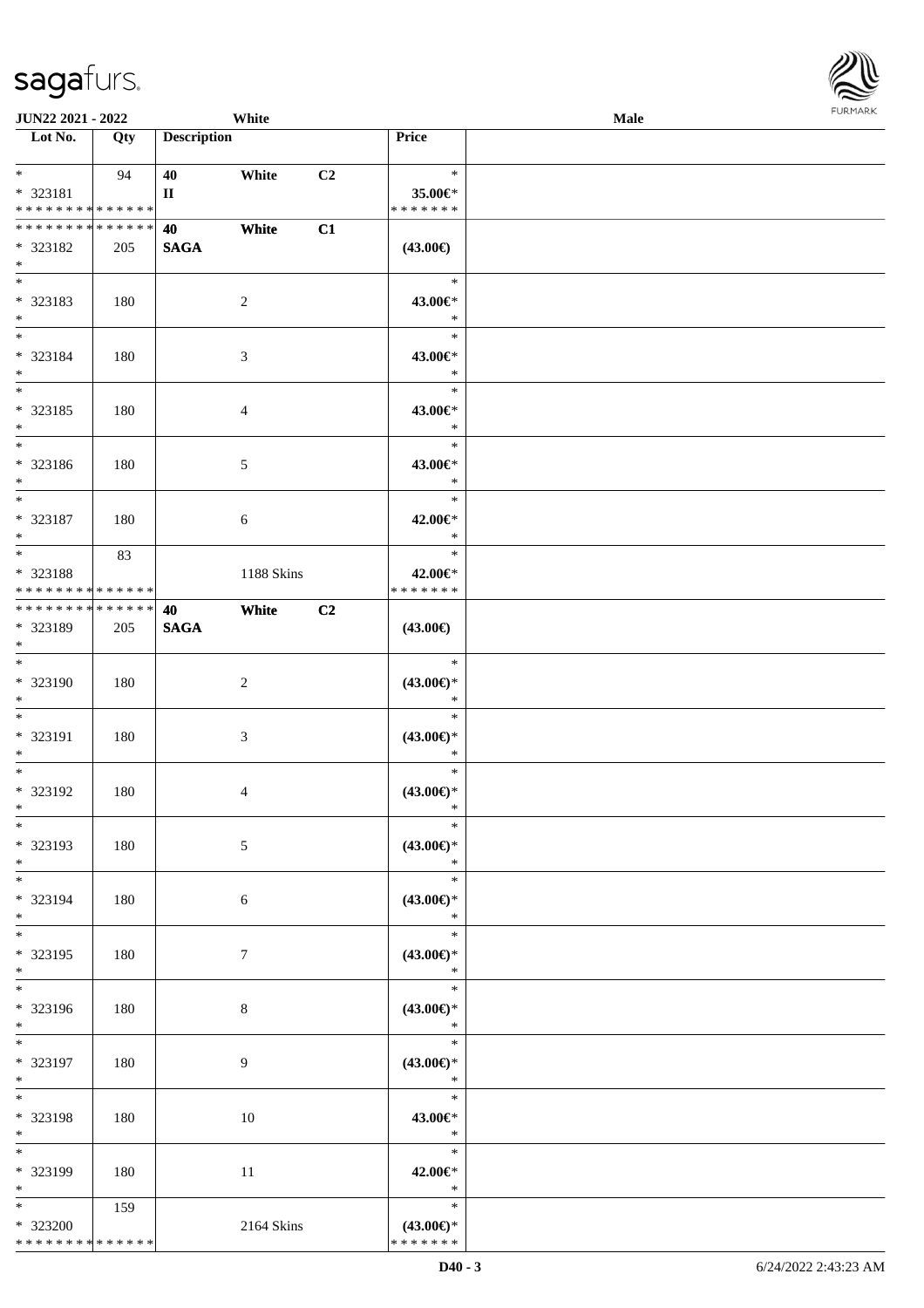| Lot No. | Qty | Description | | | Price | |
|---|---|---|---|---|---|---|
| * | 94 | 40 | White | C2 | * | |
| * 323181 | | II | | | 35.00€* | |
| * * * * * * * * * * * * * * | | | | | * * * * * * * | |
| * * * * * * * * * * * * * * | | 40 | White | C1 | | |
| * 323182 | 205 | SAGA | | | (43.00€) | |
| * | | | | | | |
| * | | | | | * | |
| * 323183 | 180 | | 2 | | 43.00€* | |
| * | | | | | * | |
| * | | | | | * | |
| * 323184 | 180 | | 3 | | 43.00€* | |
| * | | | | | * | |
| * | | | | | * | |
| * 323185 | 180 | | 4 | | 43.00€* | |
| * | | | | | * | |
| * | | | | | * | |
| * 323186 | 180 | | 5 | | 43.00€* | |
| * | | | | | * | |
| * | | | | | * | |
| * 323187 | 180 | | 6 | | 42.00€* | |
| * | | | | | * | |
| * | 83 | | | | * | |
| * 323188 | | | 1188 Skins | | 42.00€* | |
| * * * * * * * * * * * * * * | | | | | * * * * * * * | |
| * * * * * * * * * * * * * * | | 40 | White | C2 | | |
| * 323189 | 205 | SAGA | | | (43.00€) | |
| * | | | | | | |
| * | | | | | * | |
| * 323190 | 180 | | 2 | | (43.00€)* | |
| * | | | | | * | |
| * | | | | | * | |
| * 323191 | 180 | | 3 | | (43.00€)* | |
| * | | | | | * | |
| * | | | | | * | |
| * 323192 | 180 | | 4 | | (43.00€)* | |
| * | | | | | * | |
| * | | | | | * | |
| * 323193 | 180 | | 5 | | (43.00€)* | |
| * | | | | | * | |
| * | | | | | * | |
| * 323194 | 180 | | 6 | | (43.00€)* | |
| * | | | | | * | |
| * | | | | | * | |
| * 323195 | 180 | | 7 | | (43.00€)* | |
| * | | | | | * | |
| * | | | | | * | |
| * 323196 | 180 | | 8 | | (43.00€)* | |
| * | | | | | * | |
| * | | | | | * | |
| * 323197 | 180 | | 9 | | (43.00€)* | |
| * | | | | | * | |
| * | | | | | * | |
| * 323198 | 180 | | 10 | | 43.00€* | |
| * | | | | | * | |
| * | | | | | * | |
| * 323199 | 180 | | 11 | | 42.00€* | |
| * | | | | | * | |
| * | 159 | | | | * | |
| * 323200 | | | 2164 Skins | | (43.00€)* | |
| * * * * * * * * * * * * * * | | | | | * * * * * * * | |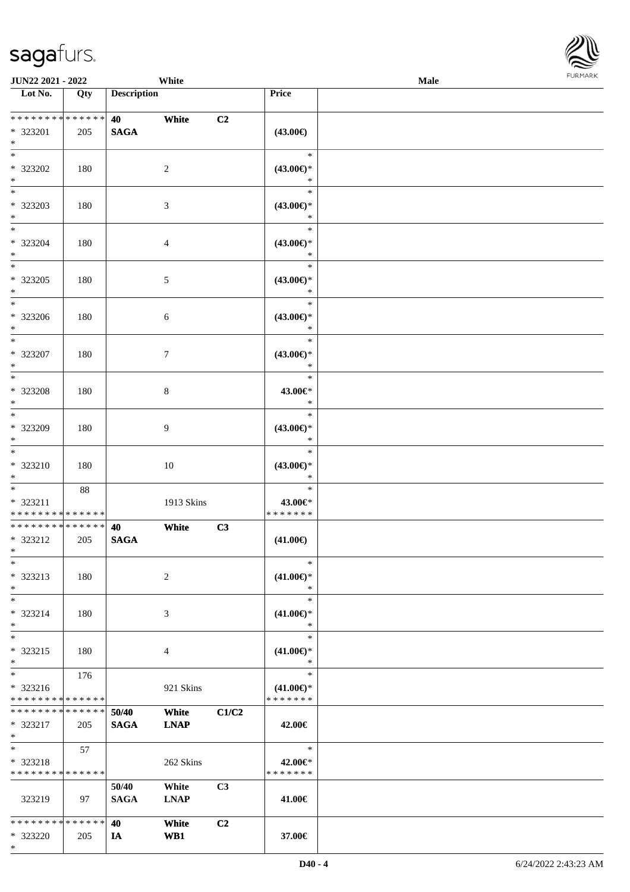| Lot No. | Qty | Description | | | Price | |
|---|---|---|---|---|---|---|
| * * * * * * * * * * * * * * | | 40 | White | C2 | | |
| * 323201 | 205 | SAGA | | | (43.00€) | |
| * | | | | | | |
| * 323202 | 180 | | 2 | | (43.00€)* | |
| * 323203 | 180 | | 3 | | (43.00€)* | |
| * 323204 | 180 | | 4 | | (43.00€)* | |
| * 323205 | 180 | | 5 | | (43.00€)* | |
| * 323206 | 180 | | 6 | | (43.00€)* | |
| * 323207 | 180 | | 7 | | (43.00€)* | |
| * 323208 | 180 | | 8 | | 43.00€* | |
| * 323209 | 180 | | 9 | | (43.00€)* | |
| * 323210 | 180 | | 10 | | (43.00€)* | |
| * 323211 | 88 | | 1913 Skins | | 43.00€* | |
| * * * * * * * * * * * * * * | | | | | * * * * * * * | |
| * * * * * * * * * * * * * * | | 40 | White | C3 | | |
| * 323212 | 205 | SAGA | | | (41.00€) | |
| * 323213 | 180 | | 2 | | (41.00€)* | |
| * 323214 | 180 | | 3 | | (41.00€)* | |
| * 323215 | 180 | | 4 | | (41.00€)* | |
| * 323216 | 176 | | 921 Skins | | (41.00€)* | |
| * * * * * * * * * * * * * * | | | | | * * * * * * * | |
| * * * * * * * * * * * * * * | | 50/40 | White | C1/C2 | | |
| * 323217 | 205 | SAGA | LNAP | | 42.00€ | |
| * 323218 | 57 | | 262 Skins | | 42.00€* | |
| * * * * * * * * * * * * * * | | | | | * * * * * * * | |
| 323219 | 97 | 50/40 SAGA | White LNAP | C3 | 41.00€ | |
| * * * * * * * * * * * * * * | | 40 | White | C2 | | |
| * 323220 | 205 | IA | WB1 | | 37.00€ | |
| * | | | | | | |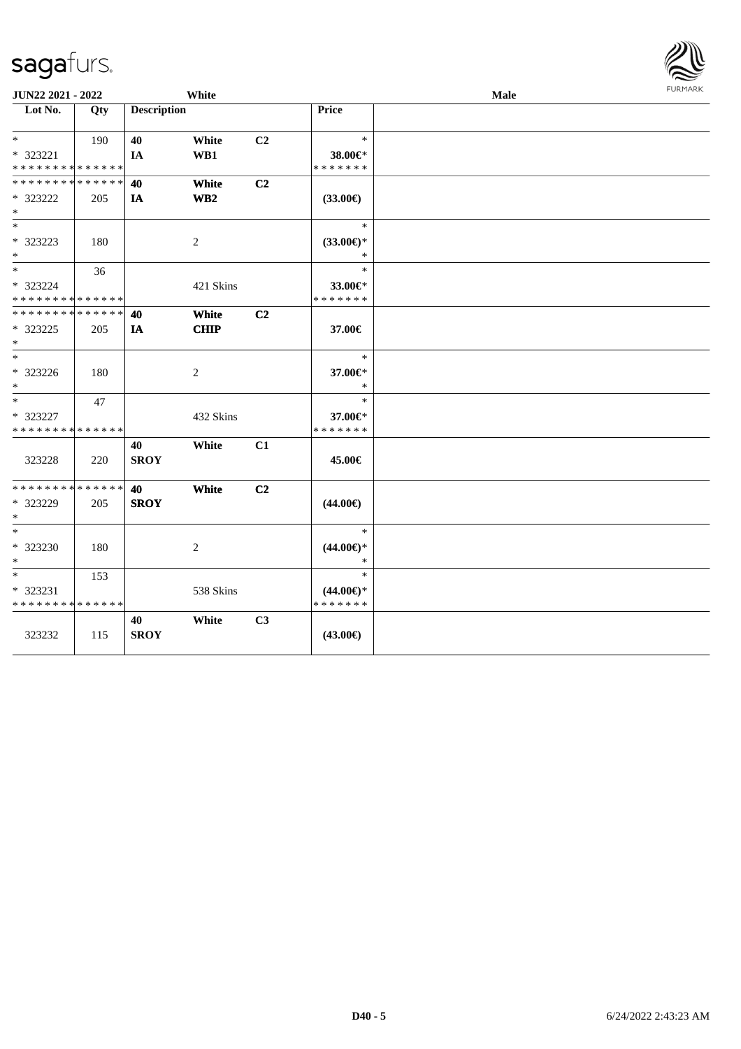**JUN22 2021 - 2022** | **White** | **Male**

| Lot No. | Qty | Description | | | Price | |
|---|---|---|---|---|---|---|
| * | 190 | 40 | White | C2 | * | |
| * 323221 | | IA | WB1 | | 38.00€* | |
| * * * * * * * * * * * * * * | | | | | * * * * * * * | |
| * * * * * * * * * * * * * * | | 40 | White | C2 | | |
| * 323222 | 205 | IA | WB2 | | (33.00€) | |
| * | | | | | | |
| * | | | | | * | |
| * 323223 | 180 | | 2 | | (33.00€)* | |
| * | | | | | * | |
| * | 36 | | | | * | |
| * 323224 | | | 421 Skins | | 33.00€* | |
| * * * * * * * * * * * * * * | | | | | * * * * * * * | |
| * * * * * * * * * * * * * * | | 40 | White | C2 | | |
| * 323225 | 205 | IA | CHIP | | 37.00€ | |
| * | | | | | | |
| * | | | | | * | |
| * 323226 | 180 | | 2 | | 37.00€* | |
| * | | | | | * | |
| * | 47 | | | | * | |
| * 323227 | | | 432 Skins | | 37.00€* | |
| * * * * * * * * * * * * * * | | | | | * * * * * * * | |
| | | 40 | White | C1 | | |
| 323228 | 220 | SROY | | | 45.00€ | |
| * * * * * * * * * * * * * * | | 40 | White | C2 | | |
| * 323229 | 205 | SROY | | | (44.00€) | |
| * | | | | | | |
| * | | | | | * | |
| * 323230 | 180 | | 2 | | (44.00€)* | |
| * | | | | | * | |
| * | 153 | | | | * | |
| * 323231 | | | 538 Skins | | (44.00€)* | |
| * * * * * * * * * * * * * * | | | | | * * * * * * * | |
| | | 40 | White | C3 | | |
| 323232 | 115 | SROY | | | (43.00€) | |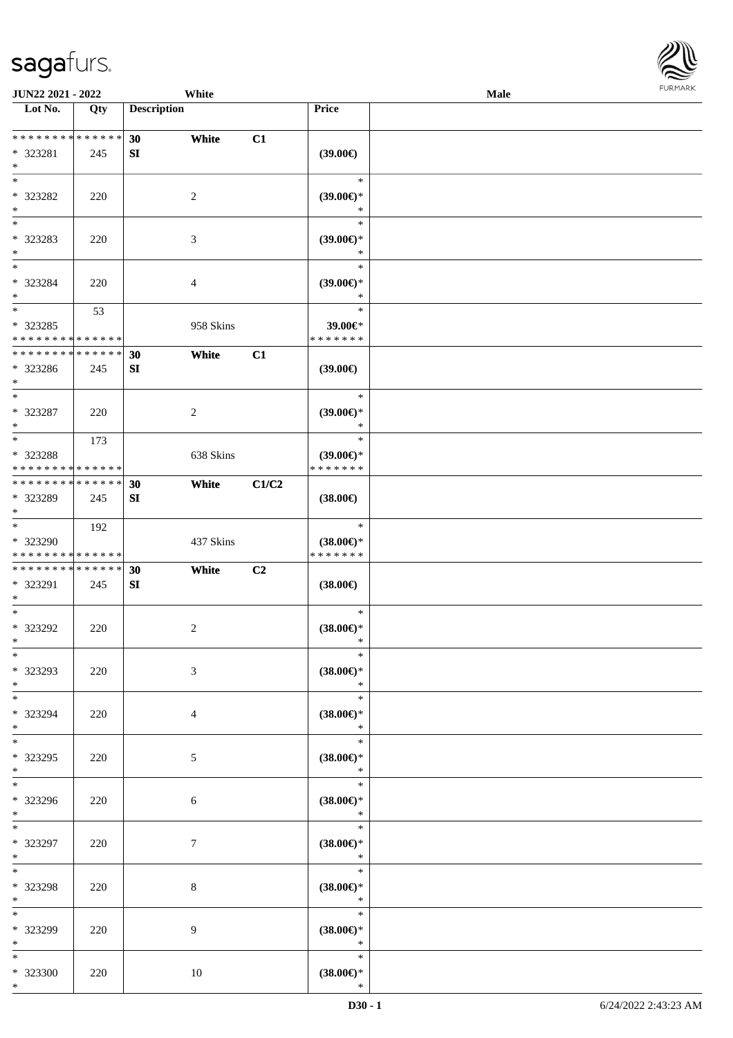| Lot No. | Qty | Description | | | Price | |
|---|---|---|---|---|---|---|
| ************** | | 30 | White | C1 | | |
| * 323281 | 245 | SI | | | (39.00€) | |
| * | | | | | | |
| * | | | | | * | |
| * 323282 | 220 | | 2 | | (39.00€)* | |
| * | | | | | * | |
| * | | | | | * | |
| * 323283 | 220 | | 3 | | (39.00€)* | |
| * | | | | | * | |
| * | | | | | * | |
| * 323284 | 220 | | 4 | | (39.00€)* | |
| * | | | | | * | |
| * | 53 | | | | * | |
| * 323285 | | | 958 Skins | | 39.00€* | |
| ************** | | | | | ******* | |
| ************** | | 30 | White | C1 | | |
| * 323286 | 245 | SI | | | (39.00€) | |
| * | | | | | | |
| * | | | | | * | |
| * 323287 | 220 | | 2 | | (39.00€)* | |
| * | | | | | * | |
| * | 173 | | | | * | |
| * 323288 | | | 638 Skins | | (39.00€)* | |
| ************** | | | | | ******* | |
| ************** | | 30 | White | C1/C2 | | |
| * 323289 | 245 | SI | | | (38.00€) | |
| * | | | | | | |
| * | 192 | | | | * | |
| * 323290 | | | 437 Skins | | (38.00€)* | |
| ************** | | | | | ******* | |
| ************** | | 30 | White | C2 | | |
| * 323291 | 245 | SI | | | (38.00€) | |
| * | | | | | | |
| * | | | | | * | |
| * 323292 | 220 | | 2 | | (38.00€)* | |
| * | | | | | * | |
| * | | | | | * | |
| * 323293 | 220 | | 3 | | (38.00€)* | |
| * | | | | | * | |
| * | | | | | * | |
| * 323294 | 220 | | 4 | | (38.00€)* | |
| * | | | | | * | |
| * | | | | | * | |
| * 323295 | 220 | | 5 | | (38.00€)* | |
| * | | | | | * | |
| * | | | | | * | |
| * 323296 | 220 | | 6 | | (38.00€)* | |
| * | | | | | * | |
| * | | | | | * | |
| * 323297 | 220 | | 7 | | (38.00€)* | |
| * | | | | | * | |
| * | | | | | * | |
| * 323298 | 220 | | 8 | | (38.00€)* | |
| * | | | | | * | |
| * | | | | | * | |
| * 323299 | 220 | | 9 | | (38.00€)* | |
| * | | | | | * | |
| * | | | | | * | |
| * 323300 | 220 | | 10 | | (38.00€)* | |
| * | | | | | * | |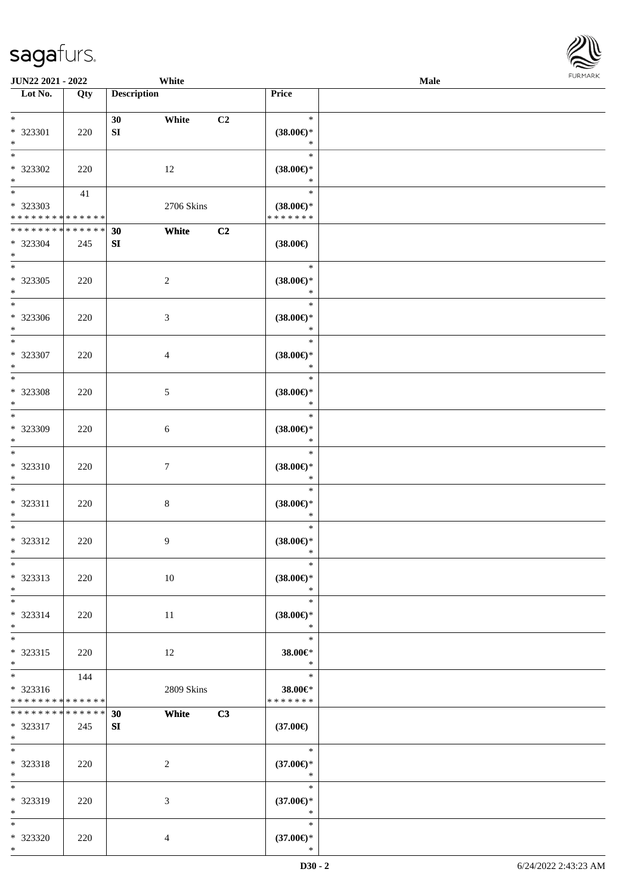| Lot No. | Qty | Description | | | Price | |
|---|---|---|---|---|---|---|
| * | | 30 | White | C2 | * | |
| * 323301 | 220 | SI | | | (38.00€)* | |
| * | | | | | * | |
| * | | | | | * | |
| * 323302 | 220 | | 12 | | (38.00€)* | |
| * | | | | | * | |
| * | 41 | | | | * | |
| * 323303 | | | 2706 Skins | | (38.00€)* | |
| * * * * * * * * * * * * * * | | | | | * * * * * * * | |
| * * * * * * * * * * * * * * | | 30 | White | C2 | | |
| * 323304 | 245 | SI | | | (38.00€) | |
| * | | | | | | |
| * | | | | | * | |
| * 323305 | 220 | | 2 | | (38.00€)* | |
| * | | | | | * | |
| * | | | | | * | |
| * 323306 | 220 | | 3 | | (38.00€)* | |
| * | | | | | * | |
| * | | | | | * | |
| * 323307 | 220 | | 4 | | (38.00€)* | |
| * | | | | | * | |
| * | | | | | * | |
| * 323308 | 220 | | 5 | | (38.00€)* | |
| * | | | | | * | |
| * | | | | | * | |
| * 323309 | 220 | | 6 | | (38.00€)* | |
| * | | | | | * | |
| * | | | | | * | |
| * 323310 | 220 | | 7 | | (38.00€)* | |
| * | | | | | * | |
| * | | | | | * | |
| * 323311 | 220 | | 8 | | (38.00€)* | |
| * | | | | | * | |
| * | | | | | * | |
| * 323312 | 220 | | 9 | | (38.00€)* | |
| * | | | | | * | |
| * | | | | | * | |
| * 323313 | 220 | | 10 | | (38.00€)* | |
| * | | | | | * | |
| * | | | | | * | |
| * 323314 | 220 | | 11 | | (38.00€)* | |
| * | | | | | * | |
| * | | | | | * | |
| * 323315 | 220 | | 12 | | 38.00€* | |
| * | | | | | * | |
| * | 144 | | | | * | |
| * 323316 | | | 2809 Skins | | 38.00€* | |
| * * * * * * * * * * * * * * | | | | | * * * * * * * | |
| * * * * * * * * * * * * * * | | 30 | White | C3 | | |
| * 323317 | 245 | SI | | | (37.00€) | |
| * | | | | | | |
| * | | | | | * | |
| * 323318 | 220 | | 2 | | (37.00€)* | |
| * | | | | | * | |
| * | | | | | * | |
| * 323319 | 220 | | 3 | | (37.00€)* | |
| * | | | | | * | |
| * | | | | | * | |
| * 323320 | 220 | | 4 | | (37.00€)* | |
| * | | | | | * | |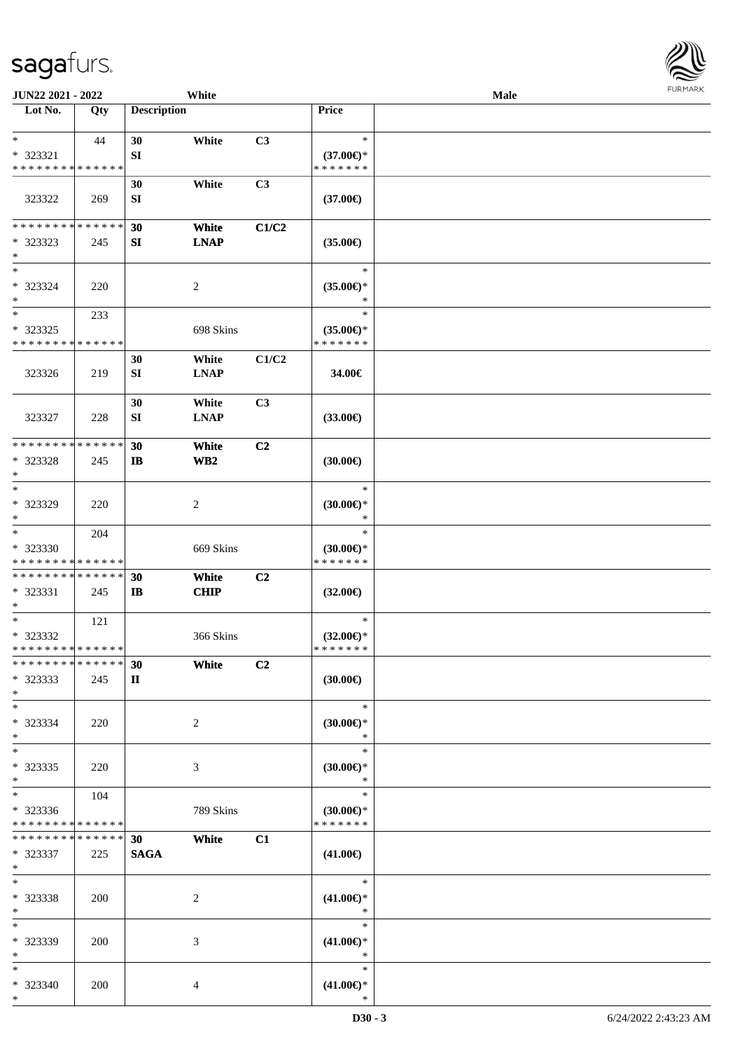| Lot No. | Qty | Description | | | Price | |
|---|---|---|---|---|---|---|
| *<br>* 323321<br>* * * * * * * * * * * * * * | 44 | 30<br>SI | White | C3 | *<br>(37.00€)*<br>* * * * * * * | |
| 323322 | 269 | 30<br>SI | White | C3 | (37.00€) | |
| * * * * * * * * * * * * * *<br>* 323323<br>* | 245 | 30<br>SI | White<br>LNAP | C1/C2 | (35.00€) | |
| *<br>* 323324<br>* | 220 | | 2 | | *<br>(35.00€)*<br>* | |
| *<br>* 323325<br>* * * * * * * * * * * * * * | 233 | | 698 Skins | | *<br>(35.00€)*<br>* * * * * * * | |
| 323326 | 219 | 30<br>SI | White<br>LNAP | C1/C2 | 34.00€ | |
| 323327 | 228 | 30<br>SI | White<br>LNAP | C3 | (33.00€) | |
| * * * * * * * * * * * * * *<br>* 323328<br>* | 245 | 30<br>IB | White<br>WB2 | C2 | (30.00€) | |
| *<br>* 323329<br>* | 220 | | 2 | | *<br>(30.00€)*<br>* | |
| *<br>* 323330<br>* * * * * * * * * * * * * * | 204 | | 669 Skins | | *<br>(30.00€)*<br>* * * * * * * | |
| * * * * * * * * * * * * * *<br>* 323331<br>* | 245 | 30<br>IB | White<br>CHIP | C2 | (32.00€) | |
| *<br>* 323332<br>* * * * * * * * * * * * * * | 121 | | 366 Skins | | *<br>(32.00€)*<br>* * * * * * * | |
| * * * * * * * * * * * * * *<br>* 323333<br>* | 245 | 30<br>II | White | C2 | (30.00€) | |
| *<br>* 323334<br>* | 220 | | 2 | | *<br>(30.00€)*<br>* | |
| *<br>* 323335<br>* | 220 | | 3 | | *<br>(30.00€)*<br>* | |
| *<br>* 323336<br>* * * * * * * * * * * * * * | 104 | | 789 Skins | | *<br>(30.00€)*<br>* * * * * * * | |
| * * * * * * * * * * * * * *<br>* 323337<br>* | 225 | 30<br>SAGA | White | C1 | (41.00€) | |
| *<br>* 323338<br>* | 200 | | 2 | | *<br>(41.00€)*<br>* | |
| *<br>* 323339<br>* | 200 | | 3 | | *<br>(41.00€)*<br>* | |
| *<br>* 323340<br>* | 200 | | 4 | | *<br>(41.00€)*<br>* | |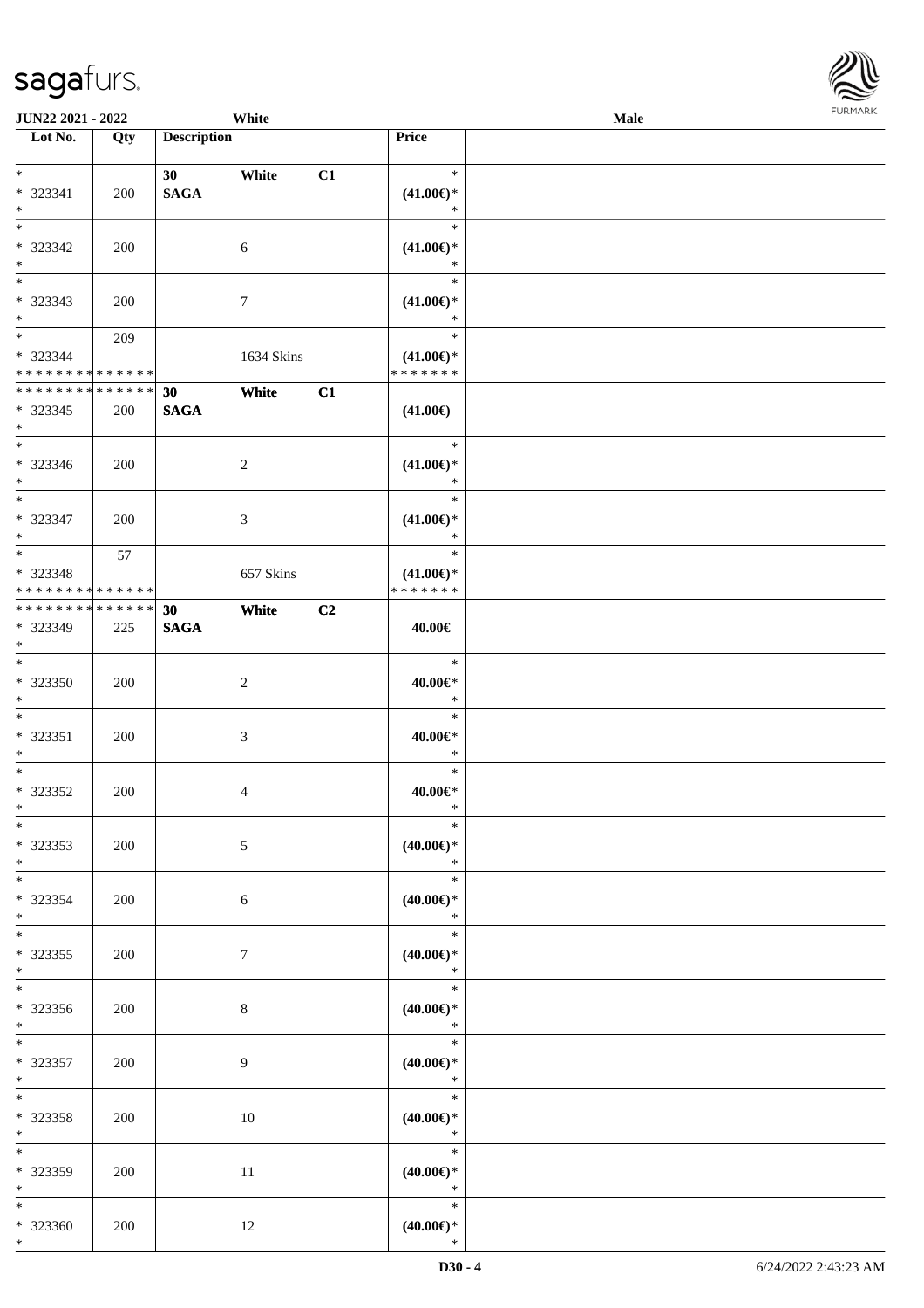| Lot No. | Qty | Description | | | Price | |
|---|---|---|---|---|---|---|
| * <br> * 323341 <br> * | 200 | 30 <br> **SAGA** | White | C1 | * <br> (41.00€)* <br> * | |
| * <br> * 323342 <br> * | 200 | | 6 | | * <br> (41.00€)* <br> * | |
| * <br> * 323343 <br> * | 200 | | 7 | | * <br> (41.00€)* <br> * | |
| * <br> * 323344 <br> * * * * * * * * * * * * * * | 209 | | 1634 Skins | | * <br> (41.00€)* <br> * * * * * * * | |
| * * * * * * * * * * * * * * <br> * 323345 <br> * | 200 | **30** <br> **SAGA** | **White** | **C1** | (41.00€) | |
| * <br> * 323346 <br> * | 200 | | 2 | | * <br> (41.00€)* <br> * | |
| * <br> * 323347 <br> * | 200 | | 3 | | * <br> (41.00€)* <br> * | |
| * <br> * 323348 <br> * * * * * * * * * * * * * * | 57 | | 657 Skins | | * <br> (41.00€)* <br> * * * * * * * | |
| * * * * * * * * * * * * * * <br> * 323349 <br> * | 225 | **30** <br> **SAGA** | **White** | **C2** | 40.00€ | |
| * <br> * 323350 <br> * | 200 | | 2 | | * <br> 40.00€* <br> * | |
| * <br> * 323351 <br> * | 200 | | 3 | | * <br> 40.00€* <br> * | |
| * <br> * 323352 <br> * | 200 | | 4 | | * <br> 40.00€* <br> * | |
| * <br> * 323353 <br> * | 200 | | 5 | | * <br> (40.00€)* <br> * | |
| * <br> * 323354 <br> * | 200 | | 6 | | * <br> (40.00€)* <br> * | |
| * <br> * 323355 <br> * | 200 | | 7 | | * <br> (40.00€)* <br> * | |
| * <br> * 323356 <br> * | 200 | | 8 | | * <br> (40.00€)* <br> * | |
| * <br> * 323357 <br> * | 200 | | 9 | | * <br> (40.00€)* <br> * | |
| * <br> * 323358 <br> * | 200 | | 10 | | * <br> (40.00€)* <br> * | |
| * <br> * 323359 <br> * | 200 | | 11 | | * <br> (40.00€)* <br> * | |
| * <br> * 323360 <br> * | 200 | | 12 | | * <br> (40.00€)* <br> * | |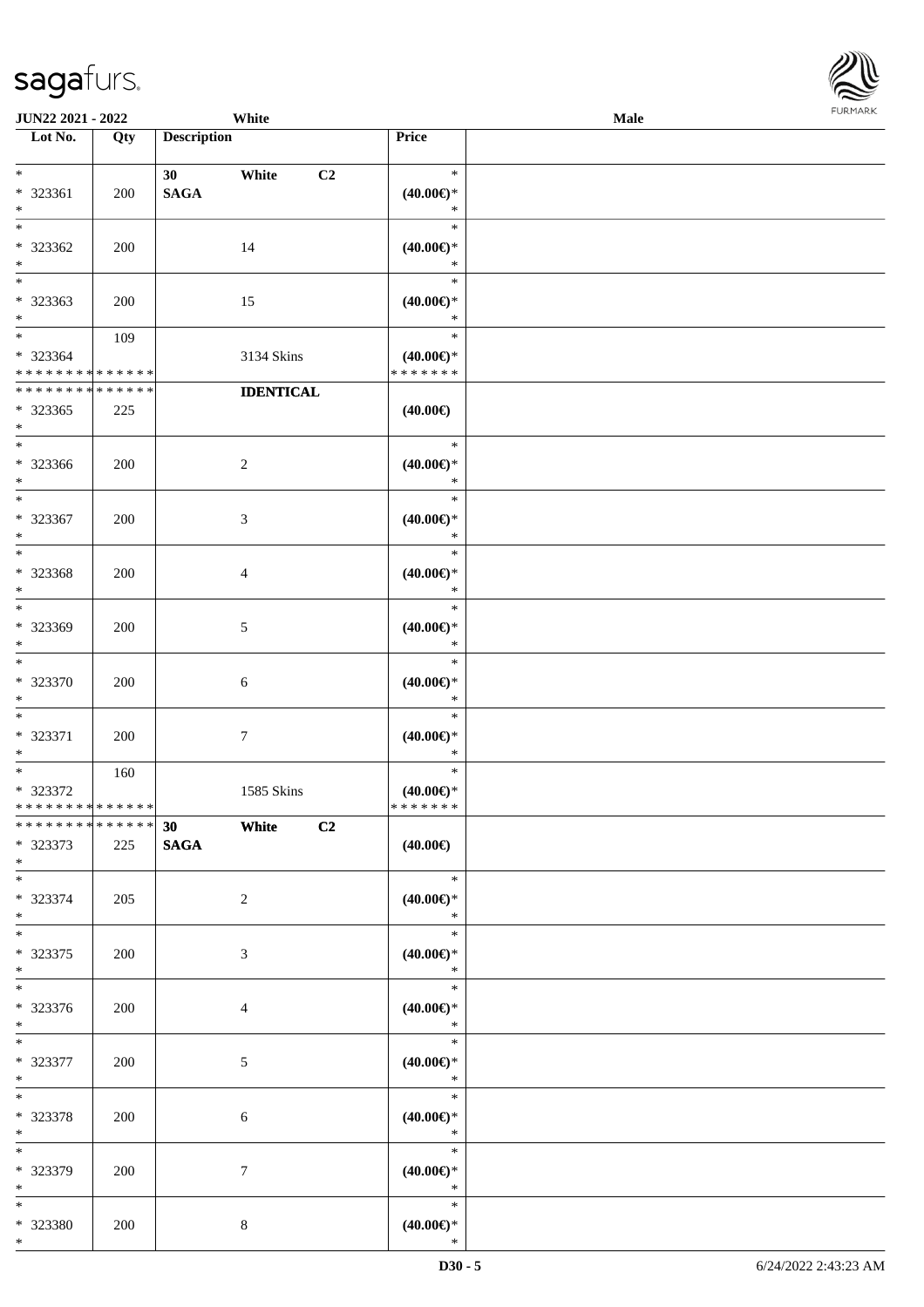| Lot No. | Qty | Description | Price | |
|---|---|---|---|---|
| * | | 30 White C2 | * | |
| * 323361 | 200 | SAGA | (40.00€)* | |
| * | | | * | |
| * 323362 | 200 | 14 | (40.00€)* | |
| * | | | * | |
| * 323363 | 200 | 15 | (40.00€)* | |
| * | 109 | | * | |
| * 323364 | | 3134 Skins | (40.00€)* | |
| * * * * * * * * * * * * * * | | | * * * * * * * | |
| * * * * * * * * * * * * * * | | IDENTICAL | | |
| * 323365 | 225 | | (40.00€) | |
| * | | | * | |
| * 323366 | 200 | 2 | (40.00€)* | |
| * | | | * | |
| * 323367 | 200 | 3 | (40.00€)* | |
| * | | | * | |
| * 323368 | 200 | 4 | (40.00€)* | |
| * | | | * | |
| * 323369 | 200 | 5 | (40.00€)* | |
| * | | | * | |
| * 323370 | 200 | 6 | (40.00€)* | |
| * | | | * | |
| * 323371 | 200 | 7 | (40.00€)* | |
| * | 160 | | * | |
| * 323372 | | 1585 Skins | (40.00€)* | |
| * * * * * * * * * * * * * * | | | * * * * * * * | |
| * * * * * * * * * * * * * * | | 30 White C2 | | |
| * 323373 | 225 | SAGA | (40.00€) | |
| * | | | * | |
| * 323374 | 205 | 2 | (40.00€)* | |
| * | | | * | |
| * 323375 | 200 | 3 | (40.00€)* | |
| * | | | * | |
| * 323376 | 200 | 4 | (40.00€)* | |
| * | | | * | |
| * 323377 | 200 | 5 | (40.00€)* | |
| * | | | * | |
| * 323378 | 200 | 6 | (40.00€)* | |
| * | | | * | |
| * 323379 | 200 | 7 | (40.00€)* | |
| * | | | * | |
| * 323380 | 200 | 8 | (40.00€)* | |
| * | | | * | |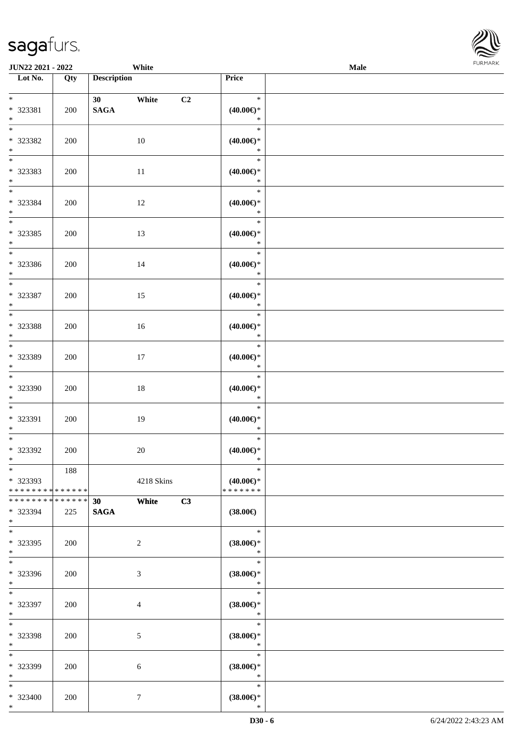| Lot No. | Qty | Description | Price |  |
|---|---|---|---|---|
| * <br> * 323381 <br> * | 200 | 30 White C2 <br> SAGA | * <br> (40.00€)* <br> * |  |
| * <br> * 323382 <br> * | 200 | 10 | * <br> (40.00€)* <br> * |  |
| * <br> * 323383 <br> * | 200 | 11 | * <br> (40.00€)* <br> * |  |
| * <br> * 323384 <br> * | 200 | 12 | * <br> (40.00€)* <br> * |  |
| * <br> * 323385 <br> * | 200 | 13 | * <br> (40.00€)* <br> * |  |
| * <br> * 323386 <br> * | 200 | 14 | * <br> (40.00€)* <br> * |  |
| * <br> * 323387 <br> * | 200 | 15 | * <br> (40.00€)* <br> * |  |
| * <br> * 323388 <br> * | 200 | 16 | * <br> (40.00€)* <br> * |  |
| * <br> * 323389 <br> * | 200 | 17 | * <br> (40.00€)* <br> * |  |
| * <br> * 323390 <br> * | 200 | 18 | * <br> (40.00€)* <br> * |  |
| * <br> * 323391 <br> * | 200 | 19 | * <br> (40.00€)* <br> * |  |
| * <br> * 323392 <br> * | 200 | 20 | * <br> (40.00€)* <br> * |  |
| * <br> * 323393 <br> * * * * * * * * * * * * * * | 188 | 4218 Skins | * <br> (40.00€)* <br> * * * * * * * |  |
| * * * * * * * * * * * * * * <br> * 323394 <br> * | 225 | 30 White C3 <br> SAGA | (38.00€) |  |
| * <br> * 323395 <br> * | 200 | 2 | * <br> (38.00€)* <br> * |  |
| * <br> * 323396 <br> * | 200 | 3 | * <br> (38.00€)* <br> * |  |
| * <br> * 323397 <br> * | 200 | 4 | * <br> (38.00€)* <br> * |  |
| * <br> * 323398 <br> * | 200 | 5 | * <br> (38.00€)* <br> * |  |
| * <br> * 323399 <br> * | 200 | 6 | * <br> (38.00€)* <br> * |  |
| * <br> * 323400 <br> * | 200 | 7 | * <br> (38.00€)* <br> * |  |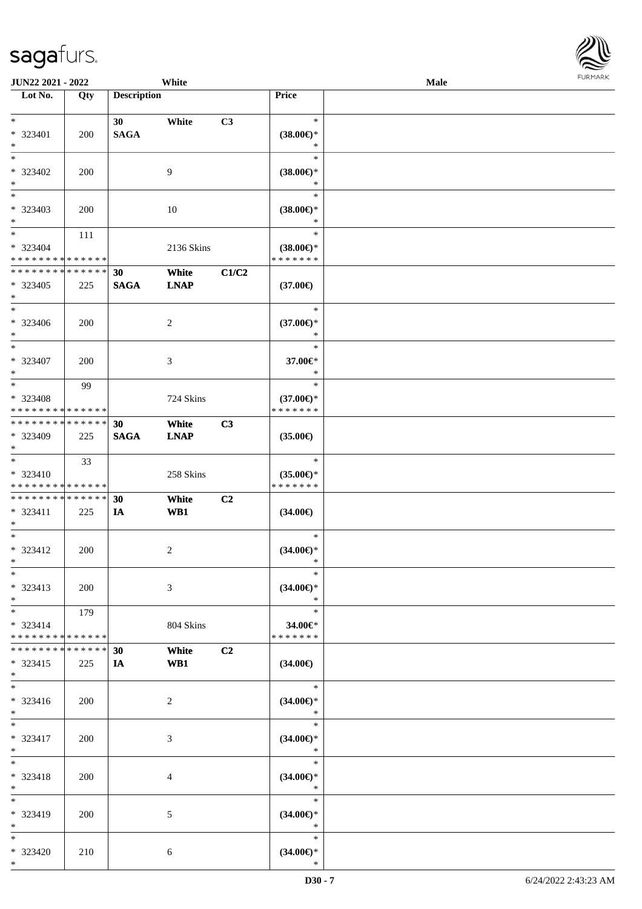| Lot No. | Qty | Description | | | Price |
|---|---|---|---|---|---|
| * | | 30 | White | C3 | * |
| * 323401 | 200 | SAGA | | | (38.00€)* |
| * | | | | | * |
| * | | | | | * |
| * 323402 | 200 | | 9 | | (38.00€)* |
| * | | | | | * |
| * | | | | | * |
| * 323403 | 200 | | 10 | | (38.00€)* |
| * | | | | | * |
| * | 111 | | | | * |
| * 323404 | | | 2136 Skins | | (38.00€)* |
| * * * * * * * * * * * * * * | | | | | * * * * * * * |
| * * * * * * * * * * * * * * | | 30 | White | C1/C2 | |
| * 323405 | 225 | SAGA | LNAP | | (37.00€) |
| * | | | | | |
| * | | | | | * |
| * 323406 | 200 | | 2 | | (37.00€)* |
| * | | | | | * |
| * | | | | | * |
| * 323407 | 200 | | 3 | | 37.00€* |
| * | | | | | * |
| * | 99 | | | | * |
| * 323408 | | | 724 Skins | | (37.00€)* |
| * * * * * * * * * * * * * * | | | | | * * * * * * * |
| * * * * * * * * * * * * * * | | 30 | White | C3 | |
| * 323409 | 225 | SAGA | LNAP | | (35.00€) |
| * | | | | | |
| * | 33 | | | | * |
| * 323410 | | | 258 Skins | | (35.00€)* |
| * * * * * * * * * * * * * * | | | | | * * * * * * * |
| * * * * * * * * * * * * * * | | 30 | White | C2 | |
| * 323411 | 225 | IA | WB1 | | (34.00€) |
| * | | | | | |
| * | | | | | * |
| * 323412 | 200 | | 2 | | (34.00€)* |
| * | | | | | * |
| * | | | | | * |
| * 323413 | 200 | | 3 | | (34.00€)* |
| * | | | | | * |
| * | 179 | | | | * |
| * 323414 | | | 804 Skins | | 34.00€* |
| * * * * * * * * * * * * * * | | | | | * * * * * * * |
| * * * * * * * * * * * * * * | | 30 | White | C2 | |
| * 323415 | 225 | IA | WB1 | | (34.00€) |
| * | | | | | |
| * | | | | | * |
| * 323416 | 200 | | 2 | | (34.00€)* |
| * | | | | | * |
| * | | | | | * |
| * 323417 | 200 | | 3 | | (34.00€)* |
| * | | | | | * |
| * | | | | | * |
| * 323418 | 200 | | 4 | | (34.00€)* |
| * | | | | | * |
| * | | | | | * |
| * 323419 | 200 | | 5 | | (34.00€)* |
| * | | | | | * |
| * | | | | | * |
| * 323420 | 210 | | 6 | | (34.00€)* |
| * | | | | | * |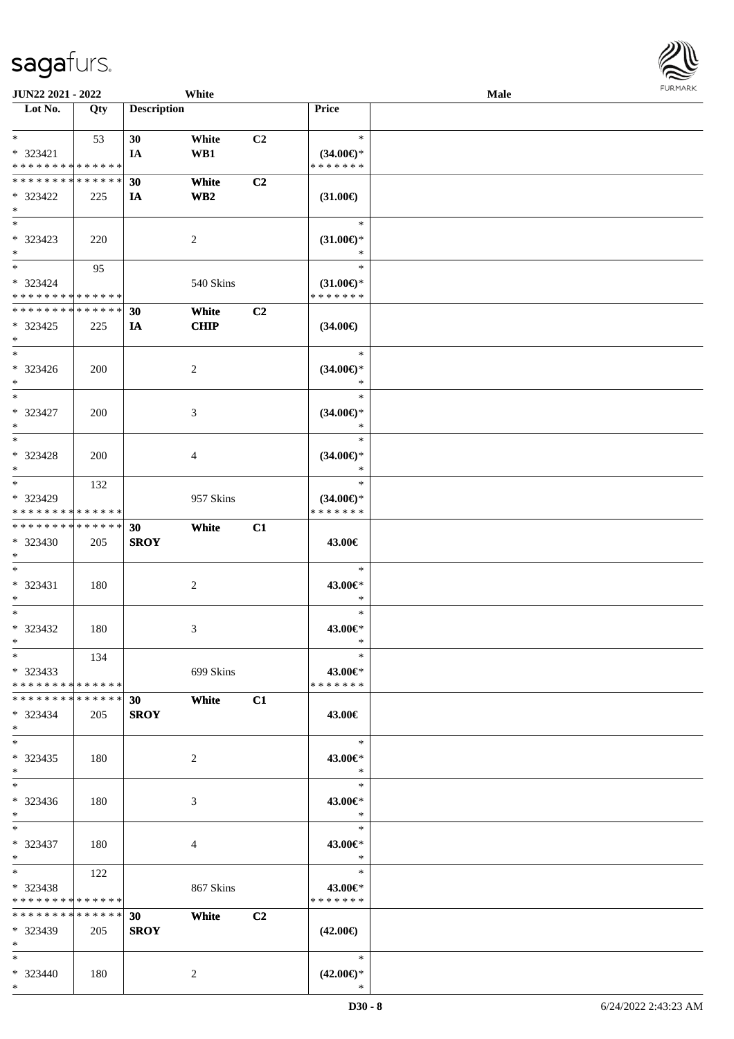| Lot No. | Qty | Description | | | Price | |
|---|---|---|---|---|---|---|
| * | 53 | 30 | White | C2 | * | |
| * 323421 | | IA | WB1 | | (34.00€)* | |
| * * * * * * * * * * * * * * | | | | | * * * * * * * | |
| * * * * * * * * * * * * * * | | 30 | White | C2 | | |
| * 323422 | 225 | IA | WB2 | | (31.00€) | |
| * | | | | | | |
| * | | | | | * | |
| * 323423 | 220 | | 2 | | (31.00€)* | |
| * | | | | | * | |
| * | 95 | | | | * | |
| * 323424 | | | 540 Skins | | (31.00€)* | |
| * * * * * * * * * * * * * * | | | | | * * * * * * * | |
| * * * * * * * * * * * * * * | | 30 | White | C2 | | |
| * 323425 | 225 | IA | CHIP | | (34.00€) | |
| * | | | | | | |
| * | | | | | * | |
| * 323426 | 200 | | 2 | | (34.00€)* | |
| * | | | | | * | |
| * | | | | | * | |
| * 323427 | 200 | | 3 | | (34.00€)* | |
| * | | | | | * | |
| * | | | | | * | |
| * 323428 | 200 | | 4 | | (34.00€)* | |
| * | | | | | * | |
| * | 132 | | | | * | |
| * 323429 | | | 957 Skins | | (34.00€)* | |
| * * * * * * * * * * * * * * | | | | | * * * * * * * | |
| * * * * * * * * * * * * * * | | 30 | White | C1 | | |
| * 323430 | 205 | SROY | | | 43.00€ | |
| * | | | | | | |
| * | | | | | * | |
| * 323431 | 180 | | 2 | | 43.00€* | |
| * | | | | | * | |
| * | | | | | * | |
| * 323432 | 180 | | 3 | | 43.00€* | |
| * | | | | | * | |
| * | 134 | | | | * | |
| * 323433 | | | 699 Skins | | 43.00€* | |
| * * * * * * * * * * * * * * | | | | | * * * * * * * | |
| * * * * * * * * * * * * * * | | 30 | White | C1 | | |
| * 323434 | 205 | SROY | | | 43.00€ | |
| * | | | | | | |
| * | | | | | * | |
| * 323435 | 180 | | 2 | | 43.00€* | |
| * | | | | | * | |
| * | | | | | * | |
| * 323436 | 180 | | 3 | | 43.00€* | |
| * | | | | | * | |
| * | | | | | * | |
| * 323437 | 180 | | 4 | | 43.00€* | |
| * | | | | | * | |
| * | 122 | | | | * | |
| * 323438 | | | 867 Skins | | 43.00€* | |
| * * * * * * * * * * * * * * | | | | | * * * * * * * | |
| * * * * * * * * * * * * * * | | 30 | White | C2 | | |
| * 323439 | 205 | SROY | | | (42.00€) | |
| * | | | | | | |
| * | | | | | * | |
| * 323440 | 180 | | 2 | | (42.00€)* | |
| * | | | | | * | |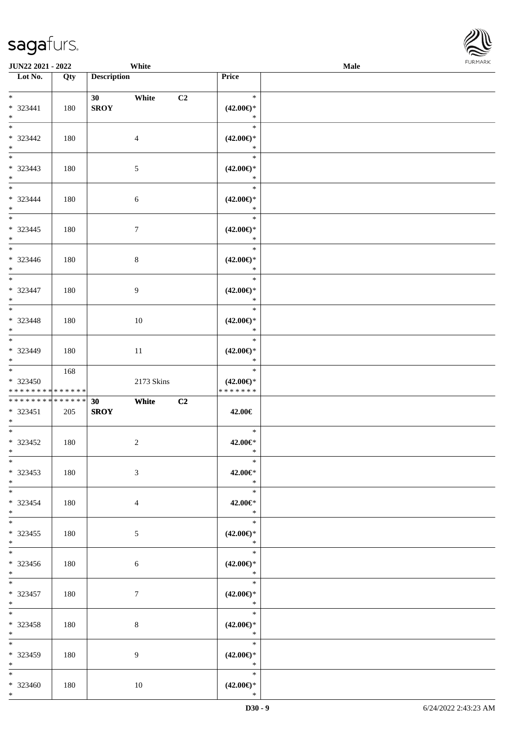| Lot No. | Qty | Description | Price |  |
|---|---|---|---|---|
| * | | 30 White C2 | * | |
| * 323441 | 180 | SROY | (42.00€)* | |
| * | | | * | |
| * | | | * | |
| * 323442 | 180 | 4 | (42.00€)* | |
| * | | | * | |
| * | | | * | |
| * 323443 | 180 | 5 | (42.00€)* | |
| * | | | * | |
| * | | | * | |
| * 323444 | 180 | 6 | (42.00€)* | |
| * | | | * | |
| * | | | * | |
| * 323445 | 180 | 7 | (42.00€)* | |
| * | | | * | |
| * | | | * | |
| * 323446 | 180 | 8 | (42.00€)* | |
| * | | | * | |
| * | | | * | |
| * 323447 | 180 | 9 | (42.00€)* | |
| * | | | * | |
| * | | | * | |
| * 323448 | 180 | 10 | (42.00€)* | |
| * | | | * | |
| * | | | * | |
| * 323449 | 180 | 11 | (42.00€)* | |
| * | | | * | |
| * | 168 | | * | |
| * 323450 | | 2173 Skins | (42.00€)* | |
| * * * * * * * * * * * * * * | | | * * * * * * * | |
| * * * * * * * * * * * * * * | | 30 White C2 | | |
| * 323451 | 205 | SROY | 42.00€ | |
| * | | | | |
| * | | | * | |
| * 323452 | 180 | 2 | 42.00€* | |
| * | | | * | |
| * | | | * | |
| * 323453 | 180 | 3 | 42.00€* | |
| * | | | * | |
| * | | | * | |
| * 323454 | 180 | 4 | 42.00€* | |
| * | | | * | |
| * | | | * | |
| * 323455 | 180 | 5 | (42.00€)* | |
| * | | | * | |
| * | | | * | |
| * 323456 | 180 | 6 | (42.00€)* | |
| * | | | * | |
| * | | | * | |
| * 323457 | 180 | 7 | (42.00€)* | |
| * | | | * | |
| * | | | * | |
| * 323458 | 180 | 8 | (42.00€)* | |
| * | | | * | |
| * | | | * | |
| * 323459 | 180 | 9 | (42.00€)* | |
| * | | | * | |
| * | | | * | |
| * 323460 | 180 | 10 | (42.00€)* | |
| * | | | * | |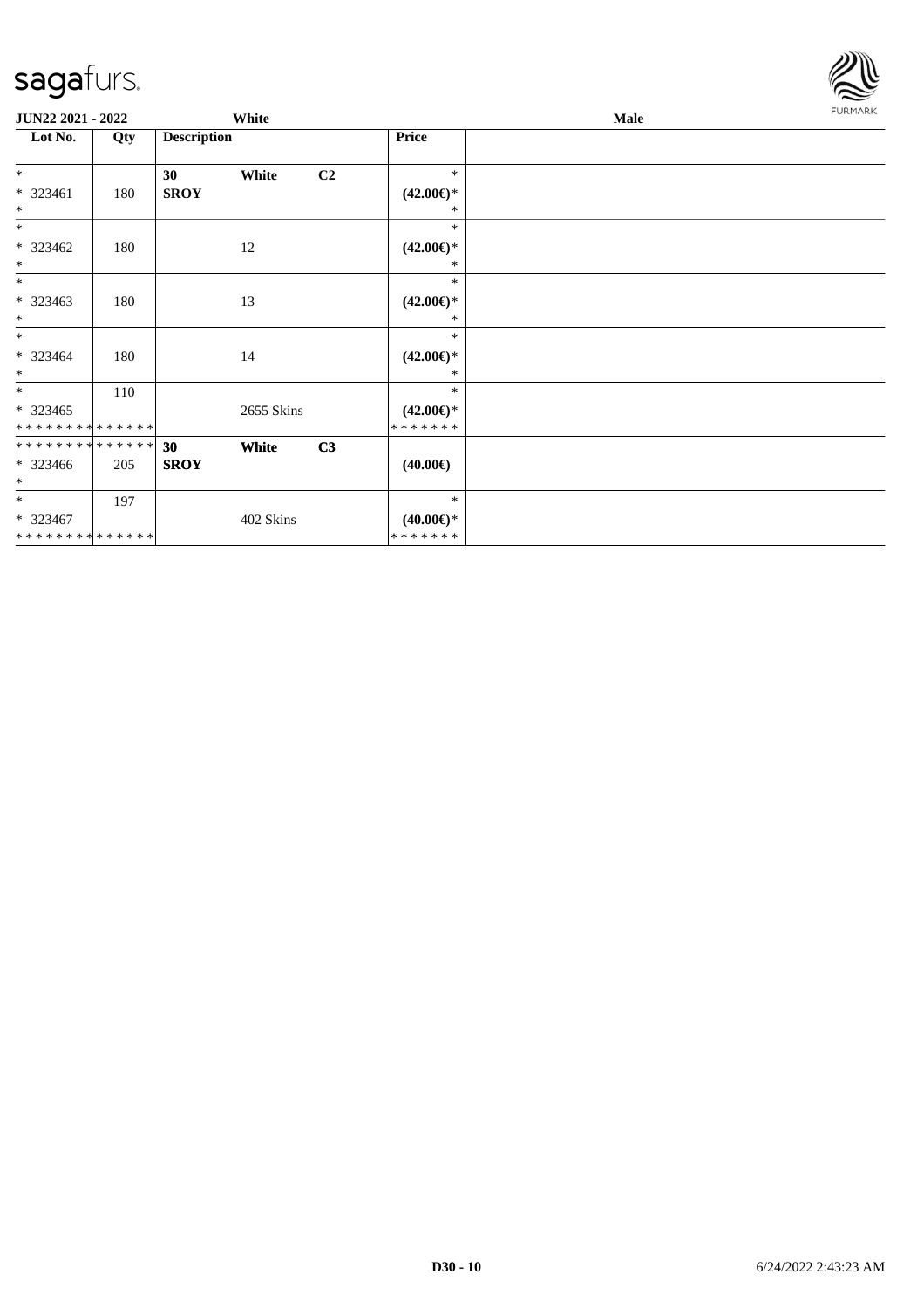| Lot No. | Qty | Description | | | Price | |
|---|---|---|---|---|---|---|
| * | | 30 | White | C2 | * | |
| * 323461 | 180 | **SROY** | | | **(42.00€)*** | |
| * | | | | | * | |
| * | | | | | * | |
| * 323462 | 180 | | 12 | | **(42.00€)*** | |
| * | | | | | * | |
| * | | | | | * | |
| * 323463 | 180 | | 13 | | **(42.00€)*** | |
| * | | | | | * | |
| * | | | | | * | |
| * 323464 | 180 | | 14 | | **(42.00€)*** | |
| * | | | | | * | |
| * | 110 | | | | * | |
| * 323465 | | | 2655 Skins | | **(42.00€)*** | |
| * * * * * * * * * * * * * * | | | | | * * * * * * * | |
| * * * * * * * * * * * * * * | | **30** | **White** | **C3** | | |
| * 323466 | 205 | **SROY** | | | **(40.00€)** | |
| * | | | | | | |
| * | 197 | | | | * | |
| * 323467 | | | 402 Skins | | **(40.00€)*** | |
| * * * * * * * * * * * * * * | | | | | * * * * * * * | |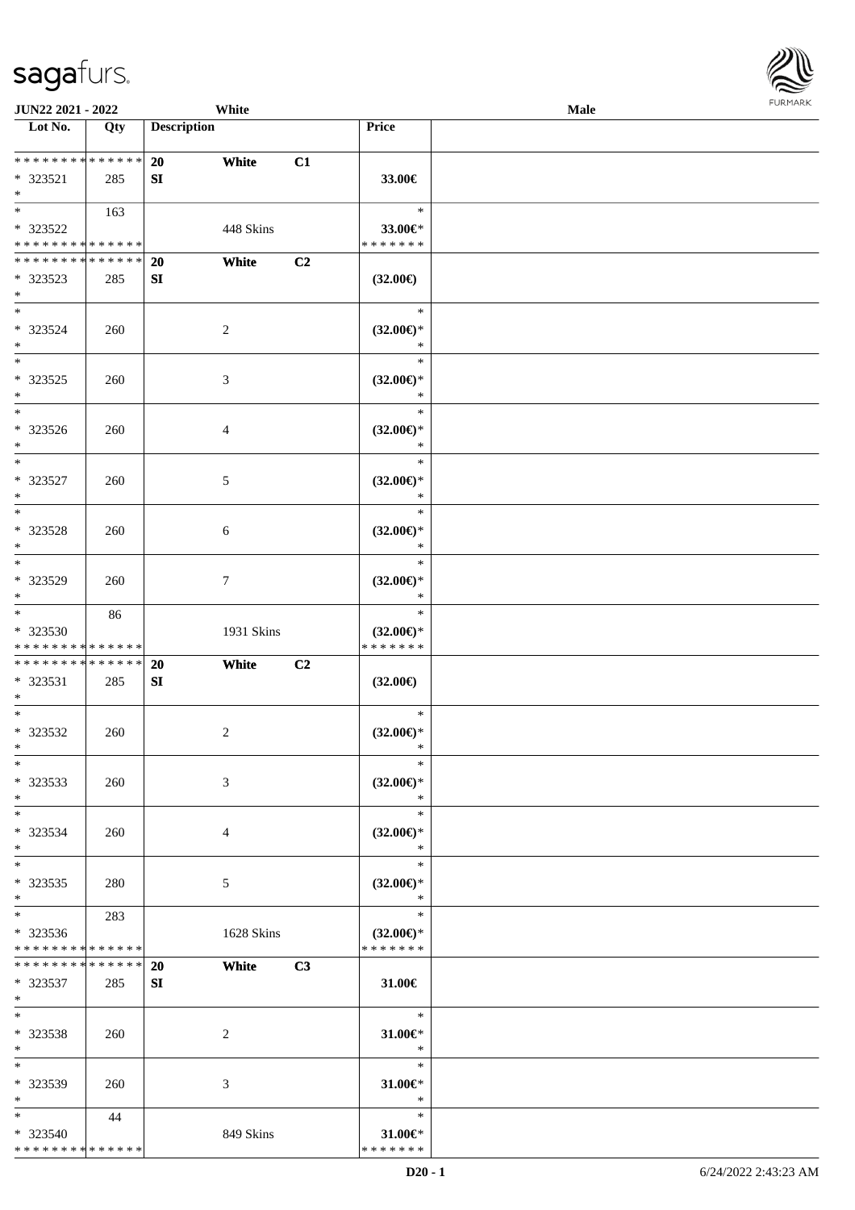| Lot No. | Qty | Description | | | Price | |
|---|---|---|---|---|---|---|
| * * * * * * * * * * * * * * | | 20 | White | C1 | | |
| * 323521 | 285 | SI | | | 33.00€ | |
| * | | | | | | |
| * | 163 | | | | * | |
| * 323522 | | | 448 Skins | | 33.00€* | |
| * * * * * * * * * * * * * * | | | | | * * * * * * * | |
| * * * * * * * * * * * * * * | | 20 | White | C2 | | |
| * 323523 | 285 | SI | | | (32.00€) | |
| * | | | | | | |
| * | | | | | * | |
| * 323524 | 260 | | 2 | | (32.00€)* | |
| * | | | | | * | |
| * | | | | | * | |
| * 323525 | 260 | | 3 | | (32.00€)* | |
| * | | | | | * | |
| * | | | | | * | |
| * 323526 | 260 | | 4 | | (32.00€)* | |
| * | | | | | * | |
| * | | | | | * | |
| * 323527 | 260 | | 5 | | (32.00€)* | |
| * | | | | | * | |
| * | | | | | * | |
| * 323528 | 260 | | 6 | | (32.00€)* | |
| * | | | | | * | |
| * | | | | | * | |
| * 323529 | 260 | | 7 | | (32.00€)* | |
| * | | | | | * | |
| * | 86 | | | | * | |
| * 323530 | | | 1931 Skins | | (32.00€)* | |
| * * * * * * * * * * * * * * | | | | | * * * * * * * | |
| * * * * * * * * * * * * * * | | 20 | White | C2 | | |
| * 323531 | 285 | SI | | | (32.00€) | |
| * | | | | | | |
| * | | | | | * | |
| * 323532 | 260 | | 2 | | (32.00€)* | |
| * | | | | | * | |
| * | | | | | * | |
| * 323533 | 260 | | 3 | | (32.00€)* | |
| * | | | | | * | |
| * | | | | | * | |
| * 323534 | 260 | | 4 | | (32.00€)* | |
| * | | | | | * | |
| * | | | | | * | |
| * 323535 | 280 | | 5 | | (32.00€)* | |
| * | | | | | * | |
| * | 283 | | | | * | |
| * 323536 | | | 1628 Skins | | (32.00€)* | |
| * * * * * * * * * * * * * * | | | | | * * * * * * * | |
| * * * * * * * * * * * * * * | | 20 | White | C3 | | |
| * 323537 | 285 | SI | | | 31.00€ | |
| * | | | | | | |
| * | | | | | * | |
| * 323538 | 260 | | 2 | | 31.00€* | |
| * | | | | | * | |
| * | | | | | * | |
| * 323539 | 260 | | 3 | | 31.00€* | |
| * | | | | | * | |
| * | 44 | | | | * | |
| * 323540 | | | 849 Skins | | 31.00€* | |
| * * * * * * * * * * * * * * | | | | | * * * * * * * | |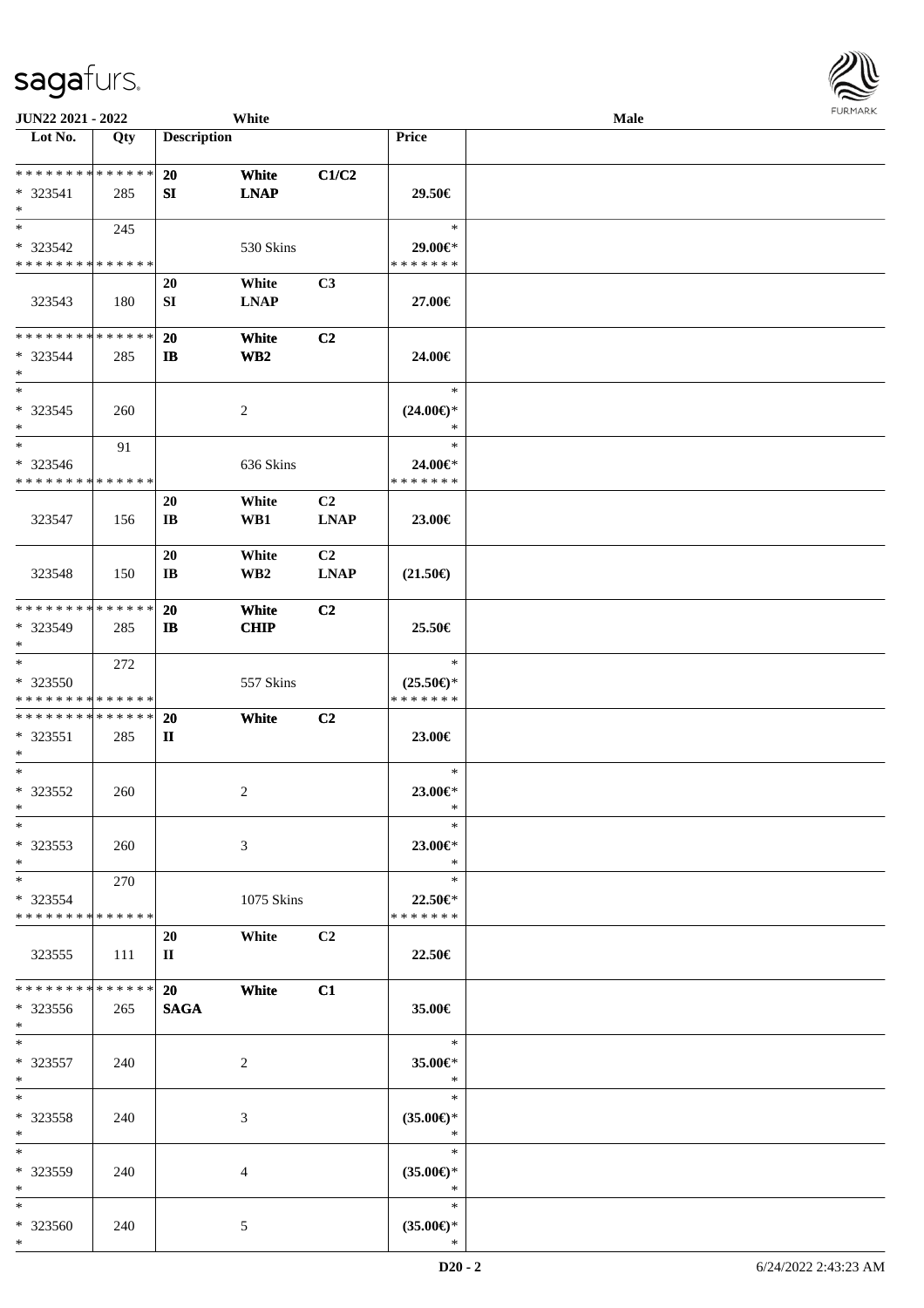| Lot No. | Qty | Description | | | Price |
|---|---|---|---|---|---|
| * * * * * * * * * * * * * * | | 20 | White | C1/C2 | |
| * 323541 | 285 | SI | LNAP | | 29.50€ |
| * | | | | | |
| * | 245 | | | | * |
| * 323542 | | | 530 Skins | | 29.00€* |
| * * * * * * * * * * * * * * | | | | | * * * * * * * |
| | | 20 | White | C3 | |
| 323543 | 180 | SI | LNAP | | 27.00€ |
| * * * * * * * * * * * * * * | | 20 | White | C2 | |
| * 323544 | 285 | IB | WB2 | | 24.00€ |
| * | | | | | |
| * | | | | | * |
| * 323545 | 260 | | 2 | | (24.00€)* |
| * | | | | | * |
| * | 91 | | | | * |
| * 323546 | | | 636 Skins | | 24.00€* |
| * * * * * * * * * * * * * * | | | | | * * * * * * * |
| | | 20 | White | C2 | |
| 323547 | 156 | IB | WB1 | LNAP | 23.00€ |
| | | 20 | White | C2 | |
| 323548 | 150 | IB | WB2 | LNAP | (21.50€) |
| * * * * * * * * * * * * * * | | 20 | White | C2 | |
| * 323549 | 285 | IB | CHIP | | 25.50€ |
| * | | | | | |
| * | 272 | | | | * |
| * 323550 | | | 557 Skins | | (25.50€)* |
| * * * * * * * * * * * * * * | | | | | * * * * * * * |
| * * * * * * * * * * * * * * | | 20 | White | C2 | |
| * 323551 | 285 | II | | | 23.00€ |
| * | | | | | |
| * | | | | | * |
| * 323552 | 260 | | 2 | | 23.00€* |
| * | | | | | * |
| * | | | | | * |
| * 323553 | 260 | | 3 | | 23.00€* |
| * | | | | | * |
| * | 270 | | | | * |
| * 323554 | | | 1075 Skins | | 22.50€* |
| * * * * * * * * * * * * * * | | | | | * * * * * * * |
| | | 20 | White | C2 | |
| 323555 | 111 | II | | | 22.50€ |
| * * * * * * * * * * * * * * | | 20 | White | C1 | |
| * 323556 | 265 | SAGA | | | 35.00€ |
| * | | | | | |
| * | | | | | * |
| * 323557 | 240 | | 2 | | 35.00€* |
| * | | | | | * |
| * | | | | | * |
| * 323558 | 240 | | 3 | | (35.00€)* |
| * | | | | | * |
| * | | | | | * |
| * 323559 | 240 | | 4 | | (35.00€)* |
| * | | | | | * |
| * | | | | | * |
| * 323560 | 240 | | 5 | | (35.00€)* |
| * | | | | | * |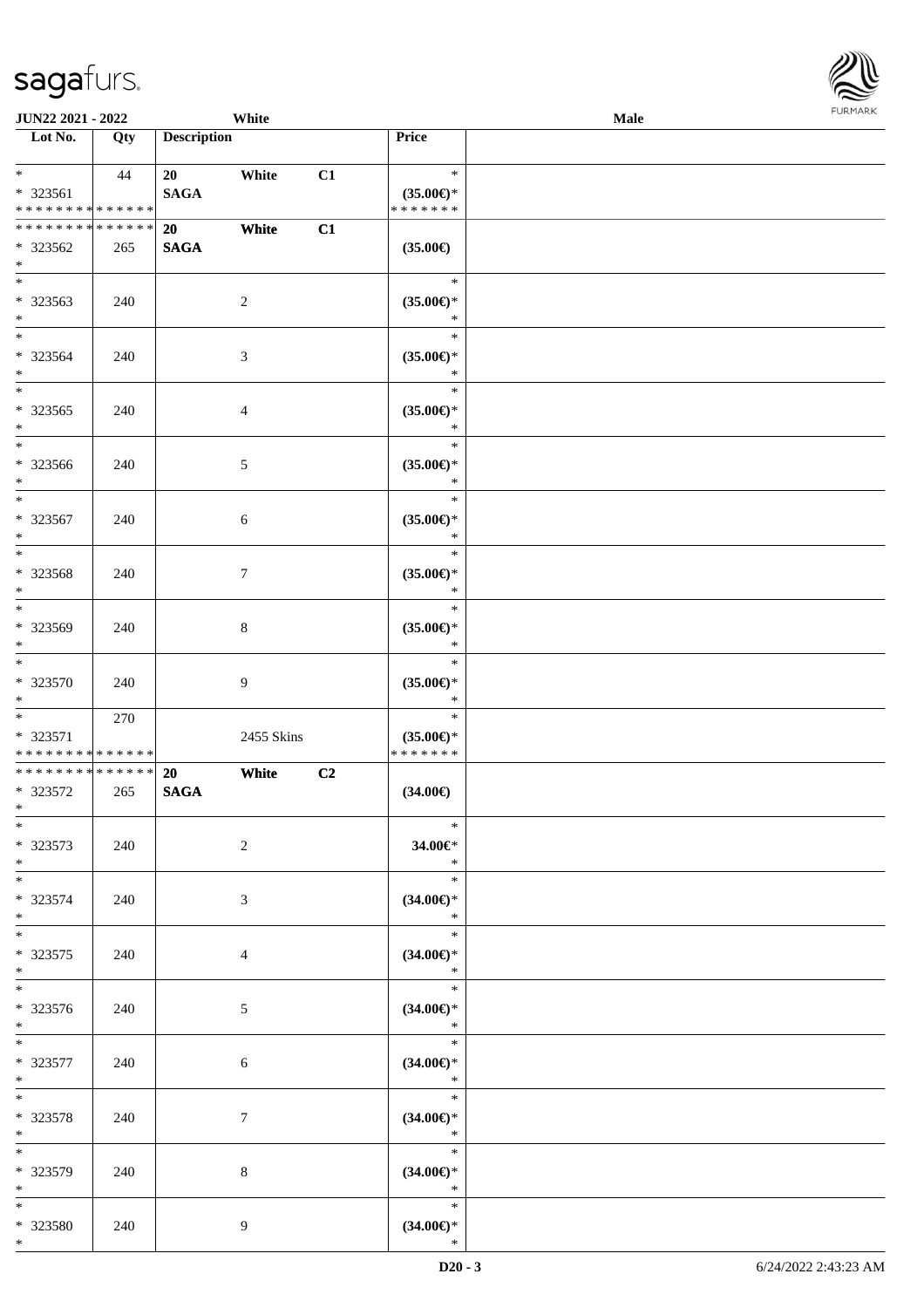| Lot No. | Qty | Description | | | Price | |
|---|---|---|---|---|---|---|
| * <br> * 323561 <br> * * * * * * * * * * * * * * | 44 | 20 <br> **SAGA** | White | C1 | * <br> **(35.00€)*** <br> * * * * * * * | |
| * * * * * * * * * * * * * * <br> * 323562 <br> * | 265 | **20** <br> **SAGA** | **White** | **C1** | **(35.00€)** | |
| * <br> * 323563 <br> * | 240 | | 2 | | * <br> **(35.00€)*** <br> * | |
| * <br> * 323564 <br> * | 240 | | 3 | | * <br> **(35.00€)*** <br> * | |
| * <br> * 323565 <br> * | 240 | | 4 | | * <br> **(35.00€)*** <br> * | |
| * <br> * 323566 <br> * | 240 | | 5 | | * <br> **(35.00€)*** <br> * | |
| * <br> * 323567 <br> * | 240 | | 6 | | * <br> **(35.00€)*** <br> * | |
| * <br> * 323568 <br> * | 240 | | 7 | | * <br> **(35.00€)*** <br> * | |
| * <br> * 323569 <br> * | 240 | | 8 | | * <br> **(35.00€)*** <br> * | |
| * <br> * 323570 <br> * | 240 | | 9 | | * <br> **(35.00€)*** <br> * | |
| * <br> * 323571 <br> * * * * * * * * * * * * * * | 270 | | 2455 Skins | | * <br> **(35.00€)*** <br> * * * * * * * | |
| * * * * * * * * * * * * * * <br> * 323572 <br> * | 265 | **20** <br> **SAGA** | **White** | **C2** | **(34.00€)** | |
| * <br> * 323573 <br> * | 240 | | 2 | | * <br> **34.00€*** <br> * | |
| * <br> * 323574 <br> * | 240 | | 3 | | * <br> **(34.00€)*** <br> * | |
| * <br> * 323575 <br> * | 240 | | 4 | | * <br> **(34.00€)*** <br> * | |
| * <br> * 323576 <br> * | 240 | | 5 | | * <br> **(34.00€)*** <br> * | |
| * <br> * 323577 <br> * | 240 | | 6 | | * <br> **(34.00€)*** <br> * | |
| * <br> * 323578 <br> * | 240 | | 7 | | * <br> **(34.00€)*** <br> * | |
| * <br> * 323579 <br> * | 240 | | 8 | | * <br> **(34.00€)*** <br> * | |
| * <br> * 323580 <br> * | 240 | | 9 | | * <br> **(34.00€)*** <br> * | |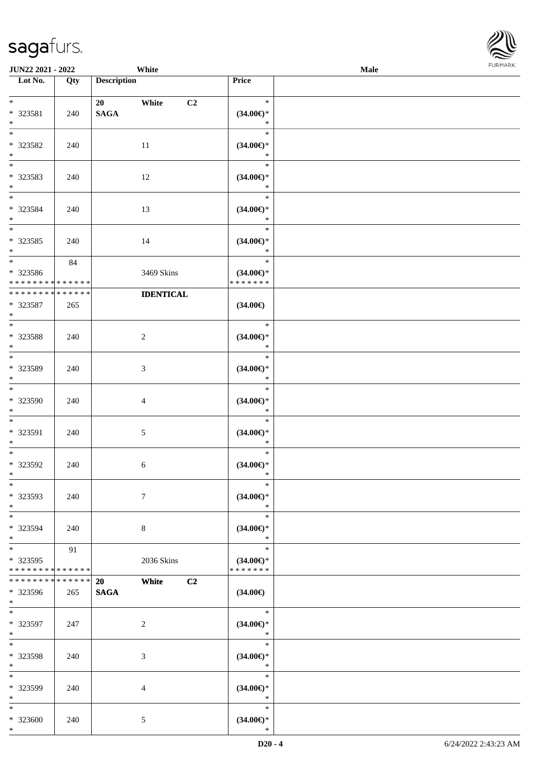| Lot No. | Qty | Description | Price | |
|---|---|---|---|---|
| *<br>* 323581<br>* | 240 | 20 White C2<br>**SAGA** | *<br>**(34.00€)***<br>* | |
| *<br>* 323582<br>* | 240 | 11 | *<br>**(34.00€)***<br>* | |
| *<br>* 323583<br>* | 240 | 12 | *<br>**(34.00€)***<br>* | |
| *<br>* 323584<br>* | 240 | 13 | *<br>**(34.00€)***<br>* | |
| *<br>* 323585<br>* | 240 | 14 | *<br>**(34.00€)***<br>* | |
| *<br>* 323586<br>************** | 84 | 3469 Skins | *<br>**(34.00€)***<br>******* | |
| **************<br>* 323587<br>* | 265 | **IDENTICAL** | **(34.00€)** | |
| *<br>* 323588<br>* | 240 | 2 | *<br>**(34.00€)***<br>* | |
| *<br>* 323589<br>* | 240 | 3 | *<br>**(34.00€)***<br>* | |
| *<br>* 323590<br>* | 240 | 4 | *<br>**(34.00€)***<br>* | |
| *<br>* 323591<br>* | 240 | 5 | *<br>**(34.00€)***<br>* | |
| *<br>* 323592<br>* | 240 | 6 | *<br>**(34.00€)***<br>* | |
| *<br>* 323593<br>* | 240 | 7 | *<br>**(34.00€)***<br>* | |
| *<br>* 323594<br>* | 240 | 8 | *<br>**(34.00€)***<br>* | |
| *<br>* 323595<br>************** | 91 | 2036 Skins | *<br>**(34.00€)***<br>******* | |
| **************<br>* 323596<br>* | 265 | **20 White C2**<br>**SAGA** | **(34.00€)** | |
| *<br>* 323597<br>* | 247 | 2 | *<br>**(34.00€)***<br>* | |
| *<br>* 323598<br>* | 240 | 3 | *<br>**(34.00€)***<br>* | |
| *<br>* 323599<br>* | 240 | 4 | *<br>**(34.00€)***<br>* | |
| *<br>* 323600<br>* | 240 | 5 | *<br>**(34.00€)***<br>* | |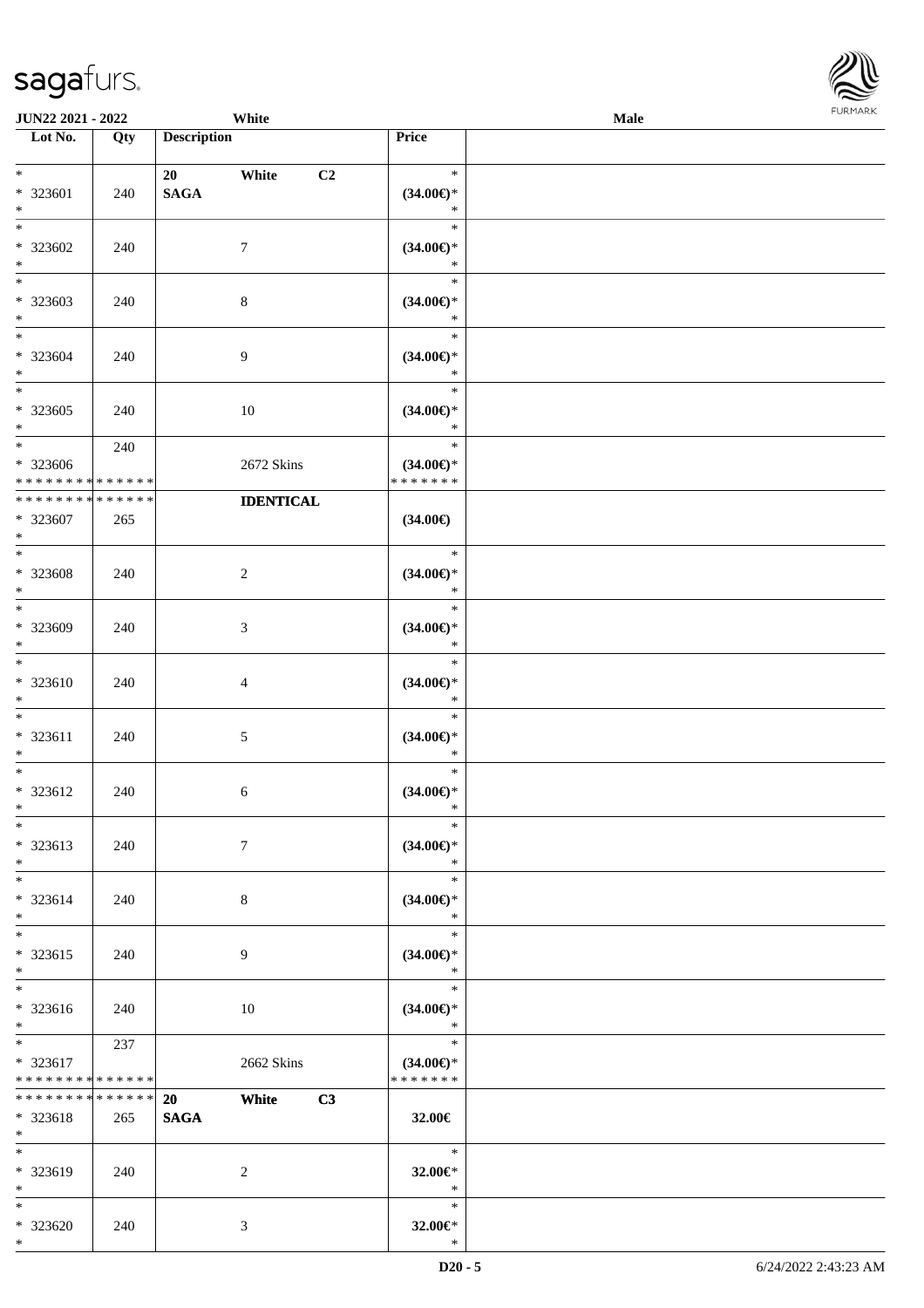| Lot No. | Qty | Description | Price | |
|---|---|---|---|---|
| * * 323601 * | 240 | 20 White C2 SAGA | * (34.00€)* * | |
| * * 323602 * | 240 | 7 | * (34.00€)* * | |
| * * 323603 * | 240 | 8 | * (34.00€)* * | |
| * * 323604 * | 240 | 9 | * (34.00€)* * | |
| * * 323605 * | 240 | 10 | * (34.00€)* * | |
| * * 323606 * * * * * * * * * * * * * | 240 | 2672 Skins | * (34.00€)* * * * * * * * | |
| * * * * * * * * * * * * * * * 323607 * | 265 | IDENTICAL | (34.00€) | |
| * * 323608 * | 240 | 2 | * (34.00€)* * | |
| * * 323609 * | 240 | 3 | * (34.00€)* * | |
| * * 323610 * | 240 | 4 | * (34.00€)* * | |
| * * 323611 * | 240 | 5 | * (34.00€)* * | |
| * * 323612 * | 240 | 6 | * (34.00€)* * | |
| * * 323613 * | 240 | 7 | * (34.00€)* * | |
| * * 323614 * | 240 | 8 | * (34.00€)* * | |
| * * 323615 * | 240 | 9 | * (34.00€)* * | |
| * * 323616 * | 240 | 10 | * (34.00€)* * | |
| * * 323617 * * * * * * * * * * * * * | 237 | 2662 Skins | * (34.00€)* * * * * * * * | |
| * * * * * * * * * * * * * * * 323618 * | 265 | 20 White C3 SAGA | 32.00€ | |
| * * 323619 * | 240 | 2 | * 32.00€* * | |
| * * 323620 * | 240 | 3 | * 32.00€* * | |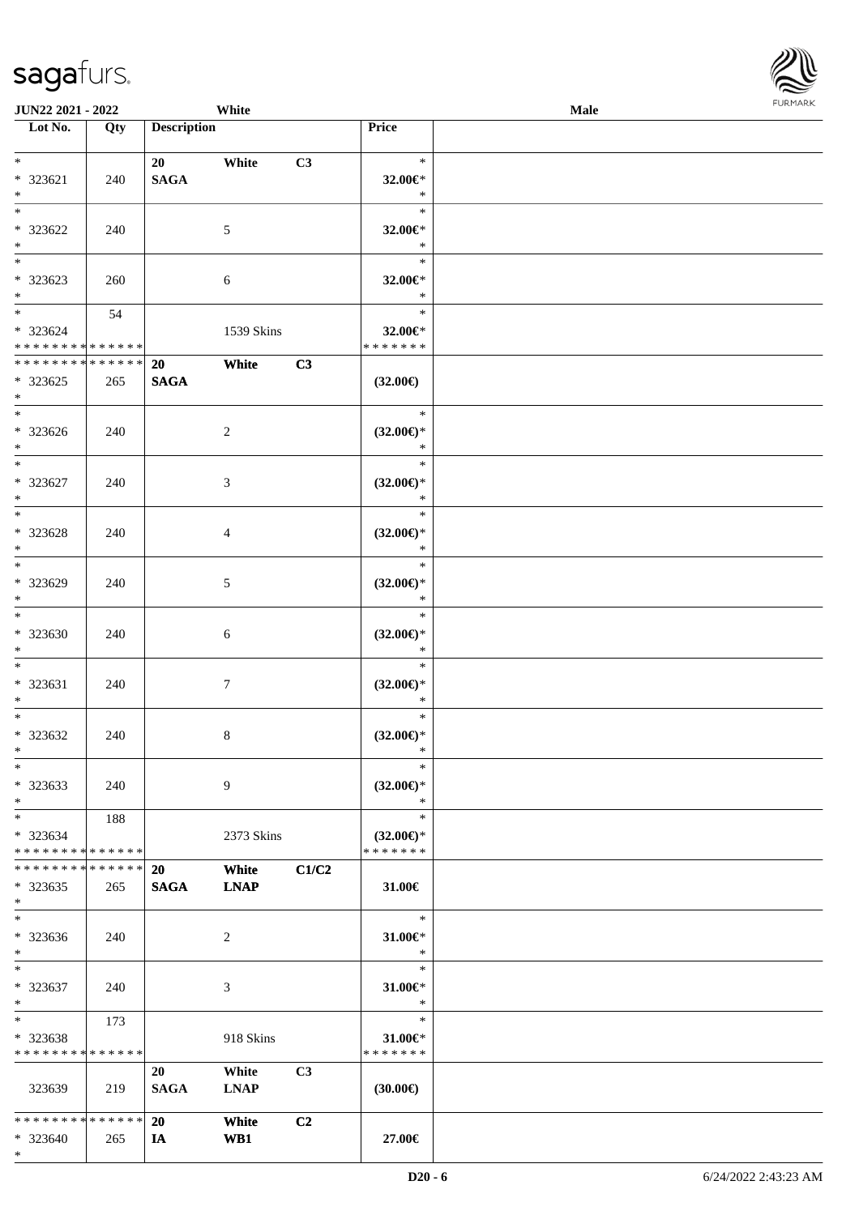| Lot No. | Qty | Description | | | Price | |
|---|---|---|---|---|---|---|
| * <br> * 323621 <br> * | 240 | 20 <br> SAGA | White | C3 | * <br> 32.00€* <br> * | |
| * <br> * 323622 <br> * | 240 | | 5 | | * <br> 32.00€* <br> * | |
| * <br> * 323623 <br> * | 260 | | 6 | | * <br> 32.00€* <br> * | |
| * <br> * 323624 <br> * * * * * * * * * * * * * * | 54 | | 1539 Skins | | * <br> 32.00€* <br> * * * * * * * | |
| * * * * * * * * * * * * * * <br> * 323625 <br> * | 265 | 20 <br> SAGA | White | C3 | (32.00€) | |
| * <br> * 323626 <br> * | 240 | | 2 | | * <br> (32.00€)* <br> * | |
| * <br> * 323627 <br> * | 240 | | 3 | | * <br> (32.00€)* <br> * | |
| * <br> * 323628 <br> * | 240 | | 4 | | * <br> (32.00€)* <br> * | |
| * <br> * 323629 <br> * | 240 | | 5 | | * <br> (32.00€)* <br> * | |
| * <br> * 323630 <br> * | 240 | | 6 | | * <br> (32.00€)* <br> * | |
| * <br> * 323631 <br> * | 240 | | 7 | | * <br> (32.00€)* <br> * | |
| * <br> * 323632 <br> * | 240 | | 8 | | * <br> (32.00€)* <br> * | |
| * <br> * 323633 <br> * | 240 | | 9 | | * <br> (32.00€)* <br> * | |
| * <br> * 323634 <br> * * * * * * * * * * * * * * | 188 | | 2373 Skins | | * <br> (32.00€)* <br> * * * * * * * | |
| * * * * * * * * * * * * * * <br> * 323635 <br> * | 265 | 20 <br> SAGA | White <br> LNAP | C1/C2 | 31.00€ | |
| * <br> * 323636 <br> * | 240 | | 2 | | * <br> 31.00€* <br> * | |
| * <br> * 323637 <br> * | 240 | | 3 | | * <br> 31.00€* <br> * | |
| * <br> * 323638 <br> * * * * * * * * * * * * * * | 173 | | 918 Skins | | * <br> 31.00€* <br> * * * * * * * | |
| 323639 | 219 | 20 <br> SAGA | White <br> LNAP | C3 | (30.00€) | |
| * * * * * * * * * * * * * * <br> * 323640 <br> * | 265 | 20 <br> IA | White <br> WB1 | C2 | 27.00€ | |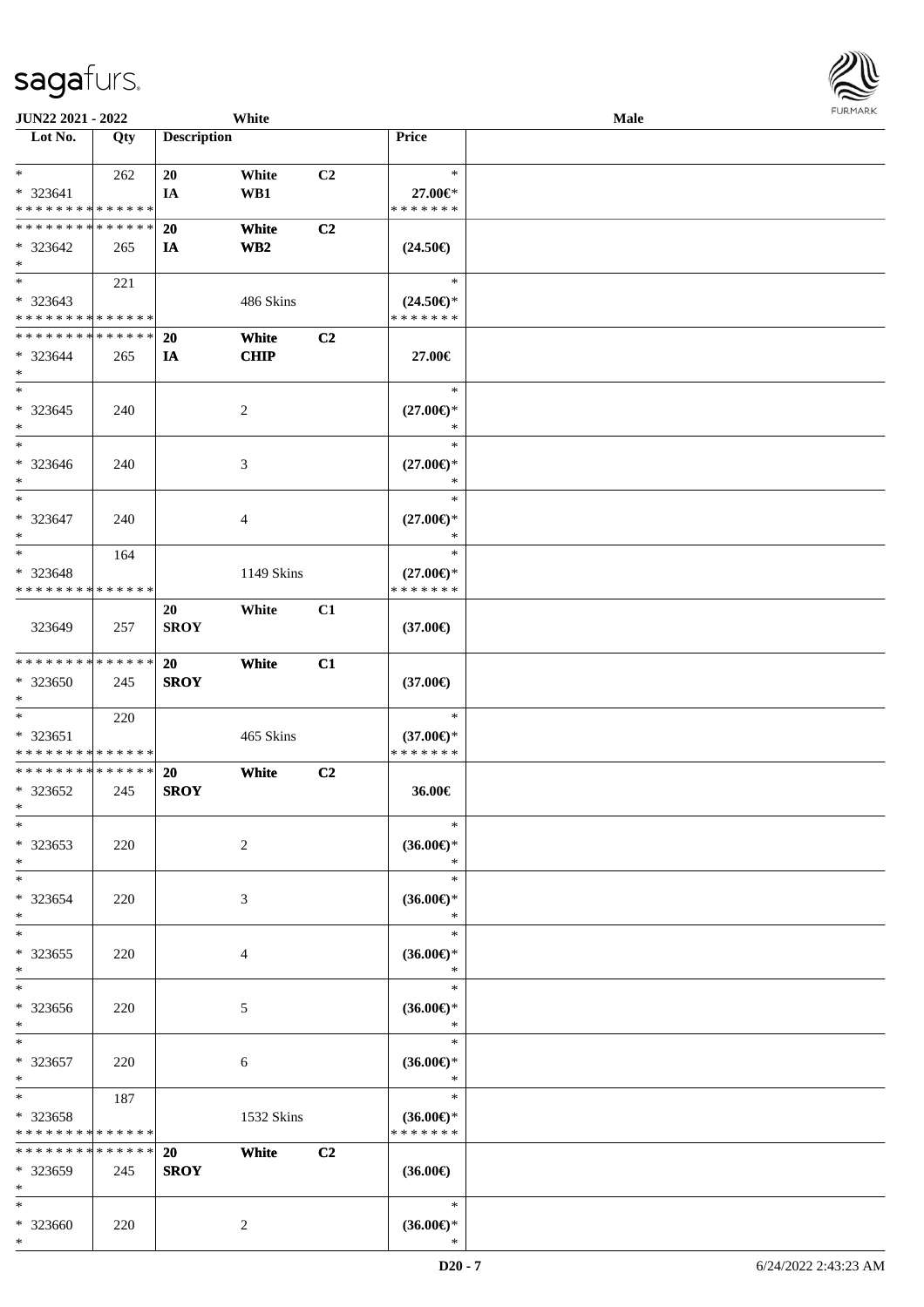**JUN22 2021 - 2022** White **Male**

| Lot No. | Qty | Description | | | Price | |
|---|---|---|---|---|---|---|
| * | 262 | 20 | White | C2 | * | |
| * 323641 | | IA | WB1 | | 27.00€* | |
| * * * * * * * * * * * * * * | | | | | * * * * * * * | |
| * * * * * * * * * * * * * * | | 20 | White | C2 | | |
| * 323642 | 265 | IA | WB2 | | (24.50€) | |
| * | | | | | | |
| * | 221 | | | | * | |
| * 323643 | | | 486 Skins | | (24.50€)* | |
| * * * * * * * * * * * * * * | | | | | * * * * * * * | |
| * * * * * * * * * * * * * * | | 20 | White | C2 | | |
| * 323644 | 265 | IA | CHIP | | 27.00€ | |
| * | | | | | | |
| * | | | | | * | |
| * 323645 | 240 | | 2 | | (27.00€)* | |
| * | | | | | * | |
| * | | | | | * | |
| * 323646 | 240 | | 3 | | (27.00€)* | |
| * | | | | | * | |
| * | | | | | * | |
| * 323647 | 240 | | 4 | | (27.00€)* | |
| * | | | | | * | |
| * | 164 | | | | * | |
| * 323648 | | | 1149 Skins | | (27.00€)* | |
| * * * * * * * * * * * * * * | | | | | * * * * * * * | |
| | | 20 | White | C1 | | |
| 323649 | 257 | SROY | | | (37.00€) | |
| * * * * * * * * * * * * * * | | 20 | White | C1 | | |
| * 323650 | 245 | SROY | | | (37.00€) | |
| * | | | | | | |
| * | 220 | | | | * | |
| * 323651 | | | 465 Skins | | (37.00€)* | |
| * * * * * * * * * * * * * * | | | | | * * * * * * * | |
| * * * * * * * * * * * * * * | | 20 | White | C2 | | |
| * 323652 | 245 | SROY | | | 36.00€ | |
| * | | | | | | |
| * | | | | | * | |
| * 323653 | 220 | | 2 | | (36.00€)* | |
| * | | | | | * | |
| * | | | | | * | |
| * 323654 | 220 | | 3 | | (36.00€)* | |
| * | | | | | * | |
| * | | | | | * | |
| * 323655 | 220 | | 4 | | (36.00€)* | |
| * | | | | | * | |
| * | | | | | * | |
| * 323656 | 220 | | 5 | | (36.00€)* | |
| * | | | | | * | |
| * | | | | | * | |
| * 323657 | 220 | | 6 | | (36.00€)* | |
| * | | | | | * | |
| * | 187 | | | | * | |
| * 323658 | | | 1532 Skins | | (36.00€)* | |
| * * * * * * * * * * * * * * | | | | | * * * * * * * | |
| * * * * * * * * * * * * * * | | 20 | White | C2 | | |
| * 323659 | 245 | SROY | | | (36.00€) | |
| * | | | | | | |
| * | | | | | * | |
| * 323660 | 220 | | 2 | | (36.00€)* | |
| * | | | | | * | |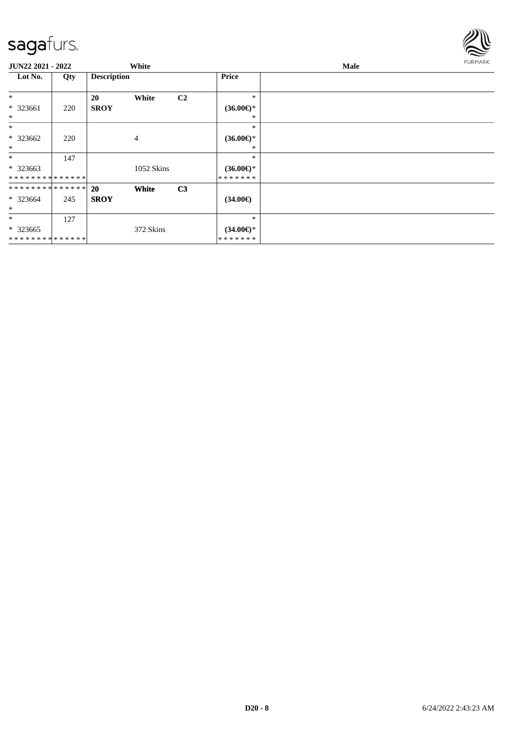**JUN22 2021 - 2022** **White** **Male**

| Lot No. | Qty | Description | | | Price | |
|---|---|---|---|---|---|---|
| * | | **20** | **White** | **C2** | * | |
| * 323661 | 220 | **SROY** | | | **(36.00€)*** | |
| * | | | | | * | |
| * | | | | | * | |
| * 323662 | 220 | | 4 | | **(36.00€)*** | |
| * | | | | | * | |
| * | 147 | | | | * | |
| * 323663 | | | 1052 Skins | | **(36.00€)*** | |
| * * * * * * * * * * * * * * | | | | | * * * * * * * | |
| * * * * * * * * * * * * * * | | **20** | **White** | **C3** | | |
| * 323664 | 245 | **SROY** | | | **(34.00€)** | |
| * | | | | | | |
| * | 127 | | | | * | |
| * 323665 | | | 372 Skins | | **(34.00€)*** | |
| * * * * * * * * * * * * * * | | | | | * * * * * * * | |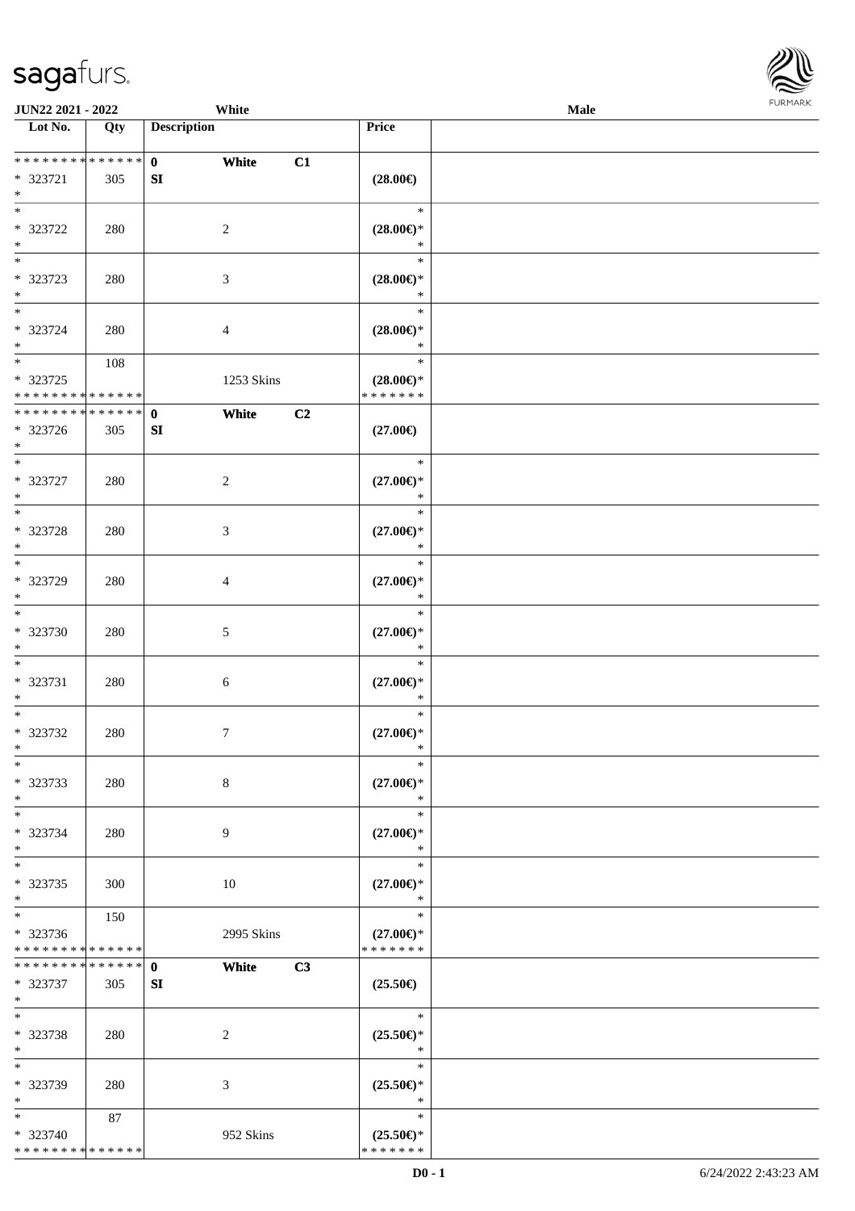| Lot No. | Qty | Description | | | Price |
|---|---|---|---|---|---|
| * * * * * * * * * * * * * * | | 0 | White | C1 | |
| * 323721 | 305 | SI | | | (28.00€) |
| * | | | | | |
| * | | | | | * |
| * 323722 | 280 | | 2 | | (28.00€)* |
| * | | | | | * |
| * | | | | | * |
| * 323723 | 280 | | 3 | | (28.00€)* |
| * | | | | | * |
| * | | | | | * |
| * 323724 | 280 | | 4 | | (28.00€)* |
| * | | | | | * |
| * | 108 | | | | * |
| * 323725 | | | 1253 Skins | | (28.00€)* |
| * * * * * * * * * * * * * * | | | | | * * * * * * * |
| * * * * * * * * * * * * * * | | 0 | White | C2 | |
| * 323726 | 305 | SI | | | (27.00€) |
| * | | | | | |
| * | | | | | * |
| * 323727 | 280 | | 2 | | (27.00€)* |
| * | | | | | * |
| * | | | | | * |
| * 323728 | 280 | | 3 | | (27.00€)* |
| * | | | | | * |
| * | | | | | * |
| * 323729 | 280 | | 4 | | (27.00€)* |
| * | | | | | * |
| * | | | | | * |
| * 323730 | 280 | | 5 | | (27.00€)* |
| * | | | | | * |
| * | | | | | * |
| * 323731 | 280 | | 6 | | (27.00€)* |
| * | | | | | * |
| * | | | | | * |
| * 323732 | 280 | | 7 | | (27.00€)* |
| * | | | | | * |
| * | | | | | * |
| * 323733 | 280 | | 8 | | (27.00€)* |
| * | | | | | * |
| * | | | | | * |
| * 323734 | 280 | | 9 | | (27.00€)* |
| * | | | | | * |
| * | | | | | * |
| * 323735 | 300 | | 10 | | (27.00€)* |
| * | | | | | * |
| * | 150 | | | | * |
| * 323736 | | | 2995 Skins | | (27.00€)* |
| * * * * * * * * * * * * * * | | | | | * * * * * * * |
| * * * * * * * * * * * * * * | | 0 | White | C3 | |
| * 323737 | 305 | SI | | | (25.50€) |
| * | | | | | |
| * | | | | | * |
| * 323738 | 280 | | 2 | | (25.50€)* |
| * | | | | | * |
| * | | | | | * |
| * 323739 | 280 | | 3 | | (25.50€)* |
| * | | | | | * |
| * | 87 | | | | * |
| * 323740 | | | 952 Skins | | (25.50€)* |
| * * * * * * * * * * * * * * | | | | | * * * * * * * |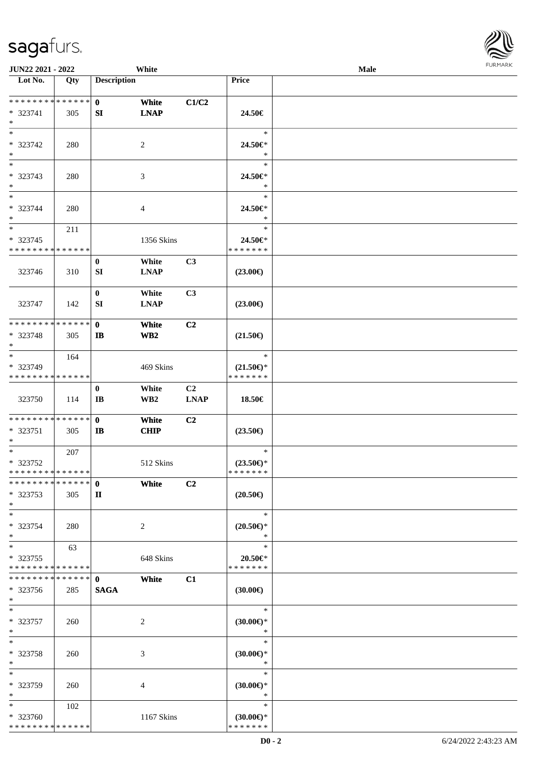**JUN22 2021 - 2022** White **Male**

| Lot No. | Qty | Description | | | Price | |
|---|---|---|---|---|---|---|
| * * * * * * * * * * * * * * | | 0 | White | C1/C2 | | |
| * 323741 | 305 | SI | LNAP | | 24.50€ | |
| * | | | | | | |
| * | | | | | * | |
| * 323742 | 280 | | 2 | | 24.50€* | |
| * | | | | | * | |
| * | | | | | * | |
| * 323743 | 280 | | 3 | | 24.50€* | |
| * | | | | | * | |
| * | | | | | * | |
| * 323744 | 280 | | 4 | | 24.50€* | |
| * | | | | | * | |
| * | 211 | | | | * | |
| * 323745 | | | 1356 Skins | | 24.50€* | |
| * * * * * * * * * * * * * * | | | | | * * * * * * * | |
| | | 0 | White | C3 | | |
| 323746 | 310 | SI | LNAP | | (23.00€) | |
| | | 0 | White | C3 | | |
| 323747 | 142 | SI | LNAP | | (23.00€) | |
| * * * * * * * * * * * * * * | | 0 | White | C2 | | |
| * 323748 | 305 | IB | WB2 | | (21.50€) | |
| * | | | | | | |
| * | 164 | | | | * | |
| * 323749 | | | 469 Skins | | (21.50€)* | |
| * * * * * * * * * * * * * * | | | | | * * * * * * * | |
| | | 0 | White | C2 | | |
| 323750 | 114 | IB | WB2 | LNAP | 18.50€ | |
| * * * * * * * * * * * * * * | | 0 | White | C2 | | |
| * 323751 | 305 | IB | CHIP | | (23.50€) | |
| * | | | | | | |
| * | 207 | | | | * | |
| * 323752 | | | 512 Skins | | (23.50€)* | |
| * * * * * * * * * * * * * * | | | | | * * * * * * * | |
| * * * * * * * * * * * * * * | | 0 | White | C2 | | |
| * 323753 | 305 | II | | | (20.50€) | |
| * | | | | | | |
| * | | | | | * | |
| * 323754 | 280 | | 2 | | (20.50€)* | |
| * | | | | | * | |
| * | 63 | | | | * | |
| * 323755 | | | 648 Skins | | 20.50€* | |
| * * * * * * * * * * * * * * | | | | | * * * * * * * | |
| * * * * * * * * * * * * * * | | 0 | White | C1 | | |
| * 323756 | 285 | SAGA | | | (30.00€) | |
| * | | | | | | |
| * | | | | | * | |
| * 323757 | 260 | | 2 | | (30.00€)* | |
| * | | | | | * | |
| * | | | | | * | |
| * 323758 | 260 | | 3 | | (30.00€)* | |
| * | | | | | * | |
| * | | | | | * | |
| * 323759 | 260 | | 4 | | (30.00€)* | |
| * | | | | | * | |
| * | 102 | | | | * | |
| * 323760 | | | 1167 Skins | | (30.00€)* | |
| * * * * * * * * * * * * * * | | | | | * * * * * * * | |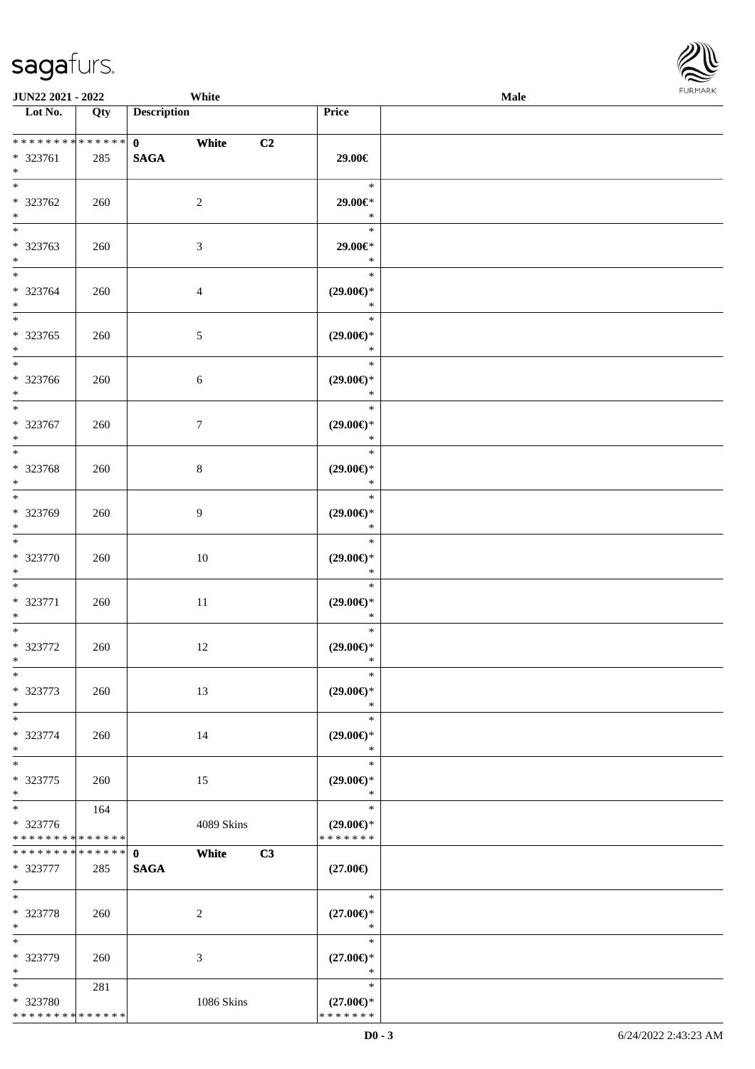| Lot No. | Qty | Description | Price |  |
|---|---|---|---|---|
| * * * * * * * * * * * * * * | | **0** **White** **C2** | | |
| * 323761 | 285 | **SAGA** | **29.00€** | |
| * | | | | |
| * 323762 | 260 | 2 | **29.00€*** | |
| * 323763 | 260 | 3 | **29.00€*** | |
| * 323764 | 260 | 4 | **(29.00€)*** | |
| * 323765 | 260 | 5 | **(29.00€)*** | |
| * 323766 | 260 | 6 | **(29.00€)*** | |
| * 323767 | 260 | 7 | **(29.00€)*** | |
| * 323768 | 260 | 8 | **(29.00€)*** | |
| * 323769 | 260 | 9 | **(29.00€)*** | |
| * 323770 | 260 | 10 | **(29.00€)*** | |
| * 323771 | 260 | 11 | **(29.00€)*** | |
| * 323772 | 260 | 12 | **(29.00€)*** | |
| * 323773 | 260 | 13 | **(29.00€)*** | |
| * 323774 | 260 | 14 | **(29.00€)*** | |
| * 323775 | 260 | 15 | **(29.00€)*** | |
| * 323776 | 164 | 4089 Skins | **(29.00€)*** | |
| * * * * * * * * * * * * * * | | **0** **White** **C3** | | |
| * 323777 | 285 | **SAGA** | **(27.00€)** | |
| * 323778 | 260 | 2 | **(27.00€)*** | |
| * 323779 | 260 | 3 | **(27.00€)*** | |
| * 323780 | 281 | 1086 Skins | **(27.00€)*** | |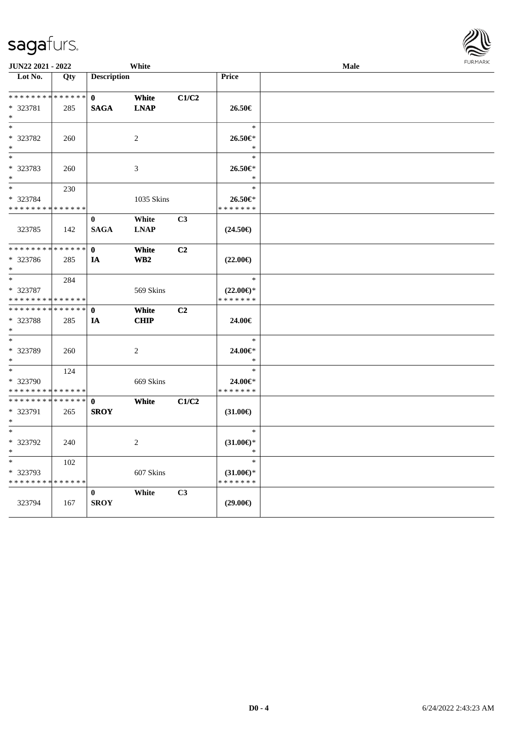JUN22 2021 - 2022 White Male

| Lot No. | Qty | Description | | | Price | |
|---|---|---|---|---|---|---|
| * * * * * * * * * * * * * * | | 0 | **White** | **C1/C2** | | |
| * 323781 | 285 | **SAGA** | **LNAP** | | **26.50€** | |
| * | | | | | | |
| * | | | | | * | |
| * 323782 | 260 | | 2 | | **26.50€*** | |
| * | | | | | * | |
| * | | | | | * | |
| * 323783 | 260 | | 3 | | **26.50€*** | |
| * | | | | | * | |
| * | 230 | | | | * | |
| * 323784 | | | 1035 Skins | | **26.50€*** | |
| * * * * * * * * * * * * * * | | | | | * * * * * * * | |
| | | 0 | **White** | **C3** | | |
| 323785 | 142 | **SAGA** | **LNAP** | | **(24.50€)** | |
| * * * * * * * * * * * * * * | | 0 | **White** | **C2** | | |
| * 323786 | 285 | **IA** | **WB2** | | **(22.00€)** | |
| * | | | | | | |
| * | 284 | | | | * | |
| * 323787 | | | 569 Skins | | **(22.00€)*** | |
| * * * * * * * * * * * * * * | | | | | * * * * * * * | |
| * * * * * * * * * * * * * * | | 0 | **White** | **C2** | | |
| * 323788 | 285 | **IA** | **CHIP** | | **24.00€** | |
| * | | | | | | |
| * | | | | | * | |
| * 323789 | 260 | | 2 | | **24.00€*** | |
| * | | | | | * | |
| * | 124 | | | | * | |
| * 323790 | | | 669 Skins | | **24.00€*** | |
| * * * * * * * * * * * * * * | | | | | * * * * * * * | |
| * * * * * * * * * * * * * * | | 0 | **White** | **C1/C2** | | |
| * 323791 | 265 | **SROY** | | | **(31.00€)** | |
| * | | | | | | |
| * | | | | | * | |
| * 323792 | 240 | | 2 | | **(31.00€)*** | |
| * | | | | | * | |
| * | 102 | | | | * | |
| * 323793 | | | 607 Skins | | **(31.00€)*** | |
| * * * * * * * * * * * * * * | | | | | * * * * * * * | |
| | | 0 | **White** | **C3** | | |
| 323794 | 167 | **SROY** | | | **(29.00€)** | |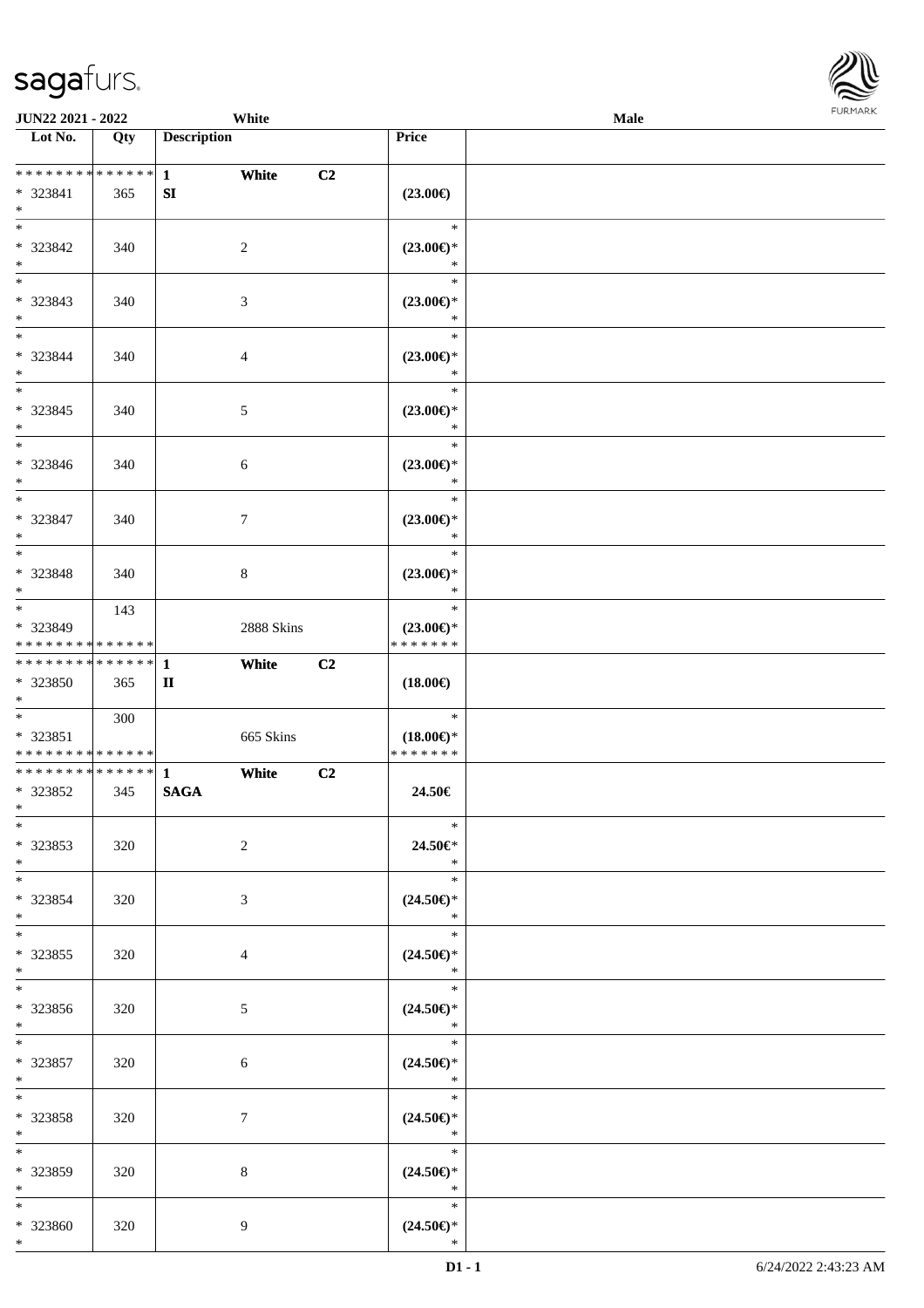JUN22 2021 - 2022 White Male

| Lot No. | Qty | Description | | | Price | |
|---|---|---|---|---|---|---|
| ************** | | 1 | White | C2 | | |
| * 323841 | 365 | SI | | | (23.00€) | |
| * | | | | | | |
| * | | | | | * | |
| * 323842 | 340 | | 2 | | (23.00€)* | |
| * | | | | | * | |
| * | | | | | * | |
| * 323843 | 340 | | 3 | | (23.00€)* | |
| * | | | | | * | |
| * | | | | | * | |
| * 323844 | 340 | | 4 | | (23.00€)* | |
| * | | | | | * | |
| * | | | | | * | |
| * 323845 | 340 | | 5 | | (23.00€)* | |
| * | | | | | * | |
| * | | | | | * | |
| * 323846 | 340 | | 6 | | (23.00€)* | |
| * | | | | | * | |
| * | | | | | * | |
| * 323847 | 340 | | 7 | | (23.00€)* | |
| * | | | | | * | |
| * | | | | | * | |
| * 323848 | 340 | | 8 | | (23.00€)* | |
| * | | | | | * | |
| * | 143 | | | | * | |
| * 323849 | | | 2888 Skins | | (23.00€)* | |
| ************** | | | | | ******* | |
| ************** | | 1 | White | C2 | | |
| * 323850 | 365 | II | | | (18.00€) | |
| * | | | | | | |
| * | 300 | | | | * | |
| * 323851 | | | 665 Skins | | (18.00€)* | |
| ************** | | | | | ******* | |
| ************** | | 1 | White | C2 | | |
| * 323852 | 345 | SAGA | | | 24.50€ | |
| * | | | | | | |
| * | | | | | * | |
| * 323853 | 320 | | 2 | | 24.50€* | |
| * | | | | | * | |
| * | | | | | * | |
| * 323854 | 320 | | 3 | | (24.50€)* | |
| * | | | | | * | |
| * | | | | | * | |
| * 323855 | 320 | | 4 | | (24.50€)* | |
| * | | | | | * | |
| * | | | | | * | |
| * 323856 | 320 | | 5 | | (24.50€)* | |
| * | | | | | * | |
| * | | | | | * | |
| * 323857 | 320 | | 6 | | (24.50€)* | |
| * | | | | | * | |
| * | | | | | * | |
| * 323858 | 320 | | 7 | | (24.50€)* | |
| * | | | | | * | |
| * | | | | | * | |
| * 323859 | 320 | | 8 | | (24.50€)* | |
| * | | | | | * | |
| * | | | | | * | |
| * 323860 | 320 | | 9 | | (24.50€)* | |
| * | | | | | * | |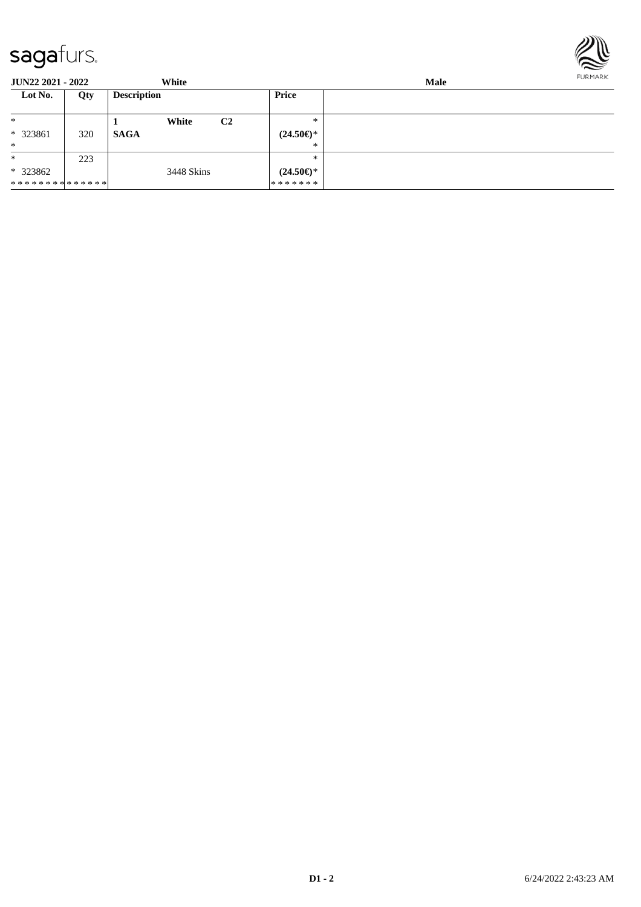| Lot No. | Qty | Description | | | Price | |
|---|---|---|---|---|---|---|
| * | | 1 | White | C2 | * | |
| * 323861 | 320 | SAGA | | | (24.50€)* | |
| * | | | | | * | |
| * | 223 | | | | * | |
| * 323862 | | | 3448 Skins | | (24.50€)* | |
| * * * * * * * * * * * * * * | | | | | * * * * * * * | |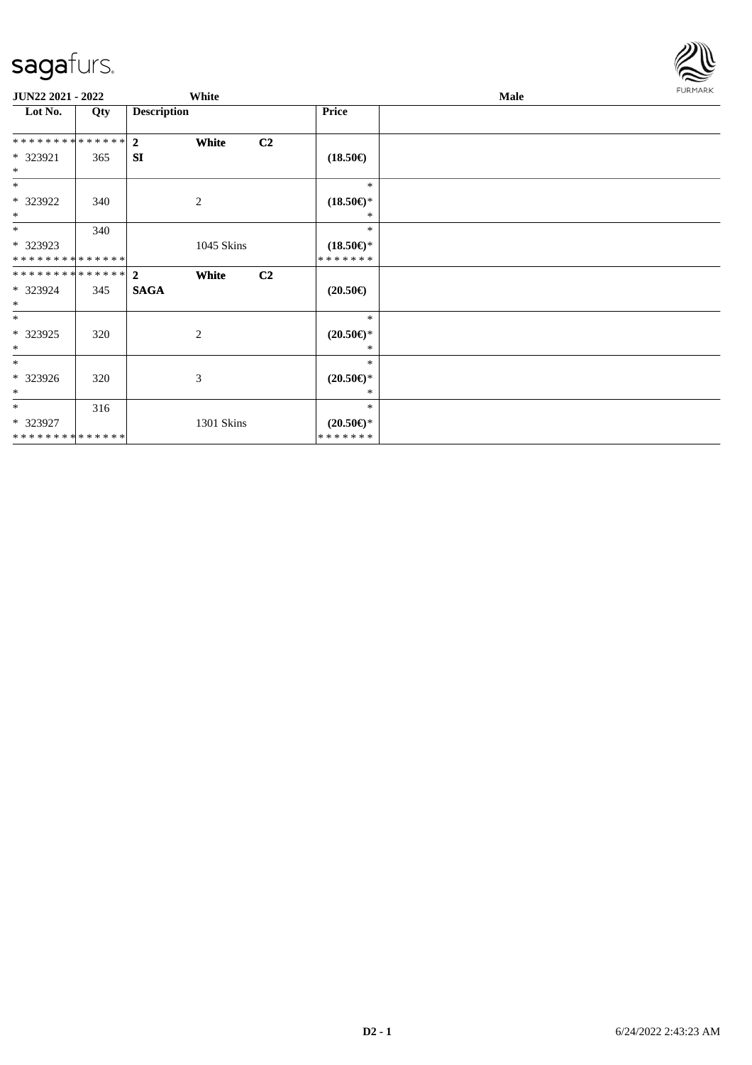| Lot No. | Qty | Description | | | Price | |
|---|---|---|---|---|---|---|
| ************** | | **2** | **White** | **C2** | | |
| * 323921 | 365 | **SI** | | | **(18.50€)** | |
| * | | | | | | |
| * | | | | | * | |
| * 323922 | 340 | | 2 | | **(18.50€)*** | |
| * | | | | | * | |
| * | 340 | | | | * | |
| * 323923 | | | 1045 Skins | | **(18.50€)*** | |
| ************** | | | | | ******* | |
| ************** | | **2** | **White** | **C2** | | |
| * 323924 | 345 | **SAGA** | | | **(20.50€)** | |
| * | | | | | | |
| * | | | | | * | |
| * 323925 | 320 | | 2 | | **(20.50€)*** | |
| * | | | | | * | |
| * | | | | | * | |
| * 323926 | 320 | | 3 | | **(20.50€)*** | |
| * | | | | | * | |
| * | 316 | | | | * | |
| * 323927 | | | 1301 Skins | | **(20.50€)*** | |
| ************** | | | | | ******* | |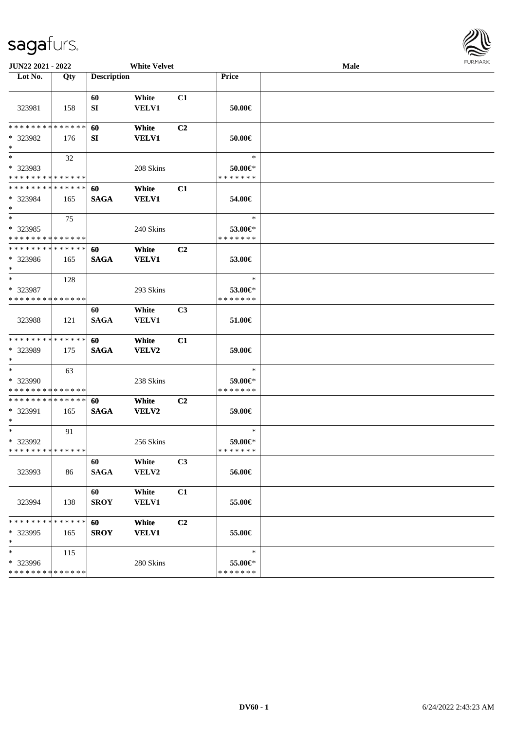**JUN22 2021 - 2022** **White Velvet** **Male**

| Lot No. | Qty | Description | | | Price | |
|---|---|---|---|---|---|---|
| 323981 | 158 | 60 SI | White VELV1 | C1 | 50.00€ | |
| * * * * * * * * * * * * * * <br>* 323982<br>* | 176 | 60 SI | White VELV1 | C2 | 50.00€ | |
| *<br>* 323983<br>* * * * * * * * * * * * * * | 32 | | 208 Skins | | *<br>50.00€*<br>* * * * * * * | |
| * * * * * * * * * * * * * * <br>* 323984<br>* | 165 | 60 SAGA | White VELV1 | C1 | 54.00€ | |
| *<br>* 323985<br>* * * * * * * * * * * * * * | 75 | | 240 Skins | | *<br>53.00€*<br>* * * * * * * | |
| * * * * * * * * * * * * * * <br>* 323986<br>* | 165 | 60 SAGA | White VELV1 | C2 | 53.00€ | |
| *<br>* 323987<br>* * * * * * * * * * * * * * | 128 | | 293 Skins | | *<br>53.00€*<br>* * * * * * * | |
| 323988 | 121 | 60 SAGA | White VELV1 | C3 | 51.00€ | |
| * * * * * * * * * * * * * * <br>* 323989<br>* | 175 | 60 SAGA | White VELV2 | C1 | 59.00€ | |
| *<br>* 323990<br>* * * * * * * * * * * * * * | 63 | | 238 Skins | | *<br>59.00€*<br>* * * * * * * | |
| * * * * * * * * * * * * * * <br>* 323991<br>* | 165 | 60 SAGA | White VELV2 | C2 | 59.00€ | |
| *<br>* 323992<br>* * * * * * * * * * * * * * | 91 | | 256 Skins | | *<br>59.00€*<br>* * * * * * * | |
| 323993 | 86 | 60 SAGA | White VELV2 | C3 | 56.00€ | |
| 323994 | 138 | 60 SROY | White VELV1 | C1 | 55.00€ | |
| * * * * * * * * * * * * * * <br>* 323995<br>* | 165 | 60 SROY | White VELV1 | C2 | 55.00€ | |
| *<br>* 323996<br>* * * * * * * * * * * * * * | 115 | | 280 Skins | | *<br>55.00€*<br>* * * * * * * | |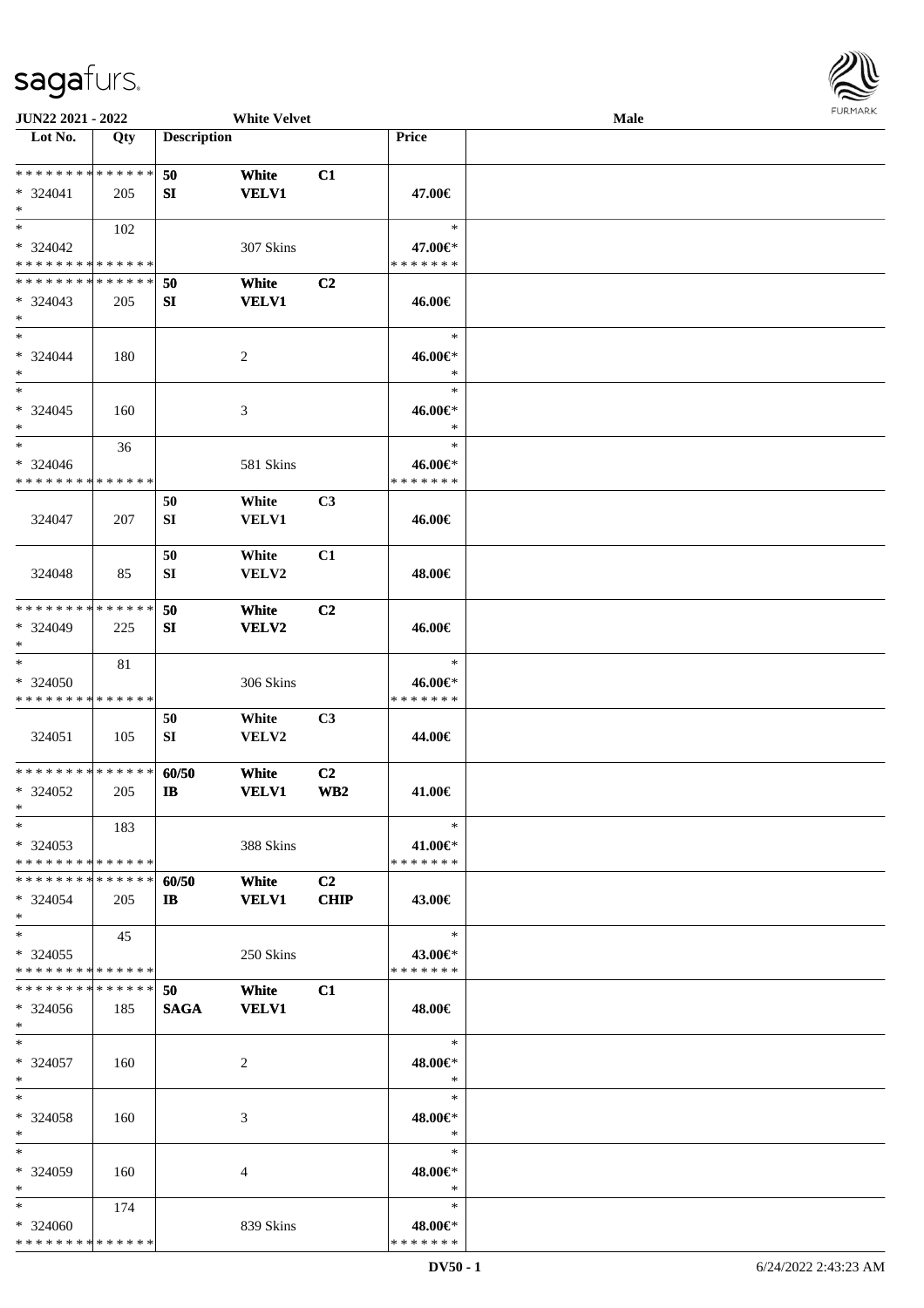JUN22 2021 - 2022 &nbsp;&nbsp;&nbsp;&nbsp; White Velvet &nbsp;&nbsp;&nbsp;&nbsp; Male

| Lot No. | Qty | Description | | | Price | |
|---|---|---|---|---|---|---|
| * * * * * * * * * * * * * * | | 50 | White | C1 | | |
| * 324041 | 205 | SI | VELV1 | | 47.00€ | |
| * | | | | | | |
| * | 102 | | | | * | |
| * 324042 | | | 307 Skins | | 47.00€* | |
| * * * * * * * * * * * * * * | | | | | * * * * * * * | |
| * * * * * * * * * * * * * * | | 50 | White | C2 | | |
| * 324043 | 205 | SI | VELV1 | | 46.00€ | |
| * | | | | | | |
| * | | | | | * | |
| * 324044 | 180 | | 2 | | 46.00€* | |
| * | | | | | * | |
| * | | | | | * | |
| * 324045 | 160 | | 3 | | 46.00€* | |
| * | | | | | * | |
| * | 36 | | | | * | |
| * 324046 | | | 581 Skins | | 46.00€* | |
| * * * * * * * * * * * * * * | | | | | * * * * * * * | |
| | | 50 | White | C3 | | |
| 324047 | 207 | SI | VELV1 | | 46.00€ | |
| | | 50 | White | C1 | | |
| 324048 | 85 | SI | VELV2 | | 48.00€ | |
| * * * * * * * * * * * * * * | | 50 | White | C2 | | |
| * 324049 | 225 | SI | VELV2 | | 46.00€ | |
| * | | | | | | |
| * | 81 | | | | * | |
| * 324050 | | | 306 Skins | | 46.00€* | |
| * * * * * * * * * * * * * * | | | | | * * * * * * * | |
| | | 50 | White | C3 | | |
| 324051 | 105 | SI | VELV2 | | 44.00€ | |
| * * * * * * * * * * * * * * | | 60/50 | White | C2 | | |
| * 324052 | 205 | IB | VELV1 | WB2 | 41.00€ | |
| * | | | | | | |
| * | 183 | | | | * | |
| * 324053 | | | 388 Skins | | 41.00€* | |
| * * * * * * * * * * * * * * | | | | | * * * * * * * | |
| * * * * * * * * * * * * * * | | 60/50 | White | C2 | | |
| * 324054 | 205 | IB | VELV1 | CHIP | 43.00€ | |
| * | | | | | | |
| * | 45 | | | | * | |
| * 324055 | | | 250 Skins | | 43.00€* | |
| * * * * * * * * * * * * * * | | | | | * * * * * * * | |
| * * * * * * * * * * * * * * | | 50 | White | C1 | | |
| * 324056 | 185 | SAGA | VELV1 | | 48.00€ | |
| * | | | | | | |
| * | | | | | * | |
| * 324057 | 160 | | 2 | | 48.00€* | |
| * | | | | | * | |
| * | | | | | * | |
| * 324058 | 160 | | 3 | | 48.00€* | |
| * | | | | | * | |
| * | | | | | * | |
| * 324059 | 160 | | 4 | | 48.00€* | |
| * | | | | | * | |
| * | 174 | | | | * | |
| * 324060 | | | 839 Skins | | 48.00€* | |
| * * * * * * * * * * * * * * | | | | | * * * * * * * | |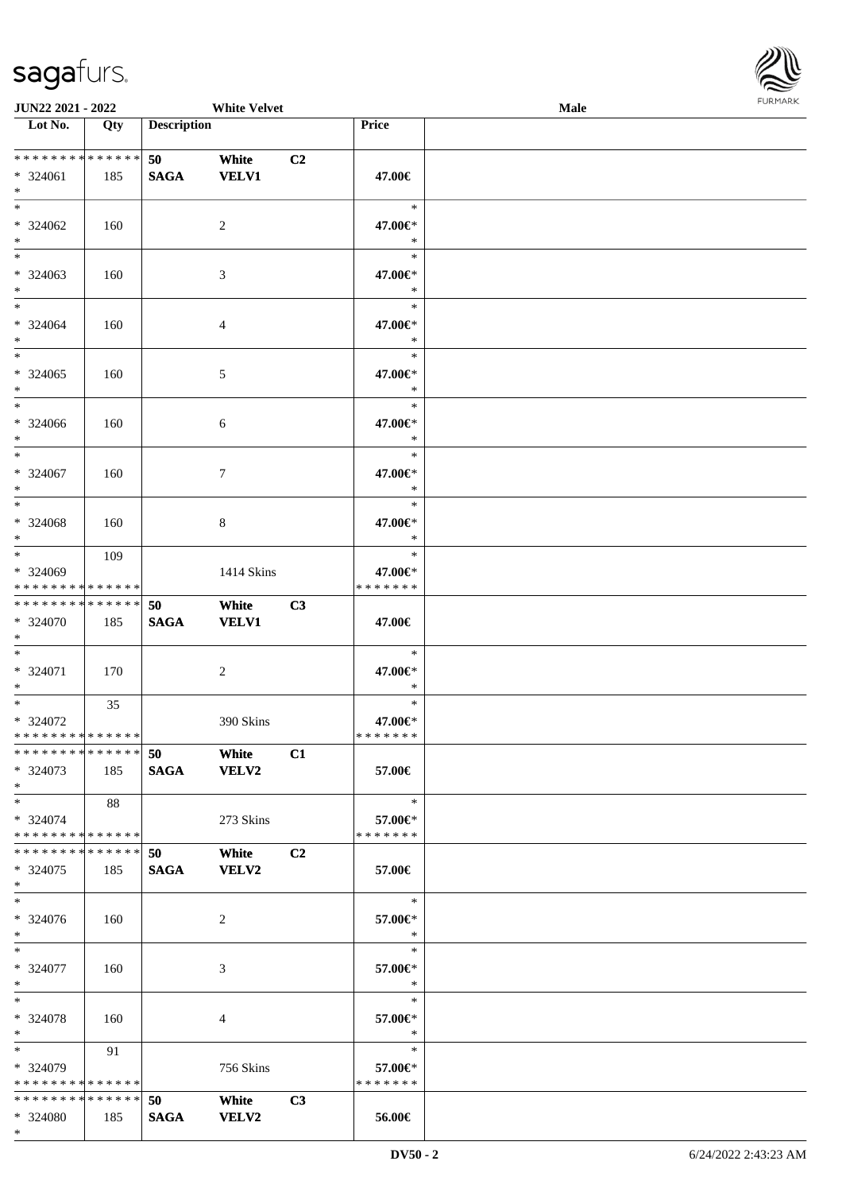| Lot No. | Qty | Description | | | Price | |
|---|---|---|---|---|---|---|
| * * * * * * * * * * * * * * | | 50 | White | C2 | | |
| * 324061 | 185 | SAGA | VELV1 | | 47.00€ | |
| * | | | | | | |
| * | | | | | * | |
| * 324062 | 160 | | 2 | | 47.00€* | |
| * | | | | | * | |
| * | | | | | * | |
| * 324063 | 160 | | 3 | | 47.00€* | |
| * | | | | | * | |
| * | | | | | * | |
| * 324064 | 160 | | 4 | | 47.00€* | |
| * | | | | | * | |
| * | | | | | * | |
| * 324065 | 160 | | 5 | | 47.00€* | |
| * | | | | | * | |
| * | | | | | * | |
| * 324066 | 160 | | 6 | | 47.00€* | |
| * | | | | | * | |
| * | | | | | * | |
| * 324067 | 160 | | 7 | | 47.00€* | |
| * | | | | | * | |
| * | | | | | * | |
| * 324068 | 160 | | 8 | | 47.00€* | |
| * | | | | | * | |
| * | 109 | | | | * | |
| * 324069 | | | 1414 Skins | | 47.00€* | |
| * * * * * * * * * * * * * * | | | | | * * * * * * * | |
| * * * * * * * * * * * * * * | | 50 | White | C3 | | |
| * 324070 | 185 | SAGA | VELV1 | | 47.00€ | |
| * | | | | | | |
| * | | | | | * | |
| * 324071 | 170 | | 2 | | 47.00€* | |
| * | | | | | * | |
| * | 35 | | | | * | |
| * 324072 | | | 390 Skins | | 47.00€* | |
| * * * * * * * * * * * * * * | | | | | * * * * * * * | |
| * * * * * * * * * * * * * * | | 50 | White | C1 | | |
| * 324073 | 185 | SAGA | VELV2 | | 57.00€ | |
| * | | | | | | |
| * | 88 | | | | * | |
| * 324074 | | | 273 Skins | | 57.00€* | |
| * * * * * * * * * * * * * * | | | | | * * * * * * * | |
| * * * * * * * * * * * * * * | | 50 | White | C2 | | |
| * 324075 | 185 | SAGA | VELV2 | | 57.00€ | |
| * | | | | | | |
| * | | | | | * | |
| * 324076 | 160 | | 2 | | 57.00€* | |
| * | | | | | * | |
| * | | | | | * | |
| * 324077 | 160 | | 3 | | 57.00€* | |
| * | | | | | * | |
| * | | | | | * | |
| * 324078 | 160 | | 4 | | 57.00€* | |
| * | | | | | * | |
| * | 91 | | | | * | |
| * 324079 | | | 756 Skins | | 57.00€* | |
| * * * * * * * * * * * * * * | | | | | * * * * * * * | |
| * * * * * * * * * * * * * * | | 50 | White | C3 | | |
| * 324080 | 185 | SAGA | VELV2 | | 56.00€ | |
| * | | | | | | |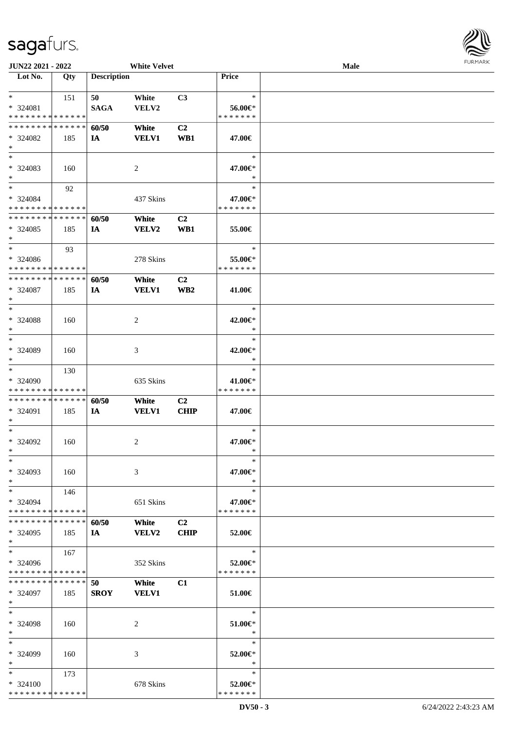| Lot No. | Qty | Description | | | Price | |
|---|---|---|---|---|---|---|
| * | 151 | 50 | White | C3 | * | |
| * 324081 | | SAGA | VELV2 | | 56.00€* | |
| * * * * * * * * * * * * * * | | | | | * * * * * * * | |
| * * * * * * * * * * * * * * | | 60/50 | White | C2 | | |
| * 324082 | 185 | IA | VELV1 | WB1 | 47.00€ | |
| * | | | | | | |
| * | | | | | * | |
| * 324083 | 160 | | 2 | | 47.00€* | |
| * | | | | | * | |
| * | 92 | | | | * | |
| * 324084 | | | 437 Skins | | 47.00€* | |
| * * * * * * * * * * * * * * | | | | | * * * * * * * | |
| * * * * * * * * * * * * * * | | 60/50 | White | C2 | | |
| * 324085 | 185 | IA | VELV2 | WB1 | 55.00€ | |
| * | | | | | | |
| * | 93 | | | | * | |
| * 324086 | | | 278 Skins | | 55.00€* | |
| * * * * * * * * * * * * * * | | | | | * * * * * * * | |
| * * * * * * * * * * * * * * | | 60/50 | White | C2 | | |
| * 324087 | 185 | IA | VELV1 | WB2 | 41.00€ | |
| * | | | | | | |
| * | | | | | * | |
| * 324088 | 160 | | 2 | | 42.00€* | |
| * | | | | | * | |
| * | | | | | * | |
| * 324089 | 160 | | 3 | | 42.00€* | |
| * | | | | | * | |
| * | 130 | | | | * | |
| * 324090 | | | 635 Skins | | 41.00€* | |
| * * * * * * * * * * * * * * | | | | | * * * * * * * | |
| * * * * * * * * * * * * * * | | 60/50 | White | C2 | | |
| * 324091 | 185 | IA | VELV1 | CHIP | 47.00€ | |
| * | | | | | | |
| * | | | | | * | |
| * 324092 | 160 | | 2 | | 47.00€* | |
| * | | | | | * | |
| * | | | | | * | |
| * 324093 | 160 | | 3 | | 47.00€* | |
| * | | | | | * | |
| * | 146 | | | | * | |
| * 324094 | | | 651 Skins | | 47.00€* | |
| * * * * * * * * * * * * * * | | | | | * * * * * * * | |
| * * * * * * * * * * * * * * | | 60/50 | White | C2 | | |
| * 324095 | 185 | IA | VELV2 | CHIP | 52.00€ | |
| * | | | | | | |
| * | 167 | | | | * | |
| * 324096 | | | 352 Skins | | 52.00€* | |
| * * * * * * * * * * * * * * | | | | | * * * * * * * | |
| * * * * * * * * * * * * * * | | 50 | White | C1 | | |
| * 324097 | 185 | SROY | VELV1 | | 51.00€ | |
| * | | | | | | |
| * | | | | | * | |
| * 324098 | 160 | | 2 | | 51.00€* | |
| * | | | | | * | |
| * | | | | | * | |
| * 324099 | 160 | | 3 | | 52.00€* | |
| * | | | | | * | |
| * | 173 | | | | * | |
| * 324100 | | | 678 Skins | | 52.00€* | |
| * * * * * * * * * * * * * * | | | | | * * * * * * * | |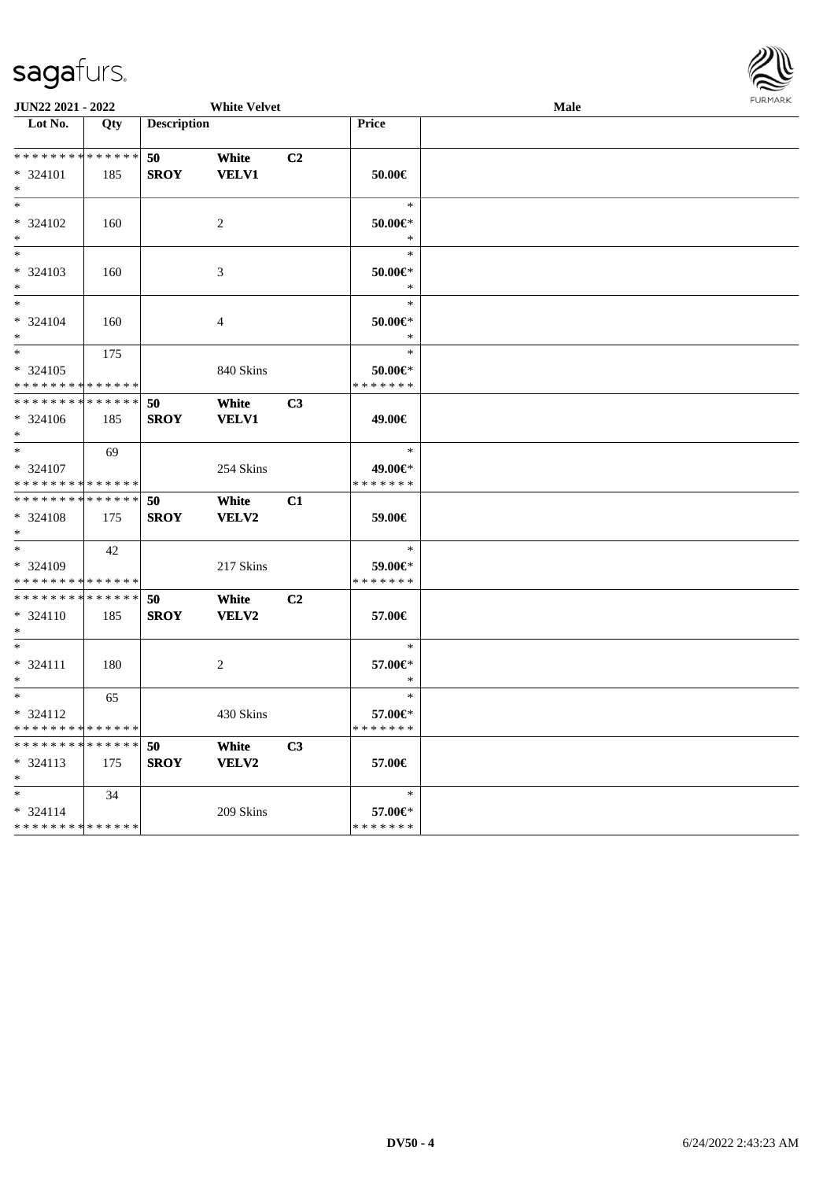JUN22 2021 - 2022 | White Velvet | Male

| Lot No. | Qty | Description | | | Price |
|---|---|---|---|---|---|
| ************** | | 50 | White | C2 | |
| * 324101 | 185 | SROY | VELV1 | | 50.00€ |
| * | | | | | |
| * | | | | | * |
| * 324102 | 160 | | 2 | | 50.00€* |
| * | | | | | * |
| * | | | | | * |
| * 324103 | 160 | | 3 | | 50.00€* |
| * | | | | | * |
| * | | | | | * |
| * 324104 | 160 | | 4 | | 50.00€* |
| * | | | | | * |
| * | 175 | | | | * |
| * 324105 | | | 840 Skins | | 50.00€* |
| ************** | | | | | ******* |
| ************** | | 50 | White | C3 | |
| * 324106 | 185 | SROY | VELV1 | | 49.00€ |
| * | | | | | |
| * | 69 | | | | * |
| * 324107 | | | 254 Skins | | 49.00€* |
| ************** | | | | | ******* |
| ************** | | 50 | White | C1 | |
| * 324108 | 175 | SROY | VELV2 | | 59.00€ |
| * | | | | | |
| * | 42 | | | | * |
| * 324109 | | | 217 Skins | | 59.00€* |
| ************** | | | | | ******* |
| ************** | | 50 | White | C2 | |
| * 324110 | 185 | SROY | VELV2 | | 57.00€ |
| * | | | | | |
| * | | | | | * |
| * 324111 | 180 | | 2 | | 57.00€* |
| * | | | | | * |
| * | 65 | | | | * |
| * 324112 | | | 430 Skins | | 57.00€* |
| ************** | | | | | ******* |
| ************** | | 50 | White | C3 | |
| * 324113 | 175 | SROY | VELV2 | | 57.00€ |
| * | | | | | |
| * | 34 | | | | * |
| * 324114 | | | 209 Skins | | 57.00€* |
| ************** | | | | | ******* |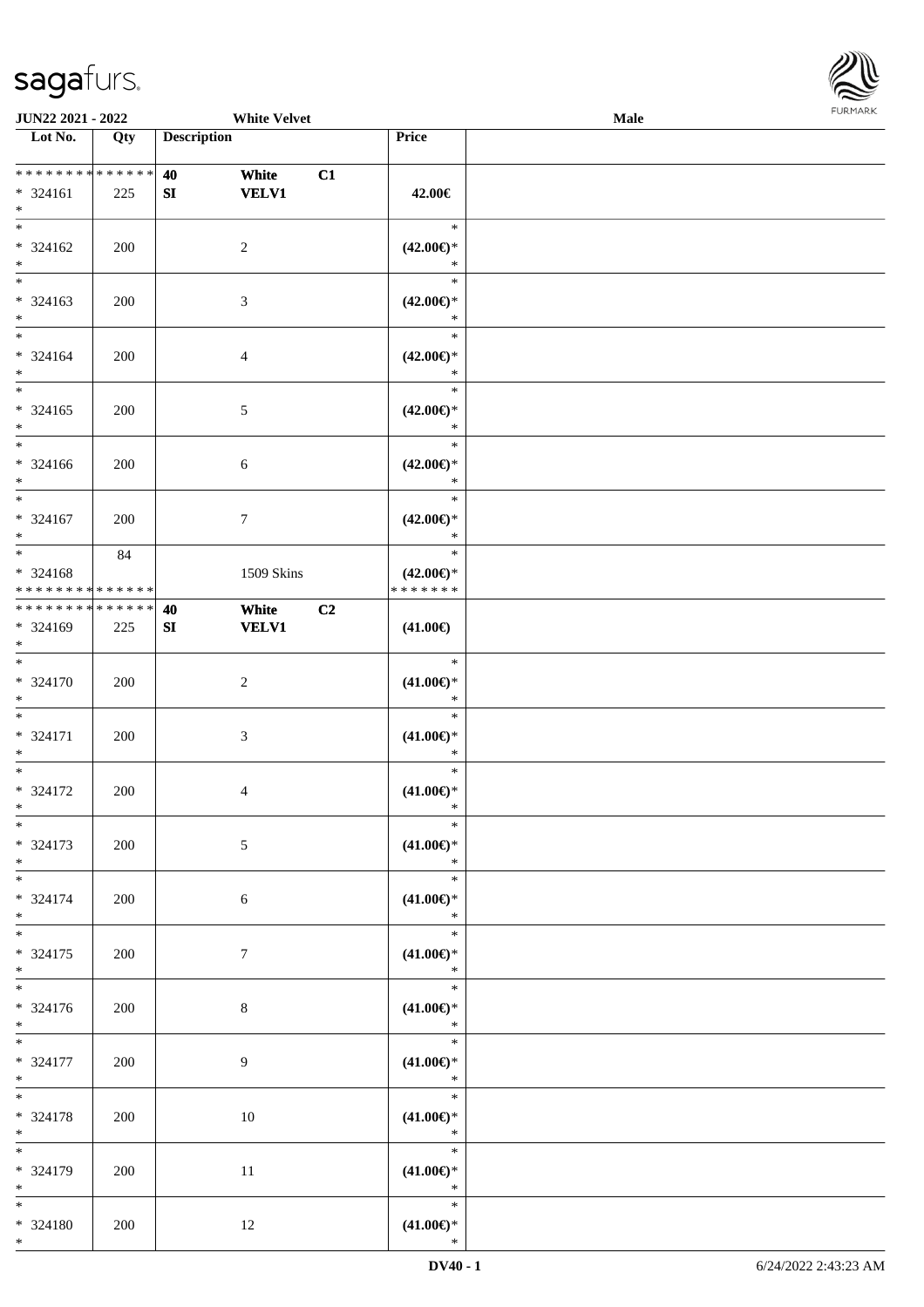| Lot No. | Qty | Description | | | Price |
|---|---|---|---|---|---|
| * * * * * * * * * * * * * * | 40 | White | C1 | | |
| * 324161 | 225 | SI | VELV1 | | 42.00€ |
| * | | | | | |
| * | | | | | * |
| * 324162 | 200 | | 2 | | (42.00€)* |
| * | | | | | * |
| * | | | | | * |
| * 324163 | 200 | | 3 | | (42.00€)* |
| * | | | | | * |
| * | | | | | * |
| * 324164 | 200 | | 4 | | (42.00€)* |
| * | | | | | * |
| * | | | | | * |
| * 324165 | 200 | | 5 | | (42.00€)* |
| * | | | | | * |
| * | | | | | * |
| * 324166 | 200 | | 6 | | (42.00€)* |
| * | | | | | * |
| * | | | | | * |
| * 324167 | 200 | | 7 | | (42.00€)* |
| * | | | | | * |
| * | 84 | | | | * |
| * 324168 | | | 1509 Skins | | (42.00€)* |
| * * * * * * * * * * * * * * | | | | | * * * * * * * |
| * * * * * * * * * * * * * * | 40 | White | C2 | | |
| * 324169 | 225 | SI | VELV1 | | (41.00€) |
| * | | | | | |
| * | | | | | * |
| * 324170 | 200 | | 2 | | (41.00€)* |
| * | | | | | * |
| * | | | | | * |
| * 324171 | 200 | | 3 | | (41.00€)* |
| * | | | | | * |
| * | | | | | * |
| * 324172 | 200 | | 4 | | (41.00€)* |
| * | | | | | * |
| * | | | | | * |
| * 324173 | 200 | | 5 | | (41.00€)* |
| * | | | | | * |
| * | | | | | * |
| * 324174 | 200 | | 6 | | (41.00€)* |
| * | | | | | * |
| * | | | | | * |
| * 324175 | 200 | | 7 | | (41.00€)* |
| * | | | | | * |
| * | | | | | * |
| * 324176 | 200 | | 8 | | (41.00€)* |
| * | | | | | * |
| * | | | | | * |
| * 324177 | 200 | | 9 | | (41.00€)* |
| * | | | | | * |
| * | | | | | * |
| * 324178 | 200 | | 10 | | (41.00€)* |
| * | | | | | * |
| * | | | | | * |
| * 324179 | 200 | | 11 | | (41.00€)* |
| * | | | | | * |
| * | | | | | * |
| * 324180 | 200 | | 12 | | (41.00€)* |
| * | | | | | * |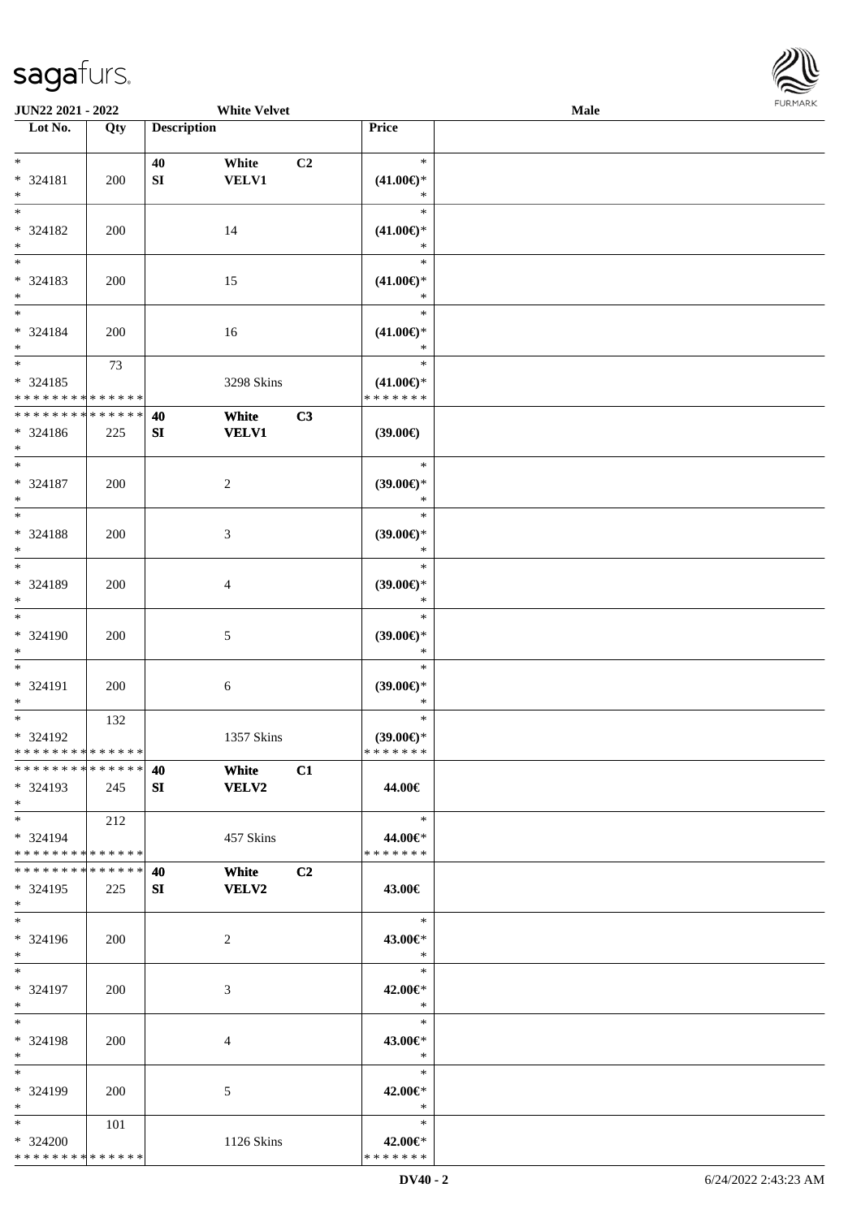JUN22 2021 - 2022 | White Velvet | Male

| Lot No. | Qty | Description | | | Price |
|---|---|---|---|---|---|
| * | | 40 | White | C2 | * |
| * 324181 | 200 | SI | VELV1 | | (41.00€)* |
| * | | | | | * |
| * | | | | | * |
| * 324182 | 200 | | 14 | | (41.00€)* |
| * | | | | | * |
| * | | | | | * |
| * 324183 | 200 | | 15 | | (41.00€)* |
| * | | | | | * |
| * | | | | | * |
| * 324184 | 200 | | 16 | | (41.00€)* |
| * | | | | | * |
| * | 73 | | | | * |
| * 324185 | | | 3298 Skins | | (41.00€)* |
| * * * * * * * * * * * * * * | | | | | * * * * * * * |
| * * * * * * * * * * * * * * | | 40 | White | C3 | |
| * 324186 | 225 | SI | VELV1 | | (39.00€) |
| * | | | | | |
| * | | | | | * |
| * 324187 | 200 | | 2 | | (39.00€)* |
| * | | | | | * |
| * | | | | | * |
| * 324188 | 200 | | 3 | | (39.00€)* |
| * | | | | | * |
| * | | | | | * |
| * 324189 | 200 | | 4 | | (39.00€)* |
| * | | | | | * |
| * | | | | | * |
| * 324190 | 200 | | 5 | | (39.00€)* |
| * | | | | | * |
| * | | | | | * |
| * 324191 | 200 | | 6 | | (39.00€)* |
| * | | | | | * |
| * | 132 | | | | * |
| * 324192 | | | 1357 Skins | | (39.00€)* |
| * * * * * * * * * * * * * * | | | | | * * * * * * * |
| * * * * * * * * * * * * * * | | 40 | White | C1 | |
| * 324193 | 245 | SI | VELV2 | | 44.00€ |
| * | | | | | |
| * | 212 | | | | * |
| * 324194 | | | 457 Skins | | 44.00€* |
| * * * * * * * * * * * * * * | | | | | * * * * * * * |
| * * * * * * * * * * * * * * | | 40 | White | C2 | |
| * 324195 | 225 | SI | VELV2 | | 43.00€ |
| * | | | | | |
| * | | | | | * |
| * 324196 | 200 | | 2 | | 43.00€* |
| * | | | | | * |
| * | | | | | * |
| * 324197 | 200 | | 3 | | 42.00€* |
| * | | | | | * |
| * | | | | | * |
| * 324198 | 200 | | 4 | | 43.00€* |
| * | | | | | * |
| * | | | | | * |
| * 324199 | 200 | | 5 | | 42.00€* |
| * | | | | | * |
| * | 101 | | | | * |
| * 324200 | | | 1126 Skins | | 42.00€* |
| * * * * * * * * * * * * * * | | | | | * * * * * * * |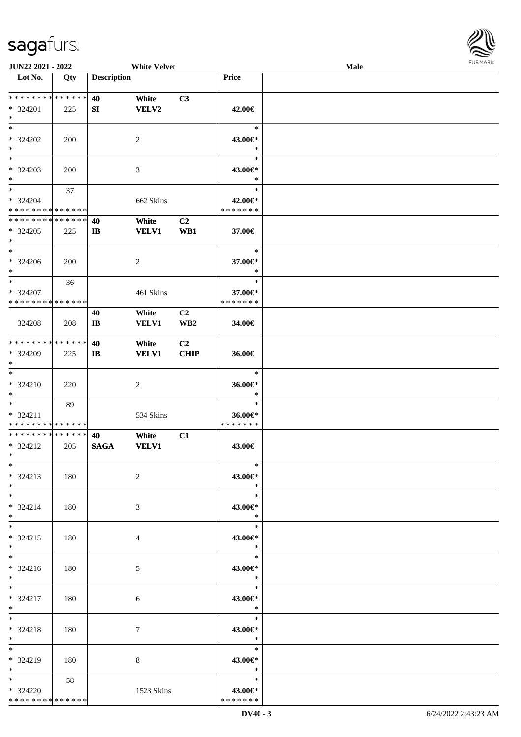**JUN22 2021 - 2022** **White Velvet** **Male**

| Lot No. | Qty | Description | | | Price | |
|---|---|---|---|---|---|---|
| * * * * * * * * * * * * * * | | 40 | White | C3 | | |
| * 324201 | 225 | SI | VELV2 | | 42.00€ | |
| * | | | | | | |
| * | | | | | * | |
| * 324202 | 200 | | 2 | | 43.00€* | |
| * | | | | | * | |
| * | | | | | * | |
| * 324203 | 200 | | 3 | | 43.00€* | |
| * | | | | | * | |
| * | 37 | | | | * | |
| * 324204 | | | 662 Skins | | 42.00€* | |
| * * * * * * * * * * * * * * | | | | | * * * * * * * | |
| * * * * * * * * * * * * * * | | 40 | White | C2 | | |
| * 324205 | 225 | IB | VELV1 | WB1 | 37.00€ | |
| * | | | | | | |
| * | | | | | * | |
| * 324206 | 200 | | 2 | | 37.00€* | |
| * | | | | | * | |
| * | 36 | | | | * | |
| * 324207 | | | 461 Skins | | 37.00€* | |
| * * * * * * * * * * * * * * | | | | | * * * * * * * | |
| | | 40 | White | C2 | | |
| 324208 | 208 | IB | VELV1 | WB2 | 34.00€ | |
| * * * * * * * * * * * * * * | | 40 | White | C2 | | |
| * 324209 | 225 | IB | VELV1 | CHIP | 36.00€ | |
| * | | | | | | |
| * | | | | | * | |
| * 324210 | 220 | | 2 | | 36.00€* | |
| * | | | | | * | |
| * | 89 | | | | * | |
| * 324211 | | | 534 Skins | | 36.00€* | |
| * * * * * * * * * * * * * * | | | | | * * * * * * * | |
| * * * * * * * * * * * * * * | | 40 | White | C1 | | |
| * 324212 | 205 | SAGA | VELV1 | | 43.00€ | |
| * | | | | | | |
| * | | | | | * | |
| * 324213 | 180 | | 2 | | 43.00€* | |
| * | | | | | * | |
| * | | | | | * | |
| * 324214 | 180 | | 3 | | 43.00€* | |
| * | | | | | * | |
| * | | | | | * | |
| * 324215 | 180 | | 4 | | 43.00€* | |
| * | | | | | * | |
| * | | | | | * | |
| * 324216 | 180 | | 5 | | 43.00€* | |
| * | | | | | * | |
| * | | | | | * | |
| * 324217 | 180 | | 6 | | 43.00€* | |
| * | | | | | * | |
| * | | | | | * | |
| * 324218 | 180 | | 7 | | 43.00€* | |
| * | | | | | * | |
| * | | | | | * | |
| * 324219 | 180 | | 8 | | 43.00€* | |
| * | | | | | * | |
| * | 58 | | | | * | |
| * 324220 | | | 1523 Skins | | 43.00€* | |
| * * * * * * * * * * * * * * | | | | | * * * * * * * | |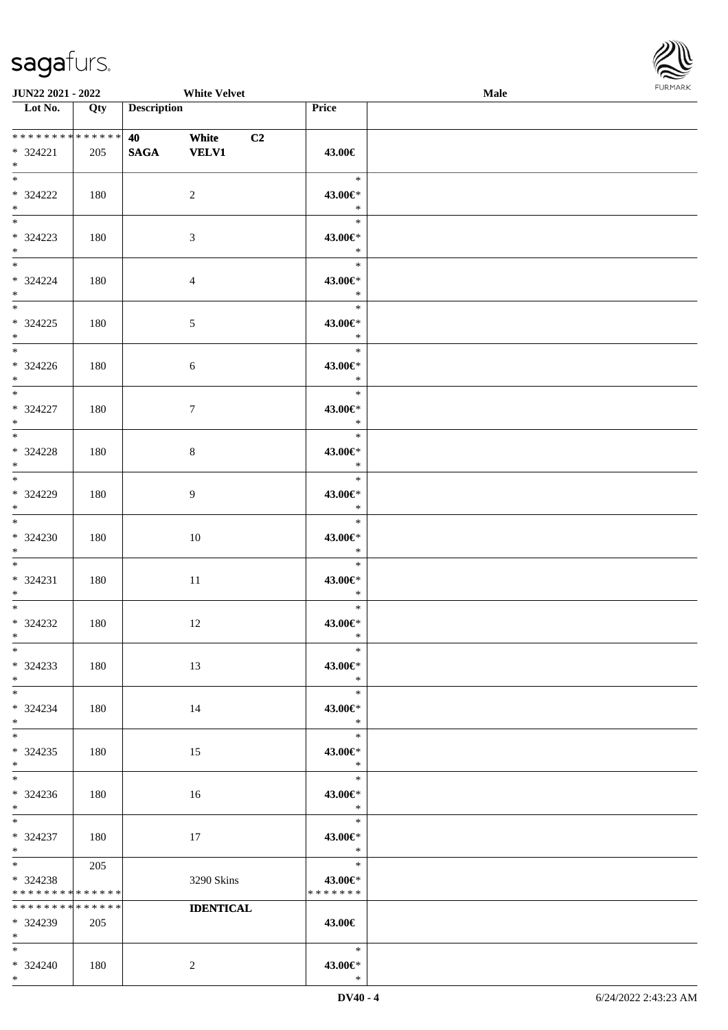| Lot No. | Qty | Description | | | Price | |
|---|---|---|---|---|---|---|
| * * * * * * * * * * * * * * | | 40 | White | C2 | | |
| * 324221 | 205 | SAGA | VELV1 | | 43.00€ | |
| * | | | | | | |
| * | | | | | * | |
| * 324222 | 180 | | 2 | | 43.00€* | |
| * | | | | | * | |
| * | | | | | * | |
| * 324223 | 180 | | 3 | | 43.00€* | |
| * | | | | | * | |
| * | | | | | * | |
| * 324224 | 180 | | 4 | | 43.00€* | |
| * | | | | | * | |
| * | | | | | * | |
| * 324225 | 180 | | 5 | | 43.00€* | |
| * | | | | | * | |
| * | | | | | * | |
| * 324226 | 180 | | 6 | | 43.00€* | |
| * | | | | | * | |
| * | | | | | * | |
| * 324227 | 180 | | 7 | | 43.00€* | |
| * | | | | | * | |
| * | | | | | * | |
| * 324228 | 180 | | 8 | | 43.00€* | |
| * | | | | | * | |
| * | | | | | * | |
| * 324229 | 180 | | 9 | | 43.00€* | |
| * | | | | | * | |
| * | | | | | * | |
| * 324230 | 180 | | 10 | | 43.00€* | |
| * | | | | | * | |
| * | | | | | * | |
| * 324231 | 180 | | 11 | | 43.00€* | |
| * | | | | | * | |
| * | | | | | * | |
| * 324232 | 180 | | 12 | | 43.00€* | |
| * | | | | | * | |
| * | | | | | * | |
| * 324233 | 180 | | 13 | | 43.00€* | |
| * | | | | | * | |
| * | | | | | * | |
| * 324234 | 180 | | 14 | | 43.00€* | |
| * | | | | | * | |
| * | | | | | * | |
| * 324235 | 180 | | 15 | | 43.00€* | |
| * | | | | | * | |
| * | | | | | * | |
| * 324236 | 180 | | 16 | | 43.00€* | |
| * | | | | | * | |
| * | | | | | * | |
| * 324237 | 180 | | 17 | | 43.00€* | |
| * | | | | | * | |
| * | 205 | | | | * | |
| * 324238 | | | 3290 Skins | | 43.00€* | |
| * * * * * * * * * * * * * * | | | | | * * * * * * * | |
| * * * * * * * * * * * * * * | | | IDENTICAL | | | |
| * 324239 | 205 | | | | 43.00€ | |
| * | | | | | | |
| * | | | | | * | |
| * 324240 | 180 | | 2 | | 43.00€* | |
| * | | | | | * | |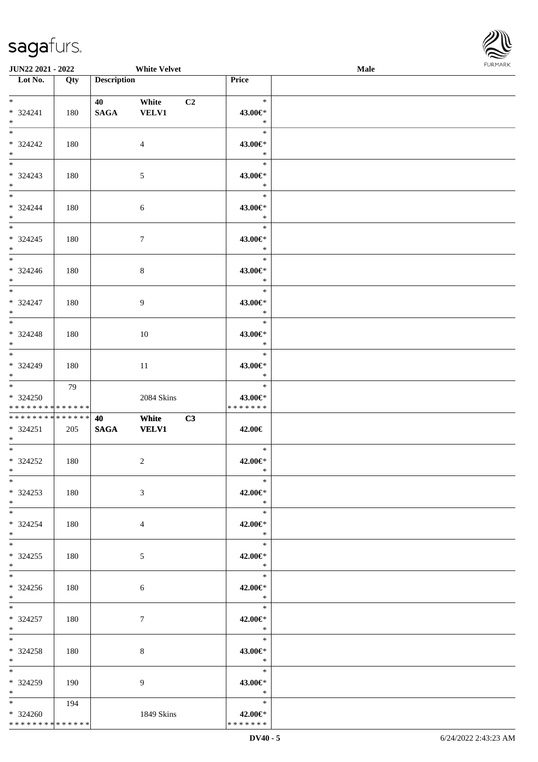JUN22 2021 - 2022 White Velvet Male

| Lot No. | Qty | Description | | | Price |
|---|---|---|---|---|---|
| * | | 40 | White | C2 | * |
| * 324241 | 180 | SAGA | VELV1 | | 43.00€* |
| * | | | | | * |
| * 324242 | 180 | | 4 | | 43.00€* |
| * | | | | | * |
| * 324243 | 180 | | 5 | | 43.00€* |
| * | | | | | * |
| * 324244 | 180 | | 6 | | 43.00€* |
| * | | | | | * |
| * 324245 | 180 | | 7 | | 43.00€* |
| * | | | | | * |
| * 324246 | 180 | | 8 | | 43.00€* |
| * | | | | | * |
| * 324247 | 180 | | 9 | | 43.00€* |
| * | | | | | * |
| * 324248 | 180 | | 10 | | 43.00€* |
| * | | | | | * |
| * 324249 | 180 | | 11 | | 43.00€* |
| * | 79 | | | | * |
| * 324250 | | | 2084 Skins | | 43.00€* |
| * * * * * * * * * * * * * * | | | | | * * * * * * * |
| * * * * * * * * * * * * * * | | 40 | White | C3 | |
| * 324251 | 205 | SAGA | VELV1 | | 42.00€ |
| * | | | | | * |
| * 324252 | 180 | | 2 | | 42.00€* |
| * | | | | | * |
| * 324253 | 180 | | 3 | | 42.00€* |
| * | | | | | * |
| * 324254 | 180 | | 4 | | 42.00€* |
| * | | | | | * |
| * 324255 | 180 | | 5 | | 42.00€* |
| * | | | | | * |
| * 324256 | 180 | | 6 | | 42.00€* |
| * | | | | | * |
| * 324257 | 180 | | 7 | | 42.00€* |
| * | | | | | * |
| * 324258 | 180 | | 8 | | 43.00€* |
| * | | | | | * |
| * 324259 | 190 | | 9 | | 43.00€* |
| * | 194 | | | | * |
| * 324260 | | | 1849 Skins | | 42.00€* |
| * * * * * * * * * * * * * * | | | | | * * * * * * * |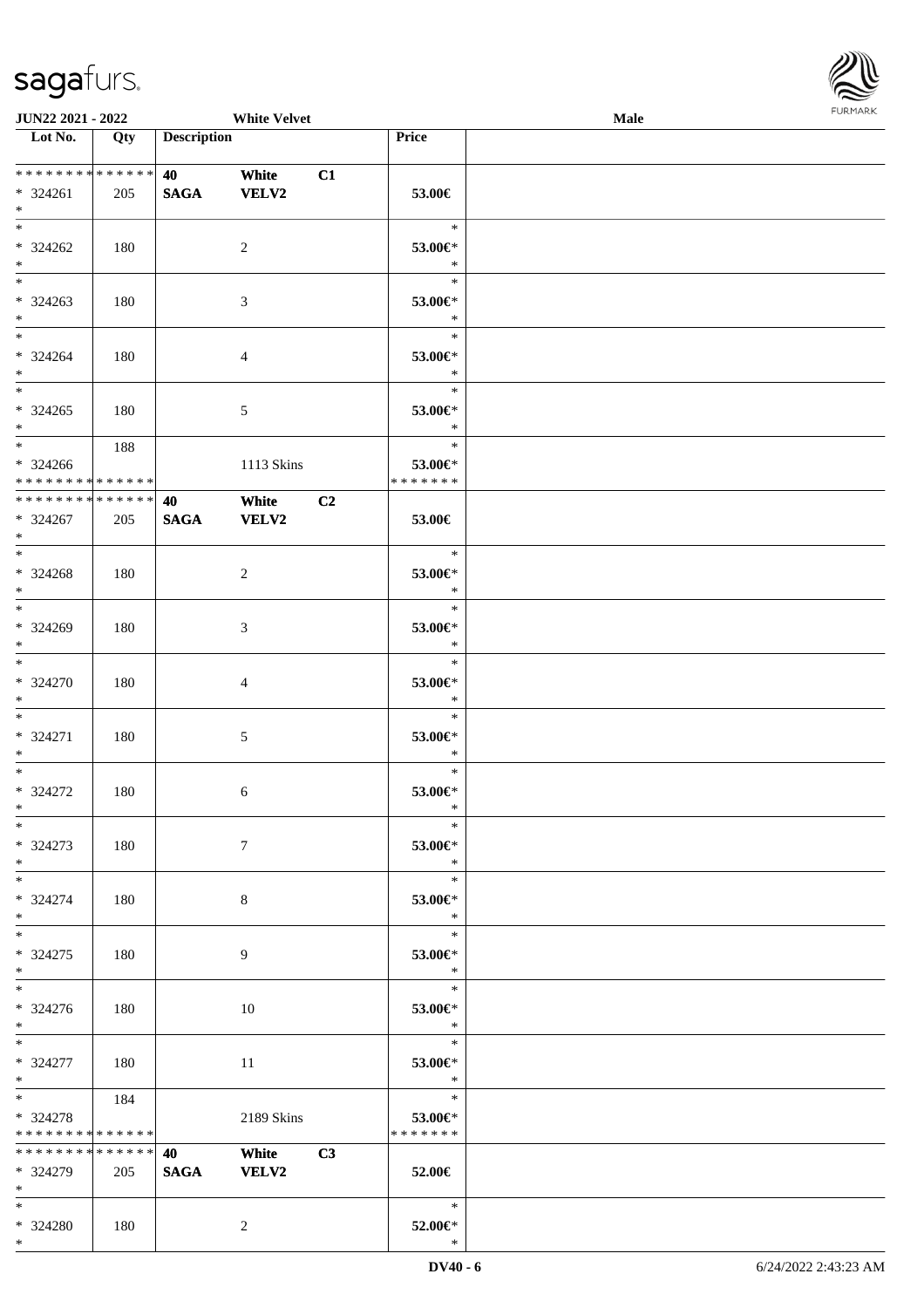| Lot No. | Qty | Description | | | Price | |
|---|---|---|---|---|---|---|
| * * * * * * * * * * * * * * | | 40 | White | C1 | | |
| * 324261 | 205 | SAGA | VELV2 | | 53.00€ | |
| * | | | | | | |
| * | | | | | * | |
| * 324262 | 180 | | 2 | | 53.00€* | |
| * | | | | | * | |
| * | | | | | * | |
| * 324263 | 180 | | 3 | | 53.00€* | |
| * | | | | | * | |
| * | | | | | * | |
| * 324264 | 180 | | 4 | | 53.00€* | |
| * | | | | | * | |
| * | | | | | * | |
| * 324265 | 180 | | 5 | | 53.00€* | |
| * | | | | | * | |
| * | 188 | | | | * | |
| * 324266 | | | 1113 Skins | | 53.00€* | |
| * * * * * * * * * * * * * * | | | | | * * * * * * * | |
| * * * * * * * * * * * * * * | | 40 | White | C2 | | |
| * 324267 | 205 | SAGA | VELV2 | | 53.00€ | |
| * | | | | | | |
| * | | | | | * | |
| * 324268 | 180 | | 2 | | 53.00€* | |
| * | | | | | * | |
| * | | | | | * | |
| * 324269 | 180 | | 3 | | 53.00€* | |
| * | | | | | * | |
| * | | | | | * | |
| * 324270 | 180 | | 4 | | 53.00€* | |
| * | | | | | * | |
| * | | | | | * | |
| * 324271 | 180 | | 5 | | 53.00€* | |
| * | | | | | * | |
| * | | | | | * | |
| * 324272 | 180 | | 6 | | 53.00€* | |
| * | | | | | * | |
| * | | | | | * | |
| * 324273 | 180 | | 7 | | 53.00€* | |
| * | | | | | * | |
| * | | | | | * | |
| * 324274 | 180 | | 8 | | 53.00€* | |
| * | | | | | * | |
| * | | | | | * | |
| * 324275 | 180 | | 9 | | 53.00€* | |
| * | | | | | * | |
| * | | | | | * | |
| * 324276 | 180 | | 10 | | 53.00€* | |
| * | | | | | * | |
| * | | | | | * | |
| * 324277 | 180 | | 11 | | 53.00€* | |
| * | | | | | * | |
| * | 184 | | | | * | |
| * 324278 | | | 2189 Skins | | 53.00€* | |
| * * * * * * * * * * * * * * | | | | | * * * * * * * | |
| * * * * * * * * * * * * * * | | 40 | White | C3 | | |
| * 324279 | 205 | SAGA | VELV2 | | 52.00€ | |
| * | | | | | | |
| * | | | | | * | |
| * 324280 | 180 | | 2 | | 52.00€* | |
| * | | | | | * | |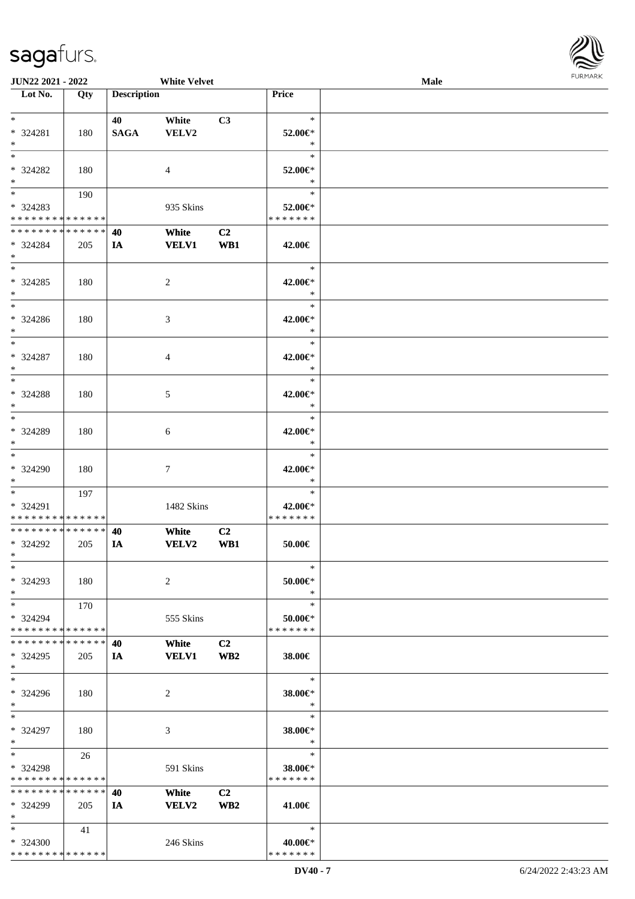**JUN22 2021 - 2022** **White Velvet** **Male**

| Lot No. | Qty | Description | | | Price |
|---|---|---|---|---|---|
| * | | 40 | White | C3 | * |
| * 324281 | 180 | SAGA | VELV2 | | 52.00€* |
| * | | | | | * |
| * | | | | | * |
| * 324282 | 180 | | 4 | | 52.00€* |
| * | | | | | * |
| * | 190 | | | | * |
| * 324283 | | | 935 Skins | | 52.00€* |
| * * * * * * * * * * * * * * | | | | | * * * * * * * |
| * * * * * * * * * * * * * * | | 40 | White | C2 | |
| * 324284 | 205 | IA | VELV1 | WB1 | 42.00€ |
| * | | | | | |
| * | | | | | * |
| * 324285 | 180 | | 2 | | 42.00€* |
| * | | | | | * |
| * | | | | | * |
| * 324286 | 180 | | 3 | | 42.00€* |
| * | | | | | * |
| * | | | | | * |
| * 324287 | 180 | | 4 | | 42.00€* |
| * | | | | | * |
| * | | | | | * |
| * 324288 | 180 | | 5 | | 42.00€* |
| * | | | | | * |
| * | | | | | * |
| * 324289 | 180 | | 6 | | 42.00€* |
| * | | | | | * |
| * | | | | | * |
| * 324290 | 180 | | 7 | | 42.00€* |
| * | | | | | * |
| * | 197 | | | | * |
| * 324291 | | | 1482 Skins | | 42.00€* |
| * * * * * * * * * * * * * * | | | | | * * * * * * * |
| * * * * * * * * * * * * * * | | 40 | White | C2 | |
| * 324292 | 205 | IA | VELV2 | WB1 | 50.00€ |
| * | | | | | |
| * | | | | | * |
| * 324293 | 180 | | 2 | | 50.00€* |
| * | | | | | * |
| * | 170 | | | | * |
| * 324294 | | | 555 Skins | | 50.00€* |
| * * * * * * * * * * * * * * | | | | | * * * * * * * |
| * * * * * * * * * * * * * * | | 40 | White | C2 | |
| * 324295 | 205 | IA | VELV1 | WB2 | 38.00€ |
| * | | | | | |
| * | | | | | * |
| * 324296 | 180 | | 2 | | 38.00€* |
| * | | | | | * |
| * | | | | | * |
| * 324297 | 180 | | 3 | | 38.00€* |
| * | | | | | * |
| * | 26 | | | | * |
| * 324298 | | | 591 Skins | | 38.00€* |
| * * * * * * * * * * * * * * | | | | | * * * * * * * |
| * * * * * * * * * * * * * * | | 40 | White | C2 | |
| * 324299 | 205 | IA | VELV2 | WB2 | 41.00€ |
| * | | | | | |
| * | 41 | | | | * |
| * 324300 | | | 246 Skins | | 40.00€* |
| * * * * * * * * * * * * * * | | | | | * * * * * * * |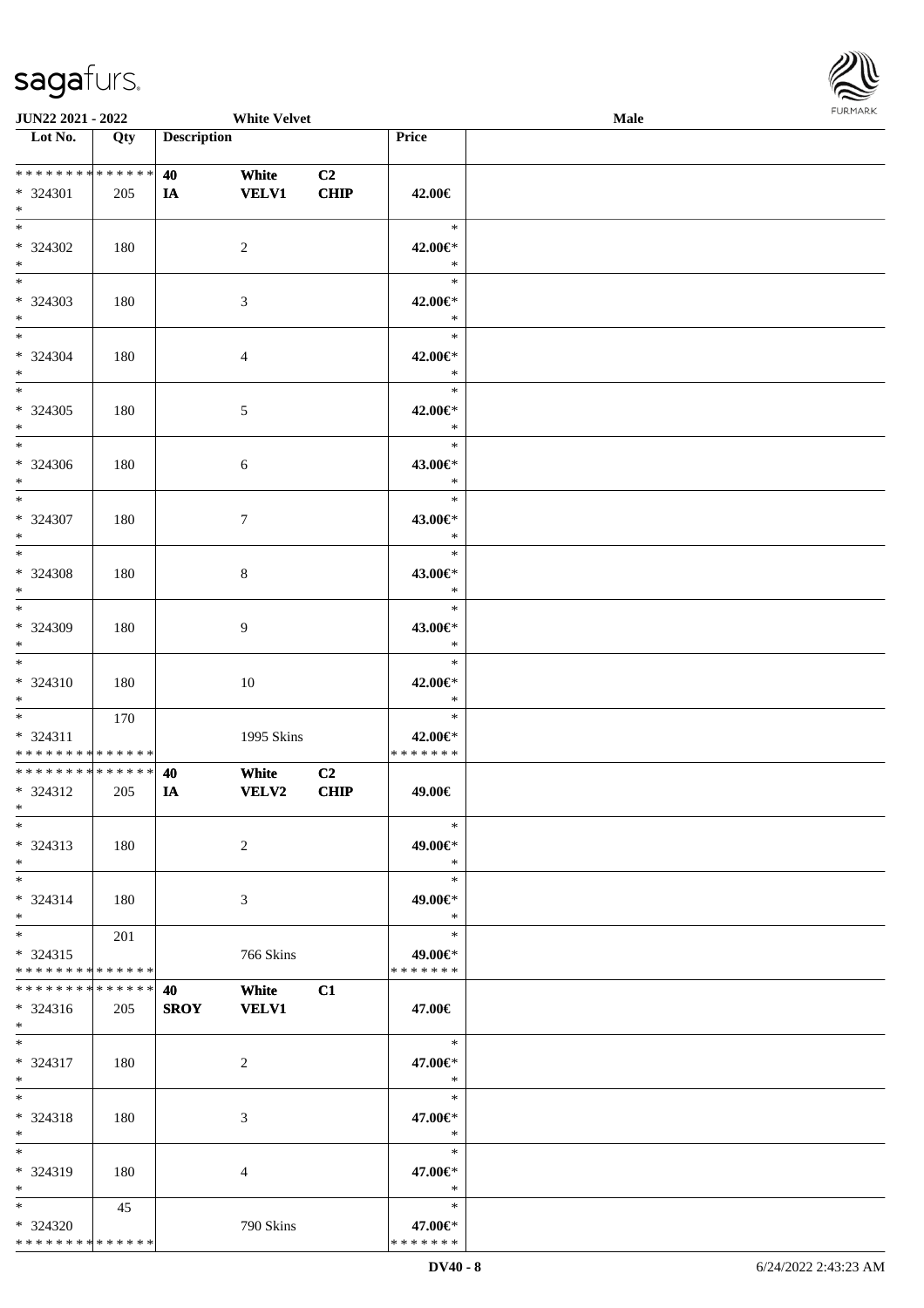| Lot No. | Qty | Description | | | Price | |
|---|---|---|---|---|---|---|
| * * * * * * * * * * * * * * | | 40 | White | C2 | | |
| * 324301 | 205 | IA | VELV1 | CHIP | 42.00€ | |
| * | | | | | | |
| * | | | | | * | |
| * 324302 | 180 | | 2 | | 42.00€* | |
| * | | | | | * | |
| * | | | | | * | |
| * 324303 | 180 | | 3 | | 42.00€* | |
| * | | | | | * | |
| * | | | | | * | |
| * 324304 | 180 | | 4 | | 42.00€* | |
| * | | | | | * | |
| * | | | | | * | |
| * 324305 | 180 | | 5 | | 42.00€* | |
| * | | | | | * | |
| * | | | | | * | |
| * 324306 | 180 | | 6 | | 43.00€* | |
| * | | | | | * | |
| * | | | | | * | |
| * 324307 | 180 | | 7 | | 43.00€* | |
| * | | | | | * | |
| * | | | | | * | |
| * 324308 | 180 | | 8 | | 43.00€* | |
| * | | | | | * | |
| * | | | | | * | |
| * 324309 | 180 | | 9 | | 43.00€* | |
| * | | | | | * | |
| * | | | | | * | |
| * 324310 | 180 | | 10 | | 42.00€* | |
| * | | | | | * | |
| * | 170 | | | | * | |
| * 324311 | | | 1995 Skins | | 42.00€* | |
| * * * * * * * * * * * * * * | | | | | * * * * * * * | |
| * * * * * * * * * * * * * * | | 40 | White | C2 | | |
| * 324312 | 205 | IA | VELV2 | CHIP | 49.00€ | |
| * | | | | | | |
| * | | | | | * | |
| * 324313 | 180 | | 2 | | 49.00€* | |
| * | | | | | * | |
| * | | | | | * | |
| * 324314 | 180 | | 3 | | 49.00€* | |
| * | | | | | * | |
| * | 201 | | | | * | |
| * 324315 | | | 766 Skins | | 49.00€* | |
| * * * * * * * * * * * * * * | | | | | * * * * * * * | |
| * * * * * * * * * * * * * * | | 40 | White | C1 | | |
| * 324316 | 205 | SROY | VELV1 | | 47.00€ | |
| * | | | | | | |
| * | | | | | * | |
| * 324317 | 180 | | 2 | | 47.00€* | |
| * | | | | | * | |
| * | | | | | * | |
| * 324318 | 180 | | 3 | | 47.00€* | |
| * | | | | | * | |
| * | | | | | * | |
| * 324319 | 180 | | 4 | | 47.00€* | |
| * | | | | | * | |
| * | 45 | | | | * | |
| * 324320 | | | 790 Skins | | 47.00€* | |
| * * * * * * * * * * * * * * | | | | | * * * * * * * | |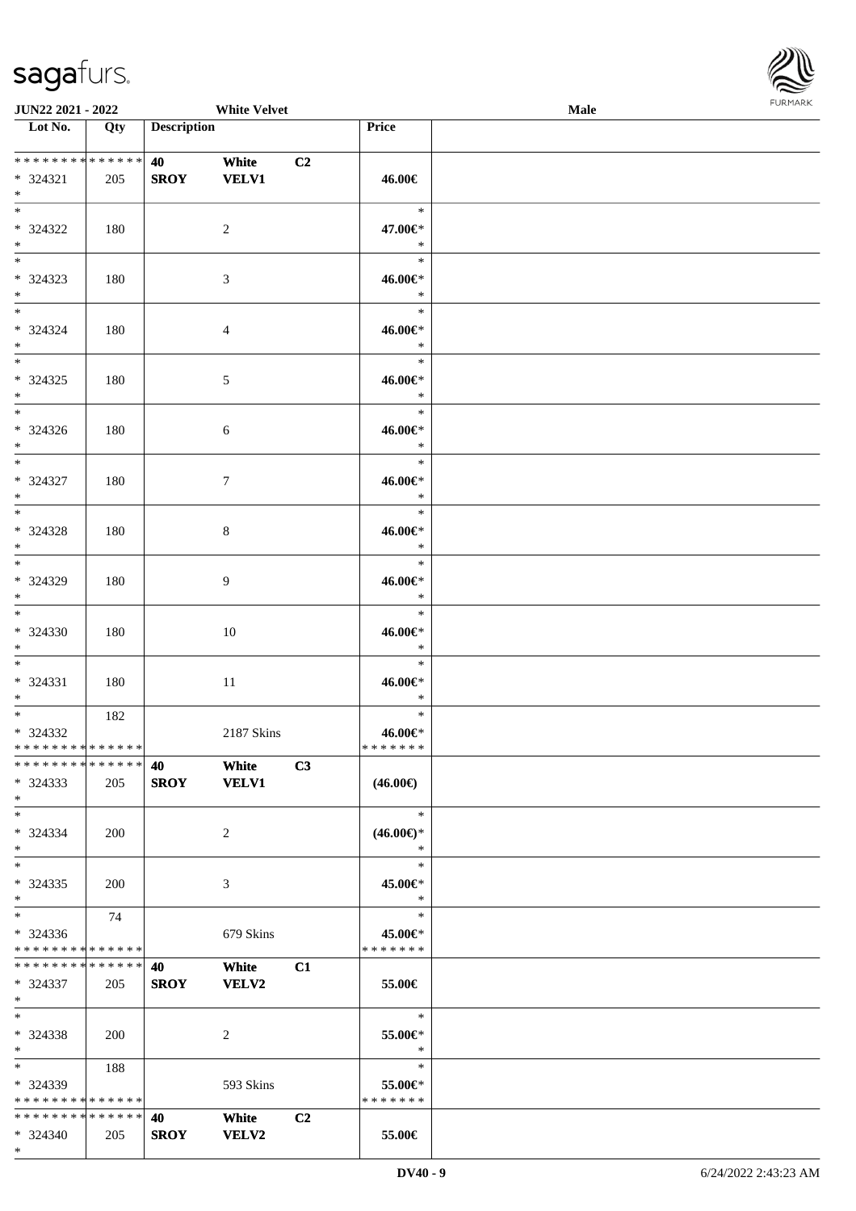| Lot No. | Qty | Description | | | Price | |
|---|---|---|---|---|---|---|
| * * * * * * * * * * * * * * | | 40 | White | C2 | | |
| * 324321 | 205 | SROY | VELV1 | | 46.00€ | |
| * | | | | | | |
| * | | | | | * | |
| * 324322 | 180 | | 2 | | 47.00€* | |
| * | | | | | * | |
| * | | | | | * | |
| * 324323 | 180 | | 3 | | 46.00€* | |
| * | | | | | * | |
| * | | | | | * | |
| * 324324 | 180 | | 4 | | 46.00€* | |
| * | | | | | * | |
| * | | | | | * | |
| * 324325 | 180 | | 5 | | 46.00€* | |
| * | | | | | * | |
| * | | | | | * | |
| * 324326 | 180 | | 6 | | 46.00€* | |
| * | | | | | * | |
| * | | | | | * | |
| * 324327 | 180 | | 7 | | 46.00€* | |
| * | | | | | * | |
| * | | | | | * | |
| * 324328 | 180 | | 8 | | 46.00€* | |
| * | | | | | * | |
| * | | | | | * | |
| * 324329 | 180 | | 9 | | 46.00€* | |
| * | | | | | * | |
| * | | | | | * | |
| * 324330 | 180 | | 10 | | 46.00€* | |
| * | | | | | * | |
| * | | | | | * | |
| * 324331 | 180 | | 11 | | 46.00€* | |
| * | | | | | * | |
| * | 182 | | | | * | |
| * 324332 | | | 2187 Skins | | 46.00€* | |
| * * * * * * * * * * * * * * | | | | | * * * * * * * | |
| * * * * * * * * * * * * * * | | 40 | White | C3 | | |
| * 324333 | 205 | SROY | VELV1 | | (46.00€) | |
| * | | | | | | |
| * | | | | | * | |
| * 324334 | 200 | | 2 | | (46.00€)* | |
| * | | | | | * | |
| * | | | | | * | |
| * 324335 | 200 | | 3 | | 45.00€* | |
| * | | | | | * | |
| * | 74 | | | | * | |
| * 324336 | | | 679 Skins | | 45.00€* | |
| * * * * * * * * * * * * * * | | | | | * * * * * * * | |
| * * * * * * * * * * * * * * | | 40 | White | C1 | | |
| * 324337 | 205 | SROY | VELV2 | | 55.00€ | |
| * | | | | | | |
| * | | | | | * | |
| * 324338 | 200 | | 2 | | 55.00€* | |
| * | | | | | * | |
| * | 188 | | | | * | |
| * 324339 | | | 593 Skins | | 55.00€* | |
| * * * * * * * * * * * * * * | | | | | * * * * * * * | |
| * * * * * * * * * * * * * * | | 40 | White | C2 | | |
| * 324340 | 205 | SROY | VELV2 | | 55.00€ | |
| * | | | | | | |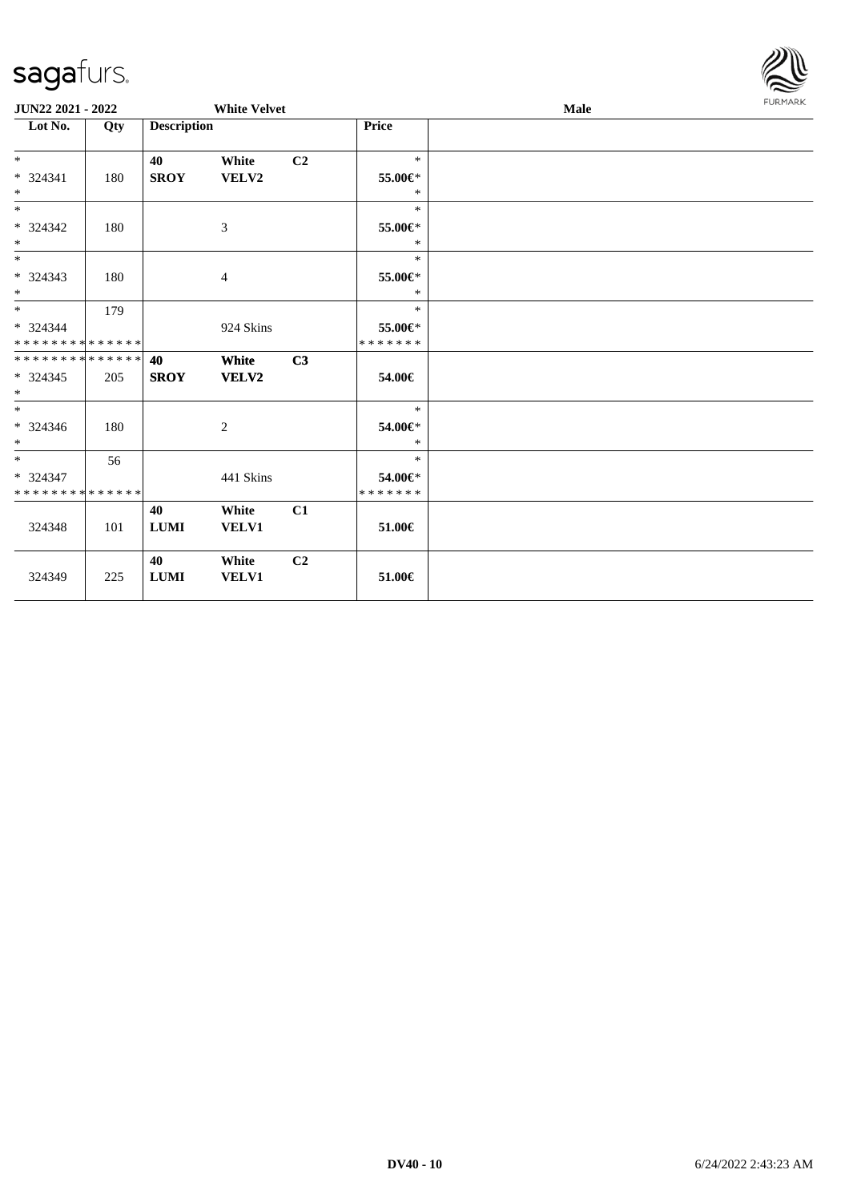JUN22 2021 - 2022 — White Velvet — Male

| Lot No. | Qty | Description | | | Price |
|---|---|---|---|---|---|
| * | | 40 | White | C2 | * |
| * 324341 | 180 | SROY | VELV2 | | 55.00€* |
| * | | | | | * |
| * | | | | | * |
| * 324342 | 180 | | 3 | | 55.00€* |
| * | | | | | * |
| * | | | | | * |
| * 324343 | 180 | | 4 | | 55.00€* |
| * | | | | | * |
| * | 179 | | | | * |
| * 324344 | | | 924 Skins | | 55.00€* |
| * * * * * * * * * * * * * * | | | | | * * * * * * * |
| * * * * * * * * * * * * * * | | 40 | White | C3 | |
| * 324345 | 205 | SROY | VELV2 | | 54.00€ |
| * | | | | | |
| * | | | | | * |
| * 324346 | 180 | | 2 | | 54.00€* |
| * | | | | | * |
| * | 56 | | | | * |
| * 324347 | | | 441 Skins | | 54.00€* |
| * * * * * * * * * * * * * * | | | | | * * * * * * * |
| | | 40 | White | C1 | |
| 324348 | 101 | LUMI | VELV1 | | 51.00€ |
| | | 40 | White | C2 | |
| 324349 | 225 | LUMI | VELV1 | | 51.00€ |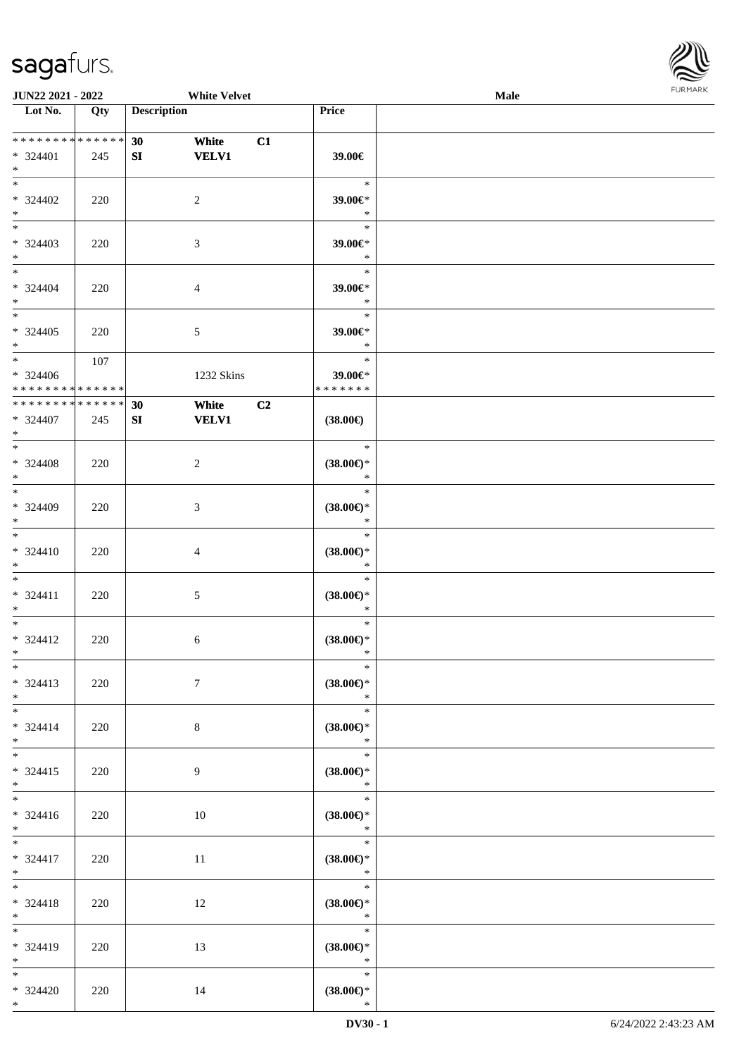| Lot No. | Qty | Description | | | Price |
|---|---|---|---|---|---|
| * * * * * * * * * * * * * * | | 30 | White | C1 | |
| * 324401 | 245 | SI | VELV1 | | 39.00€ |
| * | | | | | |
| * | | | | | * |
| * 324402 | 220 | | 2 | | 39.00€* |
| * | | | | | * |
| * | | | | | * |
| * 324403 | 220 | | 3 | | 39.00€* |
| * | | | | | * |
| * | | | | | * |
| * 324404 | 220 | | 4 | | 39.00€* |
| * | | | | | * |
| * | | | | | * |
| * 324405 | 220 | | 5 | | 39.00€* |
| * | | | | | * |
| * | 107 | | | | * |
| * 324406 | | | 1232 Skins | | 39.00€* |
| * * * * * * * * * * * * * * | | | | | * * * * * * * |
| * * * * * * * * * * * * * * | | 30 | White | C2 | |
| * 324407 | 245 | SI | VELV1 | | (38.00€) |
| * | | | | | |
| * | | | | | * |
| * 324408 | 220 | | 2 | | (38.00€)* |
| * | | | | | * |
| * | | | | | * |
| * 324409 | 220 | | 3 | | (38.00€)* |
| * | | | | | * |
| * | | | | | * |
| * 324410 | 220 | | 4 | | (38.00€)* |
| * | | | | | * |
| * | | | | | * |
| * 324411 | 220 | | 5 | | (38.00€)* |
| * | | | | | * |
| * | | | | | * |
| * 324412 | 220 | | 6 | | (38.00€)* |
| * | | | | | * |
| * | | | | | * |
| * 324413 | 220 | | 7 | | (38.00€)* |
| * | | | | | * |
| * | | | | | * |
| * 324414 | 220 | | 8 | | (38.00€)* |
| * | | | | | * |
| * | | | | | * |
| * 324415 | 220 | | 9 | | (38.00€)* |
| * | | | | | * |
| * | | | | | * |
| * 324416 | 220 | | 10 | | (38.00€)* |
| * | | | | | * |
| * | | | | | * |
| * 324417 | 220 | | 11 | | (38.00€)* |
| * | | | | | * |
| * | | | | | * |
| * 324418 | 220 | | 12 | | (38.00€)* |
| * | | | | | * |
| * | | | | | * |
| * 324419 | 220 | | 13 | | (38.00€)* |
| * | | | | | * |
| * | | | | | * |
| * 324420 | 220 | | 14 | | (38.00€)* |
| * | | | | | * |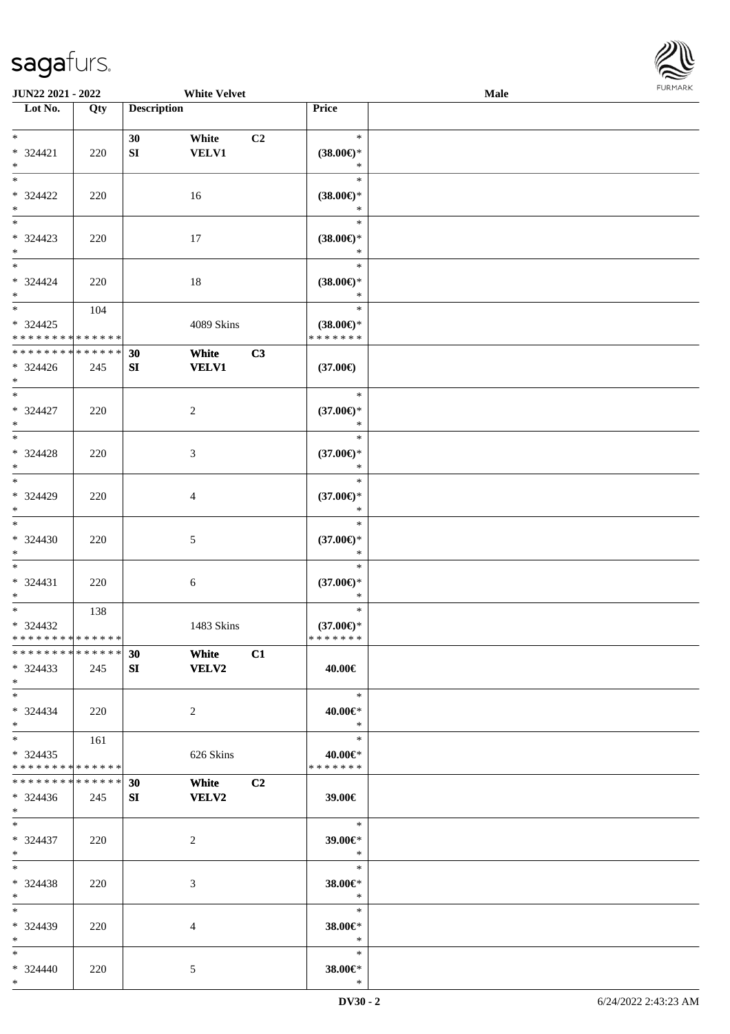| Lot No. | Qty | Description | | | Price |
|---|---|---|---|---|---|
| * | | 30 | White | C2 | * |
| * 324421 | 220 | SI | VELV1 | | (38.00€)* |
| * | | | | | * |
| * | | | | | * |
| * 324422 | 220 | | 16 | | (38.00€)* |
| * | | | | | * |
| * | | | | | * |
| * 324423 | 220 | | 17 | | (38.00€)* |
| * | | | | | * |
| * | | | | | * |
| * 324424 | 220 | | 18 | | (38.00€)* |
| * | | | | | * |
| * | 104 | | | | * |
| * 324425 | | | 4089 Skins | | (38.00€)* |
| * * * * * * * * * * * * * * | | | | | * * * * * * * |
| * * * * * * * * * * * * * * | | 30 | White | C3 | |
| * 324426 | 245 | SI | VELV1 | | (37.00€) |
| * | | | | | |
| * | | | | | * |
| * 324427 | 220 | | 2 | | (37.00€)* |
| * | | | | | * |
| * | | | | | * |
| * 324428 | 220 | | 3 | | (37.00€)* |
| * | | | | | * |
| * | | | | | * |
| * 324429 | 220 | | 4 | | (37.00€)* |
| * | | | | | * |
| * | | | | | * |
| * 324430 | 220 | | 5 | | (37.00€)* |
| * | | | | | * |
| * | | | | | * |
| * 324431 | 220 | | 6 | | (37.00€)* |
| * | | | | | * |
| * | 138 | | | | * |
| * 324432 | | | 1483 Skins | | (37.00€)* |
| * * * * * * * * * * * * * * | | | | | * * * * * * * |
| * * * * * * * * * * * * * * | | 30 | White | C1 | |
| * 324433 | 245 | SI | VELV2 | | 40.00€ |
| * | | | | | |
| * | | | | | * |
| * 324434 | 220 | | 2 | | 40.00€* |
| * | | | | | * |
| * | 161 | | | | * |
| * 324435 | | | 626 Skins | | 40.00€* |
| * * * * * * * * * * * * * * | | | | | * * * * * * * |
| * * * * * * * * * * * * * * | | 30 | White | C2 | |
| * 324436 | 245 | SI | VELV2 | | 39.00€ |
| * | | | | | |
| * | | | | | * |
| * 324437 | 220 | | 2 | | 39.00€* |
| * | | | | | * |
| * | | | | | * |
| * 324438 | 220 | | 3 | | 38.00€* |
| * | | | | | * |
| * | | | | | * |
| * 324439 | 220 | | 4 | | 38.00€* |
| * | | | | | * |
| * | | | | | * |
| * 324440 | 220 | | 5 | | 38.00€* |
| * | | | | | * |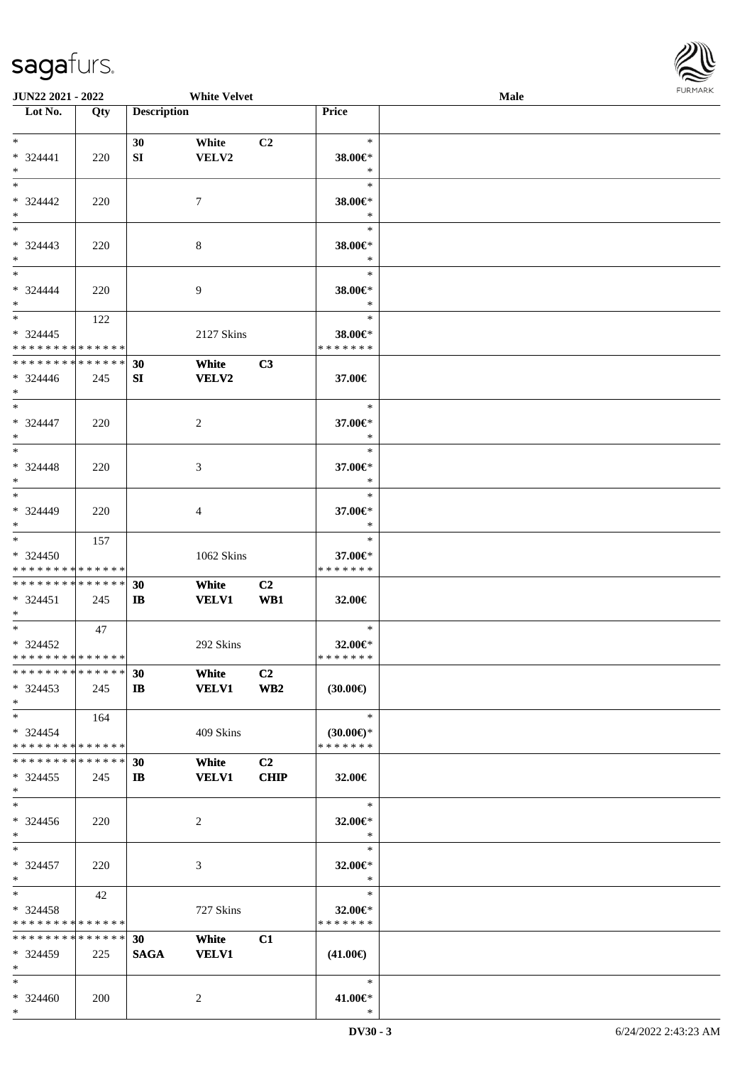**JUN22 2021 - 2022** | **White Velvet** | **Male**

| Lot No. | Qty | Description | | | Price | |
|---|---|---|---|---|---|---|
| * | | 30 | White | C2 | * | |
| * 324441 | 220 | SI | VELV2 | | 38.00€* | |
| * | | | | | * | |
| * | | | | | * | |
| * 324442 | 220 | | 7 | | 38.00€* | |
| * | | | | | * | |
| * | | | | | * | |
| * 324443 | 220 | | 8 | | 38.00€* | |
| * | | | | | * | |
| * | | | | | * | |
| * 324444 | 220 | | 9 | | 38.00€* | |
| * | | | | | * | |
| * | 122 | | | | * | |
| * 324445 | | | 2127 Skins | | 38.00€* | |
| * * * * * * * * * * * * * * | | | | | * * * * * * * | |
| * * * * * * * * * * * * * * | | 30 | White | C3 | | |
| * 324446 | 245 | SI | VELV2 | | 37.00€ | |
| * | | | | | | |
| * | | | | | * | |
| * 324447 | 220 | | 2 | | 37.00€* | |
| * | | | | | * | |
| * | | | | | * | |
| * 324448 | 220 | | 3 | | 37.00€* | |
| * | | | | | * | |
| * | | | | | * | |
| * 324449 | 220 | | 4 | | 37.00€* | |
| * | | | | | * | |
| * | 157 | | | | * | |
| * 324450 | | | 1062 Skins | | 37.00€* | |
| * * * * * * * * * * * * * * | | | | | * * * * * * * | |
| * * * * * * * * * * * * * * | | 30 | White | C2 | | |
| * 324451 | 245 | IB | VELV1 | WB1 | 32.00€ | |
| * | | | | | | |
| * | 47 | | | | * | |
| * 324452 | | | 292 Skins | | 32.00€* | |
| * * * * * * * * * * * * * * | | | | | * * * * * * * | |
| * * * * * * * * * * * * * * | | 30 | White | C2 | | |
| * 324453 | 245 | IB | VELV1 | WB2 | (30.00€) | |
| * | | | | | | |
| * | 164 | | | | * | |
| * 324454 | | | 409 Skins | | (30.00€)* | |
| * * * * * * * * * * * * * * | | | | | * * * * * * * | |
| * * * * * * * * * * * * * * | | 30 | White | C2 | | |
| * 324455 | 245 | IB | VELV1 | CHIP | 32.00€ | |
| * | | | | | | |
| * | | | | | * | |
| * 324456 | 220 | | 2 | | 32.00€* | |
| * | | | | | * | |
| * | | | | | * | |
| * 324457 | 220 | | 3 | | 32.00€* | |
| * | | | | | * | |
| * | 42 | | | | * | |
| * 324458 | | | 727 Skins | | 32.00€* | |
| * * * * * * * * * * * * * * | | | | | * * * * * * * | |
| * * * * * * * * * * * * * * | | 30 | White | C1 | | |
| * 324459 | 225 | SAGA | VELV1 | | (41.00€) | |
| * | | | | | | |
| * | | | | | * | |
| * 324460 | 200 | | 2 | | 41.00€* | |
| * | | | | | * | |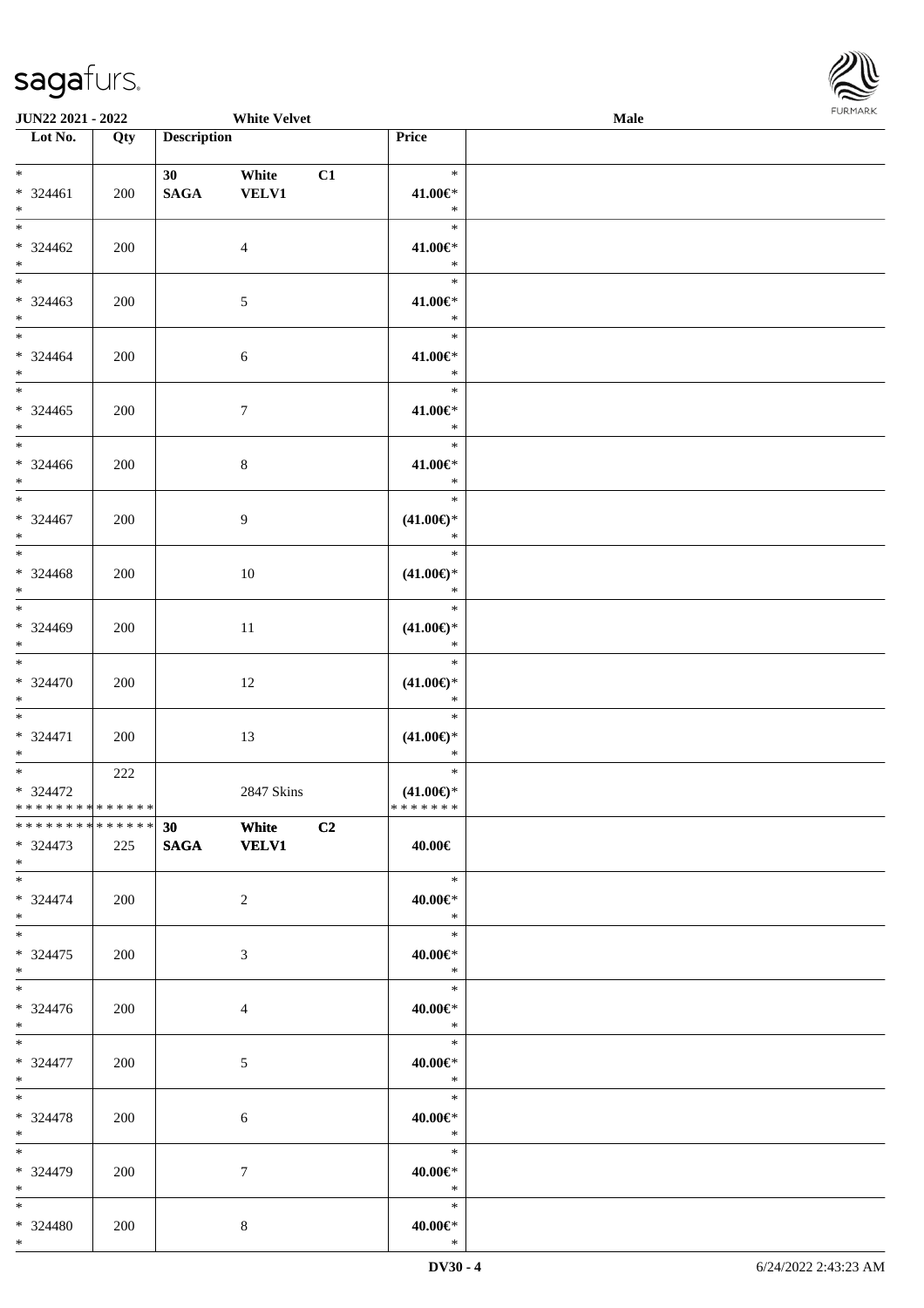| Lot No. | Qty | Description | | | Price |
|---|---|---|---|---|---|
| * <br> * 324461 <br> * | 200 | 30 <br> SAGA | White <br> VELV1 | C1 | * <br> 41.00€* <br> * |
| * <br> * 324462 <br> * | 200 | | 4 | | * <br> 41.00€* <br> * |
| * <br> * 324463 <br> * | 200 | | 5 | | * <br> 41.00€* <br> * |
| * <br> * 324464 <br> * | 200 | | 6 | | * <br> 41.00€* <br> * |
| * <br> * 324465 <br> * | 200 | | 7 | | * <br> 41.00€* <br> * |
| * <br> * 324466 <br> * | 200 | | 8 | | * <br> 41.00€* <br> * |
| * <br> * 324467 <br> * | 200 | | 9 | | * <br> (41.00€)* <br> * |
| * <br> * 324468 <br> * | 200 | | 10 | | * <br> (41.00€)* <br> * |
| * <br> * 324469 <br> * | 200 | | 11 | | * <br> (41.00€)* <br> * |
| * <br> * 324470 <br> * | 200 | | 12 | | * <br> (41.00€)* <br> * |
| * <br> * 324471 <br> * | 200 | | 13 | | * <br> (41.00€)* <br> * |
| * <br> * 324472 <br> ************** | 222 | | 2847 Skins | | * <br> (41.00€)* <br> ******* |
| ************** <br> * 324473 <br> * | 225 | 30 <br> SAGA | White <br> VELV1 | C2 | 40.00€ |
| * <br> * 324474 <br> * | 200 | | 2 | | * <br> 40.00€* <br> * |
| * <br> * 324475 <br> * | 200 | | 3 | | * <br> 40.00€* <br> * |
| * <br> * 324476 <br> * | 200 | | 4 | | * <br> 40.00€* <br> * |
| * <br> * 324477 <br> * | 200 | | 5 | | * <br> 40.00€* <br> * |
| * <br> * 324478 <br> * | 200 | | 6 | | * <br> 40.00€* <br> * |
| * <br> * 324479 <br> * | 200 | | 7 | | * <br> 40.00€* <br> * |
| * <br> * 324480 <br> * | 200 | | 8 | | * <br> 40.00€* <br> * |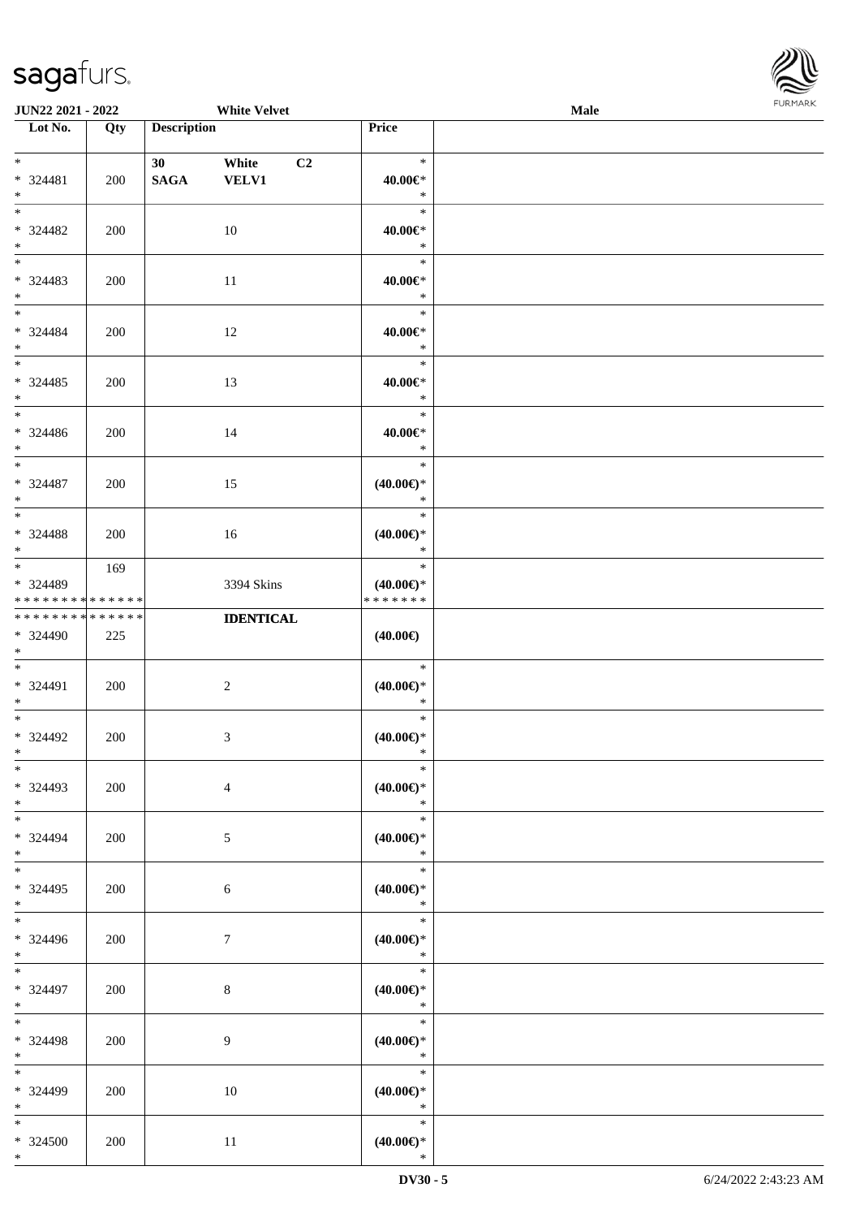| Lot No. | Qty | Description | Price | |
|---|---|---|---|---|
| *<br>* 324481<br>* | 200 | 30 White C2<br>**SAGA VELV1** | *<br>**40.00€***<br>* | |
| *<br>* 324482<br>* | 200 | 10 | *<br>**40.00€***<br>* | |
| *<br>* 324483<br>* | 200 | 11 | *<br>**40.00€***<br>* | |
| *<br>* 324484<br>* | 200 | 12 | *<br>**40.00€***<br>* | |
| *<br>* 324485<br>* | 200 | 13 | *<br>**40.00€***<br>* | |
| *<br>* 324486<br>* | 200 | 14 | *<br>**40.00€***<br>* | |
| *<br>* 324487<br>* | 200 | 15 | *<br>**(40.00€)***<br>* | |
| *<br>* 324488<br>* | 200 | 16 | *<br>**(40.00€)***<br>* | |
| *<br>* 324489<br>* * * * * * * * * * * * * * | 169 | 3394 Skins | *<br>**(40.00€)***<br>* * * * * * * | |
| * * * * * * * * * * * * * *<br>* 324490<br>* | 225 | **IDENTICAL** | **(40.00€)** | |
| *<br>* 324491<br>* | 200 | 2 | *<br>**(40.00€)***<br>* | |
| *<br>* 324492<br>* | 200 | 3 | *<br>**(40.00€)***<br>* | |
| *<br>* 324493<br>* | 200 | 4 | *<br>**(40.00€)***<br>* | |
| *<br>* 324494<br>* | 200 | 5 | *<br>**(40.00€)***<br>* | |
| *<br>* 324495<br>* | 200 | 6 | *<br>**(40.00€)***<br>* | |
| *<br>* 324496<br>* | 200 | 7 | *<br>**(40.00€)***<br>* | |
| *<br>* 324497<br>* | 200 | 8 | *<br>**(40.00€)***<br>* | |
| *<br>* 324498<br>* | 200 | 9 | *<br>**(40.00€)***<br>* | |
| *<br>* 324499<br>* | 200 | 10 | *<br>**(40.00€)***<br>* | |
| *<br>* 324500<br>* | 200 | 11 | *<br>**(40.00€)***<br>* | |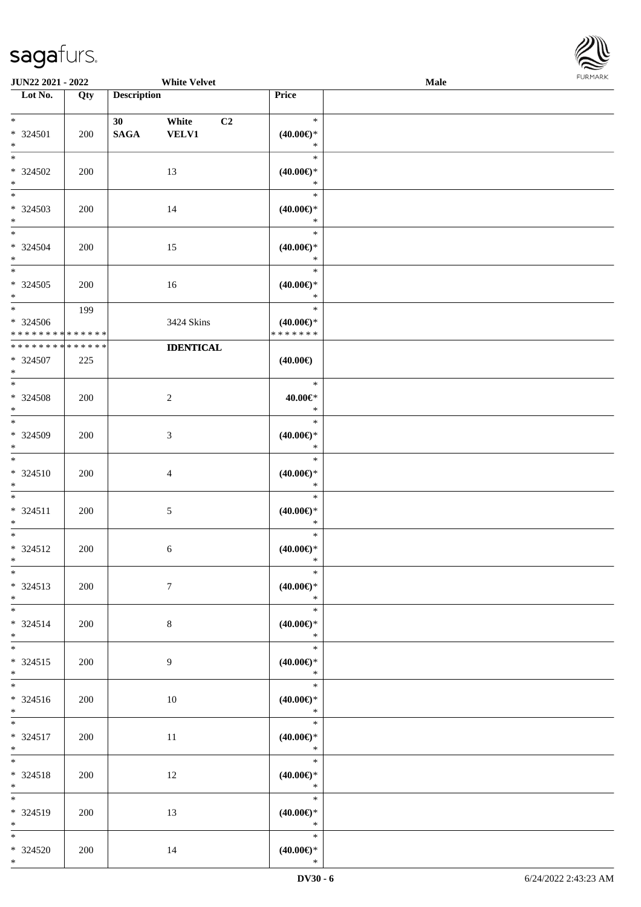JUN22 2021 - 2022 White Velvet Male

| Lot No. | Qty | Description | Price |  |
|---|---|---|---|---|
| * <br> * 324501 <br> * | 200 | 30 SAGA White VELV1 C2 | * <br> (40.00€)* <br> * |  |
| * <br> * 324502 <br> * | 200 | 13 | * <br> (40.00€)* <br> * |  |
| * <br> * 324503 <br> * | 200 | 14 | * <br> (40.00€)* <br> * |  |
| * <br> * 324504 <br> * | 200 | 15 | * <br> (40.00€)* <br> * |  |
| * <br> * 324505 <br> * | 200 | 16 | * <br> (40.00€)* <br> * |  |
| * <br> * 324506 <br> * * * * * * * * * * * * * * | 199 | 3424 Skins | * <br> (40.00€)* <br> * * * * * * * |  |
| * * * * * * * * * * * * * * <br> * 324507 <br> * | 225 | **IDENTICAL** | (40.00€) |  |
| * <br> * 324508 <br> * | 200 | 2 | * <br> 40.00€* <br> * |  |
| * <br> * 324509 <br> * | 200 | 3 | * <br> (40.00€)* <br> * |  |
| * <br> * 324510 <br> * | 200 | 4 | * <br> (40.00€)* <br> * |  |
| * <br> * 324511 <br> * | 200 | 5 | * <br> (40.00€)* <br> * |  |
| * <br> * 324512 <br> * | 200 | 6 | * <br> (40.00€)* <br> * |  |
| * <br> * 324513 <br> * | 200 | 7 | * <br> (40.00€)* <br> * |  |
| * <br> * 324514 <br> * | 200 | 8 | * <br> (40.00€)* <br> * |  |
| * <br> * 324515 <br> * | 200 | 9 | * <br> (40.00€)* <br> * |  |
| * <br> * 324516 <br> * | 200 | 10 | * <br> (40.00€)* <br> * |  |
| * <br> * 324517 <br> * | 200 | 11 | * <br> (40.00€)* <br> * |  |
| * <br> * 324518 <br> * | 200 | 12 | * <br> (40.00€)* <br> * |  |
| * <br> * 324519 <br> * | 200 | 13 | * <br> (40.00€)* <br> * |  |
| * <br> * 324520 <br> * | 200 | 14 | * <br> (40.00€)* <br> * |  |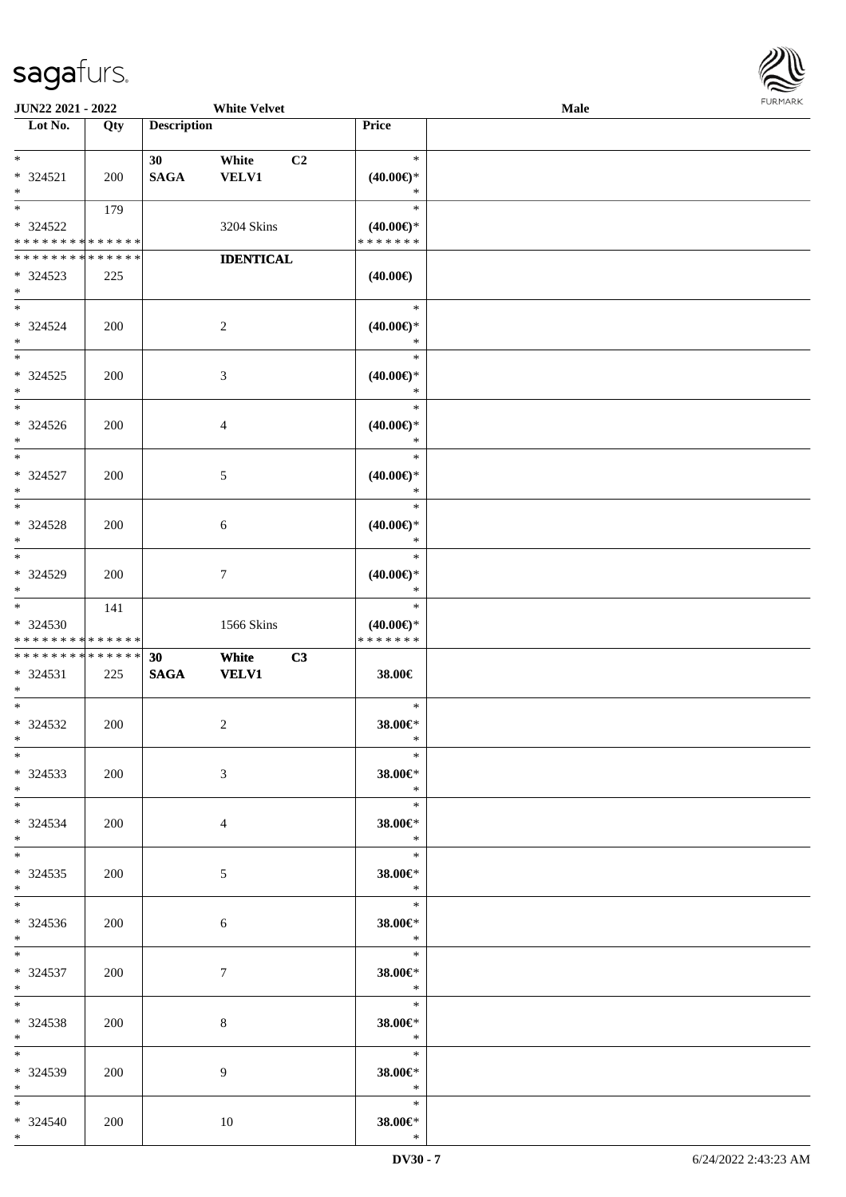JUN22 2021 - 2022 White Velvet Male

| Lot No. | Qty | Description | Price | |
|---|---|---|---|---|
| * <br> * 324521 <br> * | 200 | 30 SAGA White VELV1 C2 | * <br> (40.00€)* <br> * | |
| * <br> * 324522 <br> * * * * * * * * * * * * * * | 179 | 3204 Skins | * <br> (40.00€)* <br> * * * * * * * | |
| * * * * * * * * * * * * * * <br> * 324523 <br> * | 225 | IDENTICAL | (40.00€) | |
| * <br> * 324524 <br> * | 200 | 2 | * <br> (40.00€)* <br> * | |
| * <br> * 324525 <br> * | 200 | 3 | * <br> (40.00€)* <br> * | |
| * <br> * 324526 <br> * | 200 | 4 | * <br> (40.00€)* <br> * | |
| * <br> * 324527 <br> * | 200 | 5 | * <br> (40.00€)* <br> * | |
| * <br> * 324528 <br> * | 200 | 6 | * <br> (40.00€)* <br> * | |
| * <br> * 324529 <br> * | 200 | 7 | * <br> (40.00€)* <br> * | |
| * <br> * 324530 <br> * * * * * * * * * * * * * * | 141 | 1566 Skins | * <br> (40.00€)* <br> * * * * * * * | |
| * * * * * * * * * * * * * * <br> * 324531 <br> * | 225 | 30 SAGA White VELV1 C3 | 38.00€ | |
| * <br> * 324532 <br> * | 200 | 2 | * <br> 38.00€* <br> * | |
| * <br> * 324533 <br> * | 200 | 3 | * <br> 38.00€* <br> * | |
| * <br> * 324534 <br> * | 200 | 4 | * <br> 38.00€* <br> * | |
| * <br> * 324535 <br> * | 200 | 5 | * <br> 38.00€* <br> * | |
| * <br> * 324536 <br> * | 200 | 6 | * <br> 38.00€* <br> * | |
| * <br> * 324537 <br> * | 200 | 7 | * <br> 38.00€* <br> * | |
| * <br> * 324538 <br> * | 200 | 8 | * <br> 38.00€* <br> * | |
| * <br> * 324539 <br> * | 200 | 9 | * <br> 38.00€* <br> * | |
| * <br> * 324540 <br> * | 200 | 10 | * <br> 38.00€* <br> * | |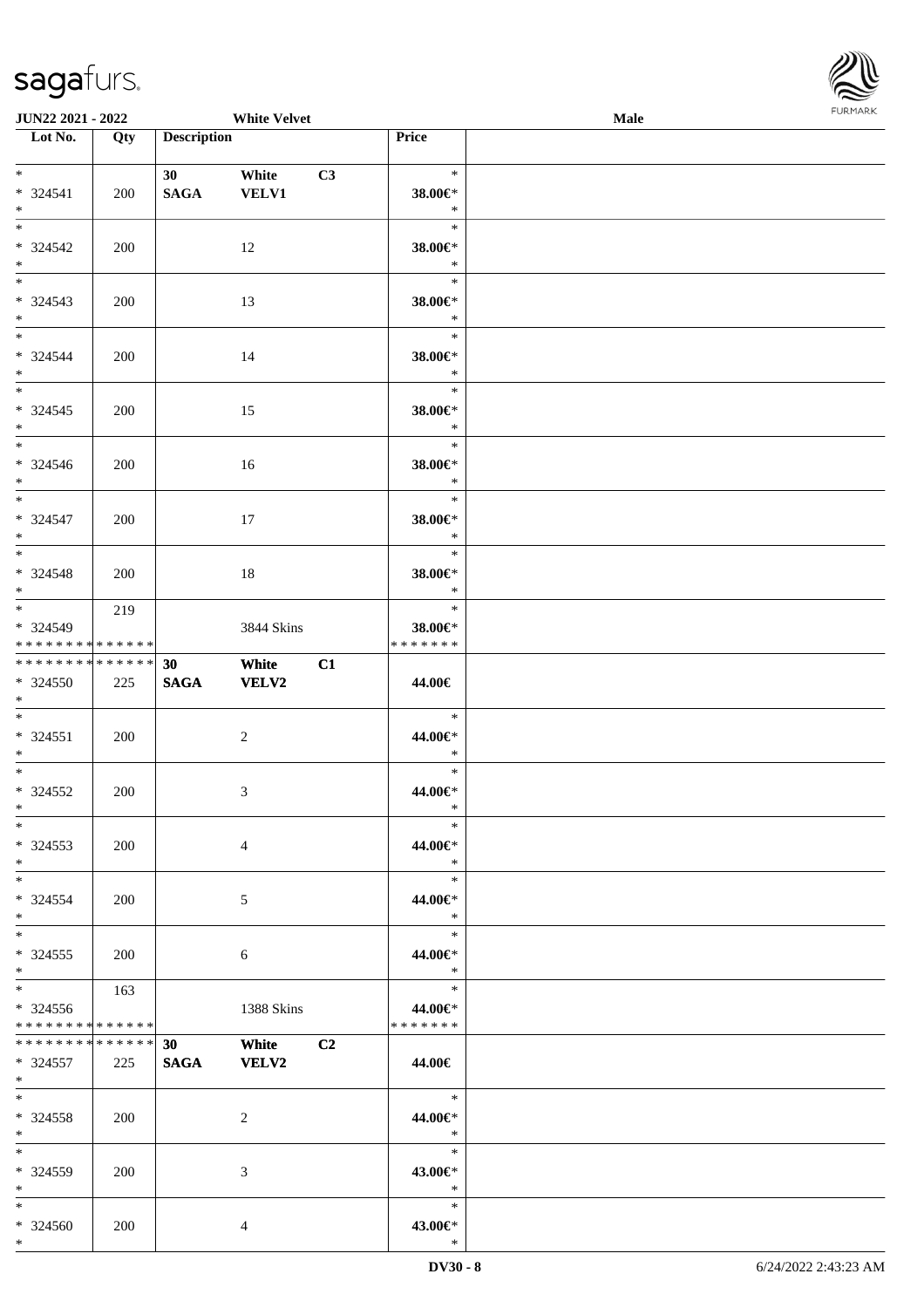**JUN22 2021 - 2022** **White Velvet** **Male**

| Lot No. | Qty | Description | | | Price | |
|---|---|---|---|---|---|---|
| * | | 30 | White | C3 | * | |
| * 324541 | 200 | SAGA | VELV1 | | 38.00€* | |
| * | | | | | * | |
| * | | | | | * | |
| * 324542 | 200 | | 12 | | 38.00€* | |
| * | | | | | * | |
| * | | | | | * | |
| * 324543 | 200 | | 13 | | 38.00€* | |
| * | | | | | * | |
| * | | | | | * | |
| * 324544 | 200 | | 14 | | 38.00€* | |
| * | | | | | * | |
| * | | | | | * | |
| * 324545 | 200 | | 15 | | 38.00€* | |
| * | | | | | * | |
| * | | | | | * | |
| * 324546 | 200 | | 16 | | 38.00€* | |
| * | | | | | * | |
| * | | | | | * | |
| * 324547 | 200 | | 17 | | 38.00€* | |
| * | | | | | * | |
| * | | | | | * | |
| * 324548 | 200 | | 18 | | 38.00€* | |
| * | | | | | * | |
| * | 219 | | | | * | |
| * 324549 | | | 3844 Skins | | 38.00€* | |
| * * * * * * * * * * * * * * | | | | | * * * * * * * | |
| * * * * * * * * * * * * * * | | 30 | White | C1 | | |
| * 324550 | 225 | SAGA | VELV2 | | 44.00€ | |
| * | | | | | | |
| * | | | | | * | |
| * 324551 | 200 | | 2 | | 44.00€* | |
| * | | | | | * | |
| * | | | | | * | |
| * 324552 | 200 | | 3 | | 44.00€* | |
| * | | | | | * | |
| * | | | | | * | |
| * 324553 | 200 | | 4 | | 44.00€* | |
| * | | | | | * | |
| * | | | | | * | |
| * 324554 | 200 | | 5 | | 44.00€* | |
| * | | | | | * | |
| * | | | | | * | |
| * 324555 | 200 | | 6 | | 44.00€* | |
| * | | | | | * | |
| * | 163 | | | | * | |
| * 324556 | | | 1388 Skins | | 44.00€* | |
| * * * * * * * * * * * * * * | | | | | * * * * * * * | |
| * * * * * * * * * * * * * * | | 30 | White | C2 | | |
| * 324557 | 225 | SAGA | VELV2 | | 44.00€ | |
| * | | | | | | |
| * | | | | | * | |
| * 324558 | 200 | | 2 | | 44.00€* | |
| * | | | | | * | |
| * | | | | | * | |
| * 324559 | 200 | | 3 | | 43.00€* | |
| * | | | | | * | |
| * | | | | | * | |
| * 324560 | 200 | | 4 | | 43.00€* | |
| * | | | | | * | |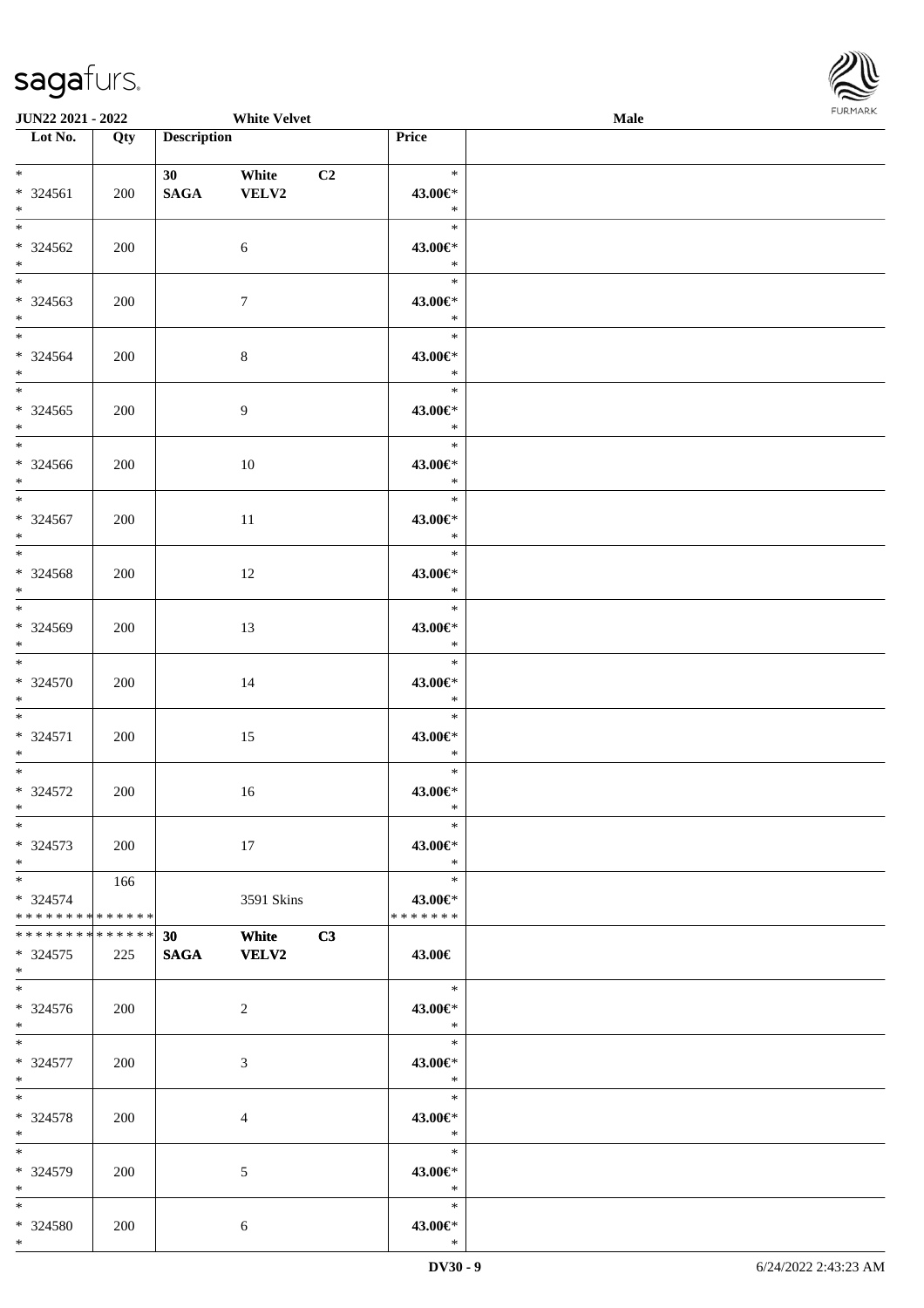**JUN22 2021 - 2022** **White Velvet** **Male**

| Lot No. | Qty | Description | | | Price |
|---|---|---|---|---|---|
| * <br> * 324561 <br> * | 200 | 30 <br> **SAGA** | White <br> VELV2 | C2 | * <br> 43.00€* <br> * |
| * <br> * 324562 <br> * | 200 | | 6 | | * <br> 43.00€* <br> * |
| * <br> * 324563 <br> * | 200 | | 7 | | * <br> 43.00€* <br> * |
| * <br> * 324564 <br> * | 200 | | 8 | | * <br> 43.00€* <br> * |
| * <br> * 324565 <br> * | 200 | | 9 | | * <br> 43.00€* <br> * |
| * <br> * 324566 <br> * | 200 | | 10 | | * <br> 43.00€* <br> * |
| * <br> * 324567 <br> * | 200 | | 11 | | * <br> 43.00€* <br> * |
| * <br> * 324568 <br> * | 200 | | 12 | | * <br> 43.00€* <br> * |
| * <br> * 324569 <br> * | 200 | | 13 | | * <br> 43.00€* <br> * |
| * <br> * 324570 <br> * | 200 | | 14 | | * <br> 43.00€* <br> * |
| * <br> * 324571 <br> * | 200 | | 15 | | * <br> 43.00€* <br> * |
| * <br> * 324572 <br> * | 200 | | 16 | | * <br> 43.00€* <br> * |
| * <br> * 324573 <br> * | 200 | | 17 | | * <br> 43.00€* <br> * |
| * <br> * 324574 <br> * * * * * * * * * * * * * * | 166 | | 3591 Skins | | * <br> 43.00€* <br> * * * * * * * |
| * * * * * * * * * * * * * * <br> * 324575 <br> * | 225 | **30** <br> **SAGA** | **White** <br> **VELV2** | **C3** | 43.00€ |
| * <br> * 324576 <br> * | 200 | | 2 | | * <br> 43.00€* <br> * |
| * <br> * 324577 <br> * | 200 | | 3 | | * <br> 43.00€* <br> * |
| * <br> * 324578 <br> * | 200 | | 4 | | * <br> 43.00€* <br> * |
| * <br> * 324579 <br> * | 200 | | 5 | | * <br> 43.00€* <br> * |
| * <br> * 324580 <br> * | 200 | | 6 | | * <br> 43.00€* <br> * |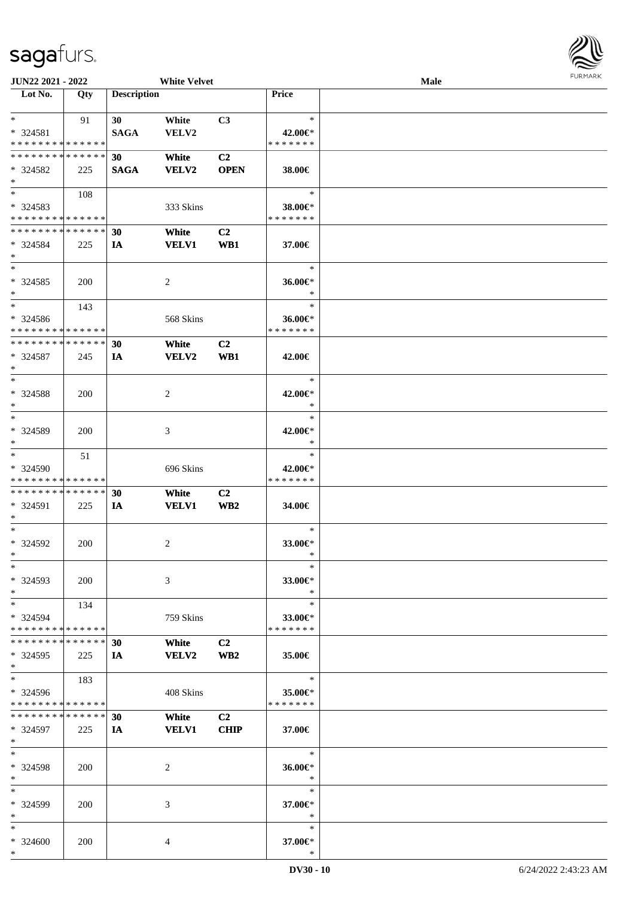JUN22 2021 - 2022 White Velvet Male

| Lot No. | Qty | Description | | | Price | |
|---|---|---|---|---|---|---|
| * | 91 | 30 | White | C3 | * | |
| * 324581 | | SAGA | VELV2 | | 42.00€* | |
| * * * * * * * * * * * * * * | | | | | * * * * * * * | |
| * * * * * * * * * * * * * * | | 30 | White | C2 | | |
| * 324582 | 225 | SAGA | VELV2 | OPEN | 38.00€ | |
| * | | | | | | |
| * | 108 | | | | * | |
| * 324583 | | | 333 Skins | | 38.00€* | |
| * * * * * * * * * * * * * * | | | | | * * * * * * * | |
| * * * * * * * * * * * * * * | | 30 | White | C2 | | |
| * 324584 | 225 | IA | VELV1 | WB1 | 37.00€ | |
| * | | | | | | |
| * | | | | | * | |
| * 324585 | 200 | | 2 | | 36.00€* | |
| * | | | | | * | |
| * | 143 | | | | * | |
| * 324586 | | | 568 Skins | | 36.00€* | |
| * * * * * * * * * * * * * * | | | | | * * * * * * * | |
| * * * * * * * * * * * * * * | | 30 | White | C2 | | |
| * 324587 | 245 | IA | VELV2 | WB1 | 42.00€ | |
| * | | | | | | |
| * | | | | | * | |
| * 324588 | 200 | | 2 | | 42.00€* | |
| * | | | | | * | |
| * | | | | | * | |
| * 324589 | 200 | | 3 | | 42.00€* | |
| * | | | | | * | |
| * | 51 | | | | * | |
| * 324590 | | | 696 Skins | | 42.00€* | |
| * * * * * * * * * * * * * * | | | | | * * * * * * * | |
| * * * * * * * * * * * * * * | | 30 | White | C2 | | |
| * 324591 | 225 | IA | VELV1 | WB2 | 34.00€ | |
| * | | | | | | |
| * | | | | | * | |
| * 324592 | 200 | | 2 | | 33.00€* | |
| * | | | | | * | |
| * | | | | | * | |
| * 324593 | 200 | | 3 | | 33.00€* | |
| * | | | | | * | |
| * | 134 | | | | * | |
| * 324594 | | | 759 Skins | | 33.00€* | |
| * * * * * * * * * * * * * * | | | | | * * * * * * * | |
| * * * * * * * * * * * * * * | | 30 | White | C2 | | |
| * 324595 | 225 | IA | VELV2 | WB2 | 35.00€ | |
| * | | | | | | |
| * | 183 | | | | * | |
| * 324596 | | | 408 Skins | | 35.00€* | |
| * * * * * * * * * * * * * * | | | | | * * * * * * * | |
| * * * * * * * * * * * * * * | | 30 | White | C2 | | |
| * 324597 | 225 | IA | VELV1 | CHIP | 37.00€ | |
| * | | | | | | |
| * | | | | | * | |
| * 324598 | 200 | | 2 | | 36.00€* | |
| * | | | | | * | |
| * | | | | | * | |
| * 324599 | 200 | | 3 | | 37.00€* | |
| * | | | | | * | |
| * | | | | | * | |
| * 324600 | 200 | | 4 | | 37.00€* | |
| * | | | | | * | |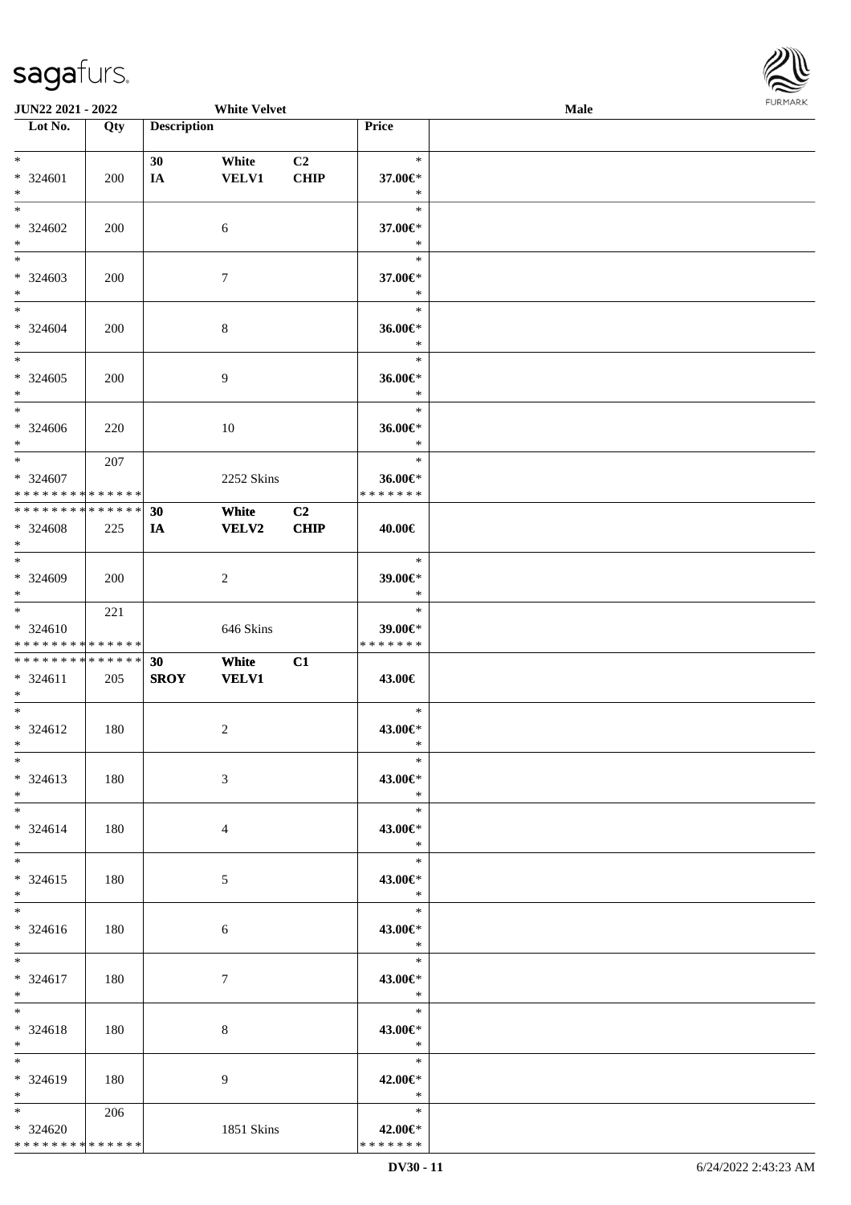JUN22 2021 - 2022 White Velvet Male

| Lot No. | Qty | Description | | | Price |
|---|---|---|---|---|---|
| * | | 30 | White | C2 | * |
| * 324601 | 200 | IA | VELV1 | CHIP | 37.00€* |
| * | | | | | * |
| * | | | | | * |
| * 324602 | 200 | | 6 | | 37.00€* |
| * | | | | | * |
| * | | | | | * |
| * 324603 | 200 | | 7 | | 37.00€* |
| * | | | | | * |
| * | | | | | * |
| * 324604 | 200 | | 8 | | 36.00€* |
| * | | | | | * |
| * | | | | | * |
| * 324605 | 200 | | 9 | | 36.00€* |
| * | | | | | * |
| * | | | | | * |
| * 324606 | 220 | | 10 | | 36.00€* |
| * | | | | | * |
| * | 207 | | | | * |
| * 324607 | | | 2252 Skins | | 36.00€* |
| * * * * * * * * * * * * * * | | | | | * * * * * * * |
| * * * * * * * * * * * * * * | | 30 | White | C2 | |
| * 324608 | 225 | IA | VELV2 | CHIP | 40.00€ |
| * | | | | | |
| * | | | | | * |
| * 324609 | 200 | | 2 | | 39.00€* |
| * | | | | | * |
| * | 221 | | | | * |
| * 324610 | | | 646 Skins | | 39.00€* |
| * * * * * * * * * * * * * * | | | | | * * * * * * * |
| * * * * * * * * * * * * * * | | 30 | White | C1 | |
| * 324611 | 205 | SROY | VELV1 | | 43.00€ |
| * | | | | | |
| * | | | | | * |
| * 324612 | 180 | | 2 | | 43.00€* |
| * | | | | | * |
| * | | | | | * |
| * 324613 | 180 | | 3 | | 43.00€* |
| * | | | | | * |
| * | | | | | * |
| * 324614 | 180 | | 4 | | 43.00€* |
| * | | | | | * |
| * | | | | | * |
| * 324615 | 180 | | 5 | | 43.00€* |
| * | | | | | * |
| * | | | | | * |
| * 324616 | 180 | | 6 | | 43.00€* |
| * | | | | | * |
| * | | | | | * |
| * 324617 | 180 | | 7 | | 43.00€* |
| * | | | | | * |
| * | | | | | * |
| * 324618 | 180 | | 8 | | 43.00€* |
| * | | | | | * |
| * | | | | | * |
| * 324619 | 180 | | 9 | | 42.00€* |
| * | | | | | * |
| * | 206 | | | | * |
| * 324620 | | | 1851 Skins | | 42.00€* |
| * * * * * * * * * * * * * * | | | | | * * * * * * * |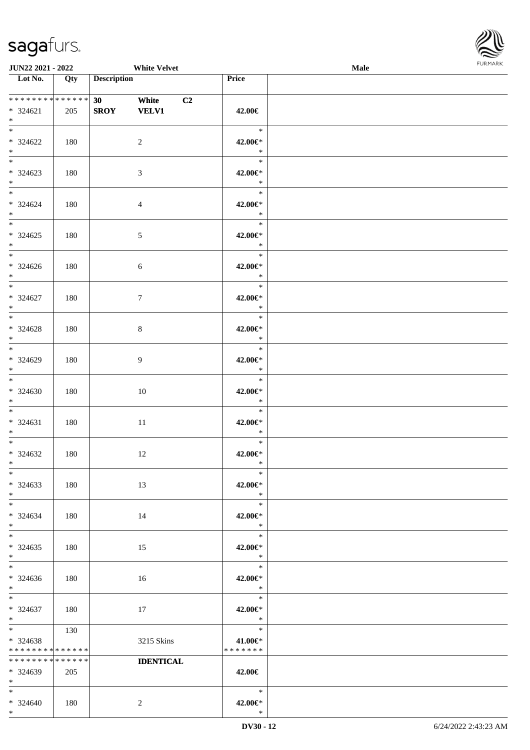| Lot No. | Qty | Description | Price | |
|---|---|---|---|---|
| * * * * * * * * * * * * * * | | 30 White C2 | | |
| * 324621 | 205 | SROY VELV1 | 42.00€ | |
| * | | | | |
| * 324622 | 180 | 2 | 42.00€* | |
| * 324623 | 180 | 3 | 42.00€* | |
| * 324624 | 180 | 4 | 42.00€* | |
| * 324625 | 180 | 5 | 42.00€* | |
| * 324626 | 180 | 6 | 42.00€* | |
| * 324627 | 180 | 7 | 42.00€* | |
| * 324628 | 180 | 8 | 42.00€* | |
| * 324629 | 180 | 9 | 42.00€* | |
| * 324630 | 180 | 10 | 42.00€* | |
| * 324631 | 180 | 11 | 42.00€* | |
| * 324632 | 180 | 12 | 42.00€* | |
| * 324633 | 180 | 13 | 42.00€* | |
| * 324634 | 180 | 14 | 42.00€* | |
| * 324635 | 180 | 15 | 42.00€* | |
| * 324636 | 180 | 16 | 42.00€* | |
| * 324637 | 180 | 17 | 42.00€* | |
| * 324638 | 130 | 3215 Skins | 41.00€* | |
| * * * * * * * * * * * * * * | | | * * * * * * * | |
| * * * * * * * * * * * * * * | | IDENTICAL | | |
| * 324639 | 205 | | 42.00€ | |
| * 324640 | 180 | 2 | 42.00€* | |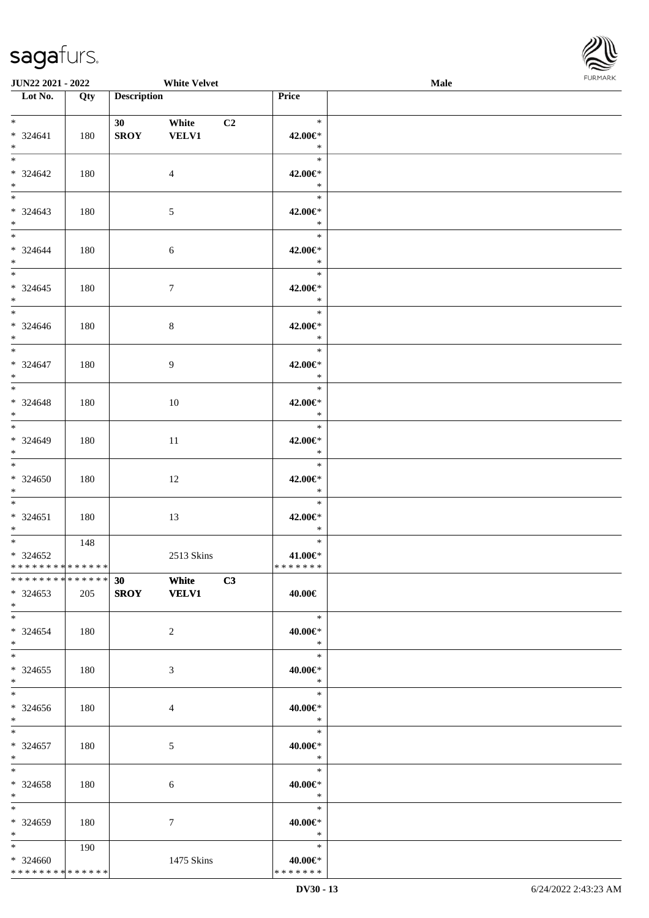| Lot No. | Qty | Description | | | Price |
|---|---|---|---|---|---|
| * | | 30 | White | C2 | * |
| * 324641 | 180 | SROY | VELV1 | | 42.00€* |
| * | | | | | * |
| * | | | | | * |
| * 324642 | 180 | | 4 | | 42.00€* |
| * | | | | | * |
| * | | | | | * |
| * 324643 | 180 | | 5 | | 42.00€* |
| * | | | | | * |
| * | | | | | * |
| * 324644 | 180 | | 6 | | 42.00€* |
| * | | | | | * |
| * | | | | | * |
| * 324645 | 180 | | 7 | | 42.00€* |
| * | | | | | * |
| * | | | | | * |
| * 324646 | 180 | | 8 | | 42.00€* |
| * | | | | | * |
| * | | | | | * |
| * 324647 | 180 | | 9 | | 42.00€* |
| * | | | | | * |
| * | | | | | * |
| * 324648 | 180 | | 10 | | 42.00€* |
| * | | | | | * |
| * | | | | | * |
| * 324649 | 180 | | 11 | | 42.00€* |
| * | | | | | * |
| * | | | | | * |
| * 324650 | 180 | | 12 | | 42.00€* |
| * | | | | | * |
| * | | | | | * |
| * 324651 | 180 | | 13 | | 42.00€* |
| * | | | | | * |
| * | 148 | | | | * |
| * 324652 | | | 2513 Skins | | 41.00€* |
| * * * * * * * * * * * * * * | | | | | * * * * * * * |
| * * * * * * * * * * * * * * | | 30 | White | C3 | |
| * 324653 | 205 | SROY | VELV1 | | 40.00€ |
| * | | | | | |
| * | | | | | * |
| * 324654 | 180 | | 2 | | 40.00€* |
| * | | | | | * |
| * | | | | | * |
| * 324655 | 180 | | 3 | | 40.00€* |
| * | | | | | * |
| * | | | | | * |
| * 324656 | 180 | | 4 | | 40.00€* |
| * | | | | | * |
| * | | | | | * |
| * 324657 | 180 | | 5 | | 40.00€* |
| * | | | | | * |
| * | | | | | * |
| * 324658 | 180 | | 6 | | 40.00€* |
| * | | | | | * |
| * | | | | | * |
| * 324659 | 180 | | 7 | | 40.00€* |
| * | | | | | * |
| * | 190 | | | | * |
| * 324660 | | | 1475 Skins | | 40.00€* |
| * * * * * * * * * * * * * * | | | | | * * * * * * * |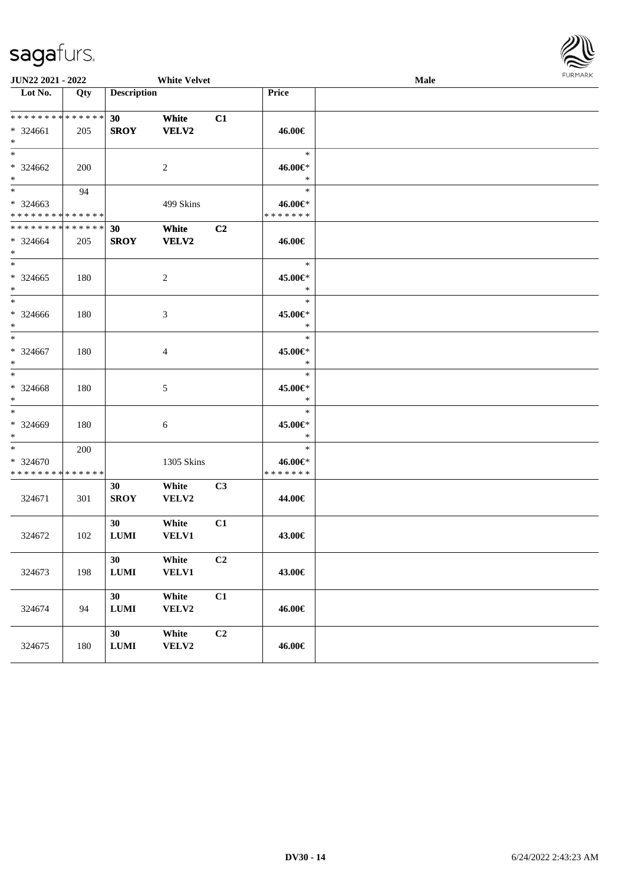**JUN22 2021 - 2022** **White Velvet** **Male**

| Lot No. | Qty | Description | | | Price | |
|---|---|---|---|---|---|---|
| * * * * * * * * * * * * * * | | 30 | White | C1 | | |
| * 324661 | 205 | SROY | VELV2 | | 46.00€ | |
| * | | | | | | |
| * | | | | | * | |
| * 324662 | 200 | | 2 | | 46.00€* | |
| * | | | | | * | |
| * | 94 | | | | * | |
| * 324663 | | | 499 Skins | | 46.00€* | |
| * * * * * * * * * * * * * * | | | | | * * * * * * * | |
| * * * * * * * * * * * * * * | | 30 | White | C2 | | |
| * 324664 | 205 | SROY | VELV2 | | 46.00€ | |
| * | | | | | | |
| * | | | | | * | |
| * 324665 | 180 | | 2 | | 45.00€* | |
| * | | | | | * | |
| * | | | | | * | |
| * 324666 | 180 | | 3 | | 45.00€* | |
| * | | | | | * | |
| * | | | | | * | |
| * 324667 | 180 | | 4 | | 45.00€* | |
| * | | | | | * | |
| * | | | | | * | |
| * 324668 | 180 | | 5 | | 45.00€* | |
| * | | | | | * | |
| * | | | | | * | |
| * 324669 | 180 | | 6 | | 45.00€* | |
| * | | | | | * | |
| * | 200 | | | | * | |
| * 324670 | | | 1305 Skins | | 46.00€* | |
| * * * * * * * * * * * * * * | | | | | * * * * * * * | |
| | | 30 | White | C3 | | |
| 324671 | 301 | SROY | VELV2 | | 44.00€ | |
| | | 30 | White | C1 | | |
| 324672 | 102 | LUMI | VELV1 | | 43.00€ | |
| | | 30 | White | C2 | | |
| 324673 | 198 | LUMI | VELV1 | | 43.00€ | |
| | | 30 | White | C1 | | |
| 324674 | 94 | LUMI | VELV2 | | 46.00€ | |
| | | 30 | White | C2 | | |
| 324675 | 180 | LUMI | VELV2 | | 46.00€ | |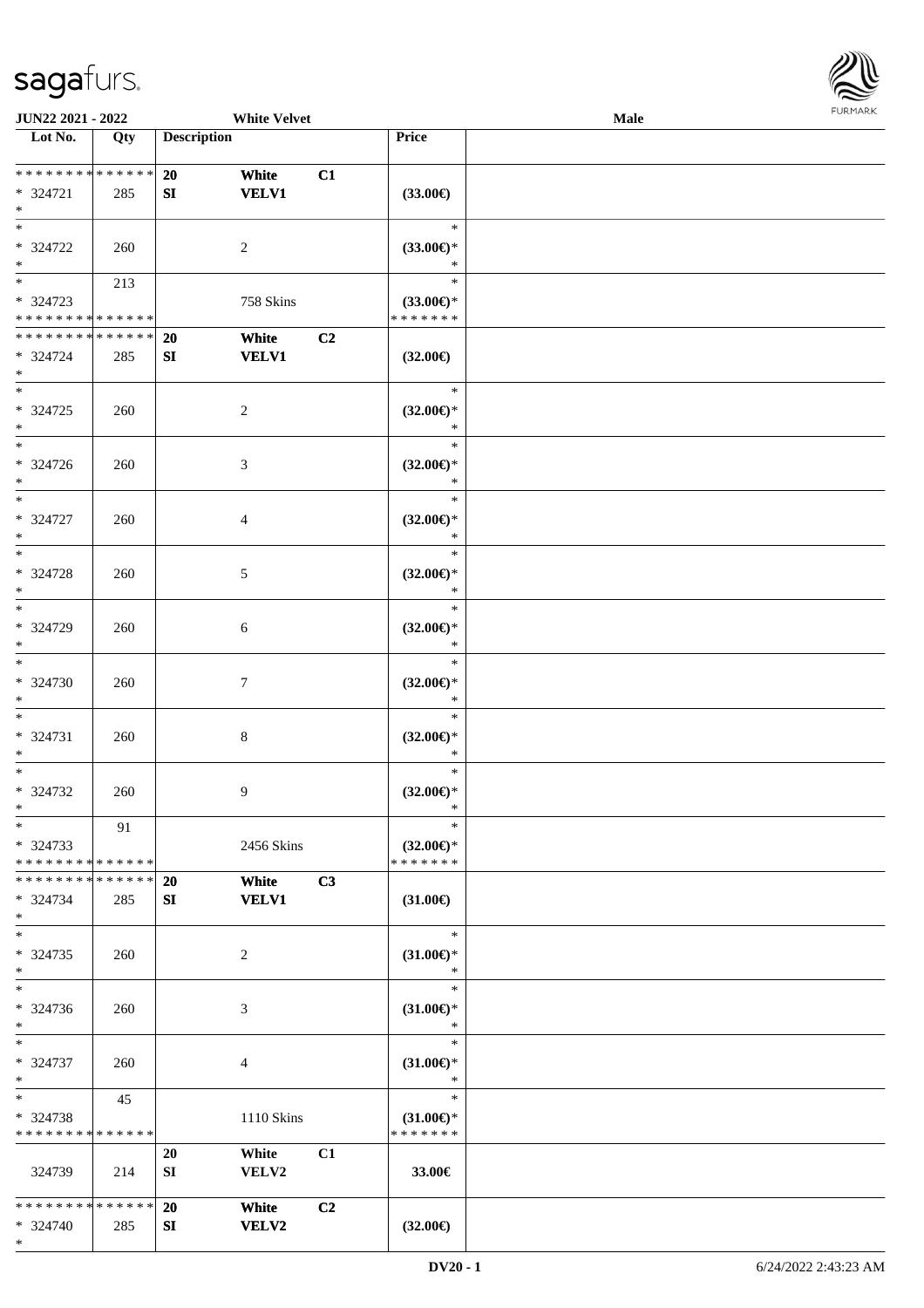| Lot No. | Qty | Description | | | Price | |
|---|---|---|---|---|---|---|
| * * * * * * * * * * * * * * | | 20 | White | C1 | | |
| * 324721 | 285 | SI | VELV1 | | (33.00€) | |
| * | | | | | | |
| * | | | | | * | |
| * 324722 | 260 | | 2 | | (33.00€)* | |
| * | | | | | * | |
| * | 213 | | | | * | |
| * 324723 | | | 758 Skins | | (33.00€)* | |
| * * * * * * * * * * * * * * | | | | | * * * * * * * | |
| * * * * * * * * * * * * * * | | 20 | White | C2 | | |
| * 324724 | 285 | SI | VELV1 | | (32.00€) | |
| * | | | | | | |
| * | | | | | * | |
| * 324725 | 260 | | 2 | | (32.00€)* | |
| * | | | | | * | |
| * | | | | | * | |
| * 324726 | 260 | | 3 | | (32.00€)* | |
| * | | | | | * | |
| * | | | | | * | |
| * 324727 | 260 | | 4 | | (32.00€)* | |
| * | | | | | * | |
| * | | | | | * | |
| * 324728 | 260 | | 5 | | (32.00€)* | |
| * | | | | | * | |
| * | | | | | * | |
| * 324729 | 260 | | 6 | | (32.00€)* | |
| * | | | | | * | |
| * | | | | | * | |
| * 324730 | 260 | | 7 | | (32.00€)* | |
| * | | | | | * | |
| * | | | | | * | |
| * 324731 | 260 | | 8 | | (32.00€)* | |
| * | | | | | * | |
| * | | | | | * | |
| * 324732 | 260 | | 9 | | (32.00€)* | |
| * | | | | | * | |
| * | 91 | | | | * | |
| * 324733 | | | 2456 Skins | | (32.00€)* | |
| * * * * * * * * * * * * * * | | | | | * * * * * * * | |
| * * * * * * * * * * * * * * | | 20 | White | C3 | | |
| * 324734 | 285 | SI | VELV1 | | (31.00€) | |
| * | | | | | | |
| * | | | | | * | |
| * 324735 | 260 | | 2 | | (31.00€)* | |
| * | | | | | * | |
| * | | | | | * | |
| * 324736 | 260 | | 3 | | (31.00€)* | |
| * | | | | | * | |
| * | | | | | * | |
| * 324737 | 260 | | 4 | | (31.00€)* | |
| * | | | | | * | |
| * | 45 | | | | * | |
| * 324738 | | | 1110 Skins | | (31.00€)* | |
| * * * * * * * * * * * * * * | | | | | * * * * * * * | |
| | | 20 | White | C1 | | |
| 324739 | 214 | SI | VELV2 | | 33.00€ | |
| * * * * * * * * * * * * * * | | 20 | White | C2 | | |
| * 324740 | 285 | SI | VELV2 | | (32.00€) | |
| * | | | | | | |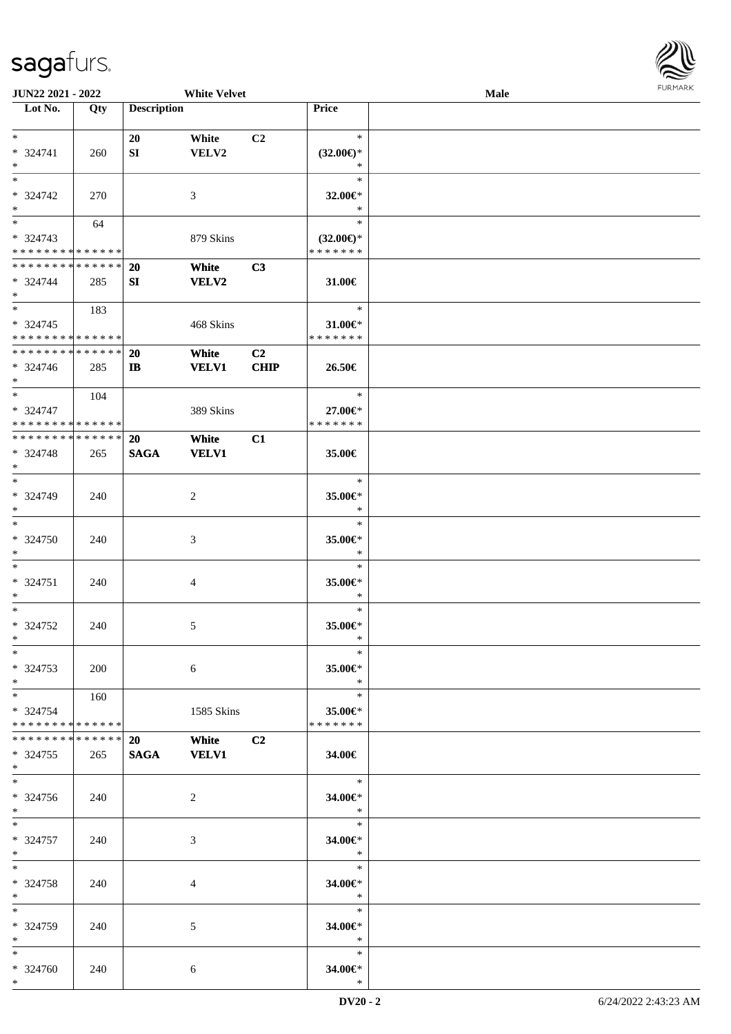| Lot No. | Qty | Description | | | Price | |
|---|---|---|---|---|---|---|
| * | | 20 | White | C2 | * | |
| * 324741 | 260 | SI | VELV2 | | (32.00€)* | |
| * | | | | | * | |
| * | | | | | * | |
| * 324742 | 270 | | 3 | | 32.00€* | |
| * | | | | | * | |
| * | 64 | | | | * | |
| * 324743 | | | 879 Skins | | (32.00€)* | |
| * * * * * * * * * * * * * * | | | | | * * * * * * * | |
| * * * * * * * * * * * * * * | | 20 | White | C3 | | |
| * 324744 | 285 | SI | VELV2 | | 31.00€ | |
| * | | | | | | |
| * | 183 | | | | * | |
| * 324745 | | | 468 Skins | | 31.00€* | |
| * * * * * * * * * * * * * * | | | | | * * * * * * * | |
| * * * * * * * * * * * * * * | | 20 | White | C2 | | |
| * 324746 | 285 | IB | VELV1 | CHIP | 26.50€ | |
| * | | | | | | |
| * | 104 | | | | * | |
| * 324747 | | | 389 Skins | | 27.00€* | |
| * * * * * * * * * * * * * * | | | | | * * * * * * * | |
| * * * * * * * * * * * * * * | | 20 | White | C1 | | |
| * 324748 | 265 | SAGA | VELV1 | | 35.00€ | |
| * | | | | | | |
| * | | | | | * | |
| * 324749 | 240 | | 2 | | 35.00€* | |
| * | | | | | * | |
| * | | | | | * | |
| * 324750 | 240 | | 3 | | 35.00€* | |
| * | | | | | * | |
| * | | | | | * | |
| * 324751 | 240 | | 4 | | 35.00€* | |
| * | | | | | * | |
| * | | | | | * | |
| * 324752 | 240 | | 5 | | 35.00€* | |
| * | | | | | * | |
| * | | | | | * | |
| * 324753 | 200 | | 6 | | 35.00€* | |
| * | | | | | * | |
| * | 160 | | | | * | |
| * 324754 | | | 1585 Skins | | 35.00€* | |
| * * * * * * * * * * * * * * | | | | | * * * * * * * | |
| * * * * * * * * * * * * * * | | 20 | White | C2 | | |
| * 324755 | 265 | SAGA | VELV1 | | 34.00€ | |
| * | | | | | | |
| * | | | | | * | |
| * 324756 | 240 | | 2 | | 34.00€* | |
| * | | | | | * | |
| * | | | | | * | |
| * 324757 | 240 | | 3 | | 34.00€* | |
| * | | | | | * | |
| * | | | | | * | |
| * 324758 | 240 | | 4 | | 34.00€* | |
| * | | | | | * | |
| * | | | | | * | |
| * 324759 | 240 | | 5 | | 34.00€* | |
| * | | | | | * | |
| * | | | | | * | |
| * 324760 | 240 | | 6 | | 34.00€* | |
| * | | | | | * | |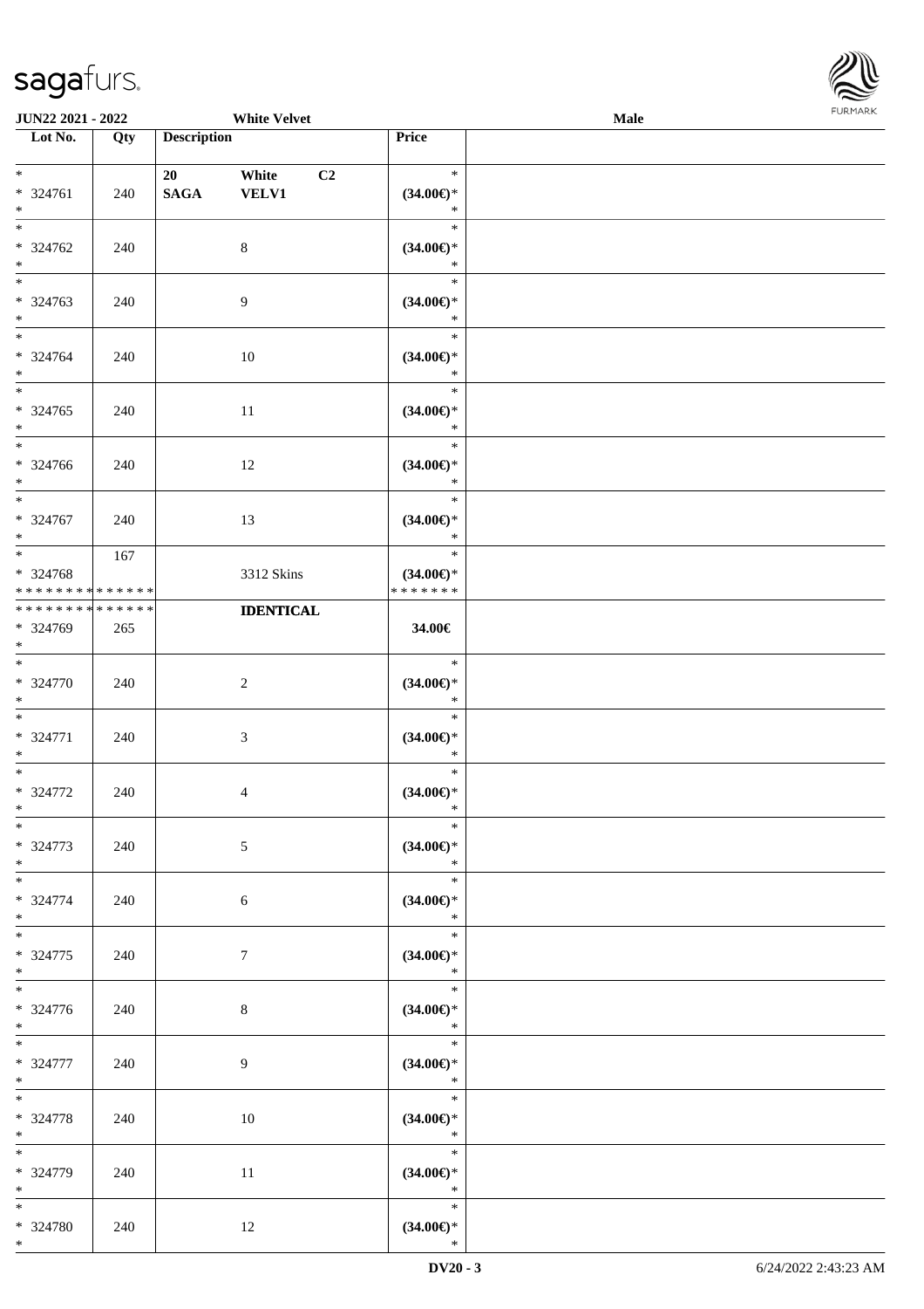JUN22 2021 - 2022 White Velvet Male

| Lot No. | Qty | Description | Price |  |
|---|---|---|---|---|
| * <br> * 324761 <br> * | 240 | 20 White C2 <br> SAGA VELV1 | * <br> (34.00€)* <br> * |  |
| * <br> * 324762 <br> * | 240 | 8 | * <br> (34.00€)* <br> * |  |
| * <br> * 324763 <br> * | 240 | 9 | * <br> (34.00€)* <br> * |  |
| * <br> * 324764 <br> * | 240 | 10 | * <br> (34.00€)* <br> * |  |
| * <br> * 324765 <br> * | 240 | 11 | * <br> (34.00€)* <br> * |  |
| * <br> * 324766 <br> * | 240 | 12 | * <br> (34.00€)* <br> * |  |
| * <br> * 324767 <br> * | 240 | 13 | * <br> (34.00€)* <br> * |  |
| * <br> * 324768 <br> * * * * * * * * * * * * * * | 167 | 3312 Skins | * <br> (34.00€)* <br> * * * * * * * |  |
| * * * * * * * * * * * * * * <br> * 324769 <br> * | 265 | **IDENTICAL** | 34.00€ |  |
| * <br> * 324770 <br> * | 240 | 2 | * <br> (34.00€)* <br> * |  |
| * <br> * 324771 <br> * | 240 | 3 | * <br> (34.00€)* <br> * |  |
| * <br> * 324772 <br> * | 240 | 4 | * <br> (34.00€)* <br> * |  |
| * <br> * 324773 <br> * | 240 | 5 | * <br> (34.00€)* <br> * |  |
| * <br> * 324774 <br> * | 240 | 6 | * <br> (34.00€)* <br> * |  |
| * <br> * 324775 <br> * | 240 | 7 | * <br> (34.00€)* <br> * |  |
| * <br> * 324776 <br> * | 240 | 8 | * <br> (34.00€)* <br> * |  |
| * <br> * 324777 <br> * | 240 | 9 | * <br> (34.00€)* <br> * |  |
| * <br> * 324778 <br> * | 240 | 10 | * <br> (34.00€)* <br> * |  |
| * <br> * 324779 <br> * | 240 | 11 | * <br> (34.00€)* <br> * |  |
| * <br> * 324780 <br> * | 240 | 12 | * <br> (34.00€)* <br> * |  |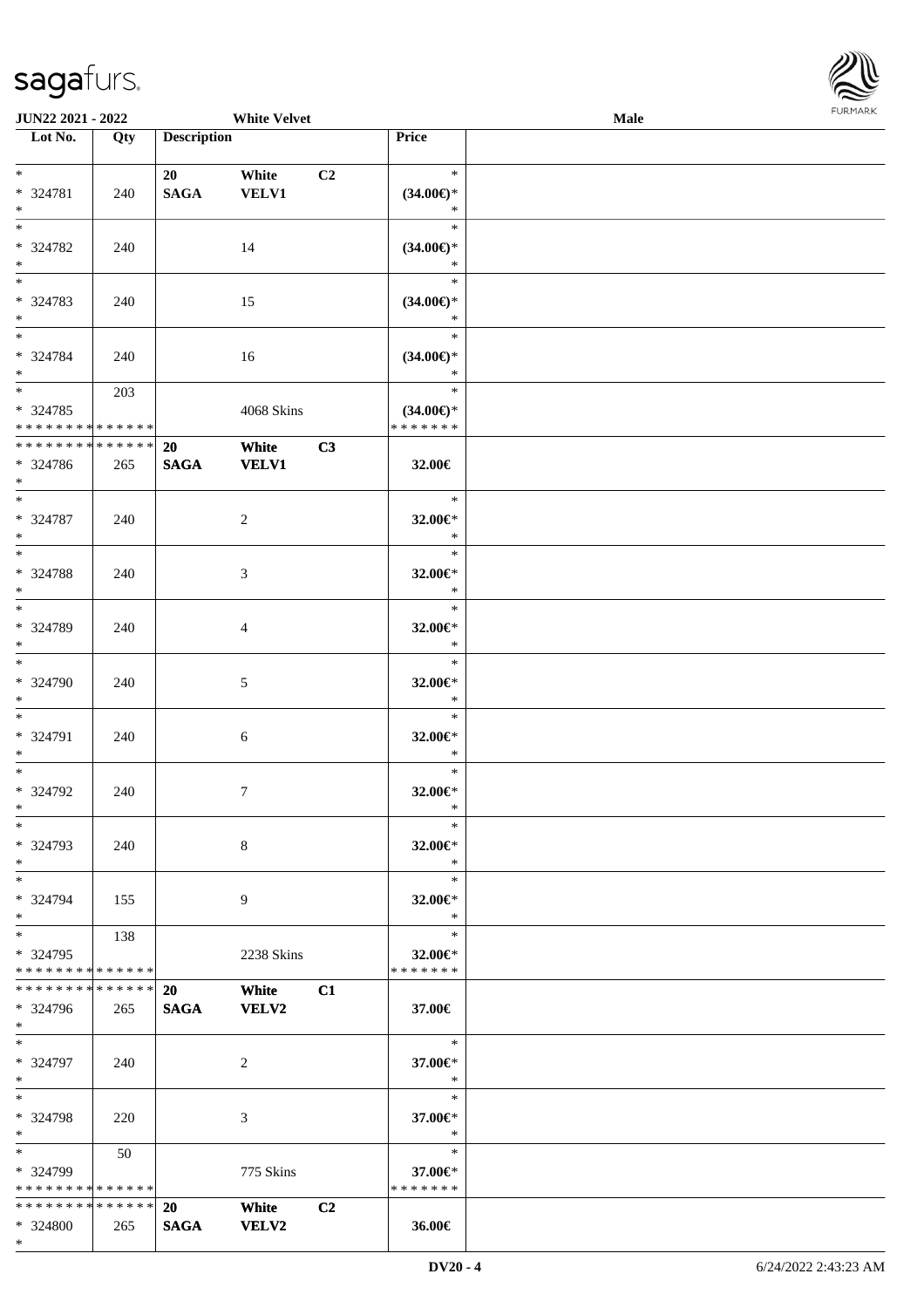**JUN22 2021 - 2022** **White Velvet** **Male**

| Lot No. | Qty | Description | | | Price | |
|---|---|---|---|---|---|---|
| * <br> * 324781 <br> * | 240 | 20 <br> **SAGA** | White <br> **VELV1** | C2 | * <br> **(34.00€)*** <br> * | |
| * <br> * 324782 <br> * | 240 | | 14 | | * <br> **(34.00€)*** <br> * | |
| * <br> * 324783 <br> * | 240 | | 15 | | * <br> **(34.00€)*** <br> * | |
| * <br> * 324784 <br> * | 240 | | 16 | | * <br> **(34.00€)*** <br> * | |
| * <br> * 324785 <br> * * * * * * * * * * * * * * | 203 | | 4068 Skins | | * <br> **(34.00€)*** <br> * * * * * * * | |
| * * * * * * * * * * * * * * <br> * 324786 <br> * | 265 | **20** <br> **SAGA** | **White** <br> **VELV1** | **C3** | **32.00€** | |
| * <br> * 324787 <br> * | 240 | | 2 | | * <br> **32.00€*** <br> * | |
| * <br> * 324788 <br> * | 240 | | 3 | | * <br> **32.00€*** <br> * | |
| * <br> * 324789 <br> * | 240 | | 4 | | * <br> **32.00€*** <br> * | |
| * <br> * 324790 <br> * | 240 | | 5 | | * <br> **32.00€*** <br> * | |
| * <br> * 324791 <br> * | 240 | | 6 | | * <br> **32.00€*** <br> * | |
| * <br> * 324792 <br> * | 240 | | 7 | | * <br> **32.00€*** <br> * | |
| * <br> * 324793 <br> * | 240 | | 8 | | * <br> **32.00€*** <br> * | |
| * <br> * 324794 <br> * | 155 | | 9 | | * <br> **32.00€*** <br> * | |
| * <br> * 324795 <br> * * * * * * * * * * * * * * | 138 | | 2238 Skins | | * <br> **32.00€*** <br> * * * * * * * | |
| * * * * * * * * * * * * * * <br> * 324796 <br> * | 265 | **20** <br> **SAGA** | **White** <br> **VELV2** | **C1** | **37.00€** | |
| * <br> * 324797 <br> * | 240 | | 2 | | * <br> **37.00€*** <br> * | |
| * <br> * 324798 <br> * | 220 | | 3 | | * <br> **37.00€*** <br> * | |
| * <br> * 324799 <br> * * * * * * * * * * * * * * | 50 | | 775 Skins | | * <br> **37.00€*** <br> * * * * * * * | |
| * * * * * * * * * * * * * * <br> * 324800 <br> * | 265 | **20** <br> **SAGA** | **White** <br> **VELV2** | **C2** | **36.00€** | |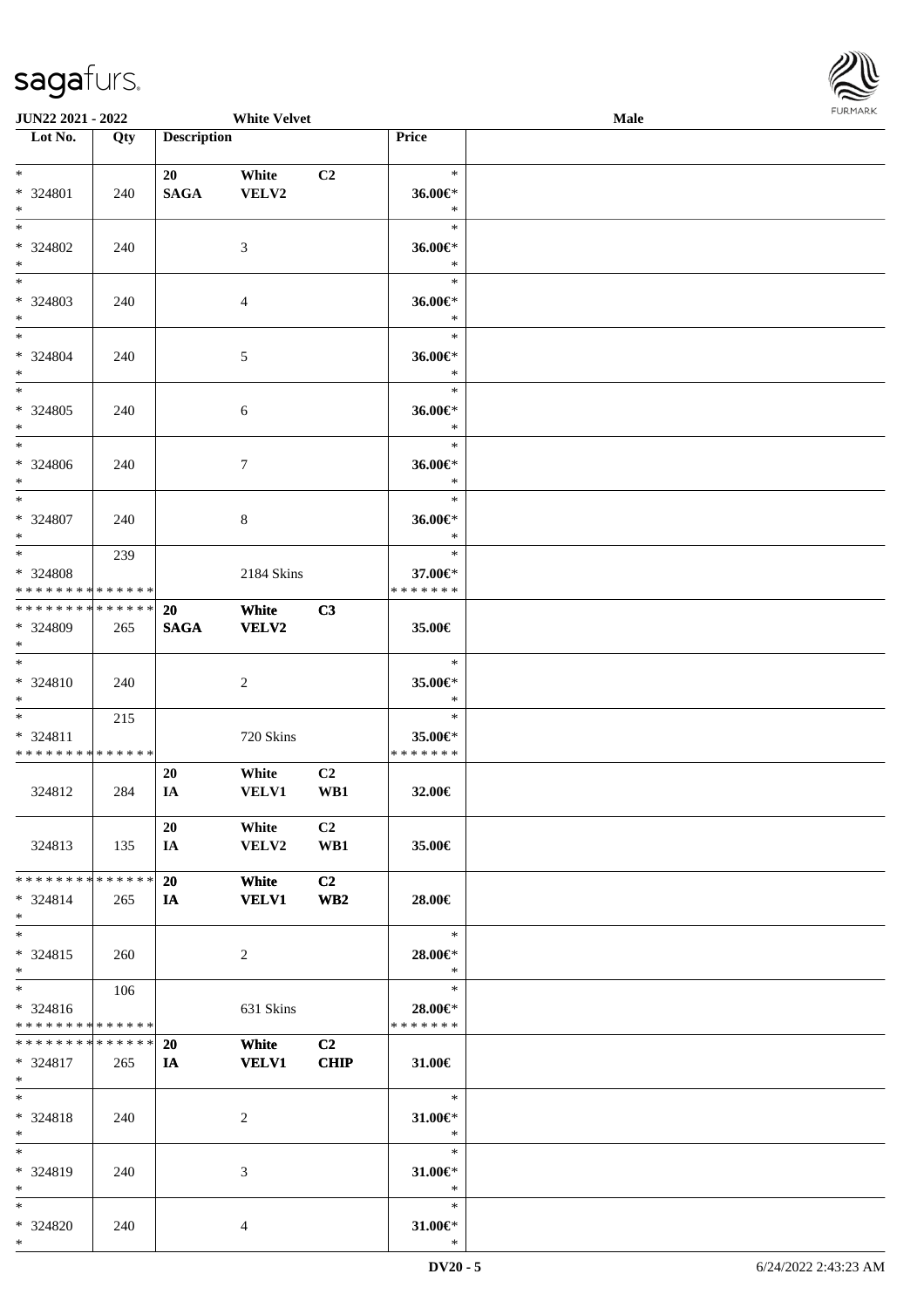JUN22 2021 - 2022 White Velvet Male

| Lot No. | Qty | Description | | | Price | |
|---|---|---|---|---|---|---|
| * <br> * 324801 <br> * | 240 | 20 <br> SAGA | White <br> VELV2 | C2 | * <br> 36.00€* <br> * | |
| * <br> * 324802 <br> * | 240 | | 3 | | * <br> 36.00€* <br> * | |
| * <br> * 324803 <br> * | 240 | | 4 | | * <br> 36.00€* <br> * | |
| * <br> * 324804 <br> * | 240 | | 5 | | * <br> 36.00€* <br> * | |
| * <br> * 324805 <br> * | 240 | | 6 | | * <br> 36.00€* <br> * | |
| * <br> * 324806 <br> * | 240 | | 7 | | * <br> 36.00€* <br> * | |
| * <br> * 324807 <br> * | 240 | | 8 | | * <br> 36.00€* <br> * | |
| * <br> * 324808 <br> * * * * * * * * * * * * * * | 239 | | 2184 Skins | | * <br> 37.00€* <br> * * * * * * * | |
| * * * * * * * * * * * * * * <br> * 324809 <br> * | 265 | 20 <br> SAGA | White <br> VELV2 | C3 | 35.00€ | |
| * <br> * 324810 <br> * | 240 | | 2 | | * <br> 35.00€* <br> * | |
| * <br> * 324811 <br> * * * * * * * * * * * * * * | 215 | | 720 Skins | | * <br> 35.00€* <br> * * * * * * * | |
| 324812 | 284 | 20 <br> IA | White <br> VELV1 | C2 <br> WB1 | 32.00€ | |
| 324813 | 135 | 20 <br> IA | White <br> VELV2 | C2 <br> WB1 | 35.00€ | |
| * * * * * * * * * * * * * * <br> * 324814 <br> * | 265 | 20 <br> IA | White <br> VELV1 | C2 <br> WB2 | 28.00€ | |
| * <br> * 324815 <br> * | 260 | | 2 | | * <br> 28.00€* <br> * | |
| * <br> * 324816 <br> * * * * * * * * * * * * * * | 106 | | 631 Skins | | * <br> 28.00€* <br> * * * * * * * | |
| * * * * * * * * * * * * * * <br> * 324817 <br> * | 265 | 20 <br> IA | White <br> VELV1 | C2 <br> CHIP | 31.00€ | |
| * <br> * 324818 <br> * | 240 | | 2 | | * <br> 31.00€* <br> * | |
| * <br> * 324819 <br> * | 240 | | 3 | | * <br> 31.00€* <br> * | |
| * <br> * 324820 <br> * | 240 | | 4 | | * <br> 31.00€* <br> * | |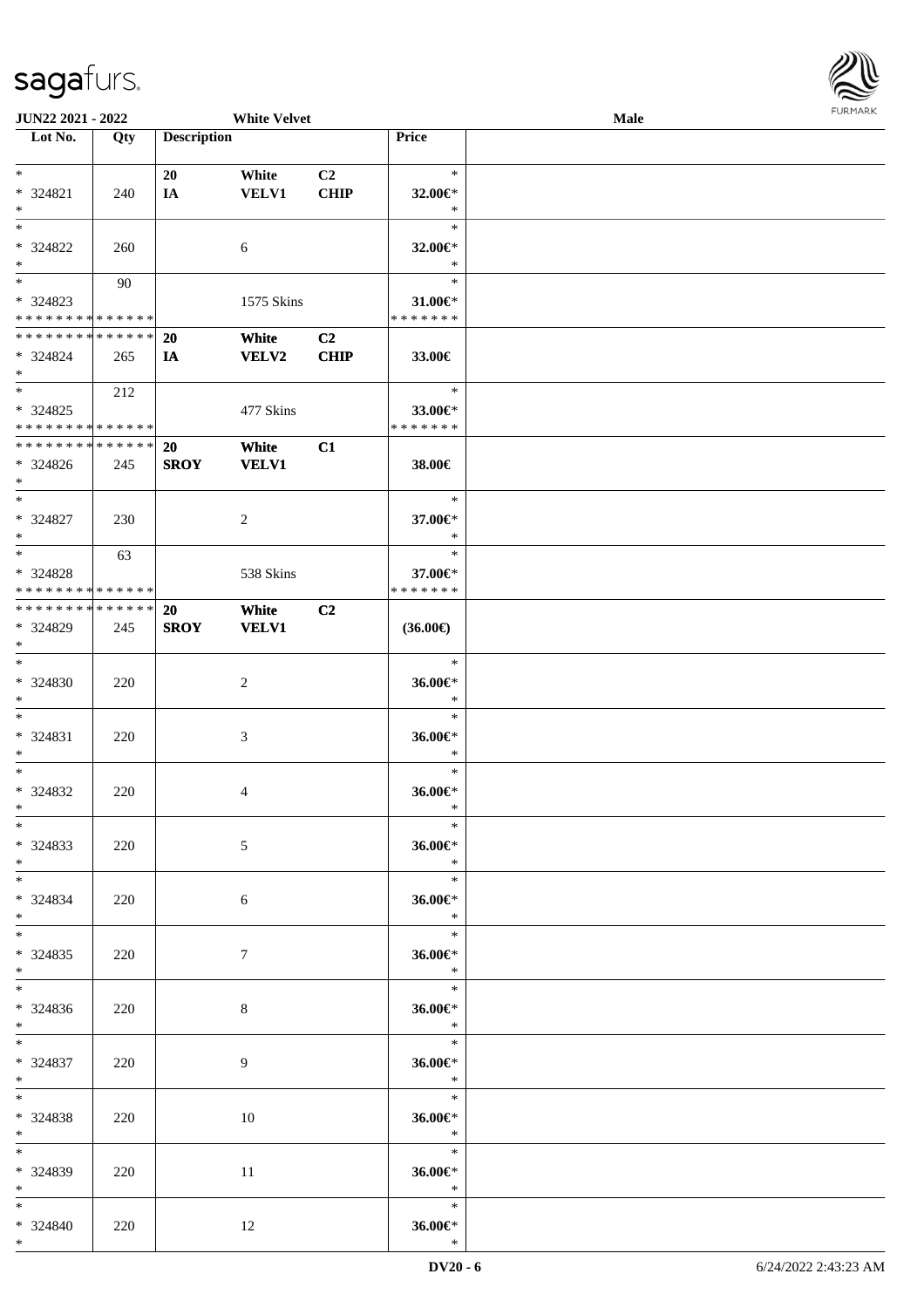| Lot No. | Qty | Description | | | Price | |
|---|---|---|---|---|---|---|
| * | | 20 | White | C2 | * | |
| * 324821 | 240 | IA | VELV1 | CHIP | 32.00€* | |
| * | | | | | * | |
| * | | | | | * | |
| * 324822 | 260 | | 6 | | 32.00€* | |
| * | | | | | * | |
| * | 90 | | | | * | |
| * 324823 | | | 1575 Skins | | 31.00€* | |
| * * * * * * * * * * * * * * | | | | | * * * * * * * | |
| * * * * * * * * * * * * * * | | 20 | White | C2 | | |
| * 324824 | 265 | IA | VELV2 | CHIP | 33.00€ | |
| * | | | | | | |
| * | 212 | | | | * | |
| * 324825 | | | 477 Skins | | 33.00€* | |
| * * * * * * * * * * * * * * | | | | | * * * * * * * | |
| * * * * * * * * * * * * * * | | 20 | White | C1 | | |
| * 324826 | 245 | SROY | VELV1 | | 38.00€ | |
| * | | | | | | |
| * | | | | | * | |
| * 324827 | 230 | | 2 | | 37.00€* | |
| * | | | | | * | |
| * | 63 | | | | * | |
| * 324828 | | | 538 Skins | | 37.00€* | |
| * * * * * * * * * * * * * * | | | | | * * * * * * * | |
| * * * * * * * * * * * * * * | | 20 | White | C2 | | |
| * 324829 | 245 | SROY | VELV1 | | (36.00€) | |
| * | | | | | | |
| * | | | | | * | |
| * 324830 | 220 | | 2 | | 36.00€* | |
| * | | | | | * | |
| * | | | | | * | |
| * 324831 | 220 | | 3 | | 36.00€* | |
| * | | | | | * | |
| * | | | | | * | |
| * 324832 | 220 | | 4 | | 36.00€* | |
| * | | | | | * | |
| * | | | | | * | |
| * 324833 | 220 | | 5 | | 36.00€* | |
| * | | | | | * | |
| * | | | | | * | |
| * 324834 | 220 | | 6 | | 36.00€* | |
| * | | | | | * | |
| * | | | | | * | |
| * 324835 | 220 | | 7 | | 36.00€* | |
| * | | | | | * | |
| * | | | | | * | |
| * 324836 | 220 | | 8 | | 36.00€* | |
| * | | | | | * | |
| * | | | | | * | |
| * 324837 | 220 | | 9 | | 36.00€* | |
| * | | | | | * | |
| * | | | | | * | |
| * 324838 | 220 | | 10 | | 36.00€* | |
| * | | | | | * | |
| * | | | | | * | |
| * 324839 | 220 | | 11 | | 36.00€* | |
| * | | | | | * | |
| * | | | | | * | |
| * 324840 | 220 | | 12 | | 36.00€* | |
| * | | | | | * | |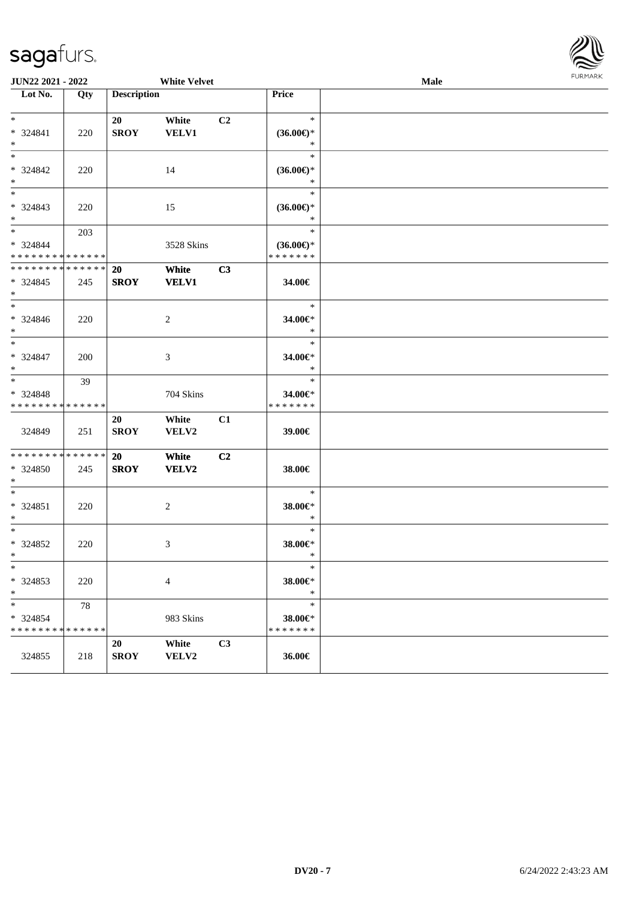JUN22 2021 - 2022 | White Velvet | Male

| Lot No. | Qty | Description | | | Price | |
|---|---|---|---|---|---|---|
| * <br> * 324841 <br> * | 220 | 20 <br> SROY | White <br> VELV1 | C2 | * <br> (36.00€)* <br> * | |
| * <br> * 324842 <br> * | 220 | | 14 | | * <br> (36.00€)* <br> * | |
| * <br> * 324843 <br> * | 220 | | 15 | | * <br> (36.00€)* <br> * | |
| * <br> * 324844 <br> * * * * * * * * * * * * * * | 203 | | 3528 Skins | | * <br> (36.00€)* <br> * * * * * * * | |
| * * * * * * * * * * * * * * <br> * 324845 <br> * | 245 | 20 <br> SROY | White <br> VELV1 | C3 | 34.00€ | |
| * <br> * 324846 <br> * | 220 | | 2 | | * <br> 34.00€* <br> * | |
| * <br> * 324847 <br> * | 200 | | 3 | | * <br> 34.00€* <br> * | |
| * <br> * 324848 <br> * * * * * * * * * * * * * * | 39 | | 704 Skins | | * <br> 34.00€* <br> * * * * * * * | |
| 324849 | 251 | 20 <br> SROY | White <br> VELV2 | C1 | 39.00€ | |
| * * * * * * * * * * * * * * <br> * 324850 <br> * | 245 | 20 <br> SROY | White <br> VELV2 | C2 | 38.00€ | |
| * <br> * 324851 <br> * | 220 | | 2 | | * <br> 38.00€* <br> * | |
| * <br> * 324852 <br> * | 220 | | 3 | | * <br> 38.00€* <br> * | |
| * <br> * 324853 <br> * | 220 | | 4 | | * <br> 38.00€* <br> * | |
| * <br> * 324854 <br> * * * * * * * * * * * * * * | 78 | | 983 Skins | | * <br> 38.00€* <br> * * * * * * * | |
| 324855 | 218 | 20 <br> SROY | White <br> VELV2 | C3 | 36.00€ | |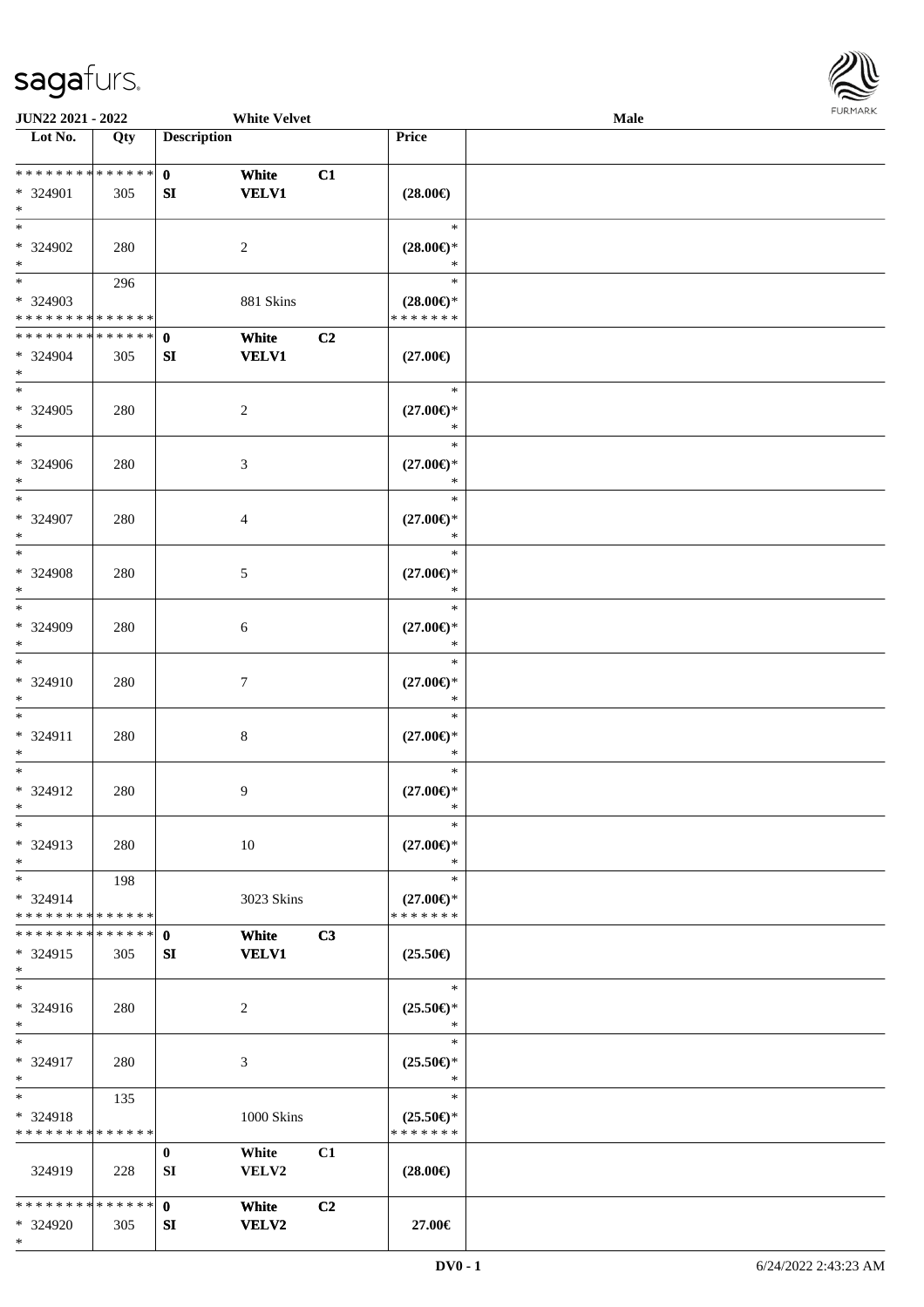| Lot No. | Qty | Description | | | Price | |
|---|---|---|---|---|---|---|
| * * * * * * * * * * * * * * | | 0 | White | C1 | | |
| * 324901 | 305 | SI | VELV1 | | (28.00€) | |
| * | | | | | | |
| * | | | | | * | |
| * 324902 | 280 | | 2 | | (28.00€)* | |
| * | | | | | * | |
| * | 296 | | | | * | |
| * 324903 | | | 881 Skins | | (28.00€)* | |
| * * * * * * * * * * * * * * | | | | | * * * * * * * | |
| * * * * * * * * * * * * * * | | 0 | White | C2 | | |
| * 324904 | 305 | SI | VELV1 | | (27.00€) | |
| * | | | | | | |
| * | | | | | * | |
| * 324905 | 280 | | 2 | | (27.00€)* | |
| * | | | | | * | |
| * | | | | | * | |
| * 324906 | 280 | | 3 | | (27.00€)* | |
| * | | | | | * | |
| * | | | | | * | |
| * 324907 | 280 | | 4 | | (27.00€)* | |
| * | | | | | * | |
| * | | | | | * | |
| * 324908 | 280 | | 5 | | (27.00€)* | |
| * | | | | | * | |
| * | | | | | * | |
| * 324909 | 280 | | 6 | | (27.00€)* | |
| * | | | | | * | |
| * | | | | | * | |
| * 324910 | 280 | | 7 | | (27.00€)* | |
| * | | | | | * | |
| * | | | | | * | |
| * 324911 | 280 | | 8 | | (27.00€)* | |
| * | | | | | * | |
| * | | | | | * | |
| * 324912 | 280 | | 9 | | (27.00€)* | |
| * | | | | | * | |
| * | | | | | * | |
| * 324913 | 280 | | 10 | | (27.00€)* | |
| * | | | | | * | |
| * | 198 | | | | * | |
| * 324914 | | | 3023 Skins | | (27.00€)* | |
| * * * * * * * * * * * * * * | | | | | * * * * * * * | |
| * * * * * * * * * * * * * * | | 0 | White | C3 | | |
| * 324915 | 305 | SI | VELV1 | | (25.50€) | |
| * | | | | | | |
| * | | | | | * | |
| * 324916 | 280 | | 2 | | (25.50€)* | |
| * | | | | | * | |
| * | | | | | * | |
| * 324917 | 280 | | 3 | | (25.50€)* | |
| * | | | | | * | |
| * | 135 | | | | * | |
| * 324918 | | | 1000 Skins | | (25.50€)* | |
| * * * * * * * * * * * * * * | | | | | * * * * * * * | |
| | | 0 | White | C1 | | |
| 324919 | 228 | SI | VELV2 | | (28.00€) | |
| * * * * * * * * * * * * * * | | 0 | White | C2 | | |
| * 324920 | 305 | SI | VELV2 | | 27.00€ | |
| * | | | | | | |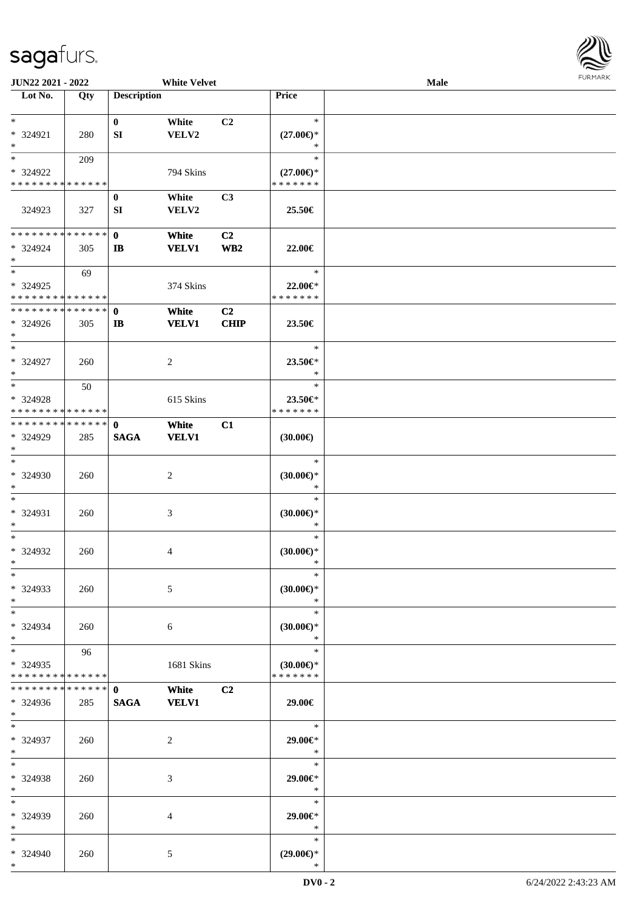| Lot No. | Qty | Description | | | Price | |
|---|---|---|---|---|---|---|
| * | | 0 | White | C2 | * | |
| * 324921 | 280 | SI | VELV2 | | (27.00€)* | |
| * | | | | | * | |
| * | 209 | | | | * | |
| * 324922 | | | 794 Skins | | (27.00€)* | |
| * * * * * * * * * * * * * * | | | | | * * * * * * * | |
| | | 0 | White | C3 | | |
| 324923 | 327 | SI | VELV2 | | 25.50€ | |
| * * * * * * * * * * * * * * | | 0 | White | C2 | | |
| * 324924 | 305 | IB | VELV1 | WB2 | 22.00€ | |
| * | | | | | | |
| * | 69 | | | | * | |
| * 324925 | | | 374 Skins | | 22.00€* | |
| * * * * * * * * * * * * * * | | | | | * * * * * * * | |
| * * * * * * * * * * * * * * | | 0 | White | C2 | | |
| * 324926 | 305 | IB | VELV1 | CHIP | 23.50€ | |
| * | | | | | | |
| * | | | | | * | |
| * 324927 | 260 | | 2 | | 23.50€* | |
| * | | | | | * | |
| * | 50 | | | | * | |
| * 324928 | | | 615 Skins | | 23.50€* | |
| * * * * * * * * * * * * * * | | | | | * * * * * * * | |
| * * * * * * * * * * * * * * | | 0 | White | C1 | | |
| * 324929 | 285 | SAGA | VELV1 | | (30.00€) | |
| * | | | | | | |
| * | | | | | * | |
| * 324930 | 260 | | 2 | | (30.00€)* | |
| * | | | | | * | |
| * | | | | | * | |
| * 324931 | 260 | | 3 | | (30.00€)* | |
| * | | | | | * | |
| * | | | | | * | |
| * 324932 | 260 | | 4 | | (30.00€)* | |
| * | | | | | * | |
| * | | | | | * | |
| * 324933 | 260 | | 5 | | (30.00€)* | |
| * | | | | | * | |
| * | | | | | * | |
| * 324934 | 260 | | 6 | | (30.00€)* | |
| * | | | | | * | |
| * | 96 | | | | * | |
| * 324935 | | | 1681 Skins | | (30.00€)* | |
| * * * * * * * * * * * * * * | | | | | * * * * * * * | |
| * * * * * * * * * * * * * * | | 0 | White | C2 | | |
| * 324936 | 285 | SAGA | VELV1 | | 29.00€ | |
| * | | | | | | |
| * | | | | | * | |
| * 324937 | 260 | | 2 | | 29.00€* | |
| * | | | | | * | |
| * | | | | | * | |
| * 324938 | 260 | | 3 | | 29.00€* | |
| * | | | | | * | |
| * | | | | | * | |
| * 324939 | 260 | | 4 | | 29.00€* | |
| * | | | | | * | |
| * | | | | | * | |
| * 324940 | 260 | | 5 | | (29.00€)* | |
| * | | | | | * | |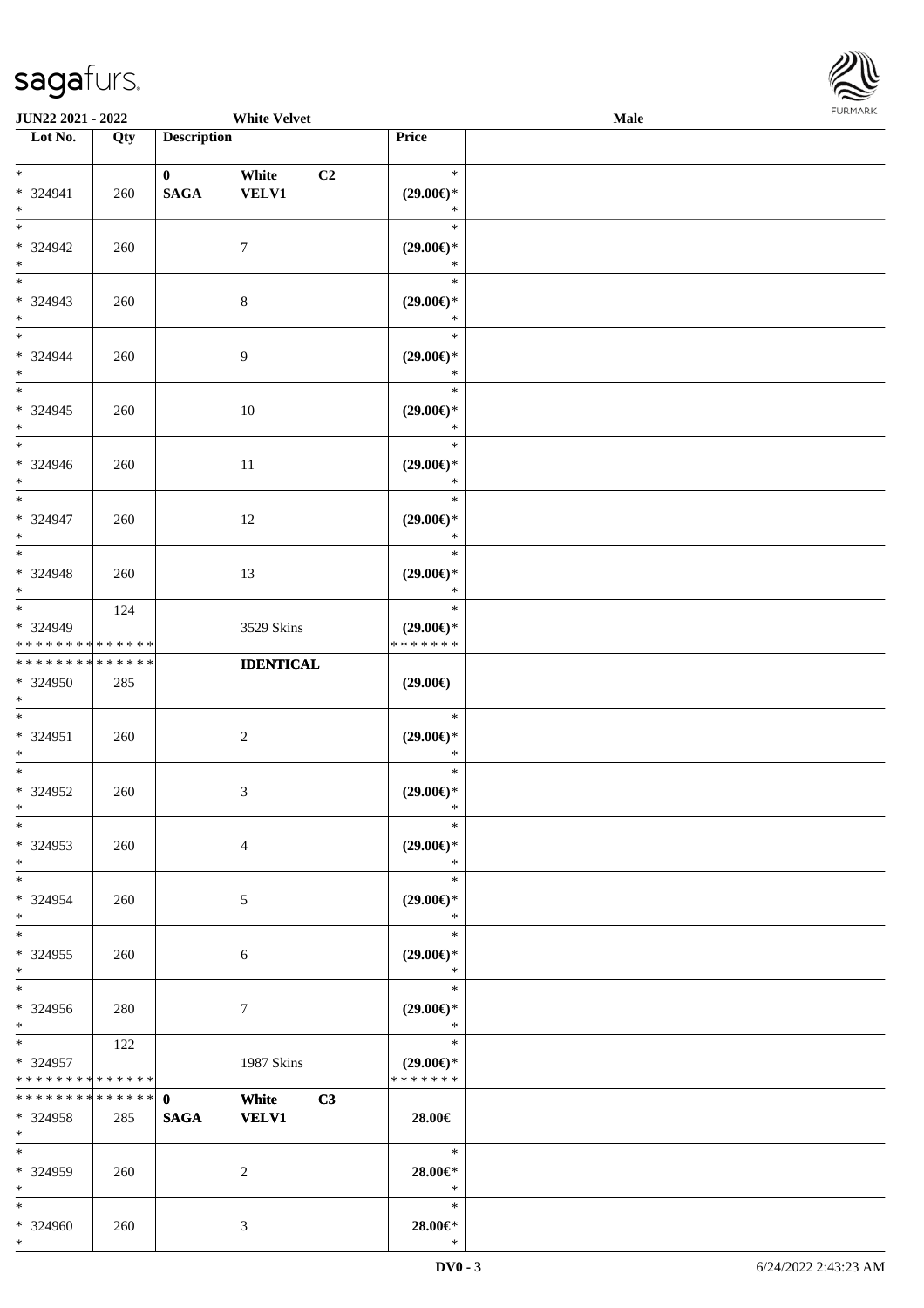| Lot No. | Qty | Description | | | Price |
|---|---|---|---|---|---|
| * <br> * 324941 <br> * | 260 | 0 <br> **SAGA** | White <br> **VELV1** | C2 | * <br> **(29.00€)*** <br> * |
| * <br> * 324942 <br> * | 260 | | 7 | | * <br> **(29.00€)*** <br> * |
| * <br> * 324943 <br> * | 260 | | 8 | | * <br> **(29.00€)*** <br> * |
| * <br> * 324944 <br> * | 260 | | 9 | | * <br> **(29.00€)*** <br> * |
| * <br> * 324945 <br> * | 260 | | 10 | | * <br> **(29.00€)*** <br> * |
| * <br> * 324946 <br> * | 260 | | 11 | | * <br> **(29.00€)*** <br> * |
| * <br> * 324947 <br> * | 260 | | 12 | | * <br> **(29.00€)*** <br> * |
| * <br> * 324948 <br> * | 260 | | 13 | | * <br> **(29.00€)*** <br> * |
| * <br> * 324949 <br> * * * * * * * * * * * * * * | 124 | | 3529 Skins | | * <br> **(29.00€)*** <br> * * * * * * * |
| * * * * * * * * * * * * * * <br> * 324950 <br> * | 285 | | **IDENTICAL** | | **(29.00€)** |
| * <br> * 324951 <br> * | 260 | | 2 | | * <br> **(29.00€)*** <br> * |
| * <br> * 324952 <br> * | 260 | | 3 | | * <br> **(29.00€)*** <br> * |
| * <br> * 324953 <br> * | 260 | | 4 | | * <br> **(29.00€)*** <br> * |
| * <br> * 324954 <br> * | 260 | | 5 | | * <br> **(29.00€)*** <br> * |
| * <br> * 324955 <br> * | 260 | | 6 | | * <br> **(29.00€)*** <br> * |
| * <br> * 324956 <br> * | 280 | | 7 | | * <br> **(29.00€)*** <br> * |
| * <br> * 324957 <br> * * * * * * * * * * * * * * | 122 | | 1987 Skins | | * <br> **(29.00€)*** <br> * * * * * * * |
| * * * * * * * * * * * * * * <br> * 324958 <br> * | 285 | **0** <br> **SAGA** | **White** <br> **VELV1** | **C3** | **28.00€** |
| * <br> * 324959 <br> * | 260 | | 2 | | * <br> **28.00€*** <br> * |
| * <br> * 324960 <br> * | 260 | | 3 | | * <br> **28.00€*** <br> * |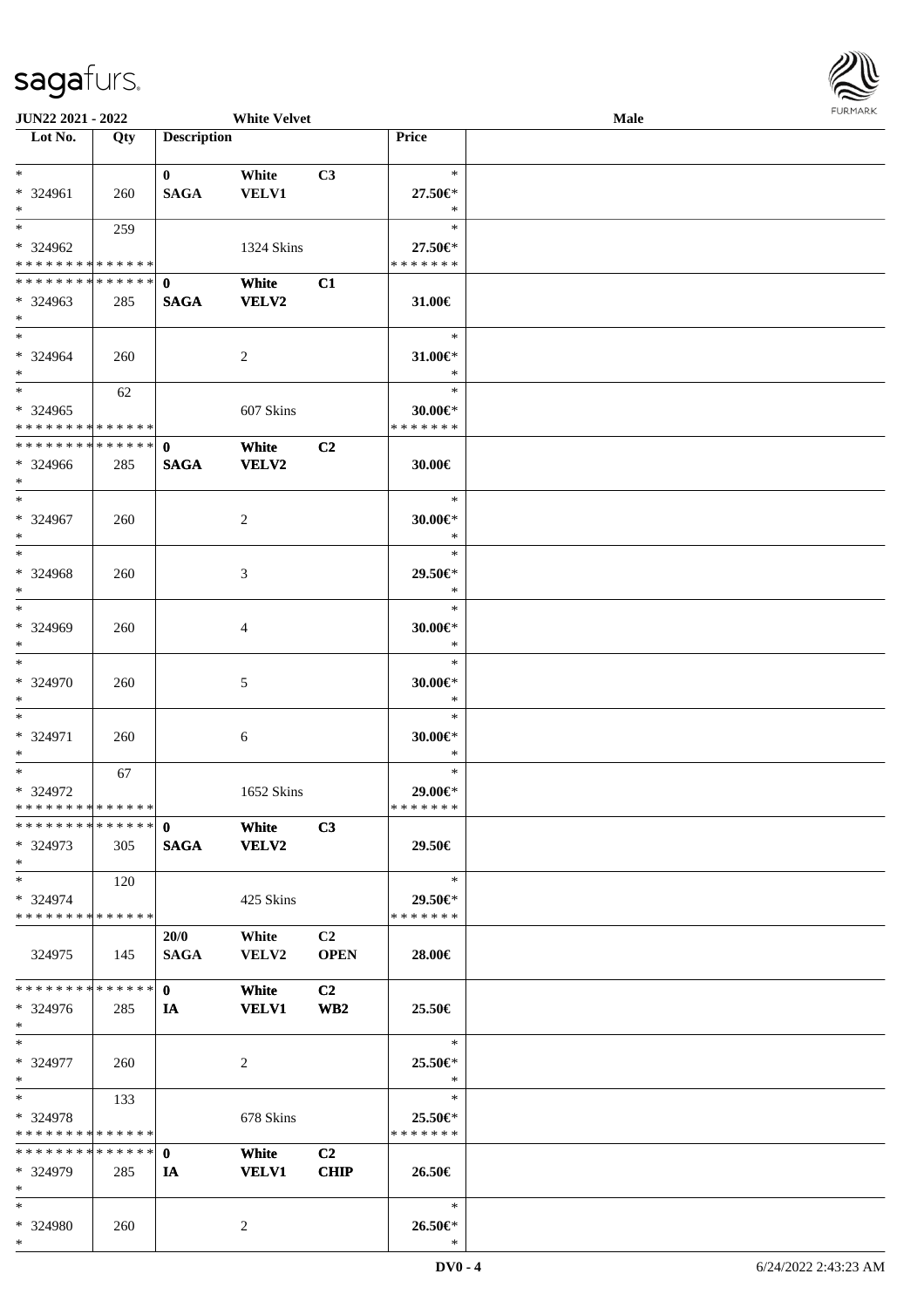| Lot No. | Qty | Description | | | Price | |
|---|---|---|---|---|---|---|
| * | | 0 | White | C3 | * | |
| * 324961 | 260 | SAGA | VELV1 | | 27.50€* | |
| * | | | | | * | |
| * | 259 | | | | * | |
| * 324962 | | | 1324 Skins | | 27.50€* | |
| * * * * * * * * * * * * * * | | | | | * * * * * * * | |
| * * * * * * * * * * * * * * | | 0 | White | C1 | | |
| * 324963 | 285 | SAGA | VELV2 | | 31.00€ | |
| * | | | | | | |
| * | | | | | * | |
| * 324964 | 260 | | 2 | | 31.00€* | |
| * | | | | | * | |
| * | 62 | | | | * | |
| * 324965 | | | 607 Skins | | 30.00€* | |
| * * * * * * * * * * * * * * | | | | | * * * * * * * | |
| * * * * * * * * * * * * * * | | 0 | White | C2 | | |
| * 324966 | 285 | SAGA | VELV2 | | 30.00€ | |
| * | | | | | | |
| * | | | | | * | |
| * 324967 | 260 | | 2 | | 30.00€* | |
| * | | | | | * | |
| * | | | | | * | |
| * 324968 | 260 | | 3 | | 29.50€* | |
| * | | | | | * | |
| * | | | | | * | |
| * 324969 | 260 | | 4 | | 30.00€* | |
| * | | | | | * | |
| * | | | | | * | |
| * 324970 | 260 | | 5 | | 30.00€* | |
| * | | | | | * | |
| * | | | | | * | |
| * 324971 | 260 | | 6 | | 30.00€* | |
| * | | | | | * | |
| * | 67 | | | | * | |
| * 324972 | | | 1652 Skins | | 29.00€* | |
| * * * * * * * * * * * * * * | | | | | * * * * * * * | |
| * * * * * * * * * * * * * * | | 0 | White | C3 | | |
| * 324973 | 305 | SAGA | VELV2 | | 29.50€ | |
| * | | | | | | |
| * | 120 | | | | * | |
| * 324974 | | | 425 Skins | | 29.50€* | |
| * * * * * * * * * * * * * * | | | | | * * * * * * * | |
| | | 20/0 | White | C2 | | |
| 324975 | 145 | SAGA | VELV2 | OPEN | 28.00€ | |
| * * * * * * * * * * * * * * | | 0 | White | C2 | | |
| * 324976 | 285 | IA | VELV1 | WB2 | 25.50€ | |
| * | | | | | | |
| * | | | | | * | |
| * 324977 | 260 | | 2 | | 25.50€* | |
| * | | | | | * | |
| * | 133 | | | | * | |
| * 324978 | | | 678 Skins | | 25.50€* | |
| * * * * * * * * * * * * * * | | | | | * * * * * * * | |
| * * * * * * * * * * * * * * | | 0 | White | C2 | | |
| * 324979 | 285 | IA | VELV1 | CHIP | 26.50€ | |
| * | | | | | | |
| * | | | | | * | |
| * 324980 | 260 | | 2 | | 26.50€* | |
| * | | | | | * | |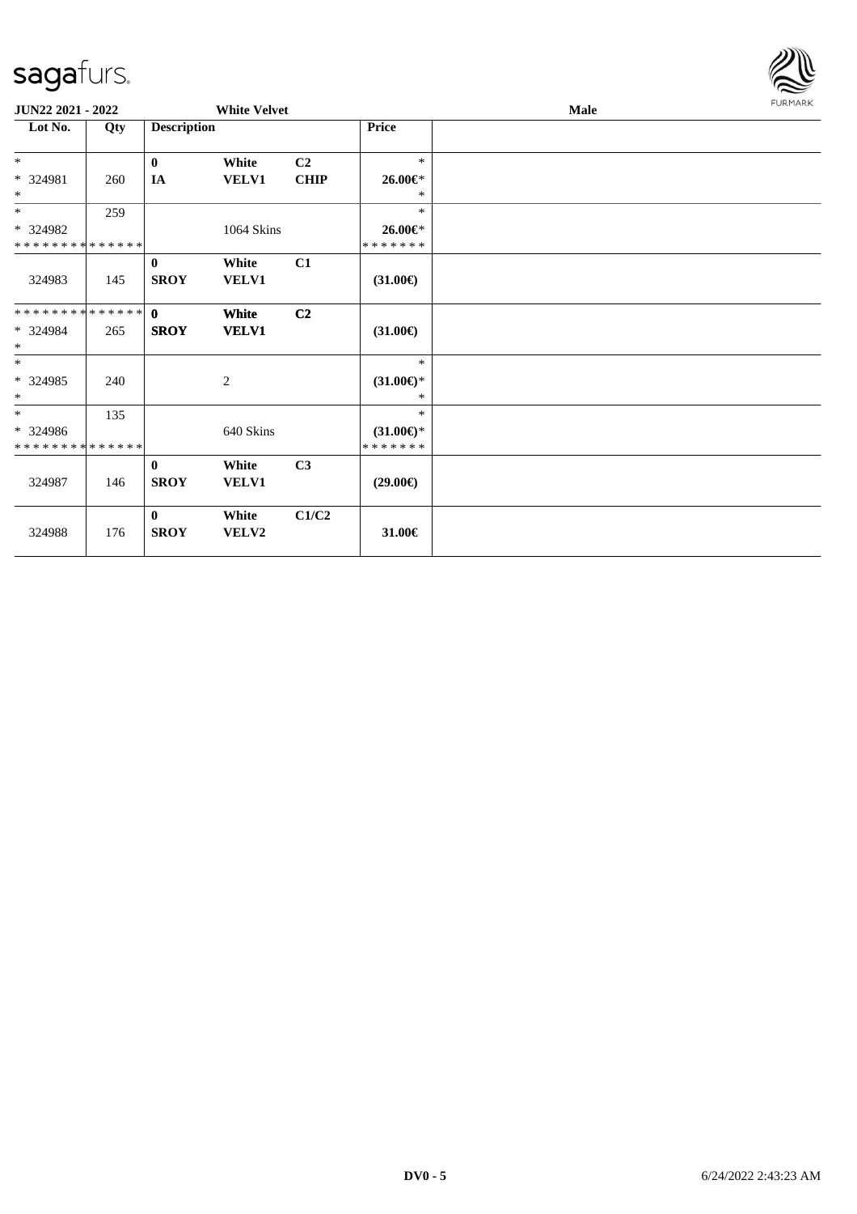| Lot No. | Qty | Description | | | Price | |
|---|---|---|---|---|---|---|
| * | | 0 | White | C2 | * | |
| * 324981 | 260 | IA | VELV1 | CHIP | 26.00€* | |
| * | | | | | * | |
| * | 259 | | | | * | |
| * 324982 | | | 1064 Skins | | 26.00€* | |
| * * * * * * * * * * * * * * | | | | | * * * * * * * | |
| | | 0 | White | C1 | | |
| 324983 | 145 | SROY | VELV1 | | (31.00€) | |
| * * * * * * * * * * * * * * | | 0 | White | C2 | | |
| * 324984 | 265 | SROY | VELV1 | | (31.00€) | |
| * | | | | | | |
| * | | | | | * | |
| * 324985 | 240 | | 2 | | (31.00€)* | |
| * | | | | | * | |
| * | 135 | | | | * | |
| * 324986 | | | 640 Skins | | (31.00€)* | |
| * * * * * * * * * * * * * * | | | | | * * * * * * * | |
| | | 0 | White | C3 | | |
| 324987 | 146 | SROY | VELV1 | | (29.00€) | |
| | | 0 | White | C1/C2 | | |
| 324988 | 176 | SROY | VELV2 | | 31.00€ | |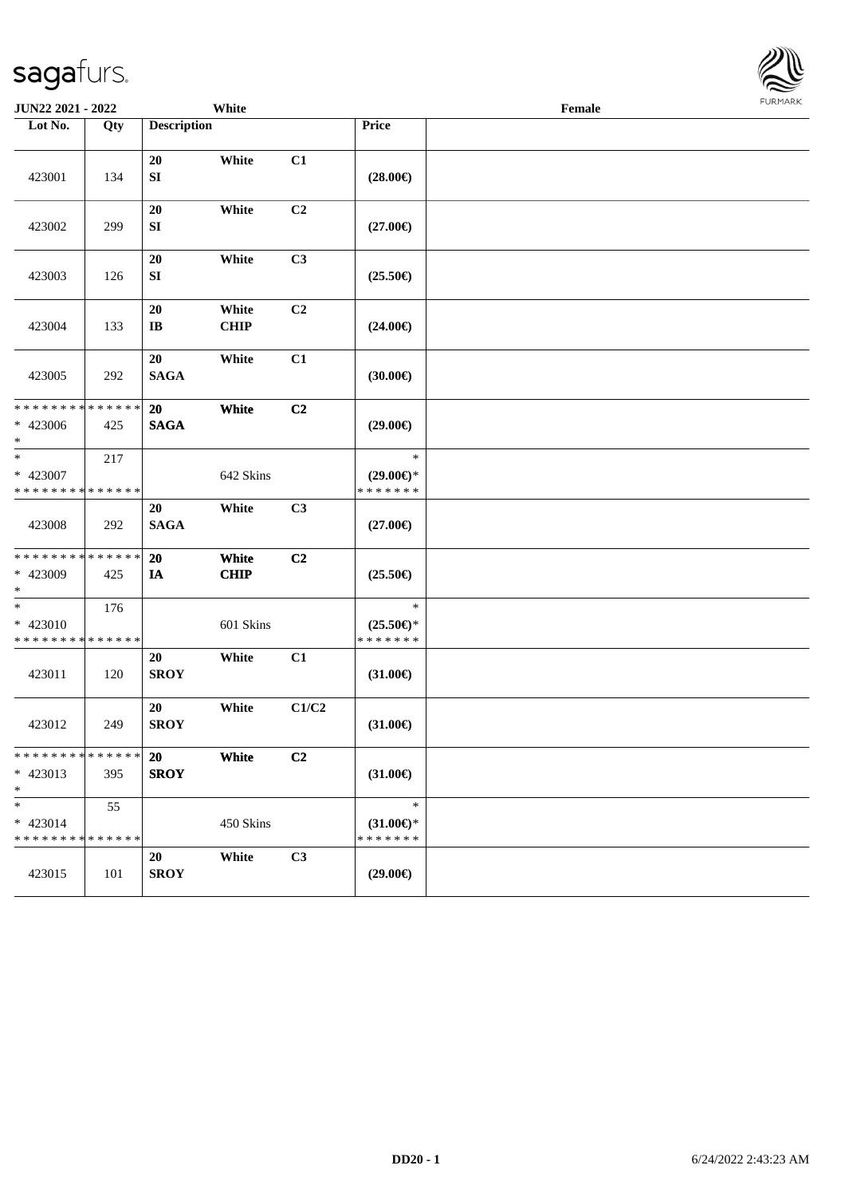JUN22 2021 - 2022 White Female

| Lot No. | Qty | Description | | | Price |
|---|---|---|---|---|---|
| 423001 | 134 | 20<br>SI | White | C1 | (28.00€) |
| 423002 | 299 | 20<br>SI | White | C2 | (27.00€) |
| 423003 | 126 | 20<br>SI | White | C3 | (25.50€) |
| 423004 | 133 | 20<br>IB | White<br>CHIP | C2 | (24.00€) |
| 423005 | 292 | 20<br>SAGA | White | C1 | (30.00€) |
| * * * * * * * * * * * * * *<br>* 423006<br>* | 425 | **20**<br>**SAGA** | **White** | **C2** | (29.00€) |
| *<br>* 423007<br>* * * * * * * * * * * * * * | 217 | | 642 Skins | | *<br>(29.00€)*<br>* * * * * * * |
| 423008 | 292 | 20<br>SAGA | White | C3 | (27.00€) |
| * * * * * * * * * * * * * *<br>* 423009<br>* | 425 | **20**<br>**IA** | **White**<br>**CHIP** | **C2** | (25.50€) |
| *<br>* 423010<br>* * * * * * * * * * * * * * | 176 | | 601 Skins | | *<br>(25.50€)*<br>* * * * * * * |
| 423011 | 120 | 20<br>SROY | White | C1 | (31.00€) |
| 423012 | 249 | 20<br>SROY | White | C1/C2 | (31.00€) |
| * * * * * * * * * * * * * *<br>* 423013<br>* | 395 | **20**<br>**SROY** | **White** | **C2** | (31.00€) |
| *<br>* 423014<br>* * * * * * * * * * * * * * | 55 | | 450 Skins | | *<br>(31.00€)*<br>* * * * * * * |
| 423015 | 101 | 20<br>SROY | White | C3 | (29.00€) |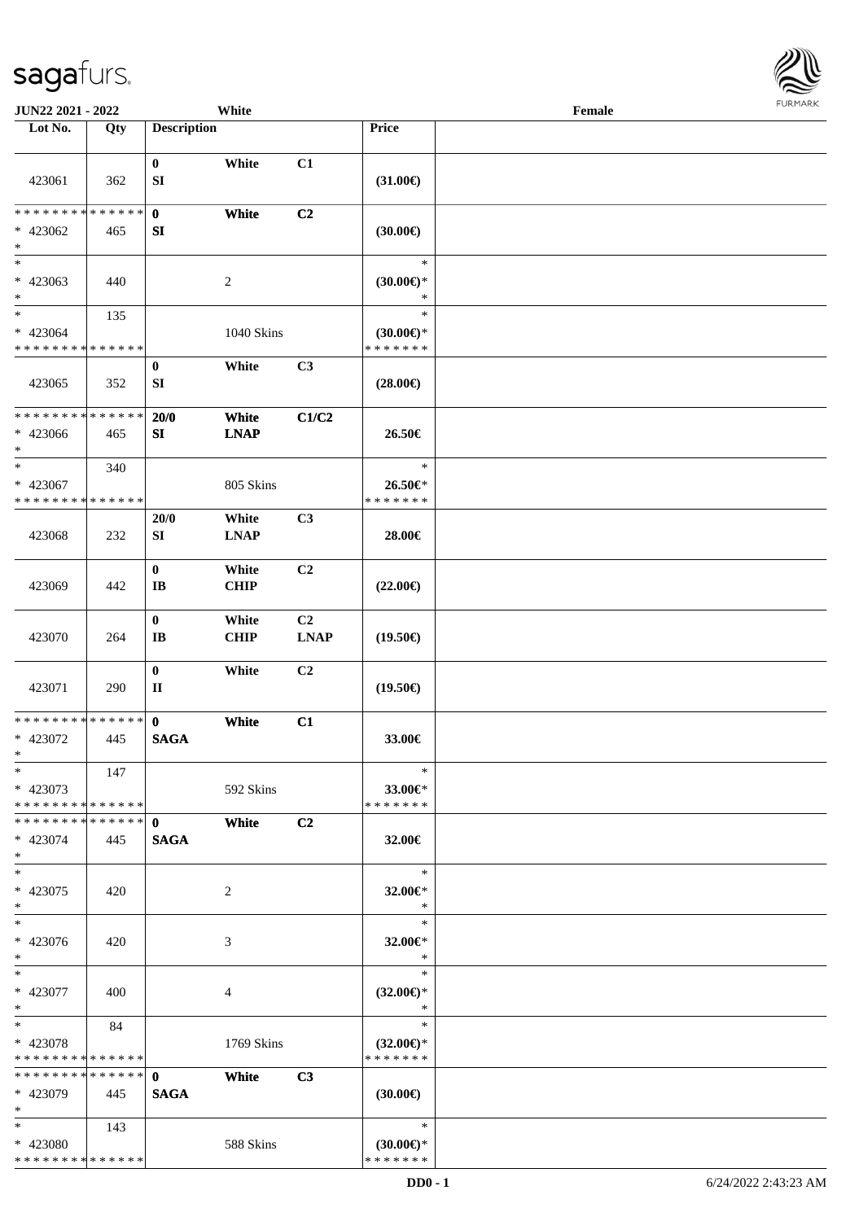| Lot No. | Qty | Description | | | Price | |
|---|---|---|---|---|---|---|
| 423061 | 362 | 0<br>SI | White | C1 | (31.00€) | |
| * * * * * * * * * * * * * *<br>* 423062<br>* | 465 | 0<br>SI | White | C2 | (30.00€) | |
| *<br>* 423063<br>* | 440 | | 2 | | *<br>(30.00€)*<br>* | |
| *<br>* 423064<br>* * * * * * * * * * * * * * | 135 | | 1040 Skins | | *<br>(30.00€)*<br>* * * * * * * | |
| 423065 | 352 | 0<br>SI | White | C3 | (28.00€) | |
| * * * * * * * * * * * * * *<br>* 423066<br>* | 465 | 20/0<br>SI | White<br>LNAP | C1/C2 | 26.50€ | |
| *<br>* 423067<br>* * * * * * * * * * * * * * | 340 | | 805 Skins | | *<br>26.50€*<br>* * * * * * * | |
| 423068 | 232 | 20/0<br>SI | White<br>LNAP | C3 | 28.00€ | |
| 423069 | 442 | 0<br>IB | White<br>CHIP | C2 | (22.00€) | |
| 423070 | 264 | 0<br>IB | White<br>CHIP | C2<br>LNAP | (19.50€) | |
| 423071 | 290 | 0<br>II | White | C2 | (19.50€) | |
| * * * * * * * * * * * * * *<br>* 423072<br>* | 445 | 0<br>SAGA | White | C1 | 33.00€ | |
| *<br>* 423073<br>* * * * * * * * * * * * * * | 147 | | 592 Skins | | *<br>33.00€*<br>* * * * * * * | |
| * * * * * * * * * * * * * *<br>* 423074<br>* | 445 | 0<br>SAGA | White | C2 | 32.00€ | |
| *<br>* 423075<br>* | 420 | | 2 | | *<br>32.00€*<br>* | |
| *<br>* 423076<br>* | 420 | | 3 | | *<br>32.00€*<br>* | |
| *<br>* 423077<br>* | 400 | | 4 | | *<br>(32.00€)*<br>* | |
| *<br>* 423078<br>* * * * * * * * * * * * * * | 84 | | 1769 Skins | | *<br>(32.00€)*<br>* * * * * * * | |
| * * * * * * * * * * * * * *<br>* 423079<br>* | 445 | 0<br>SAGA | White | C3 | (30.00€) | |
| *<br>* 423080<br>* * * * * * * * * * * * * * | 143 | | 588 Skins | | *<br>(30.00€)*<br>* * * * * * * | |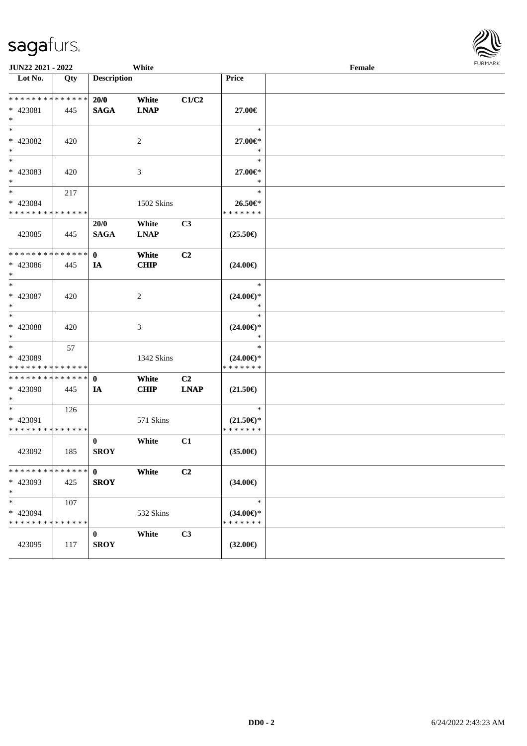| Lot No. | Qty | Description | | | Price | |
|---|---|---|---|---|---|---|
| * * * * * * * * * * * * * * | | 20/0 | White | C1/C2 | | |
| * 423081 | 445 | SAGA | LNAP | | 27.00€ | |
| * | | | | | | |
| * | | | | | * | |
| * 423082 | 420 | | 2 | | 27.00€* | |
| * | | | | | * | |
| * | | | | | * | |
| * 423083 | 420 | | 3 | | 27.00€* | |
| * | | | | | * | |
| * | 217 | | | | * | |
| * 423084 | | | 1502 Skins | | 26.50€* | |
| * * * * * * * * * * * * * * | | | | | * * * * * * * | |
| | | 20/0 | White | C3 | | |
| 423085 | 445 | SAGA | LNAP | | (25.50€) | |
| * * * * * * * * * * * * * * | | 0 | White | C2 | | |
| * 423086 | 445 | IA | CHIP | | (24.00€) | |
| * | | | | | | |
| * | | | | | * | |
| * 423087 | 420 | | 2 | | (24.00€)* | |
| * | | | | | * | |
| * | | | | | * | |
| * 423088 | 420 | | 3 | | (24.00€)* | |
| * | | | | | * | |
| * | 57 | | | | * | |
| * 423089 | | | 1342 Skins | | (24.00€)* | |
| * * * * * * * * * * * * * * | | | | | * * * * * * * | |
| * * * * * * * * * * * * * * | | 0 | White | C2 | | |
| * 423090 | 445 | IA | CHIP | LNAP | (21.50€) | |
| * | | | | | | |
| * | 126 | | | | * | |
| * 423091 | | | 571 Skins | | (21.50€)* | |
| * * * * * * * * * * * * * * | | | | | * * * * * * * | |
| | | 0 | White | C1 | | |
| 423092 | 185 | SROY | | | (35.00€) | |
| * * * * * * * * * * * * * * | | 0 | White | C2 | | |
| * 423093 | 425 | SROY | | | (34.00€) | |
| * | | | | | | |
| * | 107 | | | | * | |
| * 423094 | | | 532 Skins | | (34.00€)* | |
| * * * * * * * * * * * * * * | | | | | * * * * * * * | |
| | | 0 | White | C3 | | |
| 423095 | 117 | SROY | | | (32.00€) | |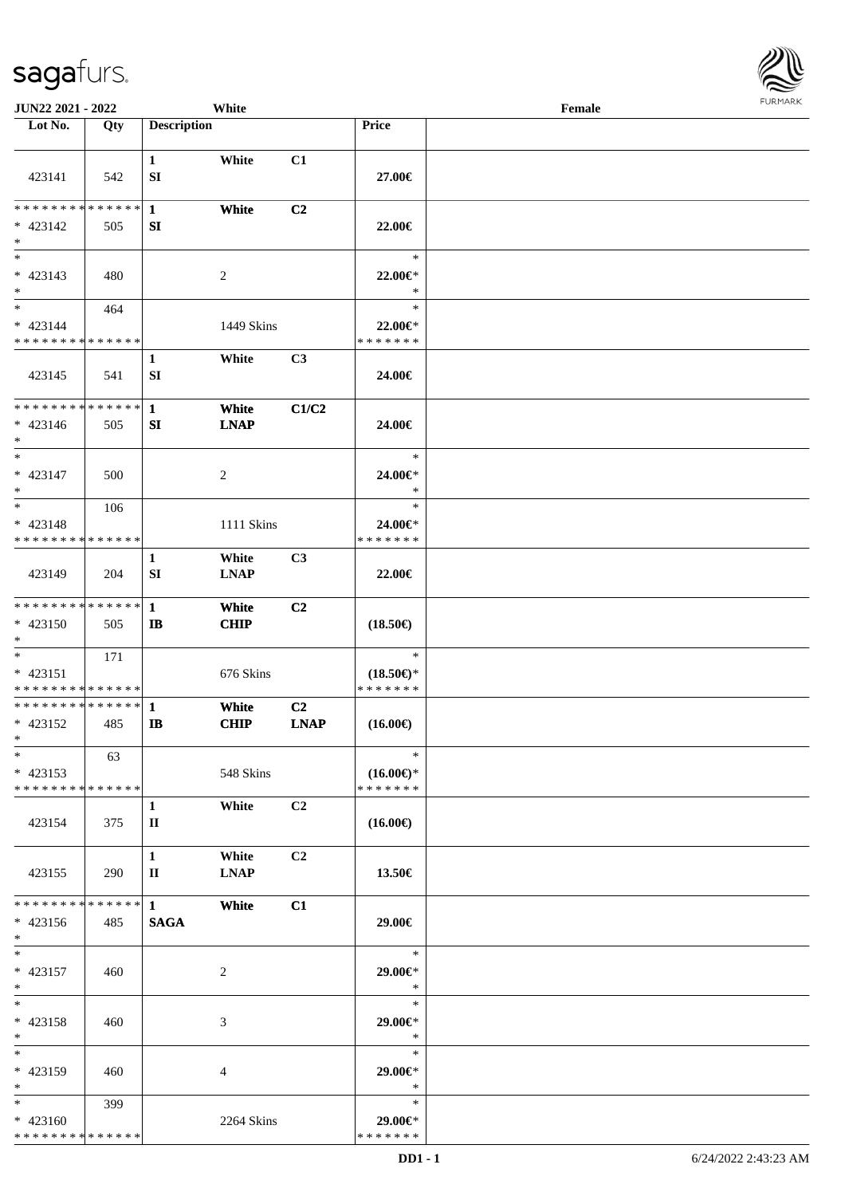**JUN22 2021 - 2022** | **White** | **Female**

| Lot No. | Qty | Description | | | Price | |
|---|---|---|---|---|---|---|
| 423141 | 542 | 1 SI | White | C1 | 27.00€ | |
| * * * * * * * * * * * * * * * 423142 * | 505 | 1 SI | White | C2 | 22.00€ | |
| * * 423143 * | 480 | | 2 | | * 22.00€* * | |
| * * 423144 * * * * * * * * * * * * * * | 464 | | 1449 Skins | | * 22.00€* * * * * * * * | |
| 423145 | 541 | 1 SI | White | C3 | 24.00€ | |
| * * * * * * * * * * * * * * * 423146 * | 505 | 1 SI | White LNAP | C1/C2 | 24.00€ | |
| * * 423147 * | 500 | | 2 | | * 24.00€* * | |
| * * 423148 * * * * * * * * * * * * * * | 106 | | 1111 Skins | | * 24.00€* * * * * * * * | |
| 423149 | 204 | 1 SI | White LNAP | C3 | 22.00€ | |
| * * * * * * * * * * * * * * * 423150 * | 505 | 1 IB | White CHIP | C2 | (18.50€) | |
| * * 423151 * * * * * * * * * * * * * * | 171 | | 676 Skins | | * (18.50€)* * * * * * * * | |
| * * * * * * * * * * * * * * * 423152 * | 485 | 1 IB | White CHIP | C2 LNAP | (16.00€) | |
| * * 423153 * * * * * * * * * * * * * * | 63 | | 548 Skins | | * (16.00€)* * * * * * * * | |
| 423154 | 375 | 1 II | White | C2 | (16.00€) | |
| 423155 | 290 | 1 II | White LNAP | C2 | 13.50€ | |
| * * * * * * * * * * * * * * * 423156 * | 485 | 1 SAGA | White | C1 | 29.00€ | |
| * * 423157 * | 460 | | 2 | | * 29.00€* * | |
| * * 423158 * | 460 | | 3 | | * 29.00€* * | |
| * * 423159 * | 460 | | 4 | | * 29.00€* * | |
| * * 423160 * * * * * * * * * * * * * * | 399 | | 2264 Skins | | * 29.00€* * * * * * * * | |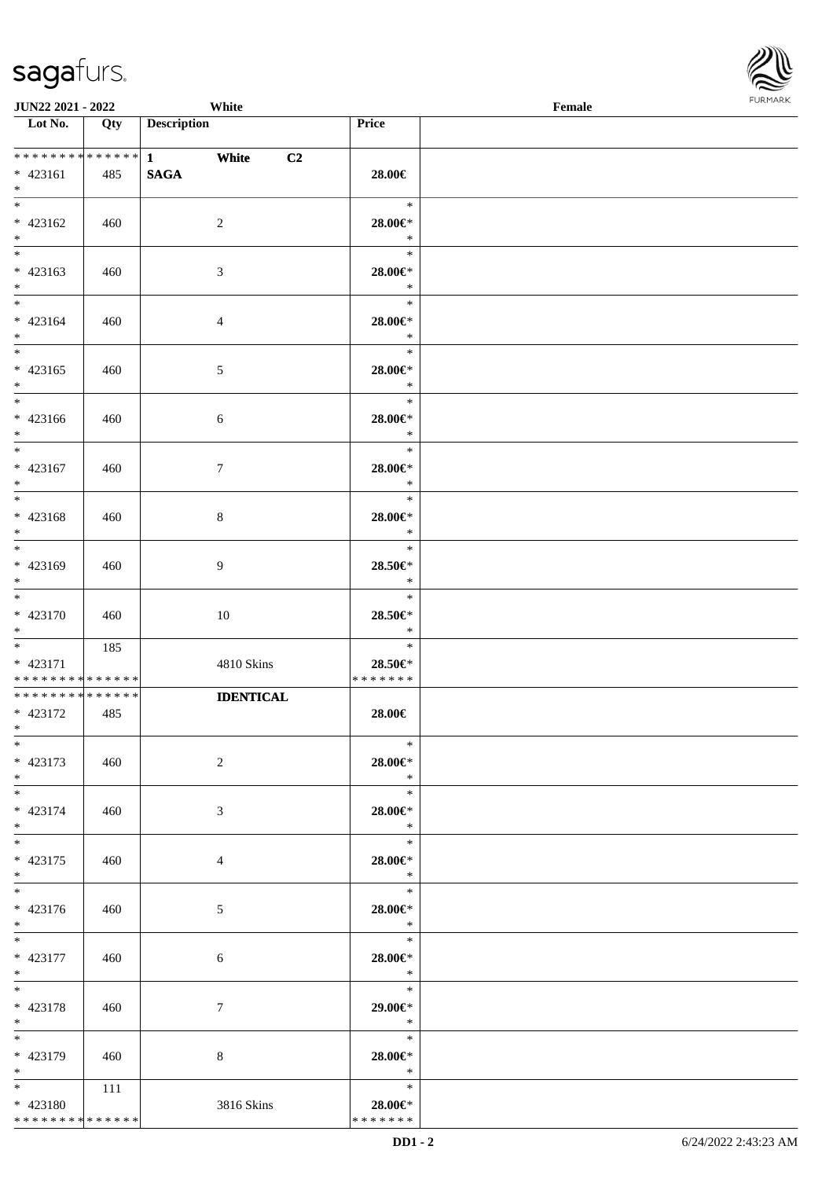| Lot No. | Qty | Description | Price | |
|---|---|---|---|---|
| * * * * * * * * * * * * * * | | 1 White C2 | | |
| * 423161 | 485 | SAGA | 28.00€ | |
| * | | | | |
| * | | | * | |
| * 423162 | 460 | 2 | 28.00€* | |
| * | | | * | |
| * | | | * | |
| * 423163 | 460 | 3 | 28.00€* | |
| * | | | * | |
| * | | | * | |
| * 423164 | 460 | 4 | 28.00€* | |
| * | | | * | |
| * | | | * | |
| * 423165 | 460 | 5 | 28.00€* | |
| * | | | * | |
| * | | | * | |
| * 423166 | 460 | 6 | 28.00€* | |
| * | | | * | |
| * | | | * | |
| * 423167 | 460 | 7 | 28.00€* | |
| * | | | * | |
| * | | | * | |
| * 423168 | 460 | 8 | 28.00€* | |
| * | | | * | |
| * | | | * | |
| * 423169 | 460 | 9 | 28.50€* | |
| * | | | * | |
| * | | | * | |
| * 423170 | 460 | 10 | 28.50€* | |
| * | | | * | |
| * | 185 | | * | |
| * 423171 | | 4810 Skins | 28.50€* | |
| * * * * * * * * * * * * * * | | | * * * * * * * | |
| * * * * * * * * * * * * * * | | IDENTICAL | | |
| * 423172 | 485 | | 28.00€ | |
| * | | | | |
| * | | | * | |
| * 423173 | 460 | 2 | 28.00€* | |
| * | | | * | |
| * | | | * | |
| * 423174 | 460 | 3 | 28.00€* | |
| * | | | * | |
| * | | | * | |
| * 423175 | 460 | 4 | 28.00€* | |
| * | | | * | |
| * | | | * | |
| * 423176 | 460 | 5 | 28.00€* | |
| * | | | * | |
| * | | | * | |
| * 423177 | 460 | 6 | 28.00€* | |
| * | | | * | |
| * | | | * | |
| * 423178 | 460 | 7 | 29.00€* | |
| * | | | * | |
| * | | | * | |
| * 423179 | 460 | 8 | 28.00€* | |
| * | | | * | |
| * | 111 | | * | |
| * 423180 | | 3816 Skins | 28.00€* | |
| * * * * * * * * * * * * * * | | | * * * * * * * | |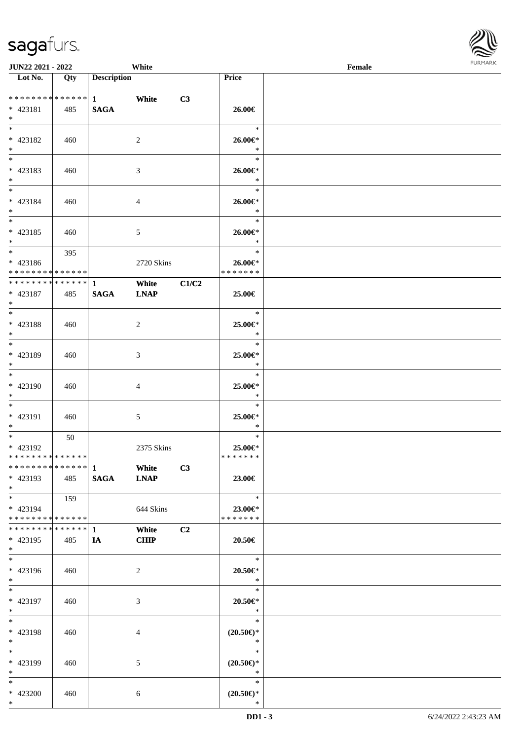JUN22 2021 - 2022 White Female

| Lot No. | Qty | Description | | | Price | |
|---|---|---|---|---|---|---|
| * * * * * * * * * * * * * * | | 1 | White | C3 | | |
| * 423181 | 485 | SAGA | | | 26.00€ | |
| * | | | | | | |
| * 423182 | 460 | | 2 | | 26.00€* | |
| * 423183 | 460 | | 3 | | 26.00€* | |
| * 423184 | 460 | | 4 | | 26.00€* | |
| * 423185 | 460 | | 5 | | 26.00€* | |
| * 423186 | 395 | | 2720 Skins | | 26.00€* | |
| * * * * * * * * * * * * * * | | | | | * * * * * * * | |
| * * * * * * * * * * * * * * | | 1 | White | C1/C2 | | |
| * 423187 | 485 | SAGA | LNAP | | 25.00€ | |
| * 423188 | 460 | | 2 | | 25.00€* | |
| * 423189 | 460 | | 3 | | 25.00€* | |
| * 423190 | 460 | | 4 | | 25.00€* | |
| * 423191 | 460 | | 5 | | 25.00€* | |
| * 423192 | 50 | | 2375 Skins | | 25.00€* | |
| * * * * * * * * * * * * * * | | | | | * * * * * * * | |
| * * * * * * * * * * * * * * | | 1 | White | C3 | | |
| * 423193 | 485 | SAGA | LNAP | | 23.00€ | |
| * 423194 | 159 | | 644 Skins | | 23.00€* | |
| * * * * * * * * * * * * * * | | | | | * * * * * * * | |
| * * * * * * * * * * * * * * | | 1 | White | C2 | | |
| * 423195 | 485 | IA | CHIP | | 20.50€ | |
| * 423196 | 460 | | 2 | | 20.50€* | |
| * 423197 | 460 | | 3 | | 20.50€* | |
| * 423198 | 460 | | 4 | | (20.50€)* | |
| * 423199 | 460 | | 5 | | (20.50€)* | |
| * 423200 | 460 | | 6 | | (20.50€)* | |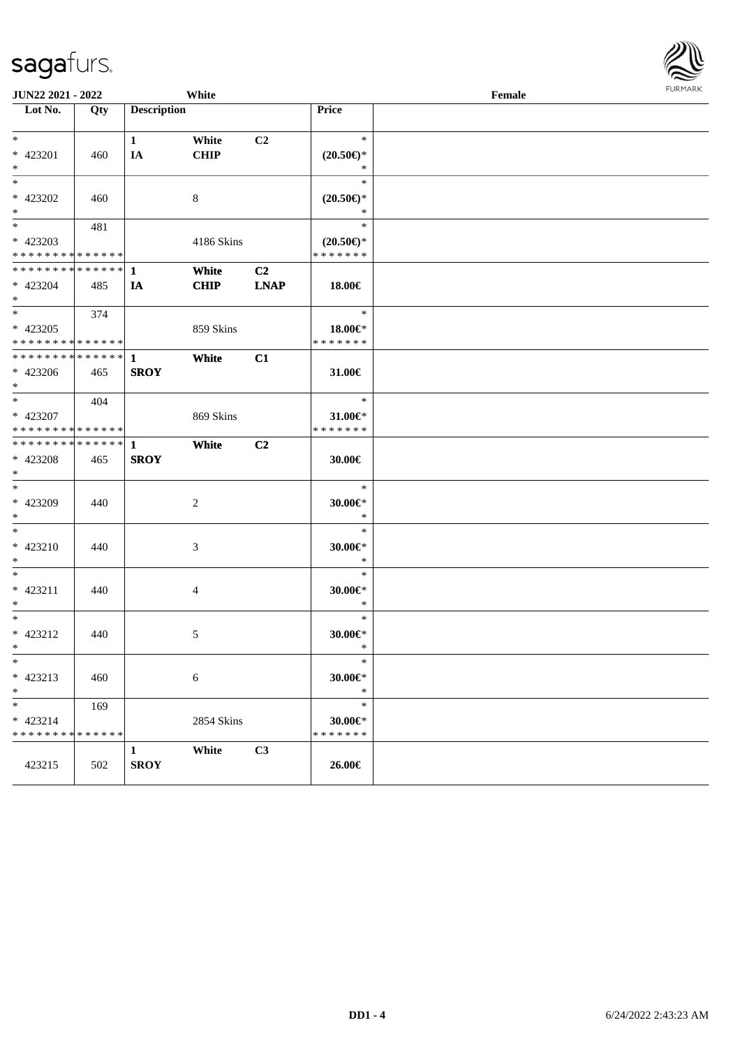JUN22 2021 - 2022 White Female

| Lot No. | Qty | Description | | | Price |
|---|---|---|---|---|---|
| * | | 1 | White | C2 | * |
| * 423201 | 460 | IA | CHIP | | (20.50€)* |
| * | | | | | * |
| * | | | | | * |
| * 423202 | 460 | | 8 | | (20.50€)* |
| * | | | | | * |
| * | 481 | | | | * |
| * 423203 | | | 4186 Skins | | (20.50€)* |
| * * * * * * * * * * * * * * | | | | | * * * * * * * |
| * * * * * * * * * * * * * * | | 1 | White | C2 | |
| * 423204 | 485 | IA | CHIP | LNAP | 18.00€ |
| * | | | | | |
| * | 374 | | | | * |
| * 423205 | | | 859 Skins | | 18.00€* |
| * * * * * * * * * * * * * * | | | | | * * * * * * * |
| * * * * * * * * * * * * * * | | 1 | White | C1 | |
| * 423206 | 465 | SROY | | | 31.00€ |
| * | | | | | |
| * | 404 | | | | * |
| * 423207 | | | 869 Skins | | 31.00€* |
| * * * * * * * * * * * * * * | | | | | * * * * * * * |
| * * * * * * * * * * * * * * | | 1 | White | C2 | |
| * 423208 | 465 | SROY | | | 30.00€ |
| * | | | | | |
| * | | | | | * |
| * 423209 | 440 | | 2 | | 30.00€* |
| * | | | | | * |
| * | | | | | * |
| * 423210 | 440 | | 3 | | 30.00€* |
| * | | | | | * |
| * | | | | | * |
| * 423211 | 440 | | 4 | | 30.00€* |
| * | | | | | * |
| * | | | | | * |
| * 423212 | 440 | | 5 | | 30.00€* |
| * | | | | | * |
| * | | | | | * |
| * 423213 | 460 | | 6 | | 30.00€* |
| * | | | | | * |
| * | 169 | | | | * |
| * 423214 | | | 2854 Skins | | 30.00€* |
| * * * * * * * * * * * * * * | | | | | * * * * * * * |
| | | 1 | White | C3 | |
| 423215 | 502 | SROY | | | 26.00€ |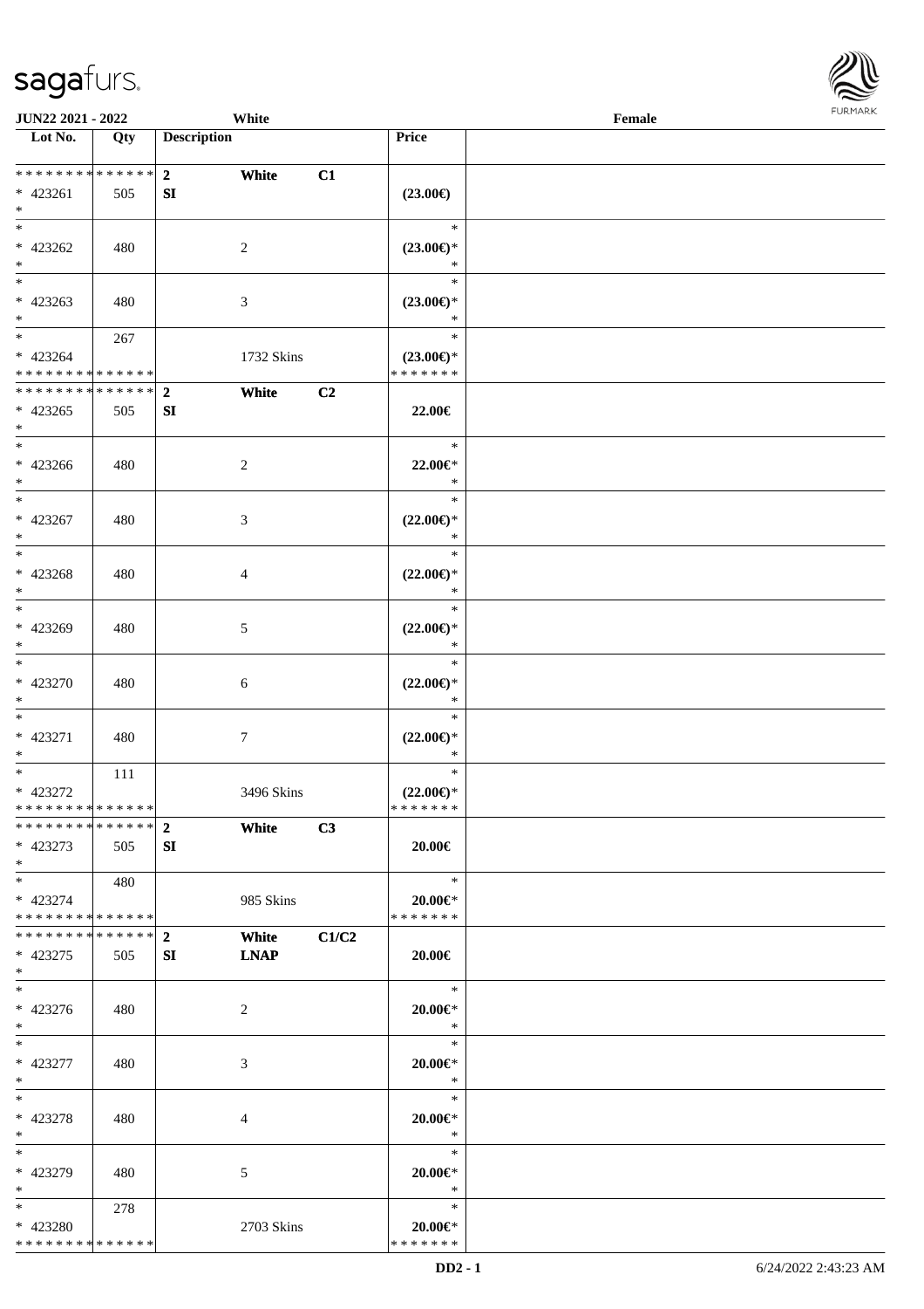| Lot No. | Qty | Description | | | Price | |
|---|---|---|---|---|---|---|
| * * * * * * * * * * * * * * | | 2 | White | C1 | | |
| * 423261 | 505 | SI | | | (23.00€) | |
| * | | | | | | |
| * | | | | | * | |
| * 423262 | 480 | | 2 | | (23.00€)* | |
| * | | | | | * | |
| * | | | | | * | |
| * 423263 | 480 | | 3 | | (23.00€)* | |
| * | | | | | * | |
| * | 267 | | | | * | |
| * 423264 | | | 1732 Skins | | (23.00€)* | |
| * * * * * * * * * * * * * * | | | | | * * * * * * * | |
| * * * * * * * * * * * * * * | | 2 | White | C2 | | |
| * 423265 | 505 | SI | | | 22.00€ | |
| * | | | | | | |
| * | | | | | * | |
| * 423266 | 480 | | 2 | | 22.00€* | |
| * | | | | | * | |
| * | | | | | * | |
| * 423267 | 480 | | 3 | | (22.00€)* | |
| * | | | | | * | |
| * | | | | | * | |
| * 423268 | 480 | | 4 | | (22.00€)* | |
| * | | | | | * | |
| * | | | | | * | |
| * 423269 | 480 | | 5 | | (22.00€)* | |
| * | | | | | * | |
| * | | | | | * | |
| * 423270 | 480 | | 6 | | (22.00€)* | |
| * | | | | | * | |
| * | | | | | * | |
| * 423271 | 480 | | 7 | | (22.00€)* | |
| * | | | | | * | |
| * | 111 | | | | * | |
| * 423272 | | | 3496 Skins | | (22.00€)* | |
| * * * * * * * * * * * * * * | | | | | * * * * * * * | |
| * * * * * * * * * * * * * * | | 2 | White | C3 | | |
| * 423273 | 505 | SI | | | 20.00€ | |
| * | | | | | | |
| * | 480 | | | | * | |
| * 423274 | | | 985 Skins | | 20.00€* | |
| * * * * * * * * * * * * * * | | | | | * * * * * * * | |
| * * * * * * * * * * * * * * | | 2 | White | C1/C2 | | |
| * 423275 | 505 | SI | LNAP | | 20.00€ | |
| * | | | | | | |
| * | | | | | * | |
| * 423276 | 480 | | 2 | | 20.00€* | |
| * | | | | | * | |
| * | | | | | * | |
| * 423277 | 480 | | 3 | | 20.00€* | |
| * | | | | | * | |
| * | | | | | * | |
| * 423278 | 480 | | 4 | | 20.00€* | |
| * | | | | | * | |
| * | | | | | * | |
| * 423279 | 480 | | 5 | | 20.00€* | |
| * | | | | | * | |
| * | 278 | | | | * | |
| * 423280 | | | 2703 Skins | | 20.00€* | |
| * * * * * * * * * * * * * * | | | | | * * * * * * * | |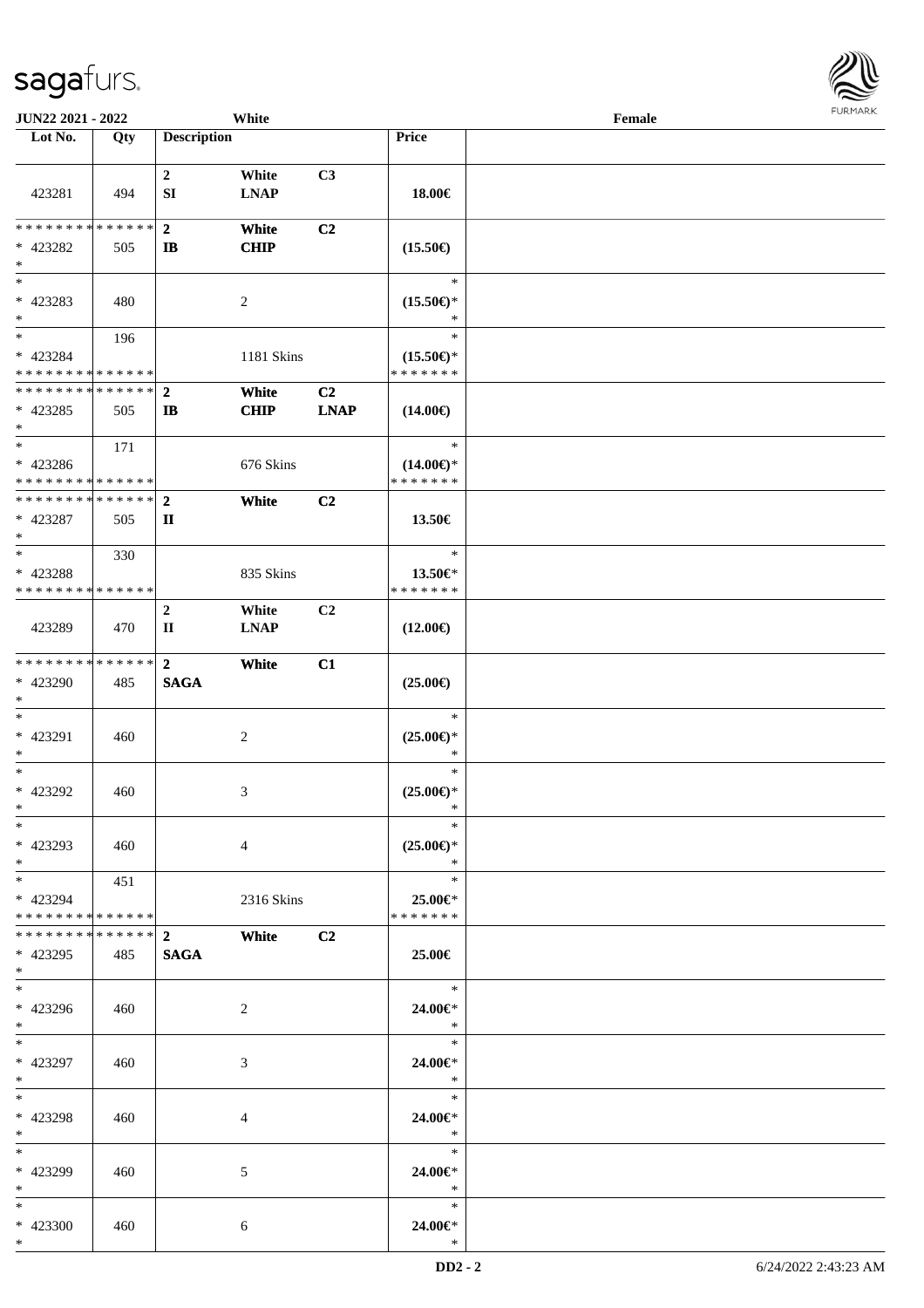**JUN22 2021 - 2022** **White** **Female**

| Lot No. | Qty | Description | | | Price | |
|---|---|---|---|---|---|---|
| 423281 | 494 | 2<br>SI | White<br>LNAP | C3 | 18.00€ | |
| * * * * * * * * * * * * * *<br>* 423282<br>* | 505 | 2<br>IB | White<br>CHIP | C2 | (15.50€) | |
| *<br>* 423283<br>* | 480 | | 2 | | *<br>(15.50€)*<br>* | |
| *<br>* 423284<br>* * * * * * * * * * * * * * | 196 | | 1181 Skins | | *<br>(15.50€)*<br>* * * * * * * | |
| * * * * * * * * * * * * * *<br>* 423285<br>* | 505 | 2<br>IB | White<br>CHIP | C2<br>LNAP | (14.00€) | |
| *<br>* 423286<br>* * * * * * * * * * * * * * | 171 | | 676 Skins | | *<br>(14.00€)*<br>* * * * * * * | |
| * * * * * * * * * * * * * *<br>* 423287<br>* | 505 | 2<br>II | White | C2 | 13.50€ | |
| *<br>* 423288<br>* * * * * * * * * * * * * * | 330 | | 835 Skins | | *<br>13.50€*<br>* * * * * * * | |
| 423289 | 470 | 2<br>II | White<br>LNAP | C2 | (12.00€) | |
| * * * * * * * * * * * * * *<br>* 423290<br>* | 485 | 2<br>SAGA | White | C1 | (25.00€) | |
| *<br>* 423291<br>* | 460 | | 2 | | *<br>(25.00€)*<br>* | |
| *<br>* 423292<br>* | 460 | | 3 | | *<br>(25.00€)*<br>* | |
| *<br>* 423293<br>* | 460 | | 4 | | *<br>(25.00€)*<br>* | |
| *<br>* 423294<br>* * * * * * * * * * * * * * | 451 | | 2316 Skins | | *<br>25.00€*<br>* * * * * * * | |
| * * * * * * * * * * * * * *<br>* 423295<br>* | 485 | 2<br>SAGA | White | C2 | 25.00€ | |
| *<br>* 423296<br>* | 460 | | 2 | | *<br>24.00€*<br>* | |
| *<br>* 423297<br>* | 460 | | 3 | | *<br>24.00€*<br>* | |
| *<br>* 423298<br>* | 460 | | 4 | | *<br>24.00€*<br>* | |
| *<br>* 423299<br>* | 460 | | 5 | | *<br>24.00€*<br>* | |
| *<br>* 423300<br>* | 460 | | 6 | | *<br>24.00€*<br>* | |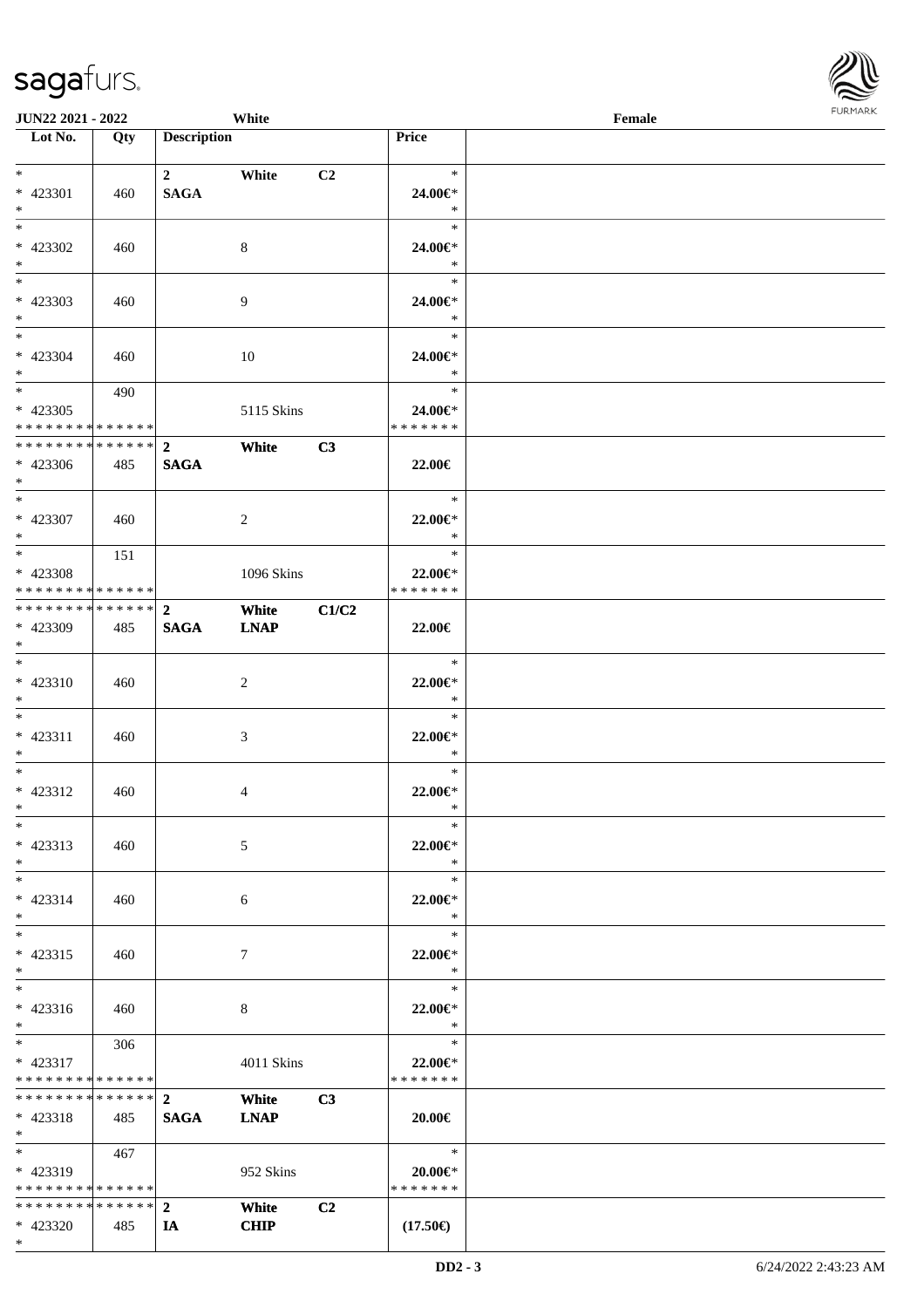JUN22 2021 - 2022 White Female

| Lot No. | Qty | Description | | | Price | |
|---|---|---|---|---|---|---|
| * | | 2 | White | C2 | * | |
| * 423301 | 460 | SAGA | | | 24.00€* | |
| * | | | | | * | |
| * | | | | | * | |
| * 423302 | 460 | | 8 | | 24.00€* | |
| * | | | | | * | |
| * | | | | | * | |
| * 423303 | 460 | | 9 | | 24.00€* | |
| * | | | | | * | |
| * | | | | | * | |
| * 423304 | 460 | | 10 | | 24.00€* | |
| * | | | | | * | |
| * | 490 | | | | * | |
| * 423305 | | | 5115 Skins | | 24.00€* | |
| * * * * * * * * * * * * * * | | | | | * * * * * * * | |
| * * * * * * * * * * * * * * | | 2 | White | C3 | | |
| * 423306 | 485 | SAGA | | | 22.00€ | |
| * | | | | | | |
| * | | | | | * | |
| * 423307 | 460 | | 2 | | 22.00€* | |
| * | | | | | * | |
| * | 151 | | | | * | |
| * 423308 | | | 1096 Skins | | 22.00€* | |
| * * * * * * * * * * * * * * | | | | | * * * * * * * | |
| * * * * * * * * * * * * * * | | 2 | White | C1/C2 | | |
| * 423309 | 485 | SAGA | LNAP | | 22.00€ | |
| * | | | | | | |
| * | | | | | * | |
| * 423310 | 460 | | 2 | | 22.00€* | |
| * | | | | | * | |
| * | | | | | * | |
| * 423311 | 460 | | 3 | | 22.00€* | |
| * | | | | | * | |
| * | | | | | * | |
| * 423312 | 460 | | 4 | | 22.00€* | |
| * | | | | | * | |
| * | | | | | * | |
| * 423313 | 460 | | 5 | | 22.00€* | |
| * | | | | | * | |
| * | | | | | * | |
| * 423314 | 460 | | 6 | | 22.00€* | |
| * | | | | | * | |
| * | | | | | * | |
| * 423315 | 460 | | 7 | | 22.00€* | |
| * | | | | | * | |
| * | | | | | * | |
| * 423316 | 460 | | 8 | | 22.00€* | |
| * | | | | | * | |
| * | 306 | | | | * | |
| * 423317 | | | 4011 Skins | | 22.00€* | |
| * * * * * * * * * * * * * * | | | | | * * * * * * * | |
| * * * * * * * * * * * * * * | | 2 | White | C3 | | |
| * 423318 | 485 | SAGA | LNAP | | 20.00€ | |
| * | | | | | | |
| * | 467 | | | | * | |
| * 423319 | | | 952 Skins | | 20.00€* | |
| * * * * * * * * * * * * * * | | | | | * * * * * * * | |
| * * * * * * * * * * * * * * | | 2 | White | C2 | | |
| * 423320 | 485 | IA | CHIP | | (17.50€) | |
| * | | | | | | |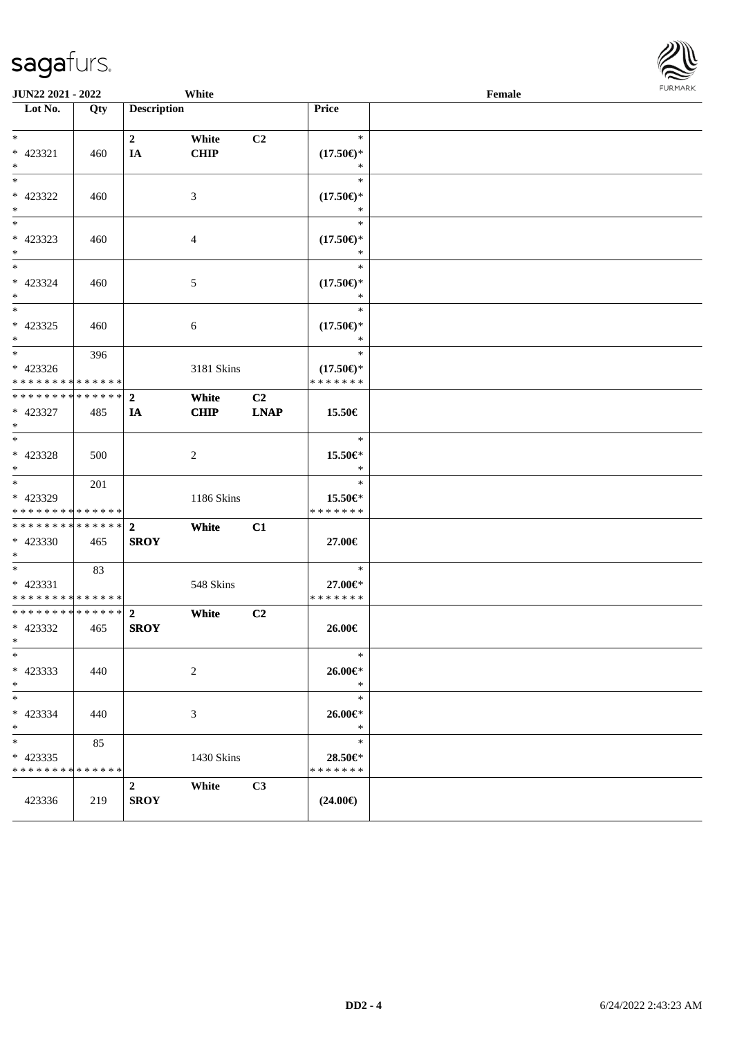JUN22 2021 - 2022 White Female

| Lot No. | Qty | Description | | | Price | |
|---|---|---|---|---|---|---|
| * <br> * 423321 <br> * | 460 | 2 <br> IA | White <br> CHIP | C2 | * <br> (17.50€)* <br> * | |
| * <br> * 423322 <br> * | 460 | | 3 | | * <br> (17.50€)* <br> * | |
| * <br> * 423323 <br> * | 460 | | 4 | | * <br> (17.50€)* <br> * | |
| * <br> * 423324 <br> * | 460 | | 5 | | * <br> (17.50€)* <br> * | |
| * <br> * 423325 <br> * | 460 | | 6 | | * <br> (17.50€)* <br> * | |
| * <br> * 423326 <br> * * * * * * * * * * * * * * | 396 | | 3181 Skins | | * <br> (17.50€)* <br> * * * * * * * | |
| * * * * * * * * * * * * * * <br> * 423327 <br> * | 485 | 2 <br> IA | White <br> CHIP | C2 <br> LNAP | 15.50€ | |
| * <br> * 423328 <br> * | 500 | | 2 | | * <br> 15.50€* <br> * | |
| * <br> * 423329 <br> * * * * * * * * * * * * * * | 201 | | 1186 Skins | | * <br> 15.50€* <br> * * * * * * * | |
| * * * * * * * * * * * * * * <br> * 423330 <br> * | 465 | 2 <br> SROY | White | C1 | 27.00€ | |
| * <br> * 423331 <br> * * * * * * * * * * * * * * | 83 | | 548 Skins | | * <br> 27.00€* <br> * * * * * * * | |
| * * * * * * * * * * * * * * <br> * 423332 <br> * | 465 | 2 <br> SROY | White | C2 | 26.00€ | |
| * <br> * 423333 <br> * | 440 | | 2 | | * <br> 26.00€* <br> * | |
| * <br> * 423334 <br> * | 440 | | 3 | | * <br> 26.00€* <br> * | |
| * <br> * 423335 <br> * * * * * * * * * * * * * * | 85 | | 1430 Skins | | * <br> 28.50€* <br> * * * * * * * | |
| 423336 | 219 | 2 <br> SROY | White | C3 | (24.00€) | |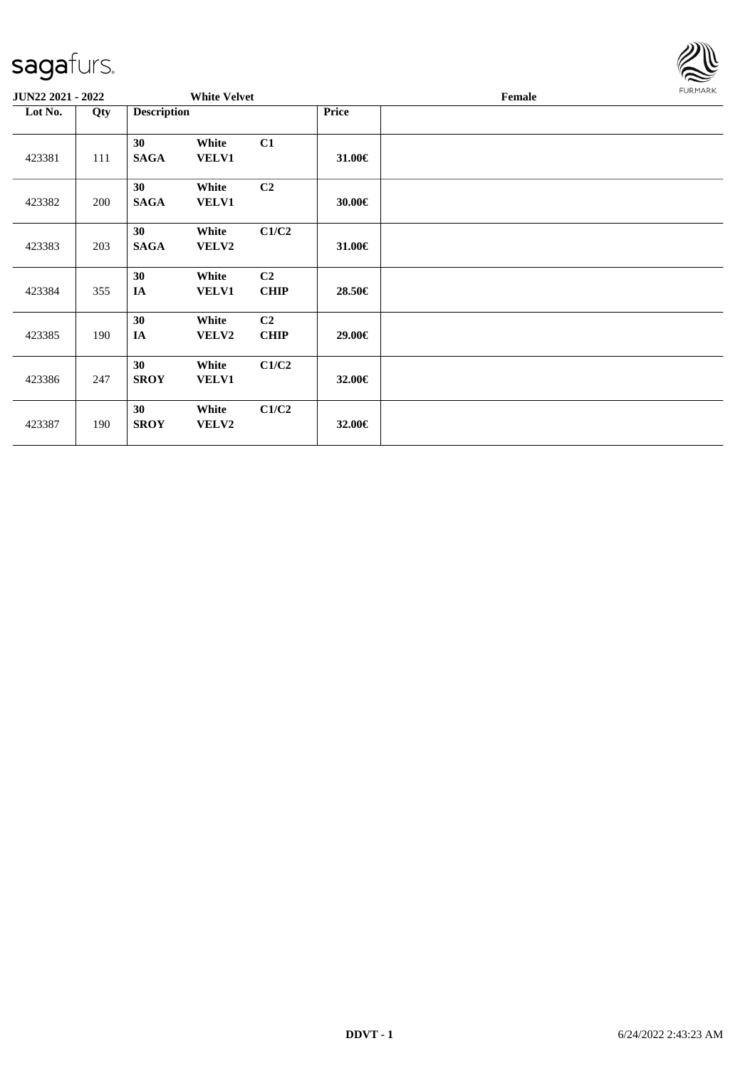**JUN22 2021 - 2022** **White Velvet** **Female**

| Lot No. | Qty | Description | | | Price | |
|---|---|---|---|---|---|---|
| 423381 | 111 | 30 SAGA | White VELV1 | C1 | 31.00€ | |
| 423382 | 200 | 30 SAGA | White VELV1 | C2 | 30.00€ | |
| 423383 | 203 | 30 SAGA | White VELV2 | C1/C2 | 31.00€ | |
| 423384 | 355 | 30 IA | White VELV1 | C2 CHIP | 28.50€ | |
| 423385 | 190 | 30 IA | White VELV2 | C2 CHIP | 29.00€ | |
| 423386 | 247 | 30 SROY | White VELV1 | C1/C2 | 32.00€ | |
| 423387 | 190 | 30 SROY | White VELV2 | C1/C2 | 32.00€ | |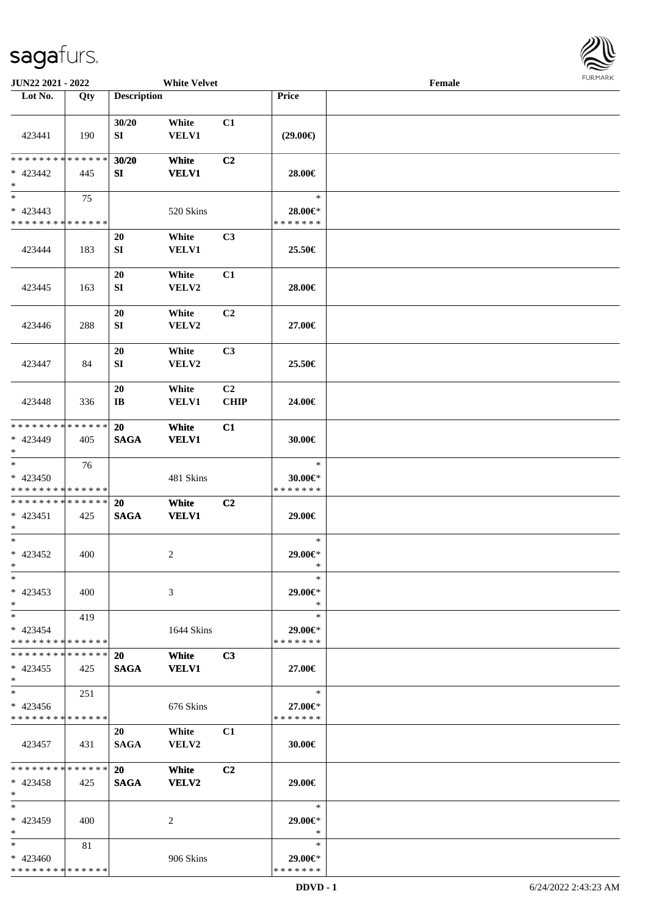JUN22 2021 - 2022 White Velvet Female

| Lot No. | Qty | Description | | | Price | |
|---|---|---|---|---|---|---|
| 423441 | 190 | 30/20 SI | White VELV1 | C1 | (29.00€) | |
| * * * * * * * * * * * * * * * 423442 * | 445 | 30/20 SI | White VELV1 | C2 | 28.00€ | |
| * * 423443 * * * * * * * * * * * * * * | 75 | | 520 Skins | | * 28.00€* * * * * * * * | |
| 423444 | 183 | 20 SI | White VELV1 | C3 | 25.50€ | |
| 423445 | 163 | 20 SI | White VELV2 | C1 | 28.00€ | |
| 423446 | 288 | 20 SI | White VELV2 | C2 | 27.00€ | |
| 423447 | 84 | 20 SI | White VELV2 | C3 | 25.50€ | |
| 423448 | 336 | 20 IB | White VELV1 | C2 CHIP | 24.00€ | |
| * * * * * * * * * * * * * * * 423449 * | 405 | 20 SAGA | White VELV1 | C1 | 30.00€ | |
| * * 423450 * * * * * * * * * * * * * * | 76 | | 481 Skins | | * 30.00€* * * * * * * * | |
| * * * * * * * * * * * * * * * 423451 * | 425 | 20 SAGA | White VELV1 | C2 | 29.00€ | |
| * * 423452 * | 400 | | 2 | | * 29.00€* * | |
| * * 423453 * | 400 | | 3 | | * 29.00€* * | |
| * * 423454 * * * * * * * * * * * * * * | 419 | | 1644 Skins | | * 29.00€* * * * * * * * | |
| * * * * * * * * * * * * * * * 423455 * | 425 | 20 SAGA | White VELV1 | C3 | 27.00€ | |
| * * 423456 * * * * * * * * * * * * * * | 251 | | 676 Skins | | * 27.00€* * * * * * * * | |
| 423457 | 431 | 20 SAGA | White VELV2 | C1 | 30.00€ | |
| * * * * * * * * * * * * * * * 423458 * | 425 | 20 SAGA | White VELV2 | C2 | 29.00€ | |
| * * 423459 * | 400 | | 2 | | * 29.00€* * | |
| * * 423460 * * * * * * * * * * * * * * | 81 | | 906 Skins | | * 29.00€* * * * * * * * | |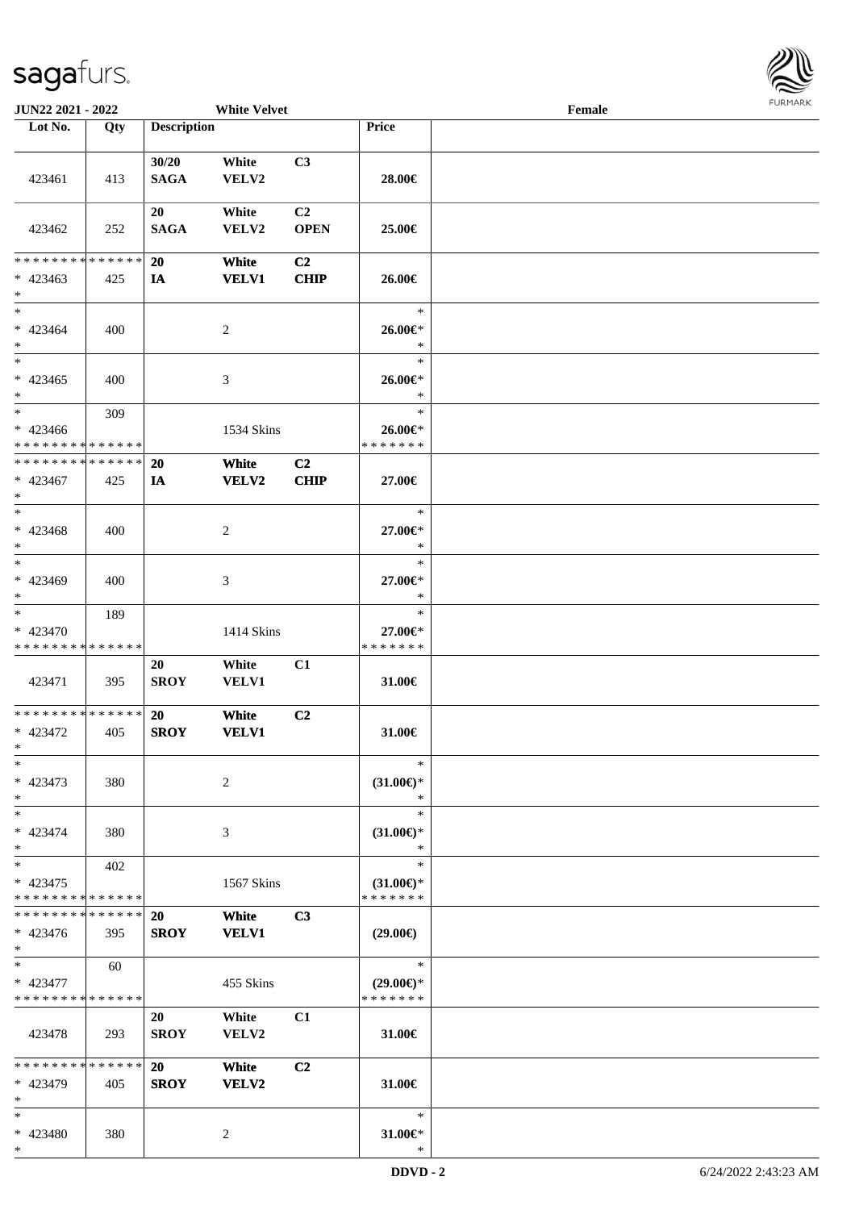JUN22 2021 - 2022 | White Velvet | Female

| Lot No. | Qty | Description | | | Price | |
|---|---|---|---|---|---|---|
| 423461 | 413 | 30/20 SAGA | White VELV2 | C3 | 28.00€ | |
| 423462 | 252 | 20 SAGA | White VELV2 | C2 OPEN | 25.00€ | |
| * * * * * * * * * * * * * * | | 20 | White | C2 | | |
| * 423463 | 425 | IA | VELV1 | CHIP | 26.00€ | |
| * 423464 | 400 | | 2 | | 26.00€* | |
| * 423465 | 400 | | 3 | | 26.00€* | |
| * 423466 | 309 | | 1534 Skins | | 26.00€* | |
| * * * * * * * * * * * * * * | | 20 | White | C2 | | |
| * 423467 | 425 | IA | VELV2 | CHIP | 27.00€ | |
| * 423468 | 400 | | 2 | | 27.00€* | |
| * 423469 | 400 | | 3 | | 27.00€* | |
| * 423470 | 189 | | 1414 Skins | | 27.00€* | |
| 423471 | 395 | 20 SROY | White VELV1 | C1 | 31.00€ | |
| * * * * * * * * * * * * * * | | 20 | White | C2 | | |
| * 423472 | 405 | SROY | VELV1 | | 31.00€ | |
| * 423473 | 380 | | 2 | | (31.00€)* | |
| * 423474 | 380 | | 3 | | (31.00€)* | |
| * 423475 | 402 | | 1567 Skins | | (31.00€)* | |
| * * * * * * * * * * * * * * | | 20 | White | C3 | | |
| * 423476 | 395 | SROY | VELV1 | | (29.00€) | |
| * 423477 | 60 | | 455 Skins | | (29.00€)* | |
| 423478 | 293 | 20 SROY | White VELV2 | C1 | 31.00€ | |
| * * * * * * * * * * * * * * | | 20 | White | C2 | | |
| * 423479 | 405 | SROY | VELV2 | | 31.00€ | |
| * 423480 | 380 | | 2 | | 31.00€* | |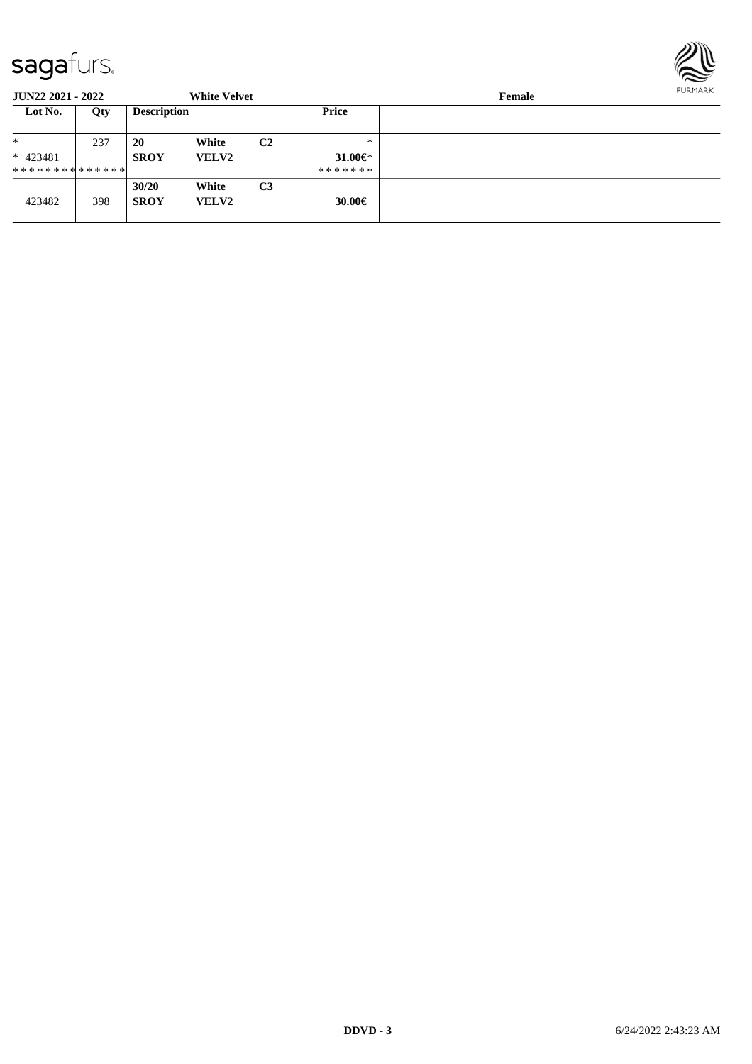**JUN22 2021 - 2022** **White Velvet** **Female**

| Lot No. | Qty | Description | | | Price | |
|---|---|---|---|---|---|---|
| * | 237 | **20** | **White** | **C2** | * | |
| * 423481 | | **SROY** | **VELV2** | | **31.00€*** | |
| * * * * * * * * * * * * * * | | | | | * * * * * * * | |
| 423482 | 398 | **30/20** **SROY** | **White** **VELV2** | **C3** | **30.00€** | |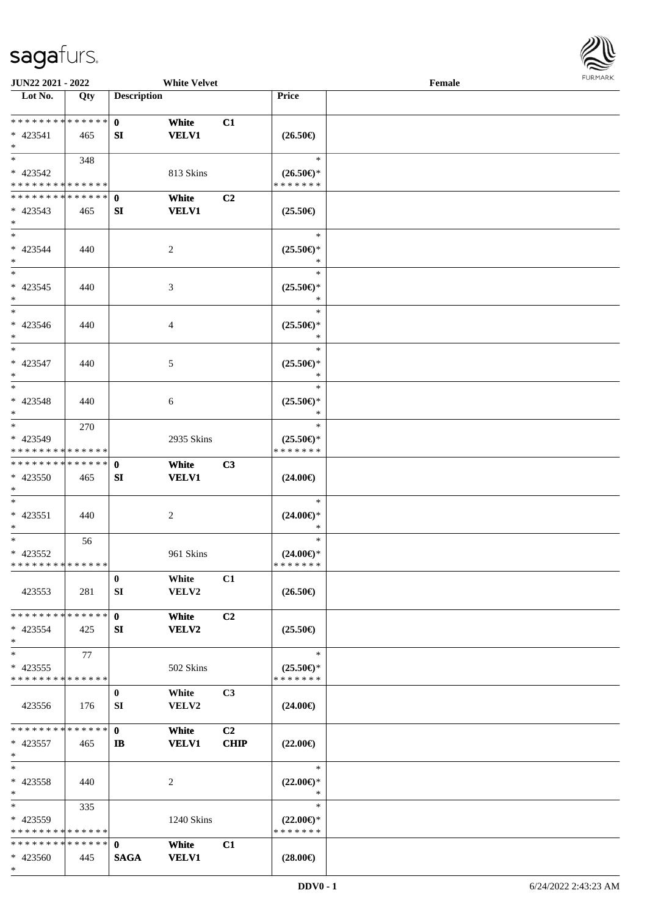| Lot No. | Qty | Description | | | Price | |
|---|---|---|---|---|---|---|
| * * * * * * * * * * * * * * | | 0 | White | C1 | | |
| * 423541 | 465 | SI | VELV1 | | (26.50€) | |
| * | | | | | | |
| * | 348 | | | | * | |
| * 423542 | | | 813 Skins | | (26.50€)* | |
| * * * * * * * * * * * * * * | | | | | * * * * * * * | |
| * * * * * * * * * * * * * * | | 0 | White | C2 | | |
| * 423543 | 465 | SI | VELV1 | | (25.50€) | |
| * | | | | | | |
| * | | | | | * | |
| * 423544 | 440 | | 2 | | (25.50€)* | |
| * | | | | | * | |
| * | | | | | * | |
| * 423545 | 440 | | 3 | | (25.50€)* | |
| * | | | | | * | |
| * | | | | | * | |
| * 423546 | 440 | | 4 | | (25.50€)* | |
| * | | | | | * | |
| * | | | | | * | |
| * 423547 | 440 | | 5 | | (25.50€)* | |
| * | | | | | * | |
| * | | | | | * | |
| * 423548 | 440 | | 6 | | (25.50€)* | |
| * | | | | | * | |
| * | 270 | | | | * | |
| * 423549 | | | 2935 Skins | | (25.50€)* | |
| * * * * * * * * * * * * * * | | | | | * * * * * * * | |
| * * * * * * * * * * * * * * | | 0 | White | C3 | | |
| * 423550 | 465 | SI | VELV1 | | (24.00€) | |
| * | | | | | | |
| * | | | | | * | |
| * 423551 | 440 | | 2 | | (24.00€)* | |
| * | | | | | * | |
| * | 56 | | | | * | |
| * 423552 | | | 961 Skins | | (24.00€)* | |
| * * * * * * * * * * * * * * | | | | | * * * * * * * | |
| | | 0 | White | C1 | | |
| 423553 | 281 | SI | VELV2 | | (26.50€) | |
| * * * * * * * * * * * * * * | | 0 | White | C2 | | |
| * 423554 | 425 | SI | VELV2 | | (25.50€) | |
| * | | | | | | |
| * | 77 | | | | * | |
| * 423555 | | | 502 Skins | | (25.50€)* | |
| * * * * * * * * * * * * * * | | | | | * * * * * * * | |
| | | 0 | White | C3 | | |
| 423556 | 176 | SI | VELV2 | | (24.00€) | |
| * * * * * * * * * * * * * * | | 0 | White | C2 | | |
| * 423557 | 465 | IB | VELV1 | CHIP | (22.00€) | |
| * | | | | | | |
| * | | | | | * | |
| * 423558 | 440 | | 2 | | (22.00€)* | |
| * | | | | | * | |
| * | 335 | | | | * | |
| * 423559 | | | 1240 Skins | | (22.00€)* | |
| * * * * * * * * * * * * * * | | | | | * * * * * * * | |
| * * * * * * * * * * * * * * | | 0 | White | C1 | | |
| * 423560 | 445 | SAGA | VELV1 | | (28.00€) | |
| * | | | | | | |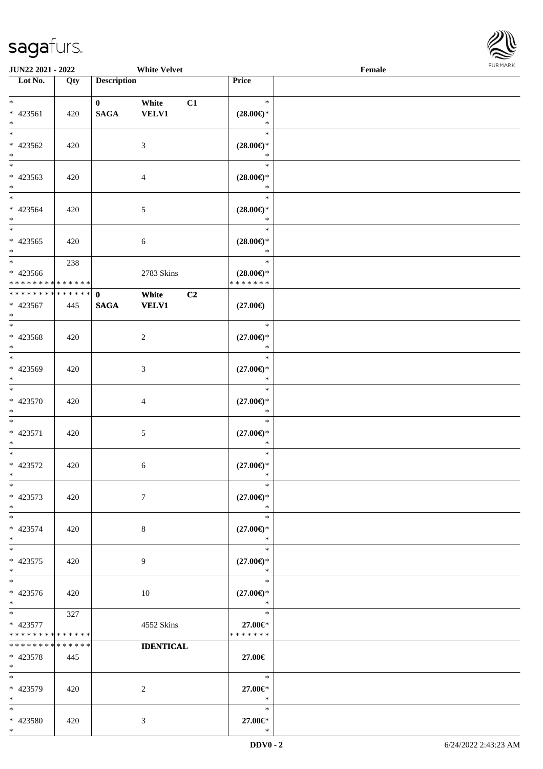| Lot No. | Qty | Description | | | Price |
|---|---|---|---|---|---|
| * <br> * 423561 <br> * | 420 | 0 <br> **SAGA** | White <br> **VELV1** | C1 | * <br> **(28.00€)*** <br> * |
| * <br> * 423562 <br> * | 420 | | 3 | | * <br> **(28.00€)*** <br> * |
| * <br> * 423563 <br> * | 420 | | 4 | | * <br> **(28.00€)*** <br> * |
| * <br> * 423564 <br> * | 420 | | 5 | | * <br> **(28.00€)*** <br> * |
| * <br> * 423565 <br> * | 420 | | 6 | | * <br> **(28.00€)*** <br> * |
| * <br> * 423566 <br> * * * * * * * * * * * * * * | 238 | | 2783 Skins | | * <br> **(28.00€)*** <br> * * * * * * * |
| * * * * * * * * * * * * * * <br> * 423567 <br> * | 445 | **0** <br> **SAGA** | **White** <br> **VELV1** | **C2** | **(27.00€)** |
| * <br> * 423568 <br> * | 420 | | 2 | | * <br> **(27.00€)*** <br> * |
| * <br> * 423569 <br> * | 420 | | 3 | | * <br> **(27.00€)*** <br> * |
| * <br> * 423570 <br> * | 420 | | 4 | | * <br> **(27.00€)*** <br> * |
| * <br> * 423571 <br> * | 420 | | 5 | | * <br> **(27.00€)*** <br> * |
| * <br> * 423572 <br> * | 420 | | 6 | | * <br> **(27.00€)*** <br> * |
| * <br> * 423573 <br> * | 420 | | 7 | | * <br> **(27.00€)*** <br> * |
| * <br> * 423574 <br> * | 420 | | 8 | | * <br> **(27.00€)*** <br> * |
| * <br> * 423575 <br> * | 420 | | 9 | | * <br> **(27.00€)*** <br> * |
| * <br> * 423576 <br> * | 420 | | 10 | | * <br> **(27.00€)*** <br> * |
| * <br> * 423577 <br> * * * * * * * * * * * * * * | 327 | | 4552 Skins | | * <br> **27.00€*** <br> * * * * * * * |
| * * * * * * * * * * * * * * <br> * 423578 <br> * | 445 | | **IDENTICAL** | | **27.00€** |
| * <br> * 423579 <br> * | 420 | | 2 | | * <br> **27.00€*** <br> * |
| * <br> * 423580 <br> * | 420 | | 3 | | * <br> **27.00€*** <br> * |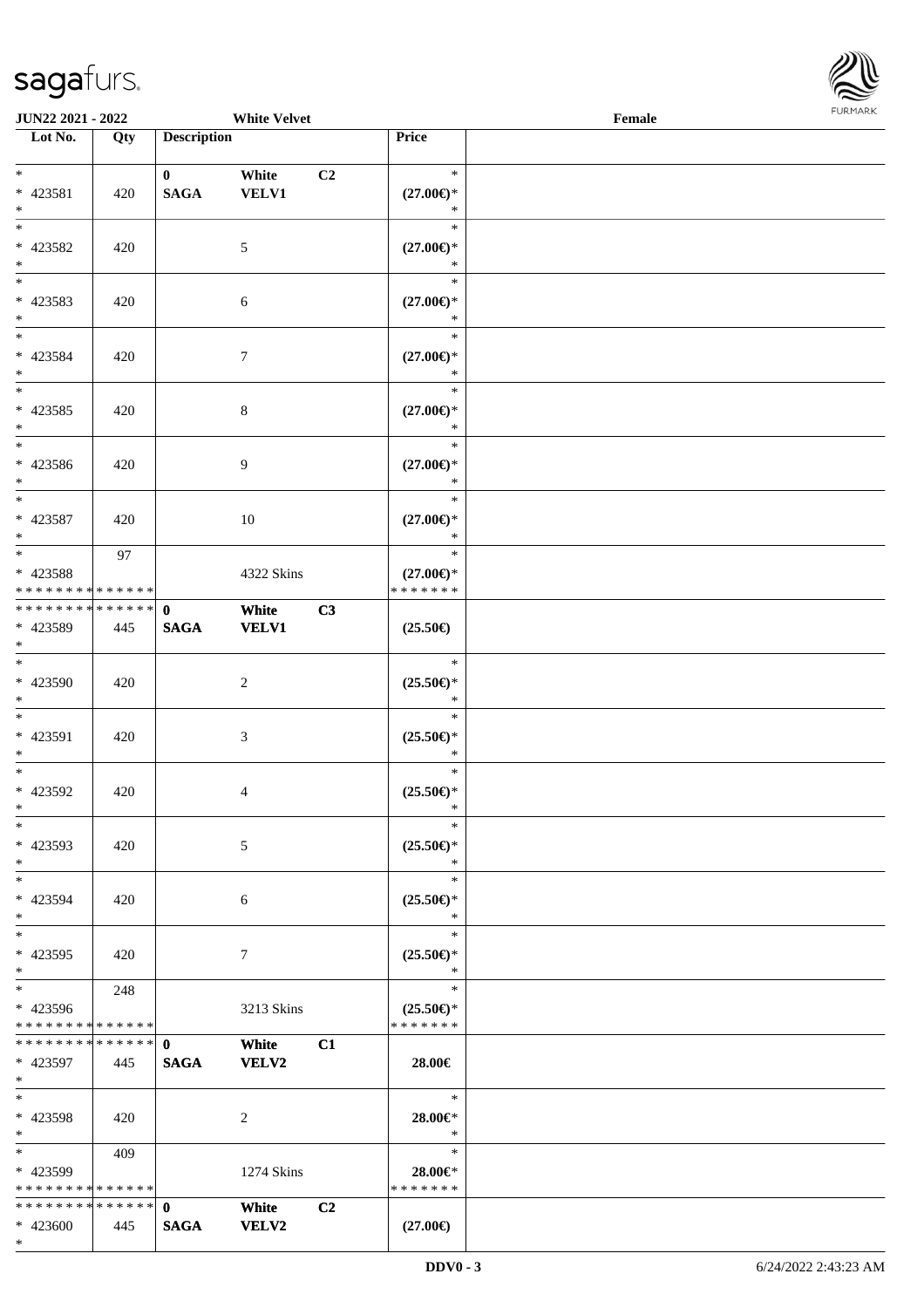| Lot No. | Qty | Description | | | Price | |
|---|---|---|---|---|---|---|
| * | | 0 | White | C2 | * | |
| * 423581 | 420 | SAGA | VELV1 | | (27.00€)* | |
| * | | | | | * | |
| * | | | | | * | |
| * 423582 | 420 | | 5 | | (27.00€)* | |
| * | | | | | * | |
| * | | | | | * | |
| * 423583 | 420 | | 6 | | (27.00€)* | |
| * | | | | | * | |
| * | | | | | * | |
| * 423584 | 420 | | 7 | | (27.00€)* | |
| * | | | | | * | |
| * | | | | | * | |
| * 423585 | 420 | | 8 | | (27.00€)* | |
| * | | | | | * | |
| * | | | | | * | |
| * 423586 | 420 | | 9 | | (27.00€)* | |
| * | | | | | * | |
| * | | | | | * | |
| * 423587 | 420 | | 10 | | (27.00€)* | |
| * | | | | | * | |
| * | 97 | | | | * | |
| * 423588 | | | 4322 Skins | | (27.00€)* | |
| * * * * * * * * * * * * * * | | | | | * * * * * * * | |
| * * * * * * * * * * * * * * | | 0 | White | C3 | | |
| * 423589 | 445 | SAGA | VELV1 | | (25.50€) | |
| * | | | | | | |
| * | | | | | * | |
| * 423590 | 420 | | 2 | | (25.50€)* | |
| * | | | | | * | |
| * | | | | | * | |
| * 423591 | 420 | | 3 | | (25.50€)* | |
| * | | | | | * | |
| * | | | | | * | |
| * 423592 | 420 | | 4 | | (25.50€)* | |
| * | | | | | * | |
| * | | | | | * | |
| * 423593 | 420 | | 5 | | (25.50€)* | |
| * | | | | | * | |
| * | | | | | * | |
| * 423594 | 420 | | 6 | | (25.50€)* | |
| * | | | | | * | |
| * | | | | | * | |
| * 423595 | 420 | | 7 | | (25.50€)* | |
| * | | | | | * | |
| * | 248 | | | | * | |
| * 423596 | | | 3213 Skins | | (25.50€)* | |
| * * * * * * * * * * * * * * | | | | | * * * * * * * | |
| * * * * * * * * * * * * * * | | 0 | White | C1 | | |
| * 423597 | 445 | SAGA | VELV2 | | 28.00€ | |
| * | | | | | | |
| * | | | | | * | |
| * 423598 | 420 | | 2 | | 28.00€* | |
| * | | | | | * | |
| * | 409 | | | | * | |
| * 423599 | | | 1274 Skins | | 28.00€* | |
| * * * * * * * * * * * * * * | | | | | * * * * * * * | |
| * * * * * * * * * * * * * * | | 0 | White | C2 | | |
| * 423600 | 445 | SAGA | VELV2 | | (27.00€) | |
| * | | | | | | |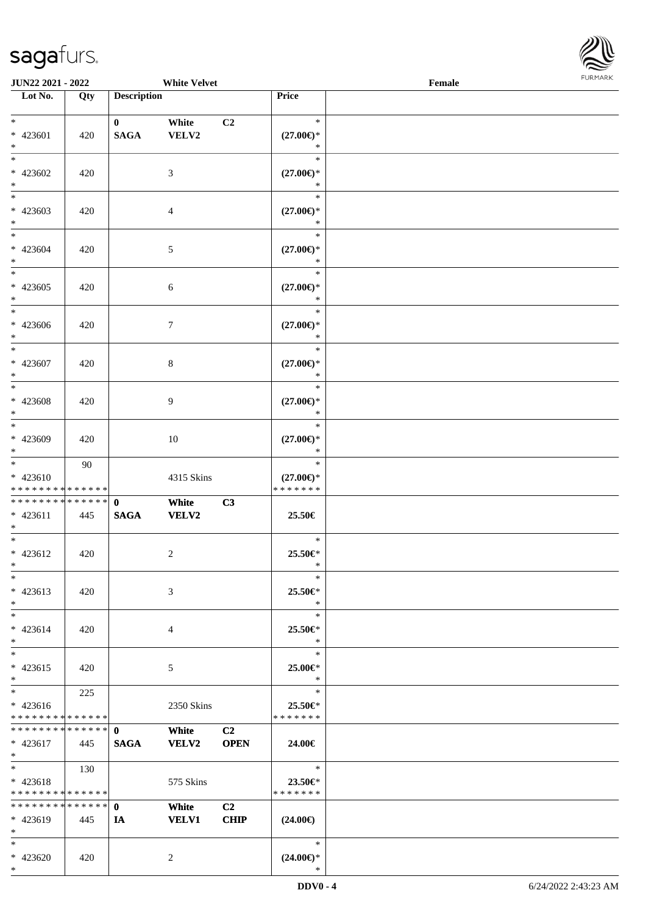| Lot No. | Qty | Description | | | Price | |
|---|---|---|---|---|---|---|
| * <br> * 423601 <br> * | 420 | 0 <br> SAGA | White <br> VELV2 | C2 | * <br> (27.00€)* <br> * | |
| * <br> * 423602 <br> * | 420 | | 3 | | * <br> (27.00€)* <br> * | |
| * <br> * 423603 <br> * | 420 | | 4 | | * <br> (27.00€)* <br> * | |
| * <br> * 423604 <br> * | 420 | | 5 | | * <br> (27.00€)* <br> * | |
| * <br> * 423605 <br> * | 420 | | 6 | | * <br> (27.00€)* <br> * | |
| * <br> * 423606 <br> * | 420 | | 7 | | * <br> (27.00€)* <br> * | |
| * <br> * 423607 <br> * | 420 | | 8 | | * <br> (27.00€)* <br> * | |
| * <br> * 423608 <br> * | 420 | | 9 | | * <br> (27.00€)* <br> * | |
| * <br> * 423609 <br> * | 420 | | 10 | | * <br> (27.00€)* <br> * | |
| * <br> * 423610 <br> * * * * * * * * * * * * * * | 90 | | 4315 Skins | | * <br> (27.00€)* <br> * * * * * * * | |
| * * * * * * * * * * * * * * <br> * 423611 <br> * | 445 | 0 <br> SAGA | White <br> VELV2 | C3 | 25.50€ | |
| * <br> * 423612 <br> * | 420 | | 2 | | * <br> 25.50€* <br> * | |
| * <br> * 423613 <br> * | 420 | | 3 | | * <br> 25.50€* <br> * | |
| * <br> * 423614 <br> * | 420 | | 4 | | * <br> 25.50€* <br> * | |
| * <br> * 423615 <br> * | 420 | | 5 | | * <br> 25.00€* <br> * | |
| * <br> * 423616 <br> * * * * * * * * * * * * * * | 225 | | 2350 Skins | | * <br> 25.50€* <br> * * * * * * * | |
| * * * * * * * * * * * * * * <br> * 423617 <br> * | 445 | 0 <br> SAGA | White <br> VELV2 | C2 <br> OPEN | 24.00€ | |
| * <br> * 423618 <br> * * * * * * * * * * * * * * | 130 | | 575 Skins | | * <br> 23.50€* <br> * * * * * * * | |
| * * * * * * * * * * * * * * <br> * 423619 <br> * | 445 | 0 <br> IA | White <br> VELV1 | C2 <br> CHIP | (24.00€) | |
| * <br> * 423620 <br> * | 420 | | 2 | | * <br> (24.00€)* <br> * | |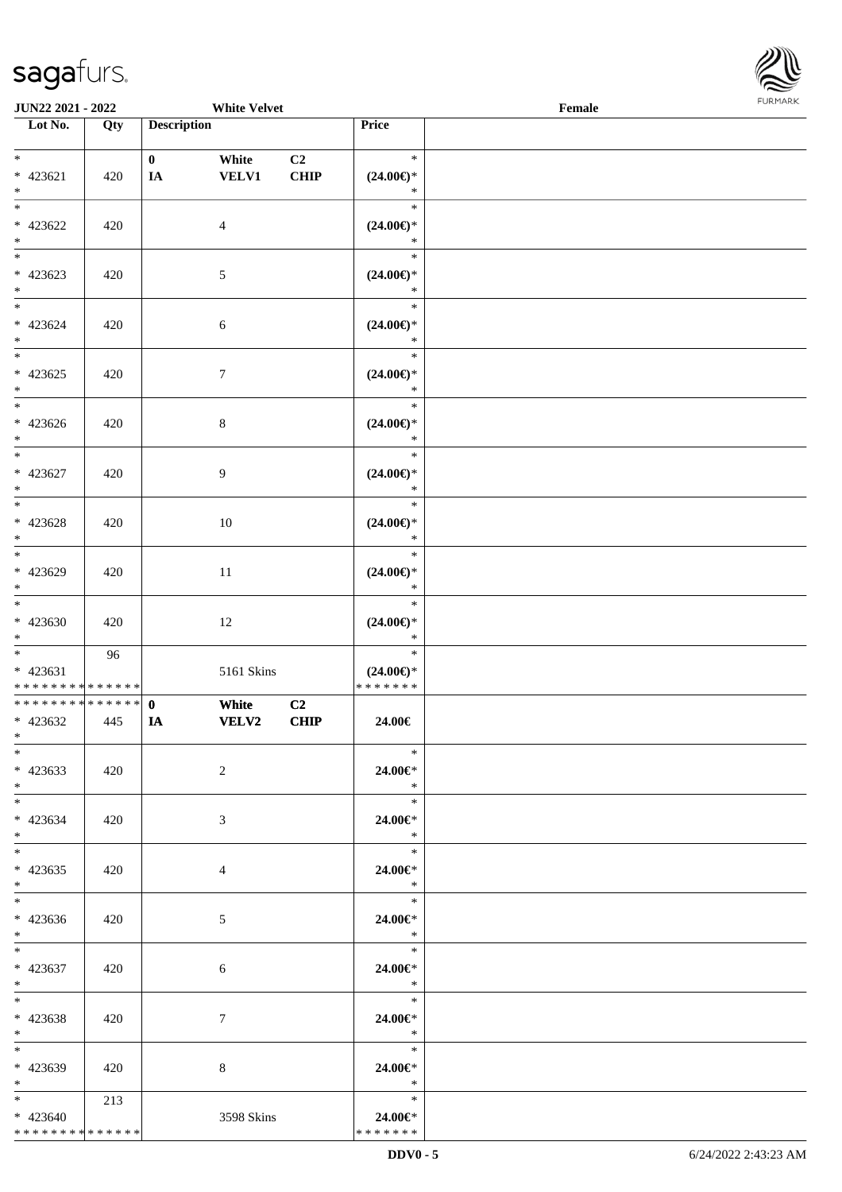| Lot No. | Qty | Description | | | Price | |
|---|---|---|---|---|---|---|
| *<br>* 423621<br>* | 420 | 0<br>IA | White<br>VELV1 | C2<br>CHIP | *<br>(24.00€)*<br>* | |
| *<br>* 423622<br>* | 420 | | 4 | | *<br>(24.00€)*<br>* | |
| *<br>* 423623<br>* | 420 | | 5 | | *<br>(24.00€)*<br>* | |
| *<br>* 423624<br>* | 420 | | 6 | | *<br>(24.00€)*<br>* | |
| *<br>* 423625<br>* | 420 | | 7 | | *<br>(24.00€)*<br>* | |
| *<br>* 423626<br>* | 420 | | 8 | | *<br>(24.00€)*<br>* | |
| *<br>* 423627<br>* | 420 | | 9 | | *<br>(24.00€)*<br>* | |
| *<br>* 423628<br>* | 420 | | 10 | | *<br>(24.00€)*<br>* | |
| *<br>* 423629<br>* | 420 | | 11 | | *<br>(24.00€)*<br>* | |
| *<br>* 423630<br>* | 420 | | 12 | | *<br>(24.00€)*<br>* | |
| *<br>* 423631<br>* * * * * * * * * * * * * * | 96 | | 5161 Skins | | *<br>(24.00€)*<br>* * * * * * * | |
| * * * * * * * * * * * * * *<br>* 423632<br>* | 445 | 0<br>IA | White<br>VELV2 | C2<br>CHIP | 24.00€ | |
| *<br>* 423633<br>* | 420 | | 2 | | *<br>24.00€*<br>* | |
| *<br>* 423634<br>* | 420 | | 3 | | *<br>24.00€*<br>* | |
| *<br>* 423635<br>* | 420 | | 4 | | *<br>24.00€*<br>* | |
| *<br>* 423636<br>* | 420 | | 5 | | *<br>24.00€*<br>* | |
| *<br>* 423637<br>* | 420 | | 6 | | *<br>24.00€*<br>* | |
| *<br>* 423638<br>* | 420 | | 7 | | *<br>24.00€*<br>* | |
| *<br>* 423639<br>* | 420 | | 8 | | *<br>24.00€*<br>* | |
| *<br>* 423640<br>* * * * * * * * * * * * * * | 213 | | 3598 Skins | | *<br>24.00€*<br>* * * * * * * | |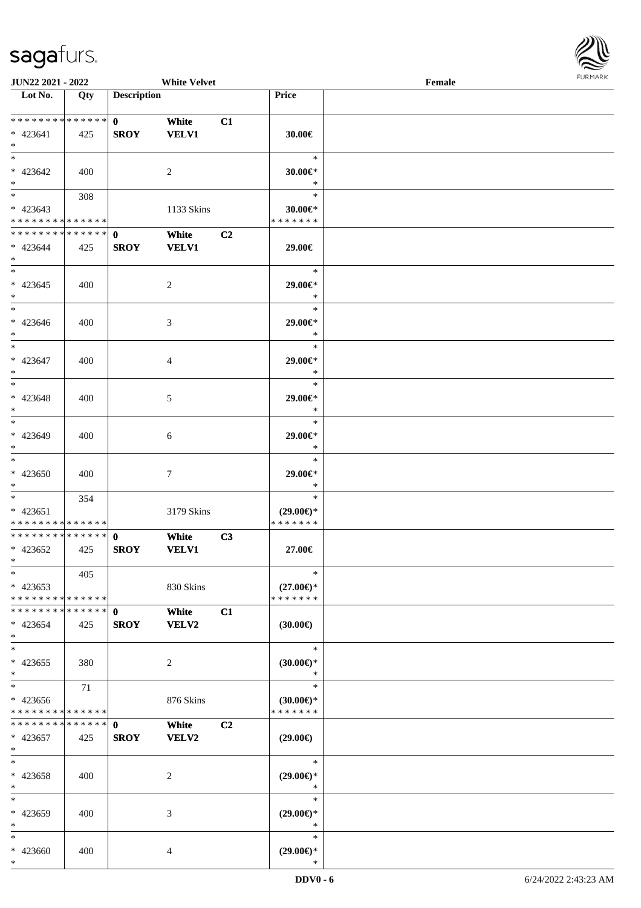| Lot No. | Qty | Description | | | Price | |
|---|---|---|---|---|---|---|
| * * * * * * * * * * * * * * | | 0 | White | C1 | | |
| * 423641 | 425 | SROY | VELV1 | | 30.00€ | |
| * | | | | | | |
| * | | | | | * | |
| * 423642 | 400 | | 2 | | 30.00€* | |
| * | | | | | * | |
| * | 308 | | | | * | |
| * 423643 | | | 1133 Skins | | 30.00€* | |
| * * * * * * * * * * * * * * | | | | | * * * * * * * | |
| * * * * * * * * * * * * * * | | 0 | White | C2 | | |
| * 423644 | 425 | SROY | VELV1 | | 29.00€ | |
| * | | | | | | |
| * | | | | | * | |
| * 423645 | 400 | | 2 | | 29.00€* | |
| * | | | | | * | |
| * | | | | | * | |
| * 423646 | 400 | | 3 | | 29.00€* | |
| * | | | | | * | |
| * | | | | | * | |
| * 423647 | 400 | | 4 | | 29.00€* | |
| * | | | | | * | |
| * | | | | | * | |
| * 423648 | 400 | | 5 | | 29.00€* | |
| * | | | | | * | |
| * | | | | | * | |
| * 423649 | 400 | | 6 | | 29.00€* | |
| * | | | | | * | |
| * | | | | | * | |
| * 423650 | 400 | | 7 | | 29.00€* | |
| * | | | | | * | |
| * | 354 | | | | * | |
| * 423651 | | | 3179 Skins | | (29.00€)* | |
| * * * * * * * * * * * * * * | | | | | * * * * * * * | |
| * * * * * * * * * * * * * * | | 0 | White | C3 | | |
| * 423652 | 425 | SROY | VELV1 | | 27.00€ | |
| * | | | | | | |
| * | 405 | | | | * | |
| * 423653 | | | 830 Skins | | (27.00€)* | |
| * * * * * * * * * * * * * * | | | | | * * * * * * * | |
| * * * * * * * * * * * * * * | | 0 | White | C1 | | |
| * 423654 | 425 | SROY | VELV2 | | (30.00€) | |
| * | | | | | | |
| * | | | | | * | |
| * 423655 | 380 | | 2 | | (30.00€)* | |
| * | | | | | * | |
| * | 71 | | | | * | |
| * 423656 | | | 876 Skins | | (30.00€)* | |
| * * * * * * * * * * * * * * | | | | | * * * * * * * | |
| * * * * * * * * * * * * * * | | 0 | White | C2 | | |
| * 423657 | 425 | SROY | VELV2 | | (29.00€) | |
| * | | | | | | |
| * | | | | | * | |
| * 423658 | 400 | | 2 | | (29.00€)* | |
| * | | | | | * | |
| * | | | | | * | |
| * 423659 | 400 | | 3 | | (29.00€)* | |
| * | | | | | * | |
| * | | | | | * | |
| * 423660 | 400 | | 4 | | (29.00€)* | |
| * | | | | | * | |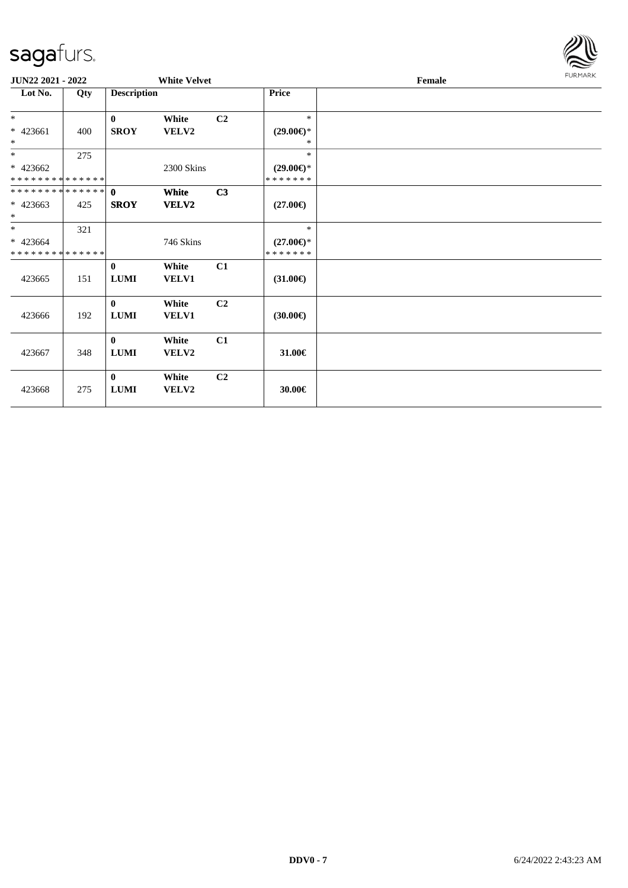**JUN22 2021 - 2022** **White Velvet** **Female**

| Lot No. | Qty | Description | | | Price | |
|---|---|---|---|---|---|---|
| *<br>* 423661<br>* | 400 | **0**<br>**SROY** | **White**<br>**VELV2** | **C2** | *<br>**(29.00€)***<br>* | |
| *<br>* 423662<br>* * * * * * * * * * * * * * | 275 | | 2300 Skins | | *<br>**(29.00€)***<br>* * * * * * * | |
| * * * * * * * * * * * * * *<br>* 423663<br>* | 425 | **0**<br>**SROY** | **White**<br>**VELV2** | **C3** | **(27.00€)** | |
| *<br>* 423664<br>* * * * * * * * * * * * * * | 321 | | 746 Skins | | *<br>**(27.00€)***<br>* * * * * * * | |
| 423665 | 151 | **0**<br>**LUMI** | **White**<br>**VELV1** | **C1** | **(31.00€)** | |
| 423666 | 192 | **0**<br>**LUMI** | **White**<br>**VELV1** | **C2** | **(30.00€)** | |
| 423667 | 348 | **0**<br>**LUMI** | **White**<br>**VELV2** | **C1** | **31.00€** | |
| 423668 | 275 | **0**<br>**LUMI** | **White**<br>**VELV2** | **C2** | **30.00€** | |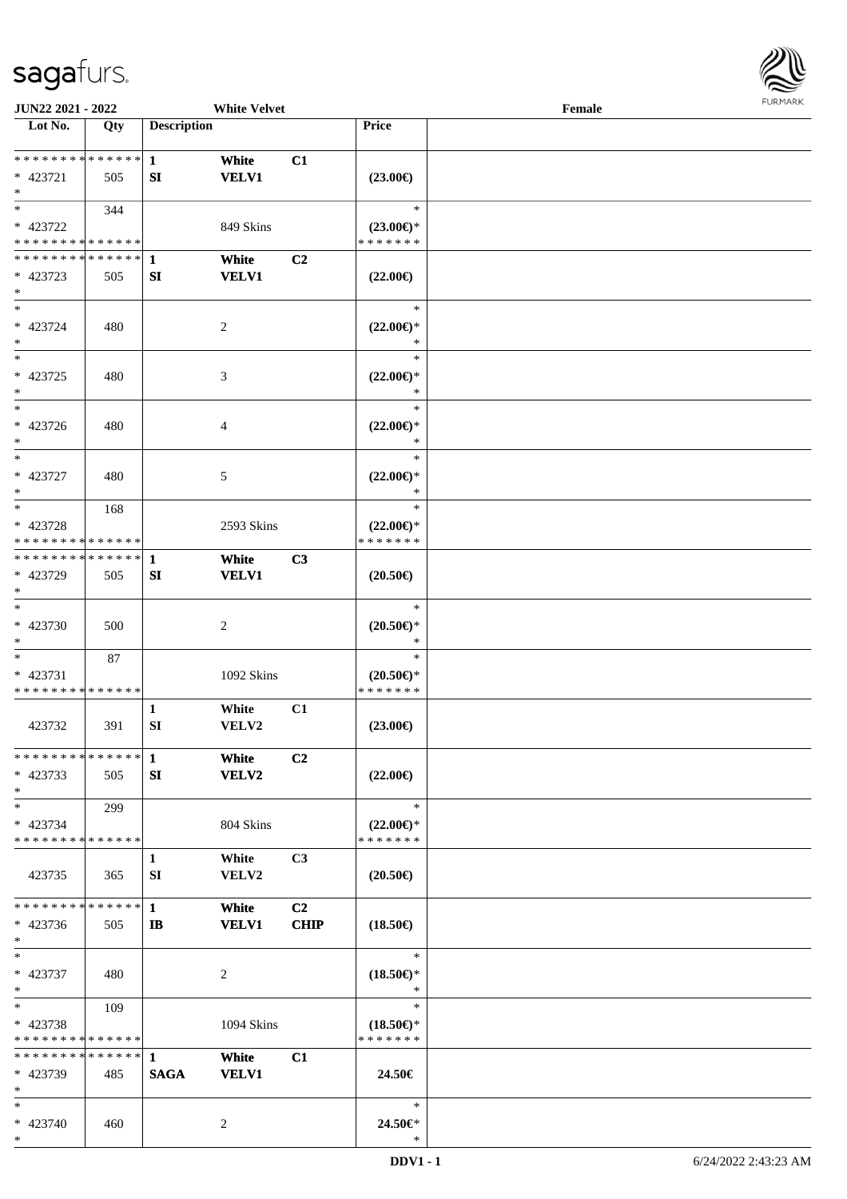| Lot No. | Qty | Description | | | Price | |
|---|---|---|---|---|---|---|
| * * * * * * * * * * * * * * | | 1 | White | C1 | | |
| * 423721 | 505 | SI | VELV1 | | (23.00€) | |
| * | | | | | | |
| * | 344 | | | | * | |
| * 423722 | | | 849 Skins | | (23.00€)* | |
| * * * * * * * * * * * * * * | | | | | * * * * * * * | |
| * * * * * * * * * * * * * * | | 1 | White | C2 | | |
| * 423723 | 505 | SI | VELV1 | | (22.00€) | |
| * | | | | | | |
| * | | | | | * | |
| * 423724 | 480 | | 2 | | (22.00€)* | |
| * | | | | | * | |
| * | | | | | * | |
| * 423725 | 480 | | 3 | | (22.00€)* | |
| * | | | | | * | |
| * | | | | | * | |
| * 423726 | 480 | | 4 | | (22.00€)* | |
| * | | | | | * | |
| * | | | | | * | |
| * 423727 | 480 | | 5 | | (22.00€)* | |
| * | | | | | * | |
| * | 168 | | | | * | |
| * 423728 | | | 2593 Skins | | (22.00€)* | |
| * * * * * * * * * * * * * * | | | | | * * * * * * * | |
| * * * * * * * * * * * * * * | | 1 | White | C3 | | |
| * 423729 | 505 | SI | VELV1 | | (20.50€) | |
| * | | | | | | |
| * | | | | | * | |
| * 423730 | 500 | | 2 | | (20.50€)* | |
| * | | | | | * | |
| * | 87 | | | | * | |
| * 423731 | | | 1092 Skins | | (20.50€)* | |
| * * * * * * * * * * * * * * | | | | | * * * * * * * | |
| | | 1 | White | C1 | | |
| 423732 | 391 | SI | VELV2 | | (23.00€) | |
| * * * * * * * * * * * * * * | | 1 | White | C2 | | |
| * 423733 | 505 | SI | VELV2 | | (22.00€) | |
| * | | | | | | |
| * | 299 | | | | * | |
| * 423734 | | | 804 Skins | | (22.00€)* | |
| * * * * * * * * * * * * * * | | | | | * * * * * * * | |
| | | 1 | White | C3 | | |
| 423735 | 365 | SI | VELV2 | | (20.50€) | |
| * * * * * * * * * * * * * * | | 1 | White | C2 | | |
| * 423736 | 505 | IB | VELV1 | CHIP | (18.50€) | |
| * | | | | | | |
| * | | | | | * | |
| * 423737 | 480 | | 2 | | (18.50€)* | |
| * | | | | | * | |
| * | 109 | | | | * | |
| * 423738 | | | 1094 Skins | | (18.50€)* | |
| * * * * * * * * * * * * * * | | | | | * * * * * * * | |
| * * * * * * * * * * * * * * | | 1 | White | C1 | | |
| * 423739 | 485 | SAGA | VELV1 | | 24.50€ | |
| * | | | | | | |
| * | | | | | * | |
| * 423740 | 460 | | 2 | | 24.50€* | |
| * | | | | | * | |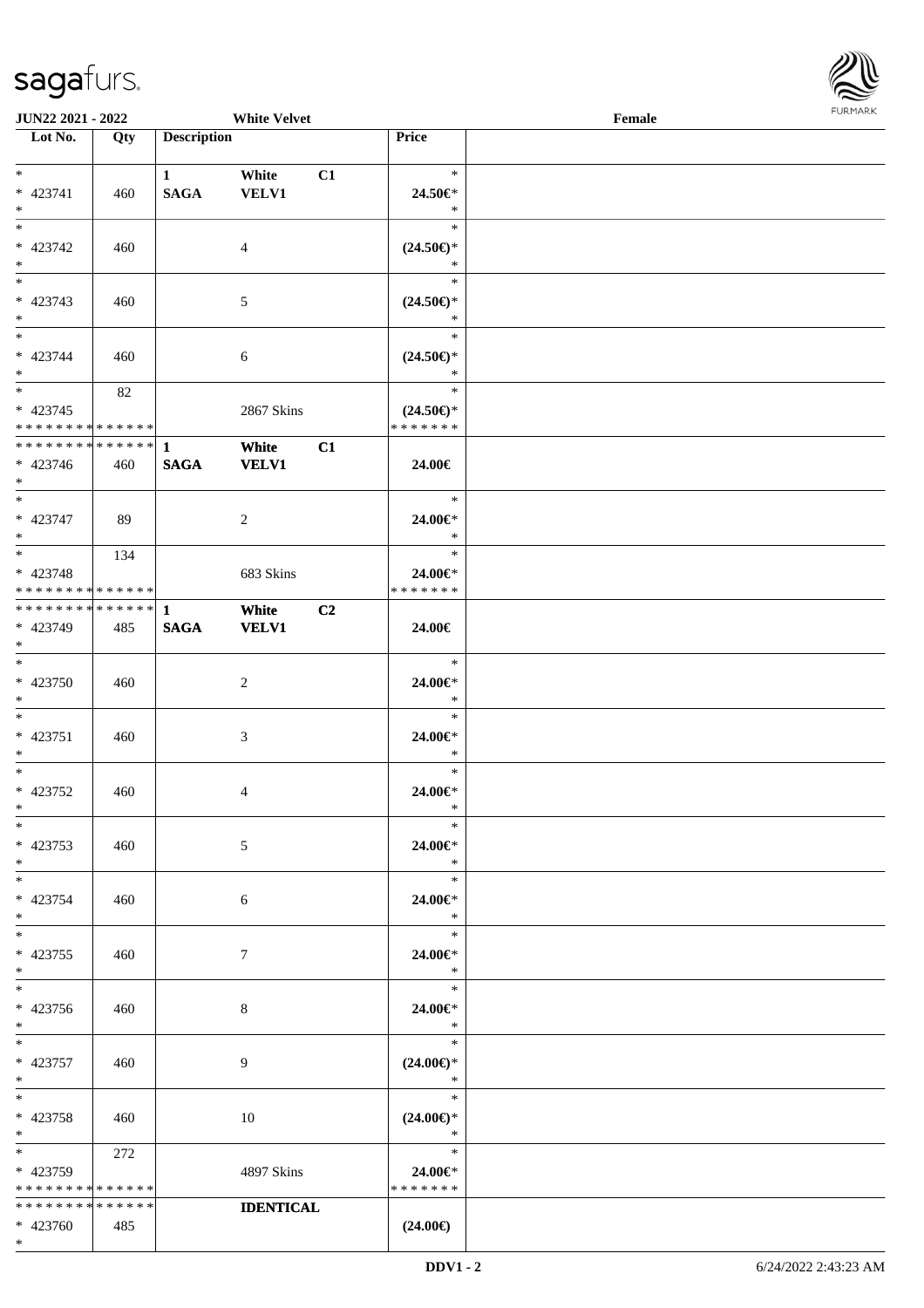**JUN22 2021 - 2022** **White Velvet** **Female**

| Lot No. | Qty | Description | | | Price | |
|---|---|---|---|---|---|---|
| * <br> * 423741 <br> * | 460 | 1 <br> SAGA | White <br> VELV1 | C1 | * <br> 24.50€* <br> * | |
| * <br> * 423742 <br> * | 460 | | 4 | | * <br> (24.50€)* <br> * | |
| * <br> * 423743 <br> * | 460 | | 5 | | * <br> (24.50€)* <br> * | |
| * <br> * 423744 <br> * | 460 | | 6 | | * <br> (24.50€)* <br> * | |
| * <br> * 423745 <br> * * * * * * * * * * * * * * | 82 | | 2867 Skins | | * <br> (24.50€)* <br> * * * * * * * | |
| * * * * * * * * * * * * * * <br> * 423746 <br> * | 460 | 1 <br> SAGA | White <br> VELV1 | C1 | 24.00€ | |
| * <br> * 423747 <br> * | 89 | | 2 | | * <br> 24.00€* <br> * | |
| * <br> * 423748 <br> * * * * * * * * * * * * * * | 134 | | 683 Skins | | * <br> 24.00€* <br> * * * * * * * | |
| * * * * * * * * * * * * * * <br> * 423749 <br> * | 485 | 1 <br> SAGA | White <br> VELV1 | C2 | 24.00€ | |
| * <br> * 423750 <br> * | 460 | | 2 | | * <br> 24.00€* <br> * | |
| * <br> * 423751 <br> * | 460 | | 3 | | * <br> 24.00€* <br> * | |
| * <br> * 423752 <br> * | 460 | | 4 | | * <br> 24.00€* <br> * | |
| * <br> * 423753 <br> * | 460 | | 5 | | * <br> 24.00€* <br> * | |
| * <br> * 423754 <br> * | 460 | | 6 | | * <br> 24.00€* <br> * | |
| * <br> * 423755 <br> * | 460 | | 7 | | * <br> 24.00€* <br> * | |
| * <br> * 423756 <br> * | 460 | | 8 | | * <br> 24.00€* <br> * | |
| * <br> * 423757 <br> * | 460 | | 9 | | * <br> (24.00€)* <br> * | |
| * <br> * 423758 <br> * | 460 | | 10 | | * <br> (24.00€)* <br> * | |
| * <br> * 423759 <br> * * * * * * * * * * * * * * | 272 | | 4897 Skins | | * <br> 24.00€* <br> * * * * * * * | |
| * * * * * * * * * * * * * * <br> * 423760 <br> * | 485 | | IDENTICAL | | (24.00€) | |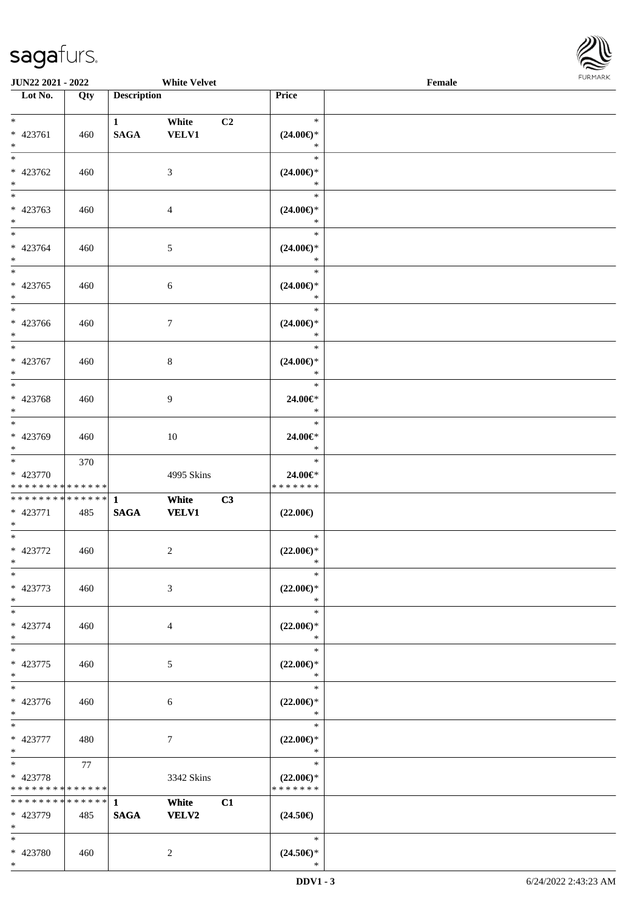JUN22 2021 - 2022 White Velvet Female

| Lot No. | Qty | Description | | | Price |
|---|---|---|---|---|---|
| * <br> * 423761 <br> * | 460 | 1 <br> **SAGA** | White <br> **VELV1** | C2 | * <br> **(24.00€)*** <br> * |
| * <br> * 423762 <br> * | 460 | | 3 | | * <br> **(24.00€)*** <br> * |
| * <br> * 423763 <br> * | 460 | | 4 | | * <br> **(24.00€)*** <br> * |
| * <br> * 423764 <br> * | 460 | | 5 | | * <br> **(24.00€)*** <br> * |
| * <br> * 423765 <br> * | 460 | | 6 | | * <br> **(24.00€)*** <br> * |
| * <br> * 423766 <br> * | 460 | | 7 | | * <br> **(24.00€)*** <br> * |
| * <br> * 423767 <br> * | 460 | | 8 | | * <br> **(24.00€)*** <br> * |
| * <br> * 423768 <br> * | 460 | | 9 | | * <br> **24.00€*** <br> * |
| * <br> * 423769 <br> * | 460 | | 10 | | * <br> **24.00€*** <br> * |
| * <br> * 423770 <br> * * * * * * * * * * * * * * | 370 | | 4995 Skins | | * <br> **24.00€*** <br> * * * * * * * |
| * * * * * * * * * * * * * * <br> * 423771 <br> * | 485 | 1 <br> **SAGA** | **White** <br> **VELV1** | **C3** | **(22.00€)** |
| * <br> * 423772 <br> * | 460 | | 2 | | * <br> **(22.00€)*** <br> * |
| * <br> * 423773 <br> * | 460 | | 3 | | * <br> **(22.00€)*** <br> * |
| * <br> * 423774 <br> * | 460 | | 4 | | * <br> **(22.00€)*** <br> * |
| * <br> * 423775 <br> * | 460 | | 5 | | * <br> **(22.00€)*** <br> * |
| * <br> * 423776 <br> * | 460 | | 6 | | * <br> **(22.00€)*** <br> * |
| * <br> * 423777 <br> * | 480 | | 7 | | * <br> **(22.00€)*** <br> * |
| * <br> * 423778 <br> * * * * * * * * * * * * * * | 77 | | 3342 Skins | | * <br> **(22.00€)*** <br> * * * * * * * |
| * * * * * * * * * * * * * * <br> * 423779 <br> * | 485 | 1 <br> **SAGA** | **White** <br> **VELV2** | **C1** | **(24.50€)** |
| * <br> * 423780 <br> * | 460 | | 2 | | * <br> **(24.50€)*** <br> * |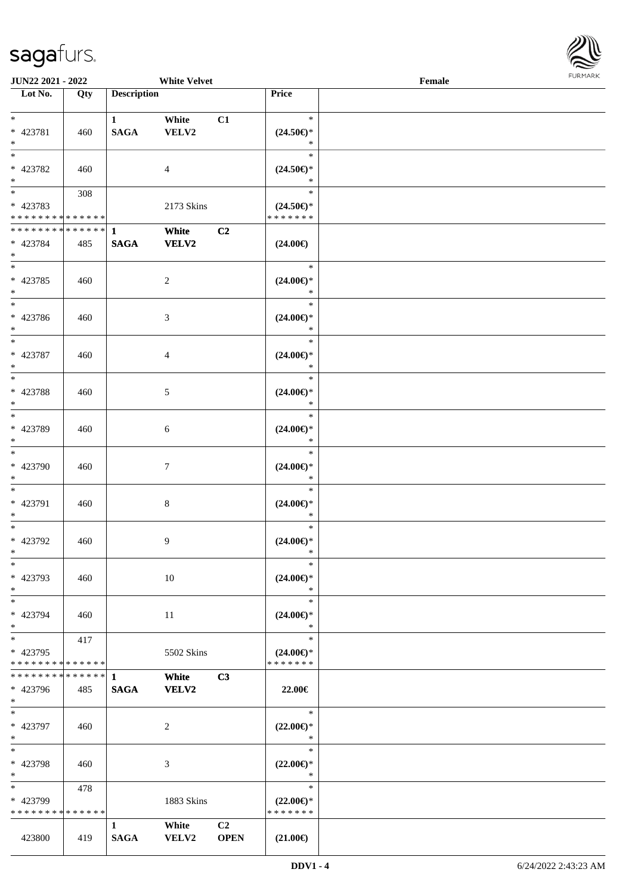| Lot No. | Qty | Description | | | Price |
|---|---|---|---|---|---|
| * * 423781 * | 460 | 1 SAGA | White VELV2 | C1 | * (24.50€)* * |
| * * 423782 * | 460 | | 4 | | * (24.50€)* * |
| * * 423783 * * * * * * * * * * * * * * | 308 | | 2173 Skins | | * (24.50€)* * * * * * * * |
| * * * * * * * * * * * * * * * 423784 * | 485 | 1 SAGA | White VELV2 | C2 | (24.00€) |
| * * 423785 * | 460 | | 2 | | * (24.00€)* * |
| * * 423786 * | 460 | | 3 | | * (24.00€)* * |
| * * 423787 * | 460 | | 4 | | * (24.00€)* * |
| * * 423788 * | 460 | | 5 | | * (24.00€)* * |
| * * 423789 * | 460 | | 6 | | * (24.00€)* * |
| * * 423790 * | 460 | | 7 | | * (24.00€)* * |
| * * 423791 * | 460 | | 8 | | * (24.00€)* * |
| * * 423792 * | 460 | | 9 | | * (24.00€)* * |
| * * 423793 * | 460 | | 10 | | * (24.00€)* * |
| * * 423794 * | 460 | | 11 | | * (24.00€)* * |
| * * 423795 * * * * * * * * * * * * * * | 417 | | 5502 Skins | | * (24.00€)* * * * * * * * |
| * * * * * * * * * * * * * * * 423796 * | 485 | 1 SAGA | White VELV2 | C3 | 22.00€ |
| * * 423797 * | 460 | | 2 | | * (22.00€)* * |
| * * 423798 * | 460 | | 3 | | * (22.00€)* * |
| * * 423799 * * * * * * * * * * * * * * | 478 | | 1883 Skins | | * (22.00€)* * * * * * * * |
| 423800 | 419 | 1 SAGA | White VELV2 | C2 OPEN | (21.00€) |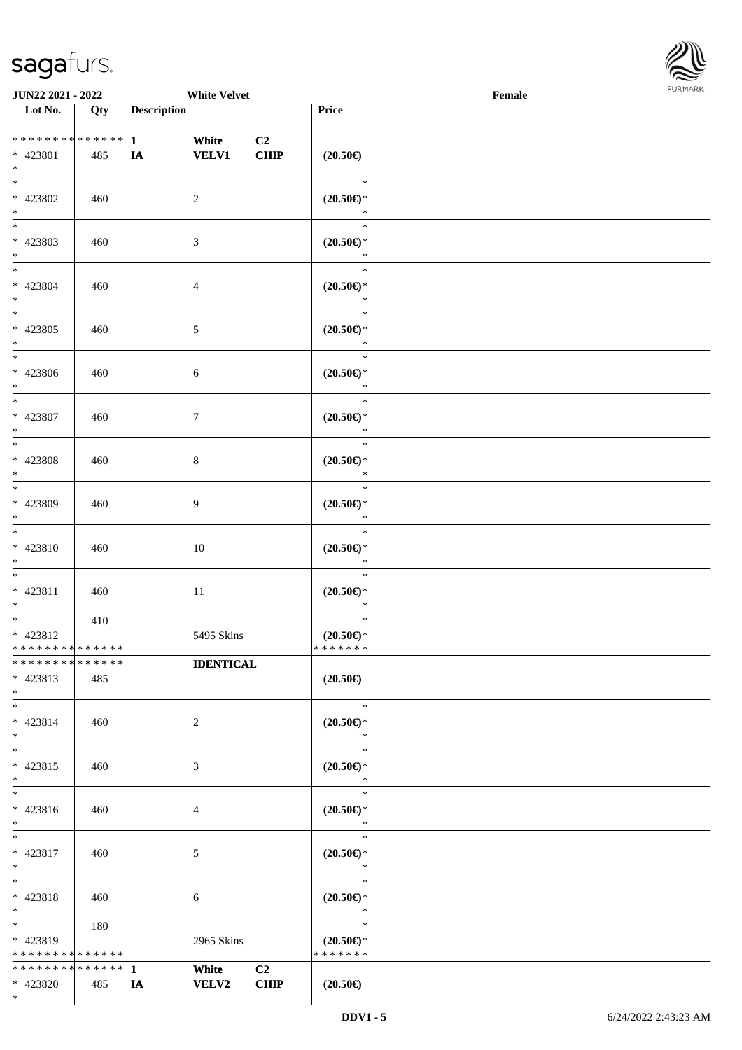JUN22 2021 - 2022 White Velvet Female

| Lot No. | Qty | Description | | | Price | |
|---|---|---|---|---|---|---|
| * * * * * * * * * * * * * * | | 1 | White | C2 | | |
| * 423801 | 485 | IA | VELV1 | CHIP | (20.50€) | |
| * | | | | | | |
| * | | | | | * | |
| * 423802 | 460 | | 2 | | (20.50€)* | |
| * | | | | | * | |
| * | | | | | * | |
| * 423803 | 460 | | 3 | | (20.50€)* | |
| * | | | | | * | |
| * | | | | | * | |
| * 423804 | 460 | | 4 | | (20.50€)* | |
| * | | | | | * | |
| * | | | | | * | |
| * 423805 | 460 | | 5 | | (20.50€)* | |
| * | | | | | * | |
| * | | | | | * | |
| * 423806 | 460 | | 6 | | (20.50€)* | |
| * | | | | | * | |
| * | | | | | * | |
| * 423807 | 460 | | 7 | | (20.50€)* | |
| * | | | | | * | |
| * | | | | | * | |
| * 423808 | 460 | | 8 | | (20.50€)* | |
| * | | | | | * | |
| * | | | | | * | |
| * 423809 | 460 | | 9 | | (20.50€)* | |
| * | | | | | * | |
| * | | | | | * | |
| * 423810 | 460 | | 10 | | (20.50€)* | |
| * | | | | | * | |
| * | | | | | * | |
| * 423811 | 460 | | 11 | | (20.50€)* | |
| * | | | | | * | |
| * | 410 | | | | * | |
| * 423812 | | | 5495 Skins | | (20.50€)* | |
| * * * * * * * * * * * * * * | | | | | * * * * * * * | |
| * * * * * * * * * * * * * * | | | IDENTICAL | | | |
| * 423813 | 485 | | | | (20.50€) | |
| * | | | | | | |
| * | | | | | * | |
| * 423814 | 460 | | 2 | | (20.50€)* | |
| * | | | | | * | |
| * | | | | | * | |
| * 423815 | 460 | | 3 | | (20.50€)* | |
| * | | | | | * | |
| * | | | | | * | |
| * 423816 | 460 | | 4 | | (20.50€)* | |
| * | | | | | * | |
| * | | | | | * | |
| * 423817 | 460 | | 5 | | (20.50€)* | |
| * | | | | | * | |
| * | | | | | * | |
| * 423818 | 460 | | 6 | | (20.50€)* | |
| * | | | | | * | |
| * | 180 | | | | * | |
| * 423819 | | | 2965 Skins | | (20.50€)* | |
| * * * * * * * * * * * * * * | | | | | * * * * * * * | |
| * * * * * * * * * * * * * * | | 1 | White | C2 | | |
| * 423820 | 485 | IA | VELV2 | CHIP | (20.50€) | |
| * | | | | | | |

DDV1 - 5 6/24/2022 2:43:23 AM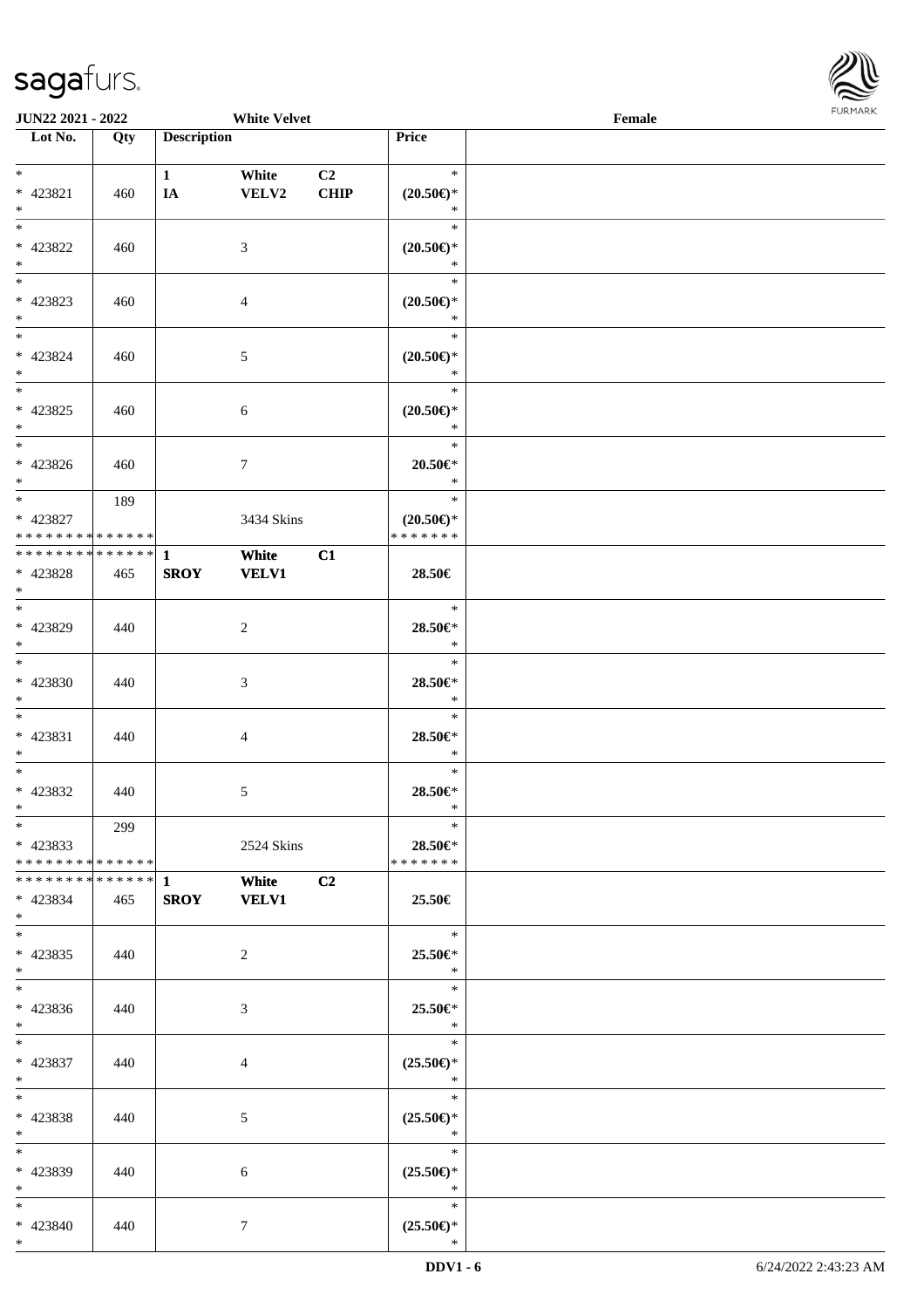| Lot No. | Qty | Description | | | Price | |
|---|---|---|---|---|---|---|
| * <br> * 423821 <br> * | 460 | 1 <br> IA | White <br> VELV2 | C2 <br> CHIP | * <br> (20.50€)* <br> * | |
| * <br> * 423822 <br> * | 460 | | 3 | | * <br> (20.50€)* <br> * | |
| * <br> * 423823 <br> * | 460 | | 4 | | * <br> (20.50€)* <br> * | |
| * <br> * 423824 <br> * | 460 | | 5 | | * <br> (20.50€)* <br> * | |
| * <br> * 423825 <br> * | 460 | | 6 | | * <br> (20.50€)* <br> * | |
| * <br> * 423826 <br> * | 460 | | 7 | | * <br> 20.50€* <br> * | |
| * <br> * 423827 <br> * * * * * * * * * * * * * * | 189 | | 3434 Skins | | * <br> (20.50€)* <br> * * * * * * * | |
| * * * * * * * * * * * * * * <br> * 423828 <br> * | 465 | 1 <br> SROY | White <br> VELV1 | C1 | 28.50€ | |
| * <br> * 423829 <br> * | 440 | | 2 | | * <br> 28.50€* <br> * | |
| * <br> * 423830 <br> * | 440 | | 3 | | * <br> 28.50€* <br> * | |
| * <br> * 423831 <br> * | 440 | | 4 | | * <br> 28.50€* <br> * | |
| * <br> * 423832 <br> * | 440 | | 5 | | * <br> 28.50€* <br> * | |
| * <br> * 423833 <br> * * * * * * * * * * * * * * | 299 | | 2524 Skins | | * <br> 28.50€* <br> * * * * * * * | |
| * * * * * * * * * * * * * * <br> * 423834 <br> * | 465 | 1 <br> SROY | White <br> VELV1 | C2 | 25.50€ | |
| * <br> * 423835 <br> * | 440 | | 2 | | * <br> 25.50€* <br> * | |
| * <br> * 423836 <br> * | 440 | | 3 | | * <br> 25.50€* <br> * | |
| * <br> * 423837 <br> * | 440 | | 4 | | * <br> (25.50€)* <br> * | |
| * <br> * 423838 <br> * | 440 | | 5 | | * <br> (25.50€)* <br> * | |
| * <br> * 423839 <br> * | 440 | | 6 | | * <br> (25.50€)* <br> * | |
| * <br> * 423840 <br> * | 440 | | 7 | | * <br> (25.50€)* <br> * | |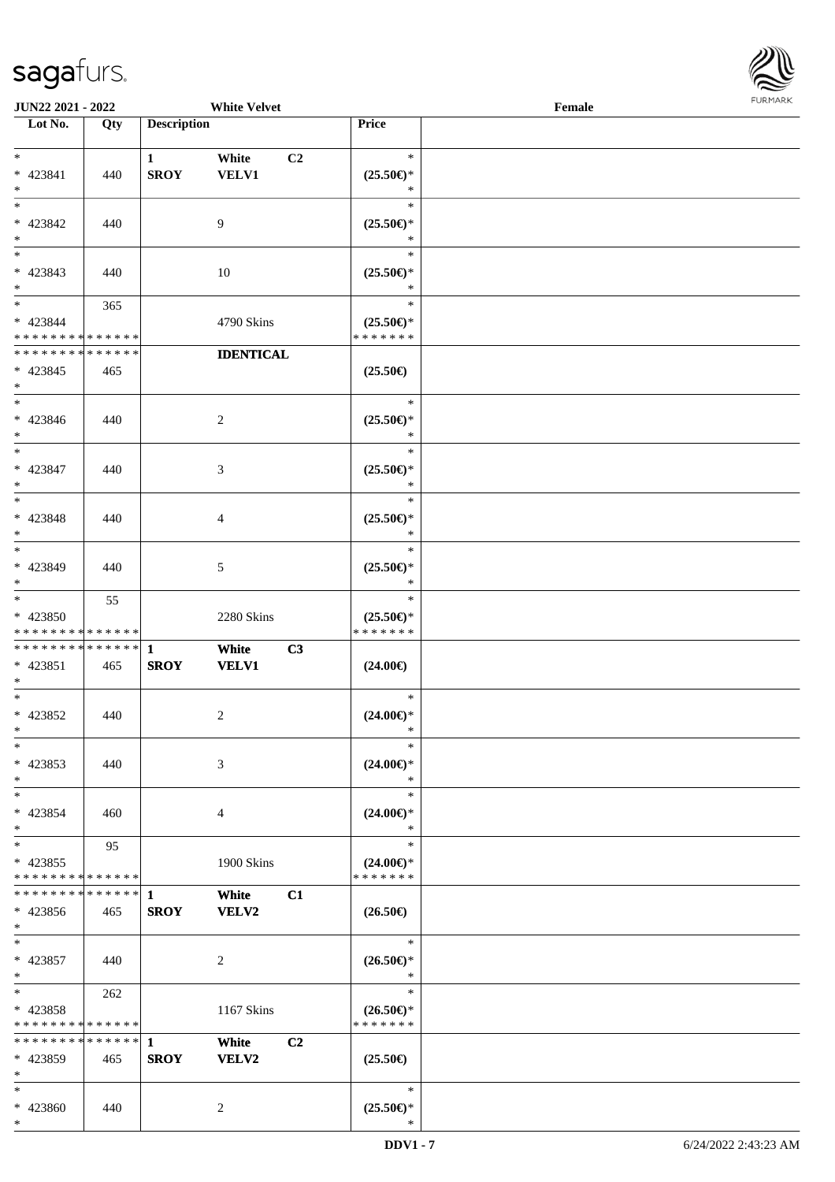| Lot No. | Qty | Description | | | Price | |
|---|---|---|---|---|---|---|
| * <br> * 423841 <br> * | 440 | 1 <br> **SROY** | White <br> **VELV1** | C2 | * <br> **(25.50€)*** <br> * | |
| * <br> * 423842 <br> * | 440 | | 9 | | * <br> **(25.50€)*** <br> * | |
| * <br> * 423843 <br> * | 440 | | 10 | | * <br> **(25.50€)*** <br> * | |
| * <br> * 423844 <br> * * * * * * * * * * * * * * | 365 | | 4790 Skins | | * <br> **(25.50€)*** <br> * * * * * * * | |
| * * * * * * * * * * * * * * <br> * 423845 <br> * | 465 | | **IDENTICAL** | | **(25.50€)** | |
| * <br> * 423846 <br> * | 440 | | 2 | | * <br> **(25.50€)*** <br> * | |
| * <br> * 423847 <br> * | 440 | | 3 | | * <br> **(25.50€)*** <br> * | |
| * <br> * 423848 <br> * | 440 | | 4 | | * <br> **(25.50€)*** <br> * | |
| * <br> * 423849 <br> * | 440 | | 5 | | * <br> **(25.50€)*** <br> * | |
| * <br> * 423850 <br> * * * * * * * * * * * * * * | 55 | | 2280 Skins | | * <br> **(25.50€)*** <br> * * * * * * * | |
| * * * * * * * * * * * * * * <br> * 423851 <br> * | 465 | **1** <br> **SROY** | **White** <br> **VELV1** | **C3** | **(24.00€)** | |
| * <br> * 423852 <br> * | 440 | | 2 | | * <br> **(24.00€)*** <br> * | |
| * <br> * 423853 <br> * | 440 | | 3 | | * <br> **(24.00€)*** <br> * | |
| * <br> * 423854 <br> * | 460 | | 4 | | * <br> **(24.00€)*** <br> * | |
| * <br> * 423855 <br> * * * * * * * * * * * * * * | 95 | | 1900 Skins | | * <br> **(24.00€)*** <br> * * * * * * * | |
| * * * * * * * * * * * * * * <br> * 423856 <br> * | 465 | **1** <br> **SROY** | **White** <br> **VELV2** | **C1** | **(26.50€)** | |
| * <br> * 423857 <br> * | 440 | | 2 | | * <br> **(26.50€)*** <br> * | |
| * <br> * 423858 <br> * * * * * * * * * * * * * * | 262 | | 1167 Skins | | * <br> **(26.50€)*** <br> * * * * * * * | |
| * * * * * * * * * * * * * * <br> * 423859 <br> * | 465 | **1** <br> **SROY** | **White** <br> **VELV2** | **C2** | **(25.50€)** | |
| * <br> * 423860 <br> * | 440 | | 2 | | * <br> **(25.50€)*** <br> * | |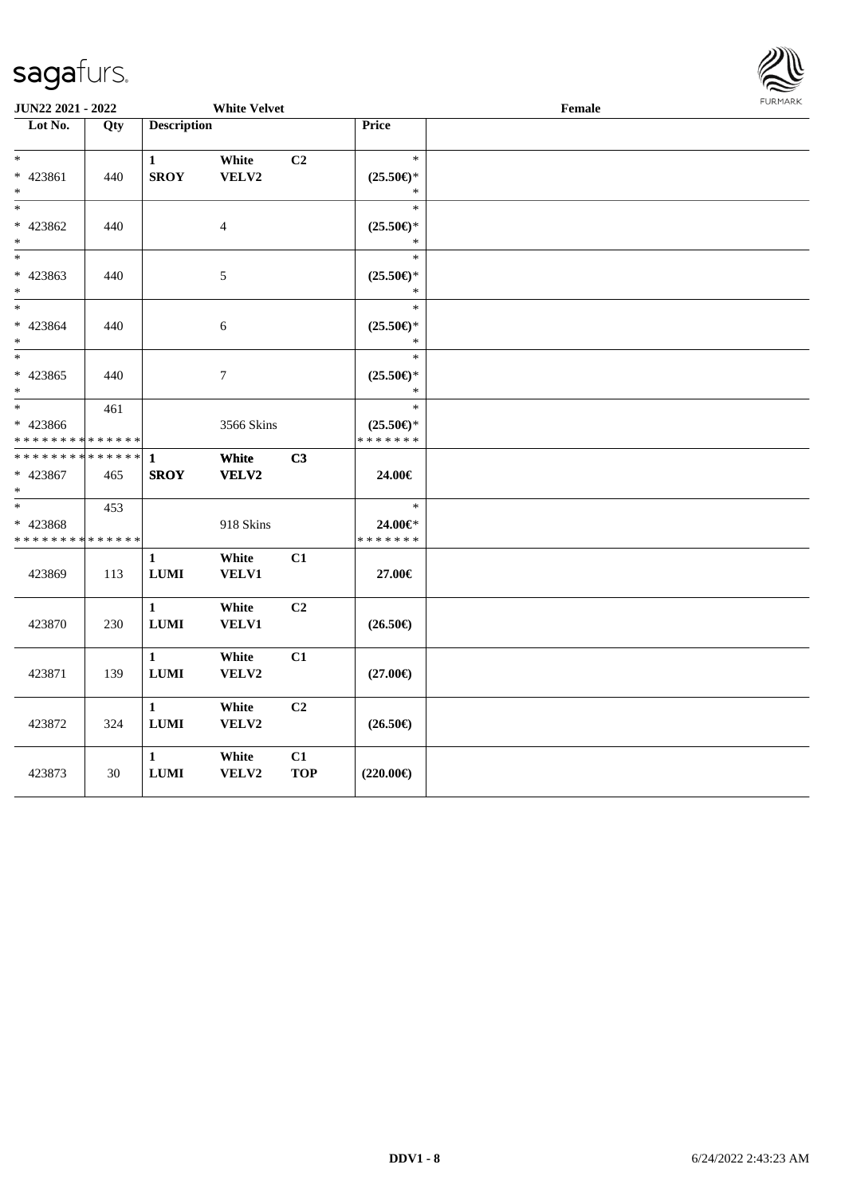**JUN22 2021 - 2022** **White Velvet** **Female**

| Lot No. | Qty | Description | | | Price | |
|---|---|---|---|---|---|---|
| * <br> * 423861 <br> * | 440 | **1** <br> **SROY** | **White** <br> **VELV2** | **C2** | * <br> **(25.50€)*** <br> * | |
| * <br> * 423862 <br> * | 440 | | 4 | | * <br> **(25.50€)*** <br> * | |
| * <br> * 423863 <br> * | 440 | | 5 | | * <br> **(25.50€)*** <br> * | |
| * <br> * 423864 <br> * | 440 | | 6 | | * <br> **(25.50€)*** <br> * | |
| * <br> * 423865 <br> * | 440 | | 7 | | * <br> **(25.50€)*** <br> * | |
| * <br> * 423866 <br> * * * * * * * * * * * * * * | 461 | | 3566 Skins | | * <br> **(25.50€)*** <br> * * * * * * * | |
| * * * * * * * * * * * * * * <br> * 423867 <br> * | 465 | **1** <br> **SROY** | **White** <br> **VELV2** | **C3** | **24.00€** | |
| * <br> * 423868 <br> * * * * * * * * * * * * * * | 453 | | 918 Skins | | * <br> **24.00€*** <br> * * * * * * * | |
| 423869 | 113 | **1** <br> **LUMI** | **White** <br> **VELV1** | **C1** | **27.00€** | |
| 423870 | 230 | **1** <br> **LUMI** | **White** <br> **VELV1** | **C2** | **(26.50€)** | |
| 423871 | 139 | **1** <br> **LUMI** | **White** <br> **VELV2** | **C1** | **(27.00€)** | |
| 423872 | 324 | **1** <br> **LUMI** | **White** <br> **VELV2** | **C2** | **(26.50€)** | |
| 423873 | 30 | **1** <br> **LUMI** | **White** <br> **VELV2** | **C1** <br> **TOP** | **(220.00€)** | |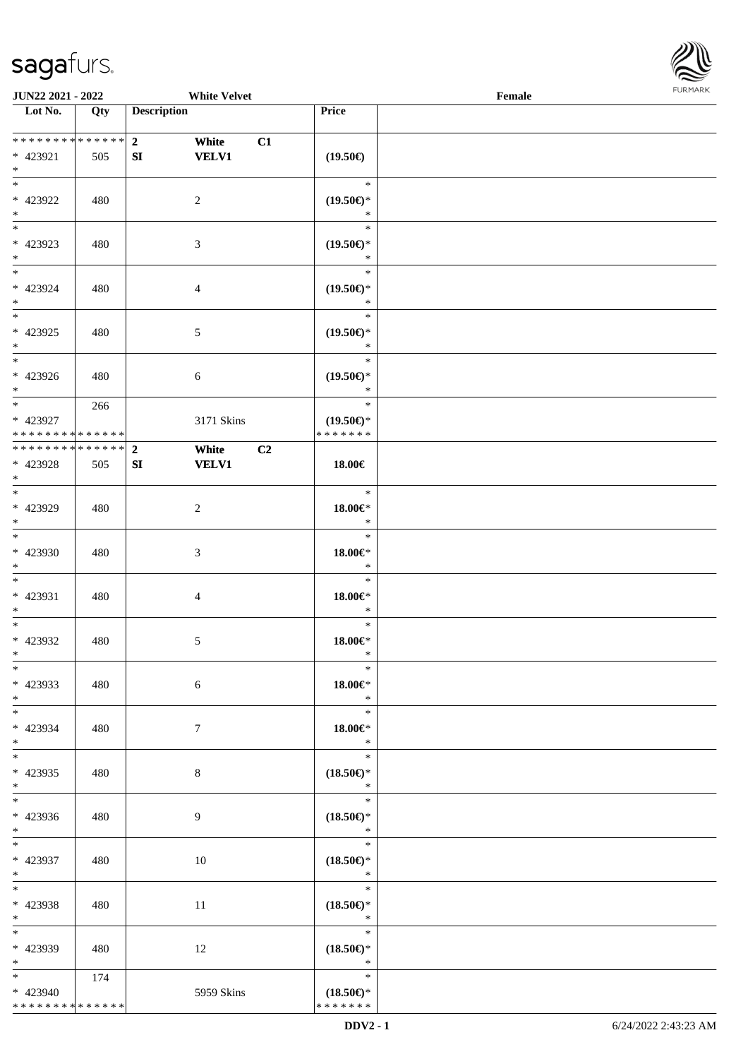| Lot No. | Qty | Description | | | Price | |
|---|---|---|---|---|---|---|
| * * * * * * * * * * * * * * | | 2 | White | C1 | | |
| * 423921 | 505 | SI | VELV1 | | (19.50€) | |
| * | | | | | | |
| * 423922 | 480 | | 2 | | (19.50€)* | |
| * 423923 | 480 | | 3 | | (19.50€)* | |
| * 423924 | 480 | | 4 | | (19.50€)* | |
| * 423925 | 480 | | 5 | | (19.50€)* | |
| * 423926 | 480 | | 6 | | (19.50€)* | |
| * 423927 | 266 | | 3171 Skins | | (19.50€)* | |
| * * * * * * * * * * * * * * | | | | | * * * * * * * | |
| * * * * * * * * * * * * * * | | 2 | White | C2 | | |
| * 423928 | 505 | SI | VELV1 | | 18.00€ | |
| * 423929 | 480 | | 2 | | 18.00€* | |
| * 423930 | 480 | | 3 | | 18.00€* | |
| * 423931 | 480 | | 4 | | 18.00€* | |
| * 423932 | 480 | | 5 | | 18.00€* | |
| * 423933 | 480 | | 6 | | 18.00€* | |
| * 423934 | 480 | | 7 | | 18.00€* | |
| * 423935 | 480 | | 8 | | (18.50€)* | |
| * 423936 | 480 | | 9 | | (18.50€)* | |
| * 423937 | 480 | | 10 | | (18.50€)* | |
| * 423938 | 480 | | 11 | | (18.50€)* | |
| * 423939 | 480 | | 12 | | (18.50€)* | |
| * 423940 | 174 | | 5959 Skins | | (18.50€)* | |
| * * * * * * * * * * * * * * | | | | | * * * * * * * | |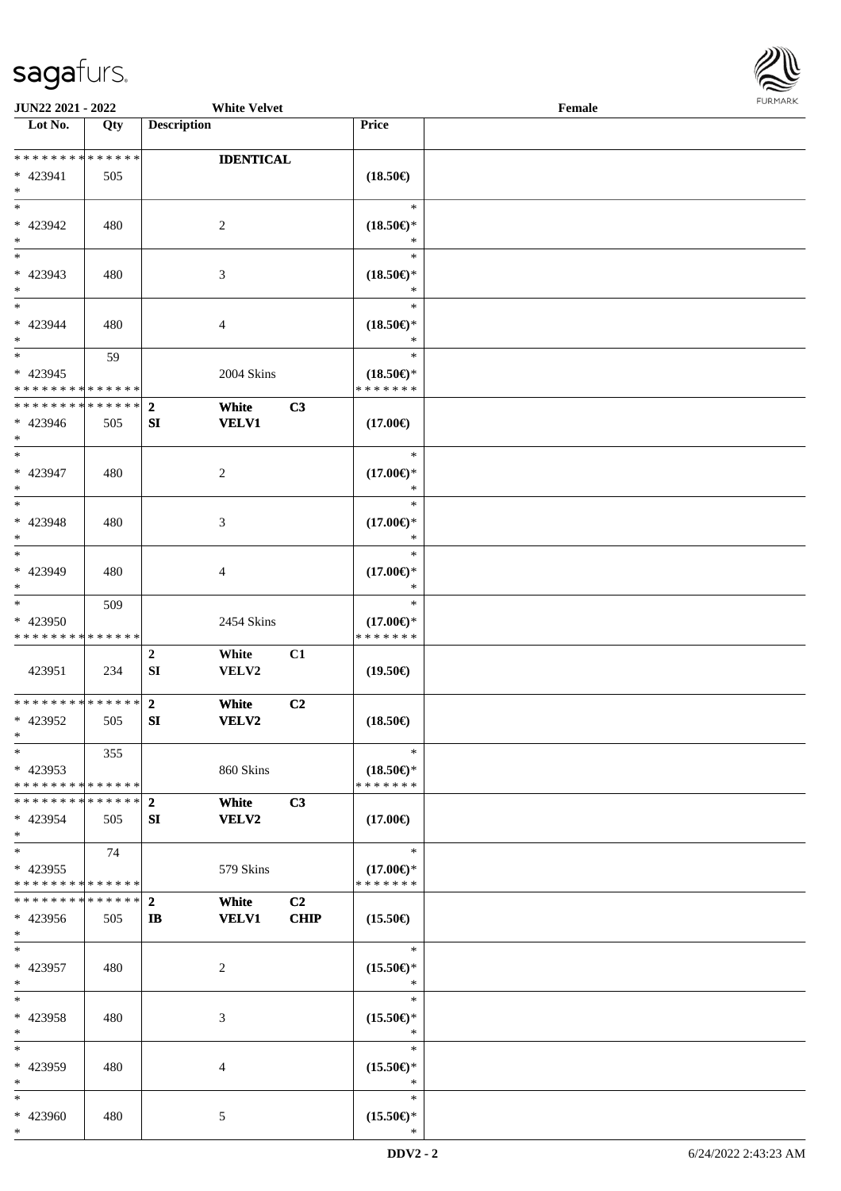| Lot No. | Qty | Description | | | Price | |
|---|---|---|---|---|---|---|
| * * * * * * * * * * * * * * | | | IDENTICAL | | | |
| * 423941 | 505 | | | | (18.50€) | |
| * | | | | | | |
| * | | | | | * | |
| * 423942 | 480 | | 2 | | (18.50€)* | |
| * | | | | | * | |
| * | | | | | * | |
| * 423943 | 480 | | 3 | | (18.50€)* | |
| * | | | | | * | |
| * | | | | | * | |
| * 423944 | 480 | | 4 | | (18.50€)* | |
| * | | | | | * | |
| * | 59 | | | | * | |
| * 423945 | | | 2004 Skins | | (18.50€)* | |
| * * * * * * * * * * * * * * | | | | | * * * * * * * | |
| * * * * * * * * * * * * * * | | 2 | White | C3 | | |
| * 423946 | 505 | SI | VELV1 | | (17.00€) | |
| * | | | | | | |
| * | | | | | * | |
| * 423947 | 480 | | 2 | | (17.00€)* | |
| * | | | | | * | |
| * | | | | | * | |
| * 423948 | 480 | | 3 | | (17.00€)* | |
| * | | | | | * | |
| * | | | | | * | |
| * 423949 | 480 | | 4 | | (17.00€)* | |
| * | | | | | * | |
| * | 509 | | | | * | |
| * 423950 | | | 2454 Skins | | (17.00€)* | |
| * * * * * * * * * * * * * * | | | | | * * * * * * * | |
| | | 2 | White | C1 | | |
| 423951 | 234 | SI | VELV2 | | (19.50€) | |
| * * * * * * * * * * * * * * | | 2 | White | C2 | | |
| * 423952 | 505 | SI | VELV2 | | (18.50€) | |
| * | | | | | | |
| * | 355 | | | | * | |
| * 423953 | | | 860 Skins | | (18.50€)* | |
| * * * * * * * * * * * * * * | | | | | * * * * * * * | |
| * * * * * * * * * * * * * * | | 2 | White | C3 | | |
| * 423954 | 505 | SI | VELV2 | | (17.00€) | |
| * | | | | | | |
| * | 74 | | | | * | |
| * 423955 | | | 579 Skins | | (17.00€)* | |
| * * * * * * * * * * * * * * | | | | | * * * * * * * | |
| * * * * * * * * * * * * * * | | 2 | White | C2 | | |
| * 423956 | 505 | IB | VELV1 | CHIP | (15.50€) | |
| * | | | | | | |
| * | | | | | * | |
| * 423957 | 480 | | 2 | | (15.50€)* | |
| * | | | | | * | |
| * | | | | | * | |
| * 423958 | 480 | | 3 | | (15.50€)* | |
| * | | | | | * | |
| * | | | | | * | |
| * 423959 | 480 | | 4 | | (15.50€)* | |
| * | | | | | * | |
| * | | | | | * | |
| * 423960 | 480 | | 5 | | (15.50€)* | |
| * | | | | | * | |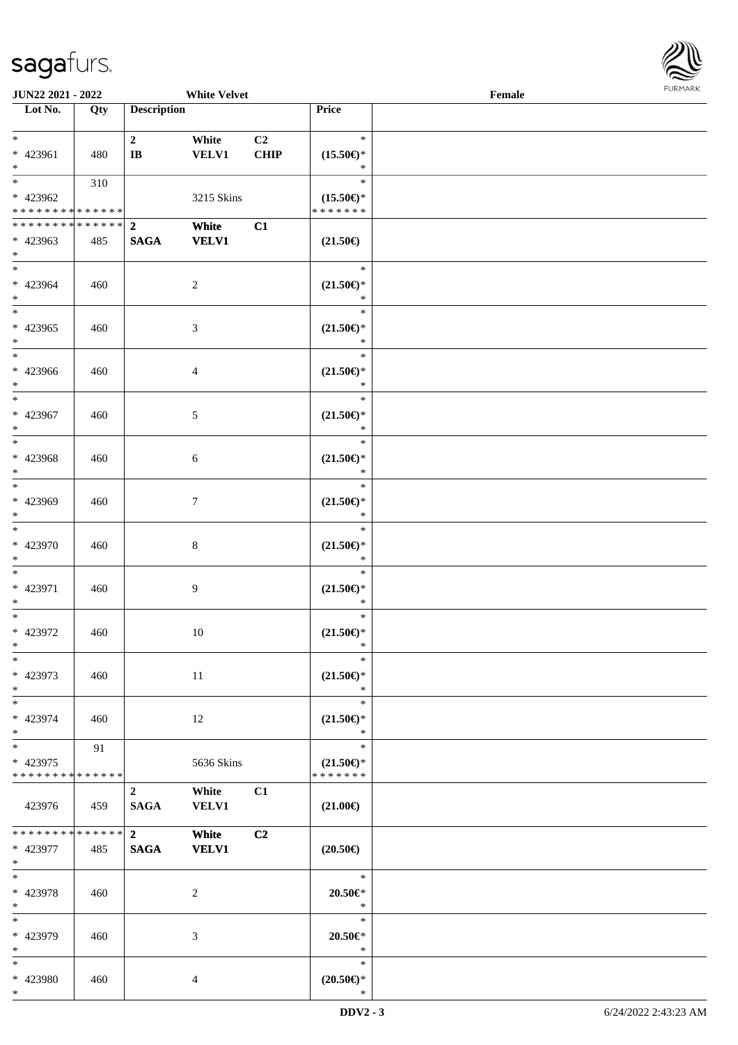| Lot No. | Qty | Description | | | Price | |
|---|---|---|---|---|---|---|
| * | | 2 | White | C2 | * | |
| * 423961 | 480 | IB | VELV1 | CHIP | (15.50€)* | |
| * | | | | | * | |
| * | 310 | | | | * | |
| * 423962 | | | 3215 Skins | | (15.50€)* | |
| * * * * * * * * * * * * * * | | | | | * * * * * * * | |
| * * * * * * * * * * * * * * | | 2 | White | C1 | | |
| * 423963 | 485 | SAGA | VELV1 | | (21.50€) | |
| * | | | | | | |
| * | | | | | * | |
| * 423964 | 460 | | 2 | | (21.50€)* | |
| * | | | | | * | |
| * | | | | | * | |
| * 423965 | 460 | | 3 | | (21.50€)* | |
| * | | | | | * | |
| * | | | | | * | |
| * 423966 | 460 | | 4 | | (21.50€)* | |
| * | | | | | * | |
| * | | | | | * | |
| * 423967 | 460 | | 5 | | (21.50€)* | |
| * | | | | | * | |
| * | | | | | * | |
| * 423968 | 460 | | 6 | | (21.50€)* | |
| * | | | | | * | |
| * | | | | | * | |
| * 423969 | 460 | | 7 | | (21.50€)* | |
| * | | | | | * | |
| * | | | | | * | |
| * 423970 | 460 | | 8 | | (21.50€)* | |
| * | | | | | * | |
| * | | | | | * | |
| * 423971 | 460 | | 9 | | (21.50€)* | |
| * | | | | | * | |
| * | | | | | * | |
| * 423972 | 460 | | 10 | | (21.50€)* | |
| * | | | | | * | |
| * | | | | | * | |
| * 423973 | 460 | | 11 | | (21.50€)* | |
| * | | | | | * | |
| * | | | | | * | |
| * 423974 | 460 | | 12 | | (21.50€)* | |
| * | | | | | * | |
| * | 91 | | | | * | |
| * 423975 | | | 5636 Skins | | (21.50€)* | |
| * * * * * * * * * * * * * * | | | | | * * * * * * * | |
| | | 2 | White | C1 | | |
| 423976 | 459 | SAGA | VELV1 | | (21.00€) | |
| * * * * * * * * * * * * * * | | 2 | White | C2 | | |
| * 423977 | 485 | SAGA | VELV1 | | (20.50€) | |
| * | | | | | | |
| * | | | | | * | |
| * 423978 | 460 | | 2 | | 20.50€* | |
| * | | | | | * | |
| * | | | | | * | |
| * 423979 | 460 | | 3 | | 20.50€* | |
| * | | | | | * | |
| * | | | | | * | |
| * 423980 | 460 | | 4 | | (20.50€)* | |
| * | | | | | * | |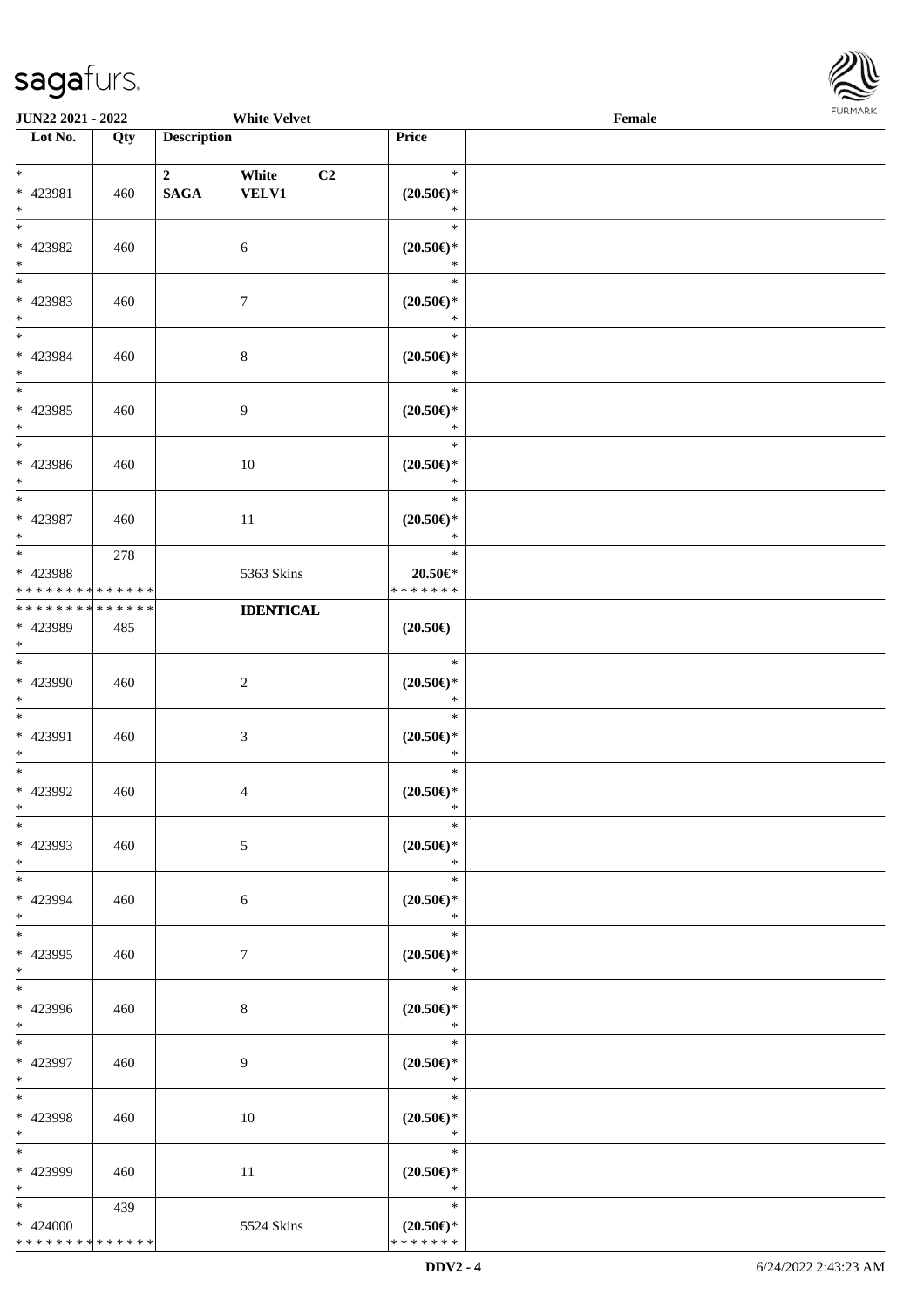| Lot No. | Qty | Description | Price | |
|---|---|---|---|---|
| * <br> * 423981 <br> * | 460 | 2 SAGA White VELV1 C2 | * <br> (20.50€)* <br> * | |
| * <br> * 423982 <br> * | 460 | 6 | * <br> (20.50€)* <br> * | |
| * <br> * 423983 <br> * | 460 | 7 | * <br> (20.50€)* <br> * | |
| * <br> * 423984 <br> * | 460 | 8 | * <br> (20.50€)* <br> * | |
| * <br> * 423985 <br> * | 460 | 9 | * <br> (20.50€)* <br> * | |
| * <br> * 423986 <br> * | 460 | 10 | * <br> (20.50€)* <br> * | |
| * <br> * 423987 <br> * | 460 | 11 | * <br> (20.50€)* <br> * | |
| * <br> * 423988 <br> * * * * * * * * * * * * * * | 278 | 5363 Skins | * <br> 20.50€* <br> * * * * * * * | |
| * * * * * * * * * * * * * * <br> * 423989 <br> * | 485 | **IDENTICAL** | (20.50€) | |
| * <br> * 423990 <br> * | 460 | 2 | * <br> (20.50€)* <br> * | |
| * <br> * 423991 <br> * | 460 | 3 | * <br> (20.50€)* <br> * | |
| * <br> * 423992 <br> * | 460 | 4 | * <br> (20.50€)* <br> * | |
| * <br> * 423993 <br> * | 460 | 5 | * <br> (20.50€)* <br> * | |
| * <br> * 423994 <br> * | 460 | 6 | * <br> (20.50€)* <br> * | |
| * <br> * 423995 <br> * | 460 | 7 | * <br> (20.50€)* <br> * | |
| * <br> * 423996 <br> * | 460 | 8 | * <br> (20.50€)* <br> * | |
| * <br> * 423997 <br> * | 460 | 9 | * <br> (20.50€)* <br> * | |
| * <br> * 423998 <br> * | 460 | 10 | * <br> (20.50€)* <br> * | |
| * <br> * 423999 <br> * | 460 | 11 | * <br> (20.50€)* <br> * | |
| * <br> * 424000 <br> * * * * * * * * * * * * * * | 439 | 5524 Skins | * <br> (20.50€)* <br> * * * * * * * | |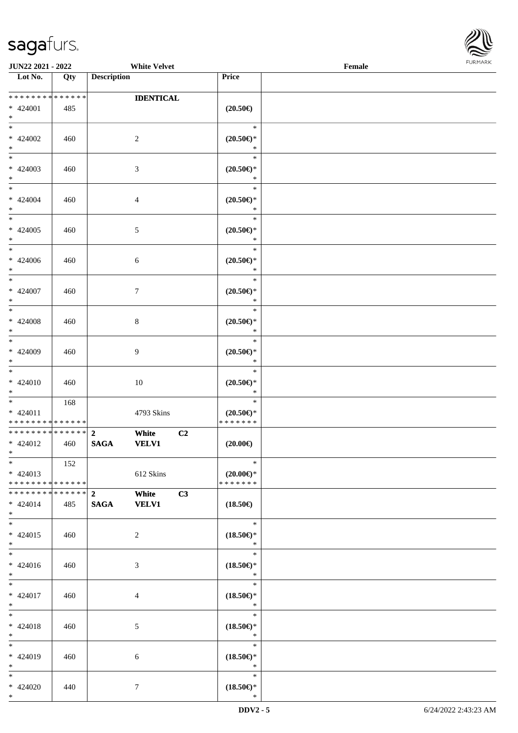| Lot No. | Qty | Description | Price |  |
|---|---|---|---|---|
| * * * * * * * * * * * * * * |  | IDENTICAL |  |  |
| * 424001 | 485 |  | (20.50€) |  |
| * |  |  |  |  |
| * |  |  | * |  |
| * 424002 | 460 | 2 | (20.50€)* |  |
| * |  |  | * |  |
| * |  |  | * |  |
| * 424003 | 460 | 3 | (20.50€)* |  |
| * |  |  | * |  |
| * |  |  | * |  |
| * 424004 | 460 | 4 | (20.50€)* |  |
| * |  |  | * |  |
| * |  |  | * |  |
| * 424005 | 460 | 5 | (20.50€)* |  |
| * |  |  | * |  |
| * |  |  | * |  |
| * 424006 | 460 | 6 | (20.50€)* |  |
| * |  |  | * |  |
| * |  |  | * |  |
| * 424007 | 460 | 7 | (20.50€)* |  |
| * |  |  | * |  |
| * |  |  | * |  |
| * 424008 | 460 | 8 | (20.50€)* |  |
| * |  |  | * |  |
| * |  |  | * |  |
| * 424009 | 460 | 9 | (20.50€)* |  |
| * |  |  | * |  |
| * |  |  | * |  |
| * 424010 | 460 | 10 | (20.50€)* |  |
| * |  |  | * |  |
| * | 168 |  | * |  |
| * 424011 |  | 4793 Skins | (20.50€)* |  |
| * * * * * * * * * * * * * * |  |  | * * * * * * * |  |
| * * * * * * * * * * * * * * | | 2 White C2 |  |  |
| * 424012 | 460 | SAGA VELV1 | (20.00€) |  |
| * |  |  |  |  |
| * | 152 |  | * |  |
| * 424013 |  | 612 Skins | (20.00€)* |  |
| * * * * * * * * * * * * * * |  |  | * * * * * * * |  |
| * * * * * * * * * * * * * * | | 2 White C3 |  |  |
| * 424014 | 485 | SAGA VELV1 | (18.50€) |  |
| * |  |  |  |  |
| * |  |  | * |  |
| * 424015 | 460 | 2 | (18.50€)* |  |
| * |  |  | * |  |
| * |  |  | * |  |
| * 424016 | 460 | 3 | (18.50€)* |  |
| * |  |  | * |  |
| * |  |  | * |  |
| * 424017 | 460 | 4 | (18.50€)* |  |
| * |  |  | * |  |
| * |  |  | * |  |
| * 424018 | 460 | 5 | (18.50€)* |  |
| * |  |  | * |  |
| * |  |  | * |  |
| * 424019 | 460 | 6 | (18.50€)* |  |
| * |  |  | * |  |
| * |  |  | * |  |
| * 424020 | 440 | 7 | (18.50€)* |  |
| * |  |  | * |  |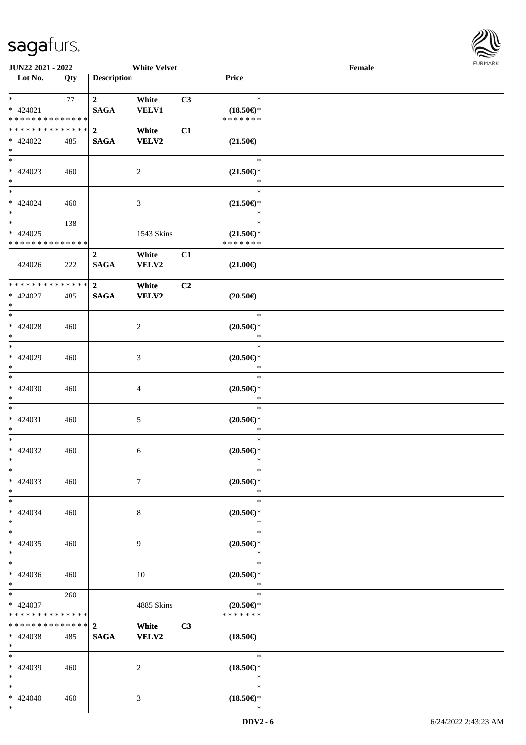| Lot No. | Qty | Description | | | Price | |
|---|---|---|---|---|---|---|
| * * 424021 * * * * * * * * * * * * * * | 77 | 2 SAGA | White VELV1 | C3 | * (18.50€)* * * * * * * * | |
| * * * * * * * * * * * * * * * 424022 * | 485 | 2 SAGA | White VELV2 | C1 | (21.50€) | |
| * * 424023 * | 460 | | 2 | | * (21.50€)* * | |
| * * 424024 * | 460 | | 3 | | * (21.50€)* * | |
| * * 424025 * * * * * * * * * * * * * * | 138 | | 1543 Skins | | * (21.50€)* * * * * * * * | |
| 424026 | 222 | 2 SAGA | White VELV2 | C1 | (21.00€) | |
| * * * * * * * * * * * * * * * 424027 * | 485 | 2 SAGA | White VELV2 | C2 | (20.50€) | |
| * * 424028 * | 460 | | 2 | | * (20.50€)* * | |
| * * 424029 * | 460 | | 3 | | * (20.50€)* * | |
| * * 424030 * | 460 | | 4 | | * (20.50€)* * | |
| * * 424031 * | 460 | | 5 | | * (20.50€)* * | |
| * * 424032 * | 460 | | 6 | | * (20.50€)* * | |
| * * 424033 * | 460 | | 7 | | * (20.50€)* * | |
| * * 424034 * | 460 | | 8 | | * (20.50€)* * | |
| * * 424035 * | 460 | | 9 | | * (20.50€)* * | |
| * * 424036 * | 460 | | 10 | | * (20.50€)* * | |
| * * 424037 * * * * * * * * * * * * * * | 260 | | 4885 Skins | | * (20.50€)* * * * * * * * | |
| * * * * * * * * * * * * * * * 424038 * | 485 | 2 SAGA | White VELV2 | C3 | (18.50€) | |
| * * 424039 * | 460 | | 2 | | * (18.50€)* * | |
| * * 424040 * | 460 | | 3 | | * (18.50€)* * | |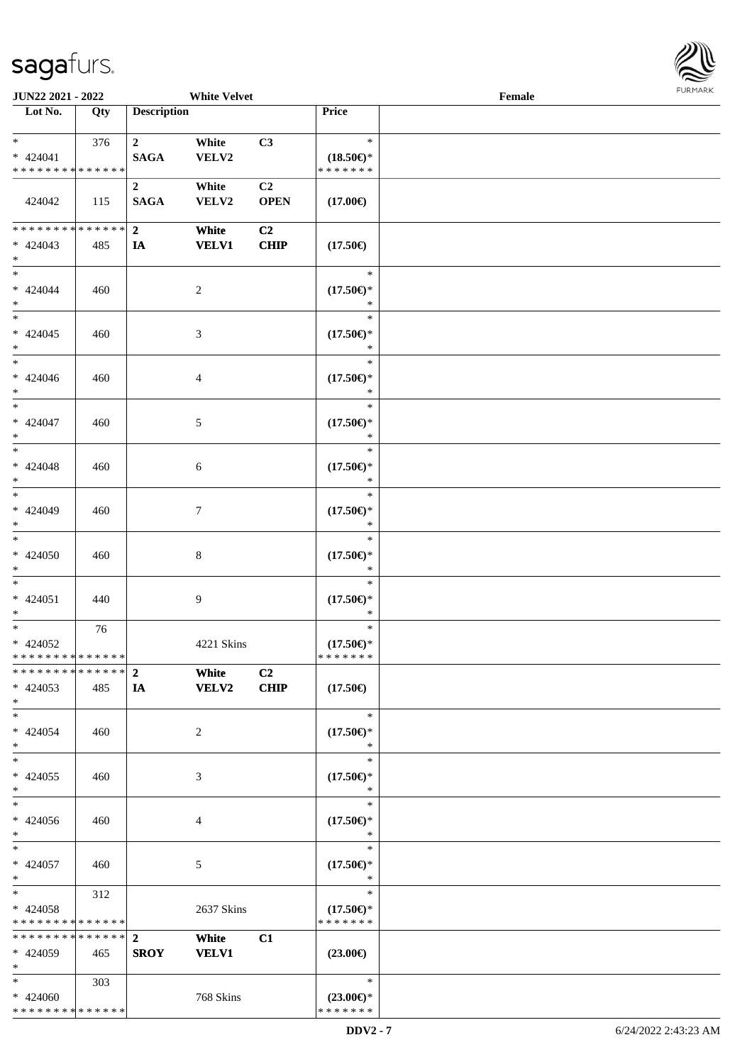| Lot No. | Qty | Description | | | Price | |
|---|---|---|---|---|---|---|
| * | 376 | 2 | White | C3 | * | |
| * 424041 | | SAGA | VELV2 | | (18.50€)* | |
| * * * * * * * * * * * * * * | | | | | * * * * * * * | |
| | | 2 | White | C2 | | |
| 424042 | 115 | SAGA | VELV2 | OPEN | (17.00€) | |
| * * * * * * * * * * * * * * | | 2 | White | C2 | | |
| * 424043 | 485 | IA | VELV1 | CHIP | (17.50€) | |
| * | | | | | | |
| * | | | | | * | |
| * 424044 | 460 | | 2 | | (17.50€)* | |
| * | | | | | * | |
| * | | | | | * | |
| * 424045 | 460 | | 3 | | (17.50€)* | |
| * | | | | | * | |
| * | | | | | * | |
| * 424046 | 460 | | 4 | | (17.50€)* | |
| * | | | | | * | |
| * | | | | | * | |
| * 424047 | 460 | | 5 | | (17.50€)* | |
| * | | | | | * | |
| * | | | | | * | |
| * 424048 | 460 | | 6 | | (17.50€)* | |
| * | | | | | * | |
| * | | | | | * | |
| * 424049 | 460 | | 7 | | (17.50€)* | |
| * | | | | | * | |
| * | | | | | * | |
| * 424050 | 460 | | 8 | | (17.50€)* | |
| * | | | | | * | |
| * | | | | | * | |
| * 424051 | 440 | | 9 | | (17.50€)* | |
| * | | | | | * | |
| * | 76 | | | | * | |
| * 424052 | | | 4221 Skins | | (17.50€)* | |
| * * * * * * * * * * * * * * | | | | | * * * * * * * | |
| * * * * * * * * * * * * * * | | 2 | White | C2 | | |
| * 424053 | 485 | IA | VELV2 | CHIP | (17.50€) | |
| * | | | | | | |
| * | | | | | * | |
| * 424054 | 460 | | 2 | | (17.50€)* | |
| * | | | | | * | |
| * | | | | | * | |
| * 424055 | 460 | | 3 | | (17.50€)* | |
| * | | | | | * | |
| * | | | | | * | |
| * 424056 | 460 | | 4 | | (17.50€)* | |
| * | | | | | * | |
| * | | | | | * | |
| * 424057 | 460 | | 5 | | (17.50€)* | |
| * | | | | | * | |
| * | 312 | | | | * | |
| * 424058 | | | 2637 Skins | | (17.50€)* | |
| * * * * * * * * * * * * * * | | | | | * * * * * * * | |
| * * * * * * * * * * * * * * | | 2 | White | C1 | | |
| * 424059 | 465 | SROY | VELV1 | | (23.00€) | |
| * | | | | | | |
| * | 303 | | | | * | |
| * 424060 | | | 768 Skins | | (23.00€)* | |
| * * * * * * * * * * * * * * | | | | | * * * * * * * | |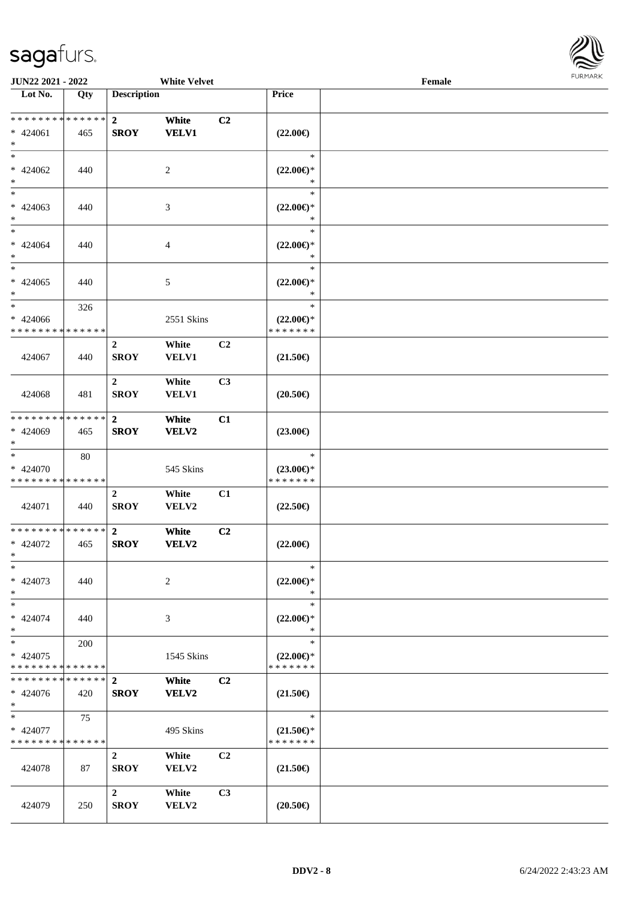| Lot No. | Qty | Description | | | Price | |
|---|---|---|---|---|---|---|
| * * * * * * * * * * * * * * | | 2 | White | C2 | | |
| * 424061 | 465 | SROY | VELV1 | | (22.00€) | |
| * | | | | | | |
| * | | | | | * | |
| * 424062 | 440 | | 2 | | (22.00€)* | |
| * | | | | | * | |
| * | | | | | * | |
| * 424063 | 440 | | 3 | | (22.00€)* | |
| * | | | | | * | |
| * | | | | | * | |
| * 424064 | 440 | | 4 | | (22.00€)* | |
| * | | | | | * | |
| * | | | | | * | |
| * 424065 | 440 | | 5 | | (22.00€)* | |
| * | | | | | * | |
| * | 326 | | | | * | |
| * 424066 | | | 2551 Skins | | (22.00€)* | |
| * * * * * * * * * * * * * * | | | | | * * * * * * * | |
| | | 2 | White | C2 | | |
| 424067 | 440 | SROY | VELV1 | | (21.50€) | |
| | | 2 | White | C3 | | |
| 424068 | 481 | SROY | VELV1 | | (20.50€) | |
| * * * * * * * * * * * * * * | | 2 | White | C1 | | |
| * 424069 | 465 | SROY | VELV2 | | (23.00€) | |
| * | | | | | | |
| * | 80 | | | | * | |
| * 424070 | | | 545 Skins | | (23.00€)* | |
| * * * * * * * * * * * * * * | | | | | * * * * * * * | |
| | | 2 | White | C1 | | |
| 424071 | 440 | SROY | VELV2 | | (22.50€) | |
| * * * * * * * * * * * * * * | | 2 | White | C2 | | |
| * 424072 | 465 | SROY | VELV2 | | (22.00€) | |
| * | | | | | | |
| * | | | | | * | |
| * 424073 | 440 | | 2 | | (22.00€)* | |
| * | | | | | * | |
| * | | | | | * | |
| * 424074 | 440 | | 3 | | (22.00€)* | |
| * | | | | | * | |
| * | 200 | | | | * | |
| * 424075 | | | 1545 Skins | | (22.00€)* | |
| * * * * * * * * * * * * * * | | | | | * * * * * * * | |
| * * * * * * * * * * * * * * | | 2 | White | C2 | | |
| * 424076 | 420 | SROY | VELV2 | | (21.50€) | |
| * | | | | | | |
| * | 75 | | | | * | |
| * 424077 | | | 495 Skins | | (21.50€)* | |
| * * * * * * * * * * * * * * | | | | | * * * * * * * | |
| | | 2 | White | C2 | | |
| 424078 | 87 | SROY | VELV2 | | (21.50€) | |
| | | 2 | White | C3 | | |
| 424079 | 250 | SROY | VELV2 | | (20.50€) | |